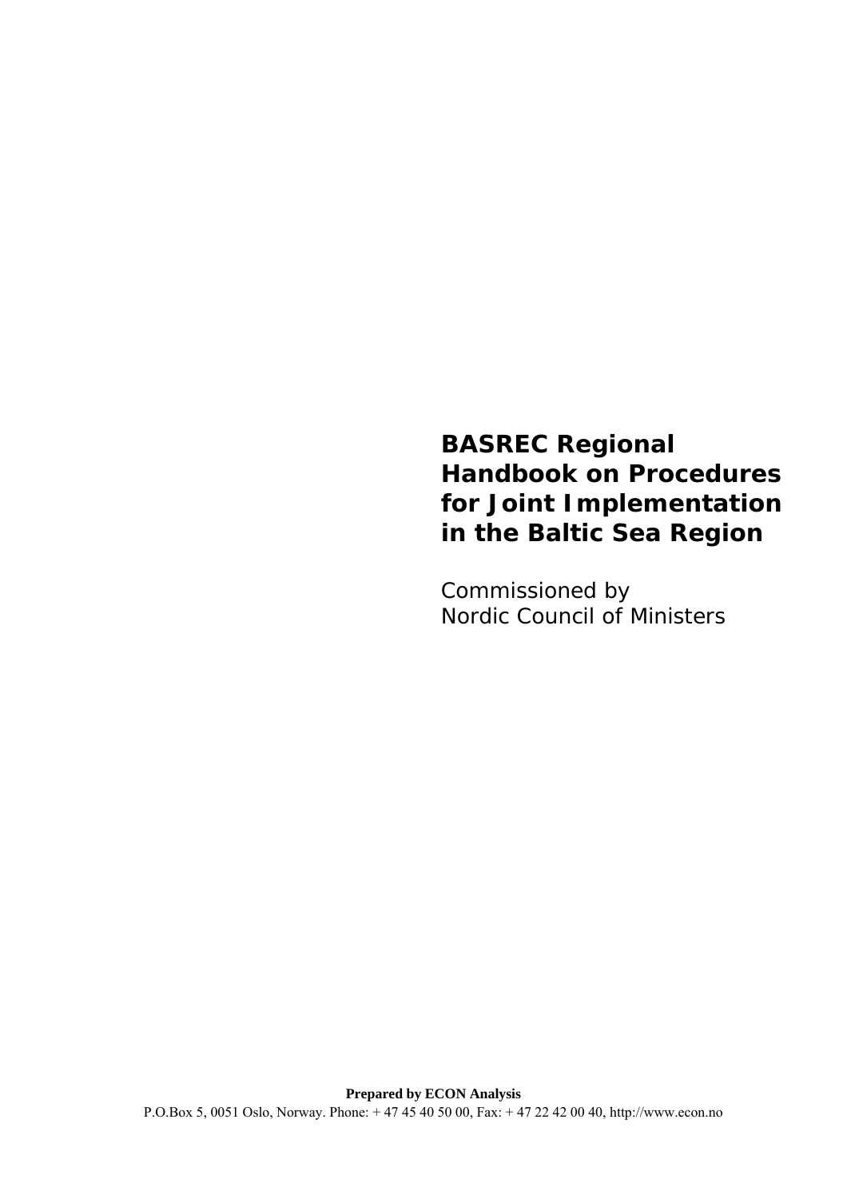# BASREC Regional Handbook on Procedures for Joint Implementation in the Baltic Sea Region

Commissioned by
Nordic Council of Ministers

**Prepared by ECON Analysis**
P.O.Box 5, 0051 Oslo, Norway. Phone: + 47 45 40 50 00, Fax: + 47 22 42 00 40, http://www.econ.no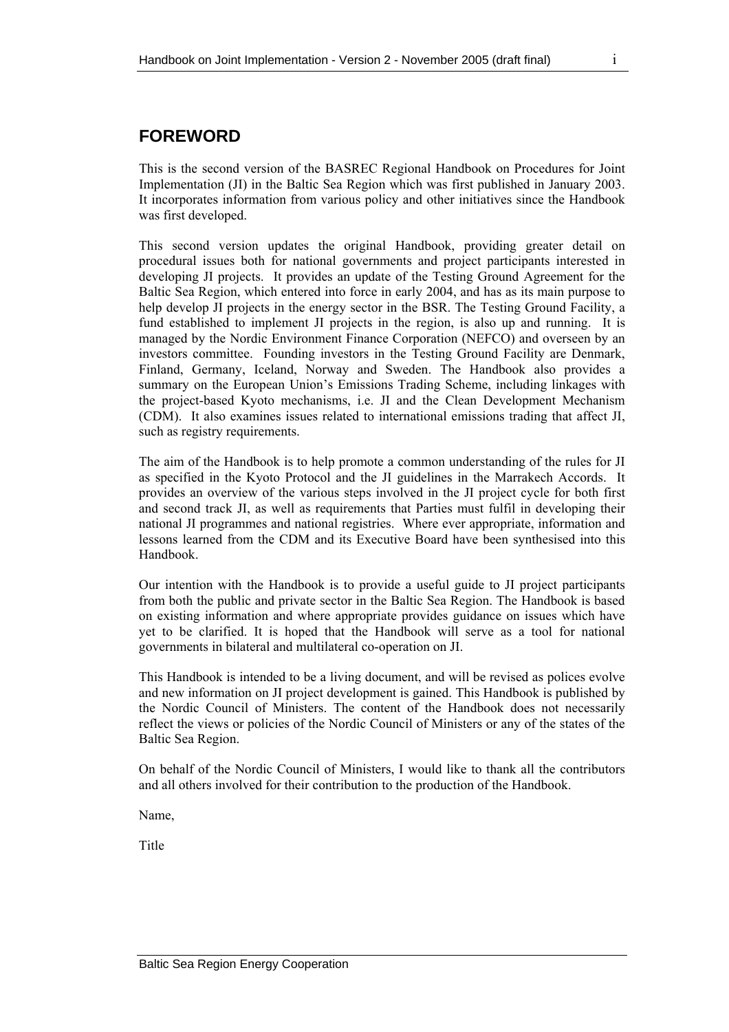## FOREWORD

This is the second version of the BASREC Regional Handbook on Procedures for Joint Implementation (JI) in the Baltic Sea Region which was first published in January 2003. It incorporates information from various policy and other initiatives since the Handbook was first developed.

This second version updates the original Handbook, providing greater detail on procedural issues both for national governments and project participants interested in developing JI projects. It provides an update of the Testing Ground Agreement for the Baltic Sea Region, which entered into force in early 2004, and has as its main purpose to help develop JI projects in the energy sector in the BSR. The Testing Ground Facility, a fund established to implement JI projects in the region, is also up and running. It is managed by the Nordic Environment Finance Corporation (NEFCO) and overseen by an investors committee. Founding investors in the Testing Ground Facility are Denmark, Finland, Germany, Iceland, Norway and Sweden. The Handbook also provides a summary on the European Union's Emissions Trading Scheme, including linkages with the project-based Kyoto mechanisms, i.e. JI and the Clean Development Mechanism (CDM). It also examines issues related to international emissions trading that affect JI, such as registry requirements.

The aim of the Handbook is to help promote a common understanding of the rules for JI as specified in the Kyoto Protocol and the JI guidelines in the Marrakech Accords. It provides an overview of the various steps involved in the JI project cycle for both first and second track JI, as well as requirements that Parties must fulfil in developing their national JI programmes and national registries. Where ever appropriate, information and lessons learned from the CDM and its Executive Board have been synthesised into this Handbook.

Our intention with the Handbook is to provide a useful guide to JI project participants from both the public and private sector in the Baltic Sea Region. The Handbook is based on existing information and where appropriate provides guidance on issues which have yet to be clarified. It is hoped that the Handbook will serve as a tool for national governments in bilateral and multilateral co-operation on JI.

This Handbook is intended to be a living document, and will be revised as polices evolve and new information on JI project development is gained. This Handbook is published by the Nordic Council of Ministers. The content of the Handbook does not necessarily reflect the views or policies of the Nordic Council of Ministers or any of the states of the Baltic Sea Region.

On behalf of the Nordic Council of Ministers, I would like to thank all the contributors and all others involved for their contribution to the production of the Handbook.

Name,

Title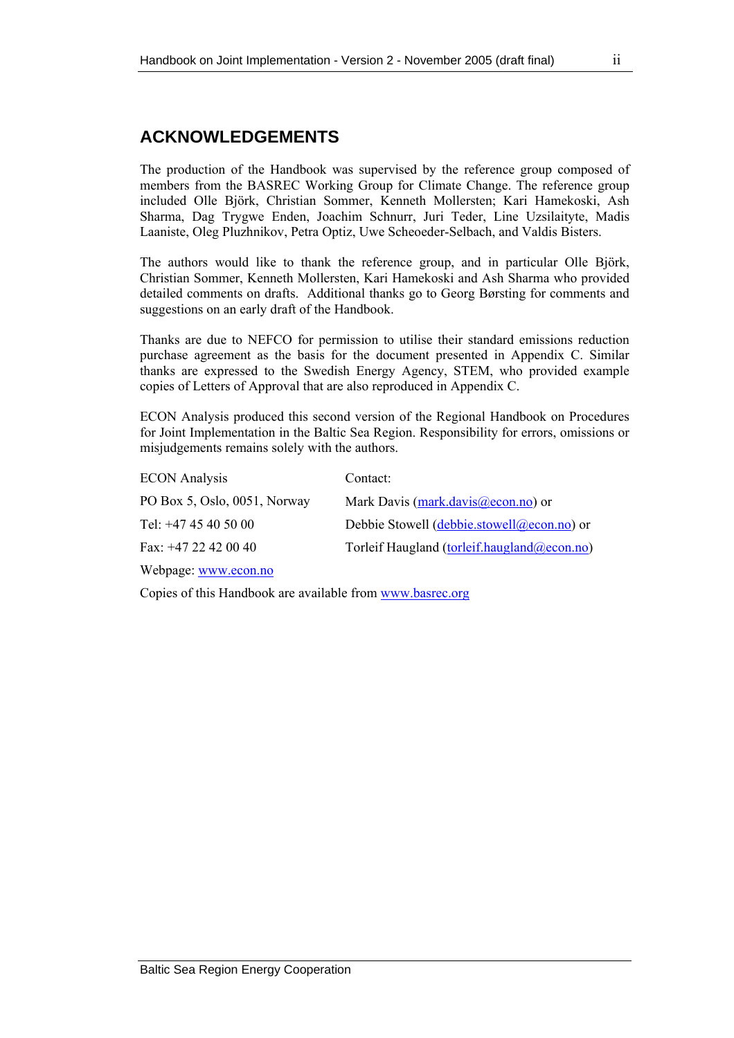## ACKNOWLEDGEMENTS

The production of the Handbook was supervised by the reference group composed of members from the BASREC Working Group for Climate Change. The reference group included Olle Björk, Christian Sommer, Kenneth Mollersten; Kari Hamekoski, Ash Sharma, Dag Trygwe Enden, Joachim Schnurr, Juri Teder, Line Uzsilaityte, Madis Laaniste, Oleg Pluzhnikov, Petra Optiz, Uwe Scheoeder-Selbach, and Valdis Bisters.

The authors would like to thank the reference group, and in particular Olle Björk, Christian Sommer, Kenneth Mollersten, Kari Hamekoski and Ash Sharma who provided detailed comments on drafts. Additional thanks go to Georg Børsting for comments and suggestions on an early draft of the Handbook.

Thanks are due to NEFCO for permission to utilise their standard emissions reduction purchase agreement as the basis for the document presented in Appendix C. Similar thanks are expressed to the Swedish Energy Agency, STEM, who provided example copies of Letters of Approval that are also reproduced in Appendix C.

ECON Analysis produced this second version of the Regional Handbook on Procedures for Joint Implementation in the Baltic Sea Region. Responsibility for errors, omissions or misjudgements remains solely with the authors.

| ECON Analysis | Contact: |
|---|---|
| PO Box 5, Oslo, 0051, Norway | Mark Davis (mark.davis@econ.no) or |
| Tel: +47 45 40 50 00 | Debbie Stowell (debbie.stowell@econ.no) or |
| Fax: +47 22 42 00 40 | Torleif Haugland (torleif.haugland@econ.no) |
| Webpage: www.econ.no | |

Copies of this Handbook are available from www.basrec.org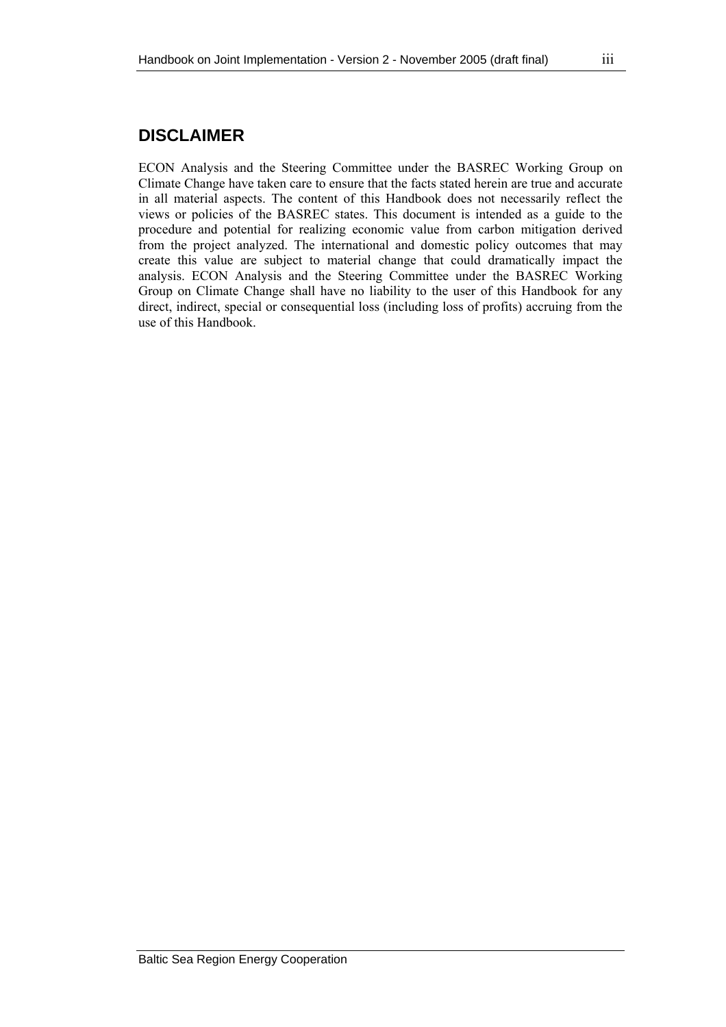## DISCLAIMER

ECON Analysis and the Steering Committee under the BASREC Working Group on Climate Change have taken care to ensure that the facts stated herein are true and accurate in all material aspects. The content of this Handbook does not necessarily reflect the views or policies of the BASREC states. This document is intended as a guide to the procedure and potential for realizing economic value from carbon mitigation derived from the project analyzed. The international and domestic policy outcomes that may create this value are subject to material change that could dramatically impact the analysis. ECON Analysis and the Steering Committee under the BASREC Working Group on Climate Change shall have no liability to the user of this Handbook for any direct, indirect, special or consequential loss (including loss of profits) accruing from the use of this Handbook.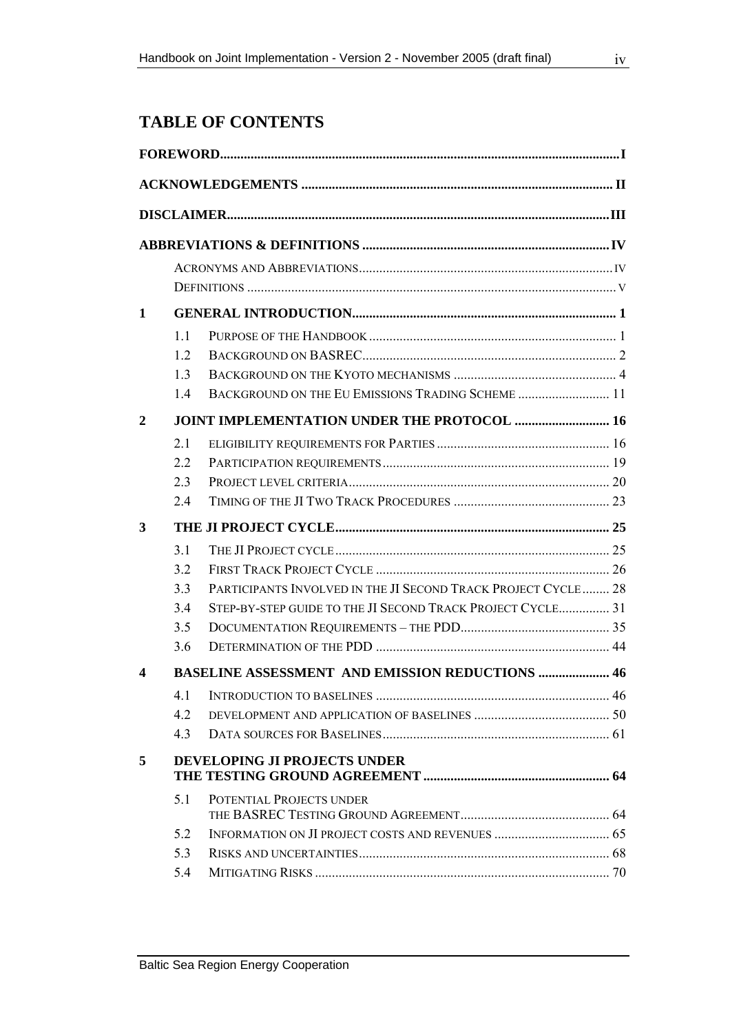# TABLE OF CONTENTS

**FOREWORD** ..... I

**ACKNOWLEDGEMENTS** ..... II

**DISCLAIMER** ..... III

**ABBREVIATIONS & DEFINITIONS** ..... IV

- ACRONYMS AND ABBREVIATIONS ..... IV
- DEFINITIONS ..... V

**1 GENERAL INTRODUCTION** ..... 1

- 1.1 PURPOSE OF THE HANDBOOK ..... 1
- 1.2 BACKGROUND ON BASREC ..... 2
- 1.3 BACKGROUND ON THE KYOTO MECHANISMS ..... 4
- 1.4 BACKGROUND ON THE EU EMISSIONS TRADING SCHEME ..... 11

**2 JOINT IMPLEMENTATION UNDER THE PROTOCOL** ..... 16

- 2.1 ELIGIBILITY REQUIREMENTS FOR PARTIES ..... 16
- 2.2 PARTICIPATION REQUIREMENTS ..... 19
- 2.3 PROJECT LEVEL CRITERIA ..... 20
- 2.4 TIMING OF THE JI TWO TRACK PROCEDURES ..... 23

**3 THE JI PROJECT CYCLE** ..... 25

- 3.1 THE JI PROJECT CYCLE ..... 25
- 3.2 FIRST TRACK PROJECT CYCLE ..... 26
- 3.3 PARTICIPANTS INVOLVED IN THE JI SECOND TRACK PROJECT CYCLE ..... 28
- 3.4 STEP-BY-STEP GUIDE TO THE JI SECOND TRACK PROJECT CYCLE ..... 31
- 3.5 DOCUMENTATION REQUIREMENTS – THE PDD ..... 35
- 3.6 DETERMINATION OF THE PDD ..... 44

**4 BASELINE ASSESSMENT AND EMISSION REDUCTIONS** ..... 46

- 4.1 INTRODUCTION TO BASELINES ..... 46
- 4.2 DEVELOPMENT AND APPLICATION OF BASELINES ..... 50
- 4.3 DATA SOURCES FOR BASELINES ..... 61

**5 DEVELOPING JI PROJECTS UNDER THE TESTING GROUND AGREEMENT** ..... 64

- 5.1 POTENTIAL PROJECTS UNDER THE BASREC TESTING GROUND AGREEMENT ..... 64
- 5.2 INFORMATION ON JI PROJECT COSTS AND REVENUES ..... 65
- 5.3 RISKS AND UNCERTAINTIES ..... 68
- 5.4 MITIGATING RISKS ..... 70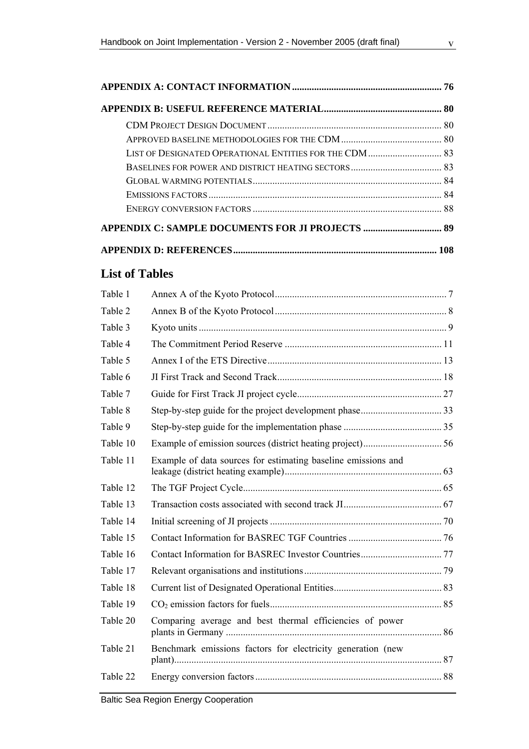**APPENDIX A: CONTACT INFORMATION** ........................................................ 76

**APPENDIX B: USEFUL REFERENCE MATERIAL** ................................................ 80

- CDM PROJECT DESIGN DOCUMENT ........................................................ 80
- APPROVED BASELINE METHODOLOGIES FOR THE CDM ........................................ 80
- LIST OF DESIGNATED OPERATIONAL ENTITIES FOR THE CDM ................................ 83
- BASELINES FOR POWER AND DISTRICT HEATING SECTORS .................................... 83
- GLOBAL WARMING POTENTIALS ........................................................ 84
- EMISSIONS FACTORS ........................................................ 84
- ENERGY CONVERSION FACTORS ........................................................ 88

**APPENDIX C: SAMPLE DOCUMENTS FOR JI PROJECTS** ................................ 89

**APPENDIX D: REFERENCES** ........................................................ 108

## List of Tables

| | | |
|---|---|---|
| Table 1 | Annex A of the Kyoto Protocol | 7 |
| Table 2 | Annex B of the Kyoto Protocol | 8 |
| Table 3 | Kyoto units | 9 |
| Table 4 | The Commitment Period Reserve | 11 |
| Table 5 | Annex I of the ETS Directive | 13 |
| Table 6 | JI First Track and Second Track | 18 |
| Table 7 | Guide for First Track JI project cycle | 27 |
| Table 8 | Step-by-step guide for the project development phase | 33 |
| Table 9 | Step-by-step guide for the implementation phase | 35 |
| Table 10 | Example of emission sources (district heating project) | 56 |
| Table 11 | Example of data sources for estimating baseline emissions and leakage (district heating example) | 63 |
| Table 12 | The TGF Project Cycle | 65 |
| Table 13 | Transaction costs associated with second track JI | 67 |
| Table 14 | Initial screening of JI projects | 70 |
| Table 15 | Contact Information for BASREC TGF Countries | 76 |
| Table 16 | Contact Information for BASREC Investor Countries | 77 |
| Table 17 | Relevant organisations and institutions | 79 |
| Table 18 | Current list of Designated Operational Entities | 83 |
| Table 19 | $CO_2$ emission factors for fuels | 85 |
| Table 20 | Comparing average and best thermal efficiencies of power plants in Germany | 86 |
| Table 21 | Benchmark emissions factors for electricity generation (new plant) | 87 |
| Table 22 | Energy conversion factors | 88 |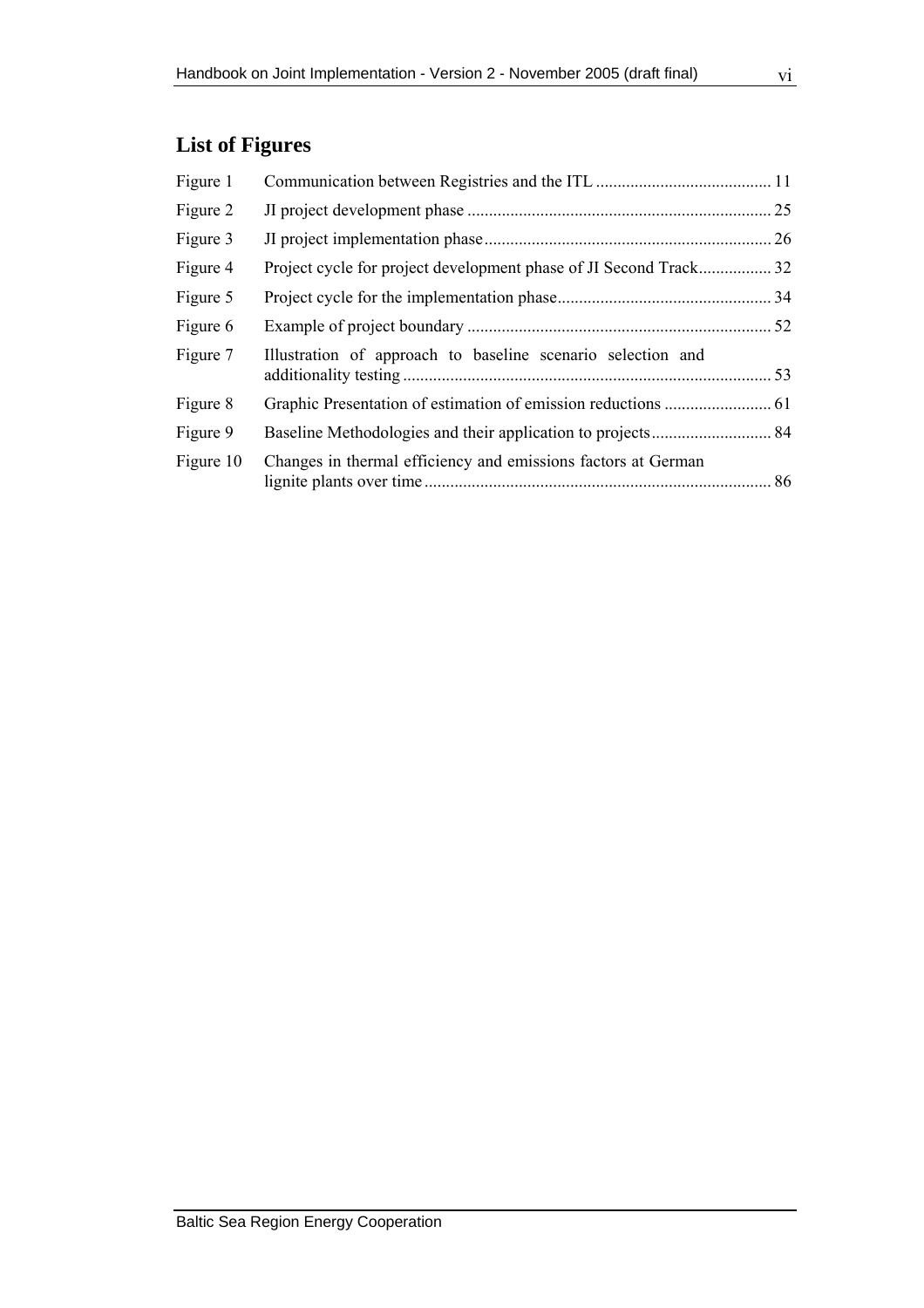## List of Figures

| | | |
|---|---|---|
| Figure 1 | Communication between Registries and the ITL | 11 |
| Figure 2 | JI project development phase | 25 |
| Figure 3 | JI project implementation phase | 26 |
| Figure 4 | Project cycle for project development phase of JI Second Track | 32 |
| Figure 5 | Project cycle for the implementation phase | 34 |
| Figure 6 | Example of project boundary | 52 |
| Figure 7 | Illustration of approach to baseline scenario selection and additionality testing | 53 |
| Figure 8 | Graphic Presentation of estimation of emission reductions | 61 |
| Figure 9 | Baseline Methodologies and their application to projects | 84 |
| Figure 10 | Changes in thermal efficiency and emissions factors at German lignite plants over time | 86 |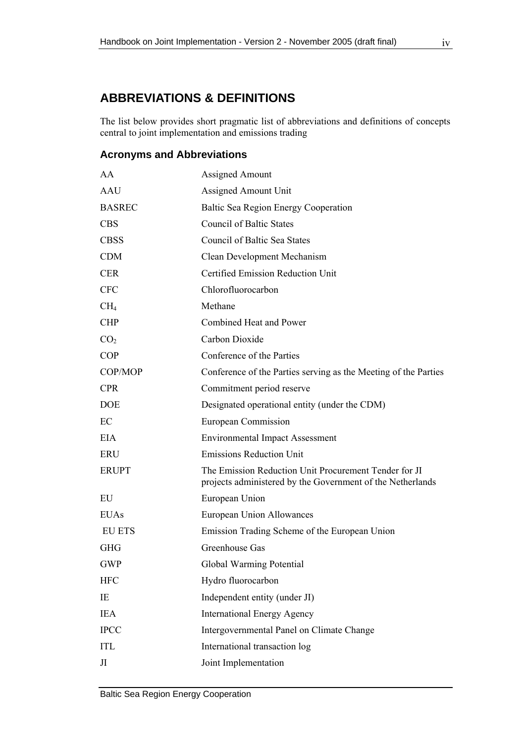## ABBREVIATIONS & DEFINITIONS

The list below provides short pragmatic list of abbreviations and definitions of concepts central to joint implementation and emissions trading

### Acronyms and Abbreviations

| | |
|---|---|
| AA | Assigned Amount |
| AAU | Assigned Amount Unit |
| BASREC | Baltic Sea Region Energy Cooperation |
| CBS | Council of Baltic States |
| CBSS | Council of Baltic Sea States |
| CDM | Clean Development Mechanism |
| CER | Certified Emission Reduction Unit |
| CFC | Chlorofluorocarbon |
| $CH_4$ | Methane |
| CHP | Combined Heat and Power |
| $CO_2$ | Carbon Dioxide |
| COP | Conference of the Parties |
| COP/MOP | Conference of the Parties serving as the Meeting of the Parties |
| CPR | Commitment period reserve |
| DOE | Designated operational entity (under the CDM) |
| EC | European Commission |
| EIA | Environmental Impact Assessment |
| ERU | Emissions Reduction Unit |
| ERUPT | The Emission Reduction Unit Procurement Tender for JI projects administered by the Government of the Netherlands |
| EU | European Union |
| EUAs | European Union Allowances |
| EU ETS | Emission Trading Scheme of the European Union |
| GHG | Greenhouse Gas |
| GWP | Global Warming Potential |
| HFC | Hydro fluorocarbon |
| IE | Independent entity (under JI) |
| IEA | International Energy Agency |
| IPCC | Intergovernmental Panel on Climate Change |
| ITL | International transaction log |
| JI | Joint Implementation |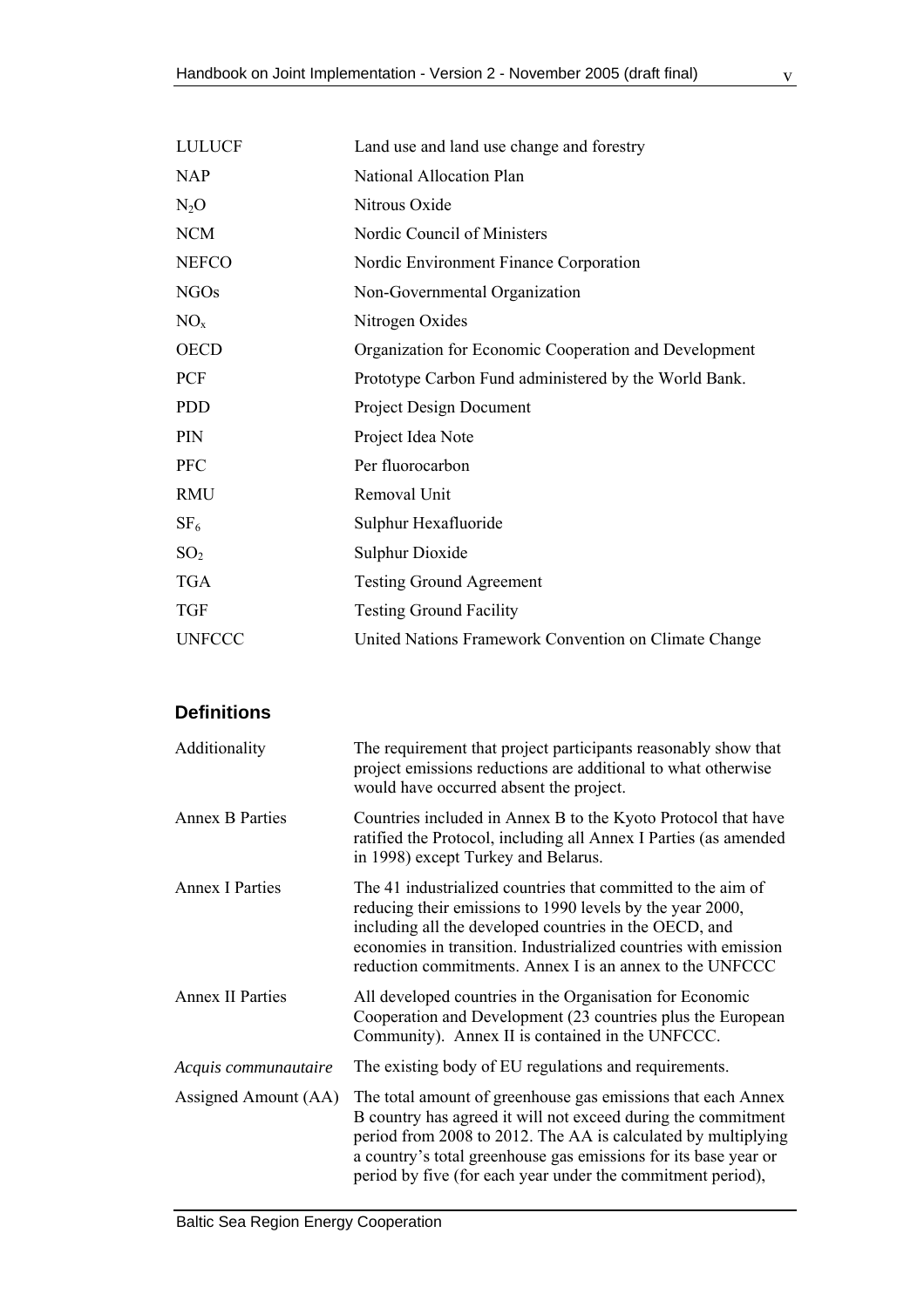| | |
|---|---|
| LULUCF | Land use and land use change and forestry |
| NAP | National Allocation Plan |
| $N_2O$ | Nitrous Oxide |
| NCM | Nordic Council of Ministers |
| NEFCO | Nordic Environment Finance Corporation |
| NGOs | Non-Governmental Organization |
| $NO_x$ | Nitrogen Oxides |
| OECD | Organization for Economic Cooperation and Development |
| PCF | Prototype Carbon Fund administered by the World Bank. |
| PDD | Project Design Document |
| PIN | Project Idea Note |
| PFC | Per fluorocarbon |
| RMU | Removal Unit |
| $SF_6$ | Sulphur Hexafluoride |
| $SO_2$ | Sulphur Dioxide |
| TGA | Testing Ground Agreement |
| TGF | Testing Ground Facility |
| UNFCCC | United Nations Framework Convention on Climate Change |

## Definitions

| | |
|---|---|
| Additionality | The requirement that project participants reasonably show that project emissions reductions are additional to what otherwise would have occurred absent the project. |
| Annex B Parties | Countries included in Annex B to the Kyoto Protocol that have ratified the Protocol, including all Annex I Parties (as amended in 1998) except Turkey and Belarus. |
| Annex I Parties | The 41 industrialized countries that committed to the aim of reducing their emissions to 1990 levels by the year 2000, including all the developed countries in the OECD, and economies in transition. Industrialized countries with emission reduction commitments. Annex I is an annex to the UNFCCC |
| Annex II Parties | All developed countries in the Organisation for Economic Cooperation and Development (23 countries plus the European Community). Annex II is contained in the UNFCCC. |
| *Acquis communautaire* | The existing body of EU regulations and requirements. |
| Assigned Amount (AA) | The total amount of greenhouse gas emissions that each Annex B country has agreed it will not exceed during the commitment period from 2008 to 2012. The AA is calculated by multiplying a country's total greenhouse gas emissions for its base year or period by five (for each year under the commitment period), |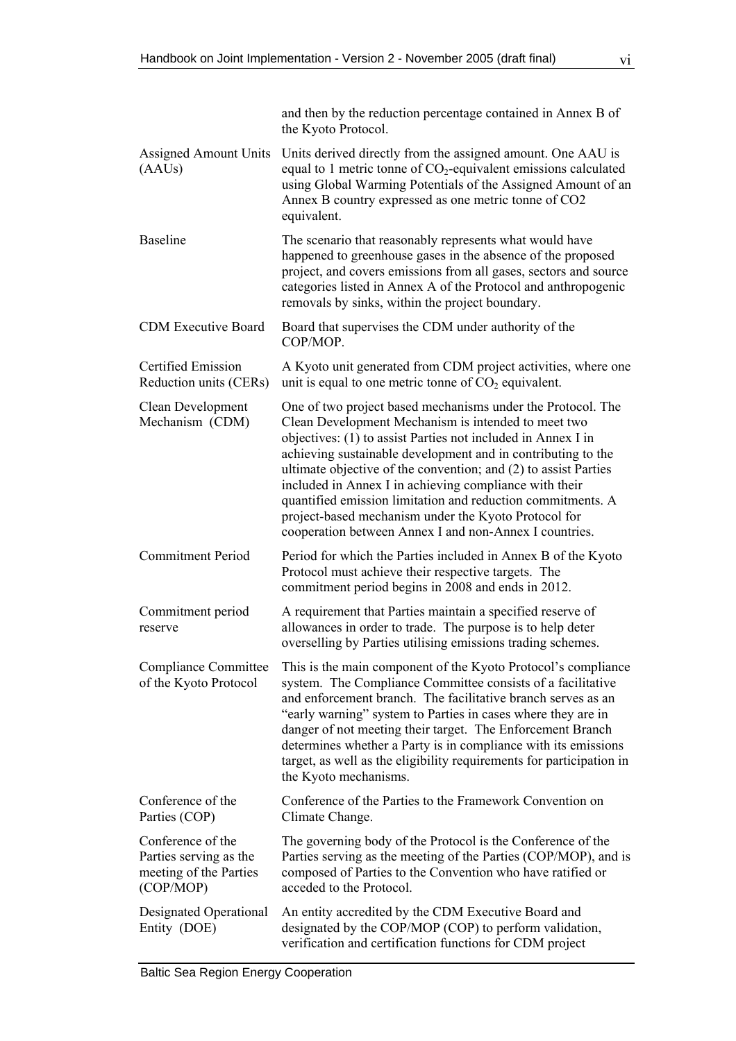| | |
|---|---|
| | and then by the reduction percentage contained in Annex B of the Kyoto Protocol. |
| Assigned Amount Units (AAUs) | Units derived directly from the assigned amount. One AAU is equal to 1 metric tonne of $CO_2$-equivalent emissions calculated using Global Warming Potentials of the Assigned Amount of an Annex B country expressed as one metric tonne of CO2 equivalent. |
| Baseline | The scenario that reasonably represents what would have happened to greenhouse gases in the absence of the proposed project, and covers emissions from all gases, sectors and source categories listed in Annex A of the Protocol and anthropogenic removals by sinks, within the project boundary. |
| CDM Executive Board | Board that supervises the CDM under authority of the COP/MOP. |
| Certified Emission Reduction units (CERs) | A Kyoto unit generated from CDM project activities, where one unit is equal to one metric tonne of $CO_2$ equivalent. |
| Clean Development Mechanism (CDM) | One of two project based mechanisms under the Protocol. The Clean Development Mechanism is intended to meet two objectives: (1) to assist Parties not included in Annex I in achieving sustainable development and in contributing to the ultimate objective of the convention; and (2) to assist Parties included in Annex I in achieving compliance with their quantified emission limitation and reduction commitments. A project-based mechanism under the Kyoto Protocol for cooperation between Annex I and non-Annex I countries. |
| Commitment Period | Period for which the Parties included in Annex B of the Kyoto Protocol must achieve their respective targets. The commitment period begins in 2008 and ends in 2012. |
| Commitment period reserve | A requirement that Parties maintain a specified reserve of allowances in order to trade. The purpose is to help deter overselling by Parties utilising emissions trading schemes. |
| Compliance Committee of the Kyoto Protocol | This is the main component of the Kyoto Protocol's compliance system. The Compliance Committee consists of a facilitative and enforcement branch. The facilitative branch serves as an "early warning" system to Parties in cases where they are in danger of not meeting their target. The Enforcement Branch determines whether a Party is in compliance with its emissions target, as well as the eligibility requirements for participation in the Kyoto mechanisms. |
| Conference of the Parties (COP) | Conference of the Parties to the Framework Convention on Climate Change. |
| Conference of the Parties serving as the meeting of the Parties (COP/MOP) | The governing body of the Protocol is the Conference of the Parties serving as the meeting of the Parties (COP/MOP), and is composed of Parties to the Convention who have ratified or acceded to the Protocol. |
| Designated Operational Entity (DOE) | An entity accredited by the CDM Executive Board and designated by the COP/MOP (COP) to perform validation, verification and certification functions for CDM project |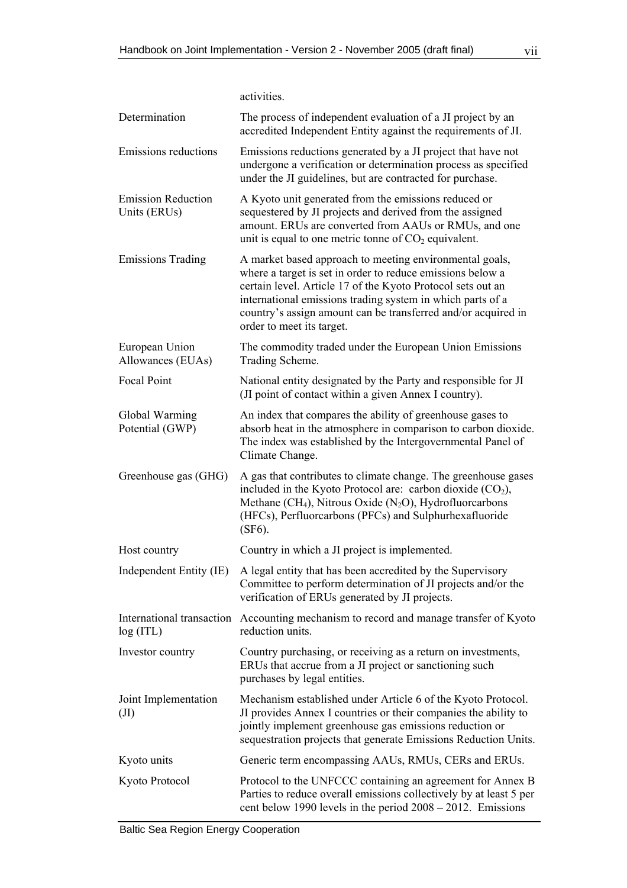| | |
|---|---|
| | activities. |
| Determination | The process of independent evaluation of a JI project by an accredited Independent Entity against the requirements of JI. |
| Emissions reductions | Emissions reductions generated by a JI project that have not undergone a verification or determination process as specified under the JI guidelines, but are contracted for purchase. |
| Emission Reduction Units (ERUs) | A Kyoto unit generated from the emissions reduced or sequestered by JI projects and derived from the assigned amount. ERUs are converted from AAUs or RMUs, and one unit is equal to one metric tonne of $CO_2$ equivalent. |
| Emissions Trading | A market based approach to meeting environmental goals, where a target is set in order to reduce emissions below a certain level. Article 17 of the Kyoto Protocol sets out an international emissions trading system in which parts of a country's assign amount can be transferred and/or acquired in order to meet its target. |
| European Union Allowances (EUAs) | The commodity traded under the European Union Emissions Trading Scheme. |
| Focal Point | National entity designated by the Party and responsible for JI (JI point of contact within a given Annex I country). |
| Global Warming Potential (GWP) | An index that compares the ability of greenhouse gases to absorb heat in the atmosphere in comparison to carbon dioxide. The index was established by the Intergovernmental Panel of Climate Change. |
| Greenhouse gas (GHG) | A gas that contributes to climate change. The greenhouse gases included in the Kyoto Protocol are: carbon dioxide ($CO_2$), Methane ($CH_4$), Nitrous Oxide ($N_2O$), Hydrofluorcarbons (HFCs), Perfluorcarbons (PFCs) and Sulphurhexafluoride (SF6). |
| Host country | Country in which a JI project is implemented. |
| Independent Entity (IE) | A legal entity that has been accredited by the Supervisory Committee to perform determination of JI projects and/or the verification of ERUs generated by JI projects. |
| International transaction log (ITL) | Accounting mechanism to record and manage transfer of Kyoto reduction units. |
| Investor country | Country purchasing, or receiving as a return on investments, ERUs that accrue from a JI project or sanctioning such purchases by legal entities. |
| Joint Implementation (JI) | Mechanism established under Article 6 of the Kyoto Protocol. JI provides Annex I countries or their companies the ability to jointly implement greenhouse gas emissions reduction or sequestration projects that generate Emissions Reduction Units. |
| Kyoto units | Generic term encompassing AAUs, RMUs, CERs and ERUs. |
| Kyoto Protocol | Protocol to the UNFCCC containing an agreement for Annex B Parties to reduce overall emissions collectively by at least 5 per cent below 1990 levels in the period 2008 – 2012. Emissions |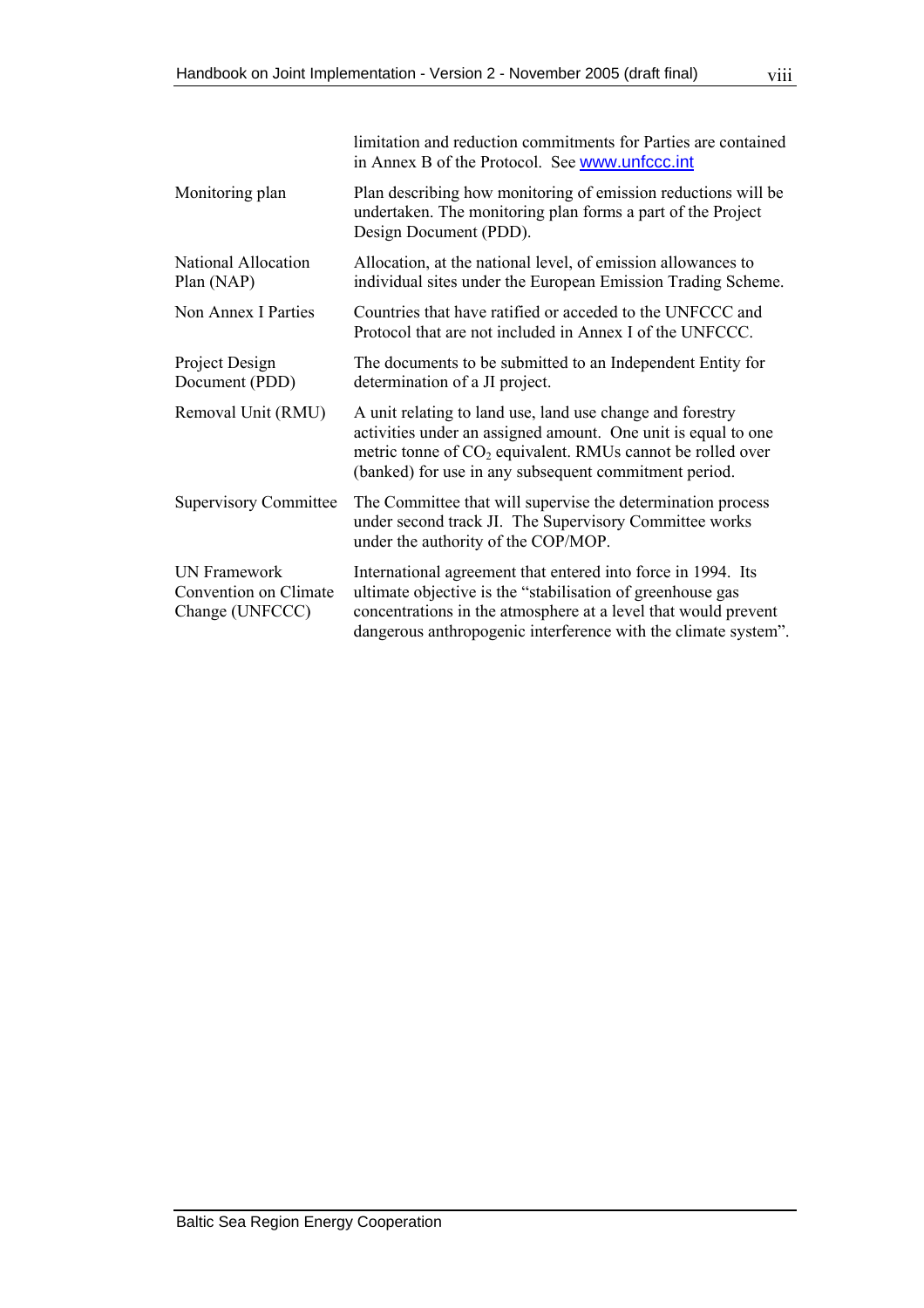| | |
|---|---|
| | limitation and reduction commitments for Parties are contained in Annex B of the Protocol. See www.unfccc.int |
| Monitoring plan | Plan describing how monitoring of emission reductions will be undertaken. The monitoring plan forms a part of the Project Design Document (PDD). |
| National Allocation Plan (NAP) | Allocation, at the national level, of emission allowances to individual sites under the European Emission Trading Scheme. |
| Non Annex I Parties | Countries that have ratified or acceded to the UNFCCC and Protocol that are not included in Annex I of the UNFCCC. |
| Project Design Document (PDD) | The documents to be submitted to an Independent Entity for determination of a JI project. |
| Removal Unit (RMU) | A unit relating to land use, land use change and forestry activities under an assigned amount. One unit is equal to one metric tonne of $CO_2$ equivalent. RMUs cannot be rolled over (banked) for use in any subsequent commitment period. |
| Supervisory Committee | The Committee that will supervise the determination process under second track JI. The Supervisory Committee works under the authority of the COP/MOP. |
| UN Framework Convention on Climate Change (UNFCCC) | International agreement that entered into force in 1994. Its ultimate objective is the "stabilisation of greenhouse gas concentrations in the atmosphere at a level that would prevent dangerous anthropogenic interference with the climate system". |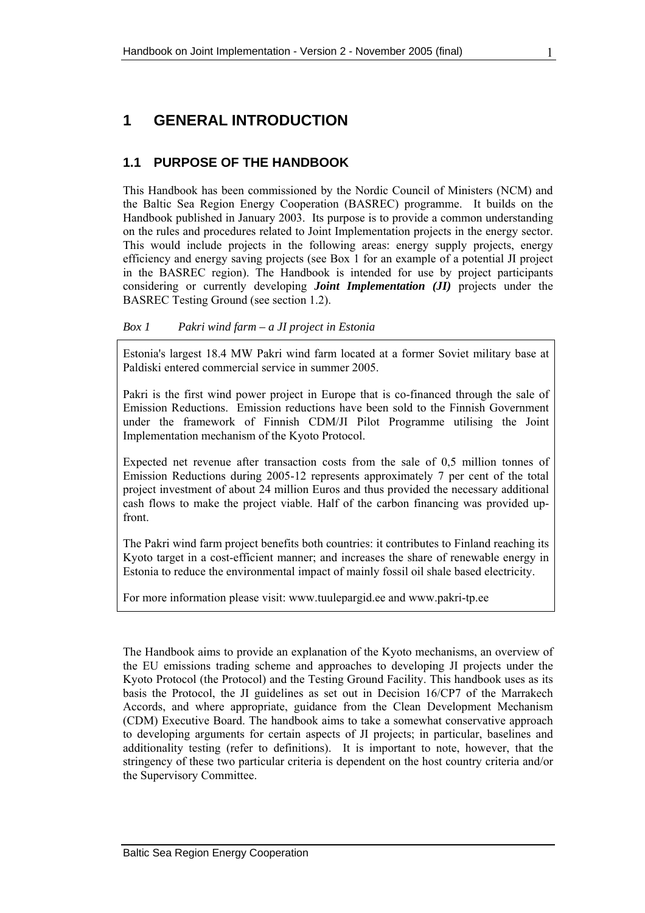# 1 GENERAL INTRODUCTION

## 1.1 PURPOSE OF THE HANDBOOK

This Handbook has been commissioned by the Nordic Council of Ministers (NCM) and the Baltic Sea Region Energy Cooperation (BASREC) programme. It builds on the Handbook published in January 2003. Its purpose is to provide a common understanding on the rules and procedures related to Joint Implementation projects in the energy sector. This would include projects in the following areas: energy supply projects, energy efficiency and energy saving projects (see Box 1 for an example of a potential JI project in the BASREC region). The Handbook is intended for use by project participants considering or currently developing ***Joint Implementation (JI)*** projects under the BASREC Testing Ground (see section 1.2).

*Box 1 Pakri wind farm – a JI project in Estonia*

> Estonia's largest 18.4 MW Pakri wind farm located at a former Soviet military base at Paldiski entered commercial service in summer 2005.
>
> Pakri is the first wind power project in Europe that is co-financed through the sale of Emission Reductions. Emission reductions have been sold to the Finnish Government under the framework of Finnish CDM/JI Pilot Programme utilising the Joint Implementation mechanism of the Kyoto Protocol.
>
> Expected net revenue after transaction costs from the sale of 0,5 million tonnes of Emission Reductions during 2005-12 represents approximately 7 per cent of the total project investment of about 24 million Euros and thus provided the necessary additional cash flows to make the project viable. Half of the carbon financing was provided up-front.
>
> The Pakri wind farm project benefits both countries: it contributes to Finland reaching its Kyoto target in a cost-efficient manner; and increases the share of renewable energy in Estonia to reduce the environmental impact of mainly fossil oil shale based electricity.
>
> For more information please visit: www.tuulepargid.ee and www.pakri-tp.ee

The Handbook aims to provide an explanation of the Kyoto mechanisms, an overview of the EU emissions trading scheme and approaches to developing JI projects under the Kyoto Protocol (the Protocol) and the Testing Ground Facility. This handbook uses as its basis the Protocol, the JI guidelines as set out in Decision 16/CP7 of the Marrakech Accords, and where appropriate, guidance from the Clean Development Mechanism (CDM) Executive Board. The handbook aims to take a somewhat conservative approach to developing arguments for certain aspects of JI projects; in particular, baselines and additionality testing (refer to definitions). It is important to note, however, that the stringency of these two particular criteria is dependent on the host country criteria and/or the Supervisory Committee.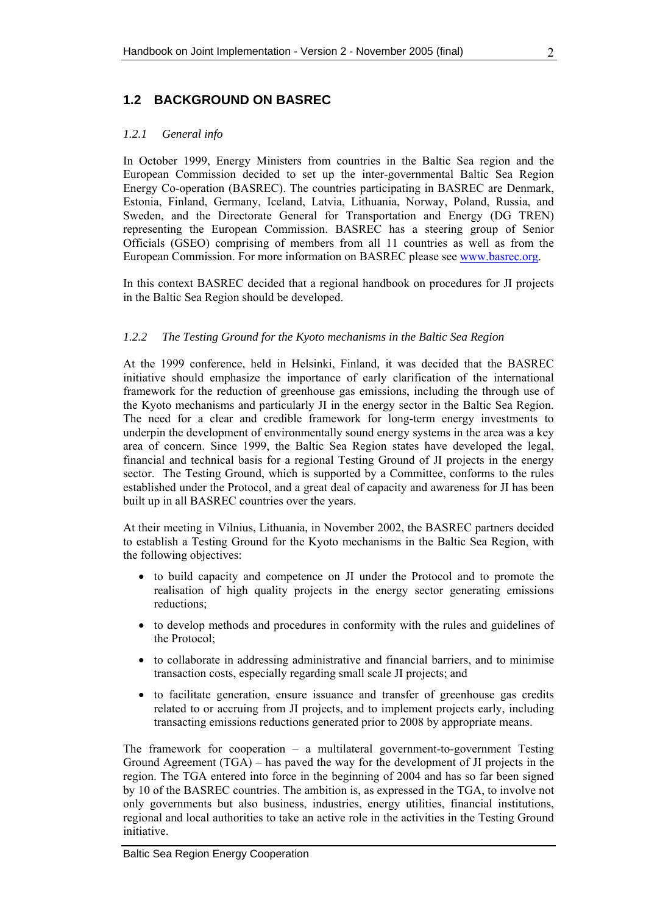## 1.2 BACKGROUND ON BASREC

### *1.2.1 General info*

In October 1999, Energy Ministers from countries in the Baltic Sea region and the European Commission decided to set up the inter-governmental Baltic Sea Region Energy Co-operation (BASREC). The countries participating in BASREC are Denmark, Estonia, Finland, Germany, Iceland, Latvia, Lithuania, Norway, Poland, Russia, and Sweden, and the Directorate General for Transportation and Energy (DG TREN) representing the European Commission. BASREC has a steering group of Senior Officials (GSEO) comprising of members from all 11 countries as well as from the European Commission. For more information on BASREC please see www.basrec.org.

In this context BASREC decided that a regional handbook on procedures for JI projects in the Baltic Sea Region should be developed.

### *1.2.2 The Testing Ground for the Kyoto mechanisms in the Baltic Sea Region*

At the 1999 conference, held in Helsinki, Finland, it was decided that the BASREC initiative should emphasize the importance of early clarification of the international framework for the reduction of greenhouse gas emissions, including the through use of the Kyoto mechanisms and particularly JI in the energy sector in the Baltic Sea Region. The need for a clear and credible framework for long-term energy investments to underpin the development of environmentally sound energy systems in the area was a key area of concern. Since 1999, the Baltic Sea Region states have developed the legal, financial and technical basis for a regional Testing Ground of JI projects in the energy sector. The Testing Ground, which is supported by a Committee, conforms to the rules established under the Protocol, and a great deal of capacity and awareness for JI has been built up in all BASREC countries over the years.

At their meeting in Vilnius, Lithuania, in November 2002, the BASREC partners decided to establish a Testing Ground for the Kyoto mechanisms in the Baltic Sea Region, with the following objectives:

- to build capacity and competence on JI under the Protocol and to promote the realisation of high quality projects in the energy sector generating emissions reductions;
- to develop methods and procedures in conformity with the rules and guidelines of the Protocol;
- to collaborate in addressing administrative and financial barriers, and to minimise transaction costs, especially regarding small scale JI projects; and
- to facilitate generation, ensure issuance and transfer of greenhouse gas credits related to or accruing from JI projects, and to implement projects early, including transacting emissions reductions generated prior to 2008 by appropriate means.

The framework for cooperation – a multilateral government-to-government Testing Ground Agreement (TGA) – has paved the way for the development of JI projects in the region. The TGA entered into force in the beginning of 2004 and has so far been signed by 10 of the BASREC countries. The ambition is, as expressed in the TGA, to involve not only governments but also business, industries, energy utilities, financial institutions, regional and local authorities to take an active role in the activities in the Testing Ground initiative.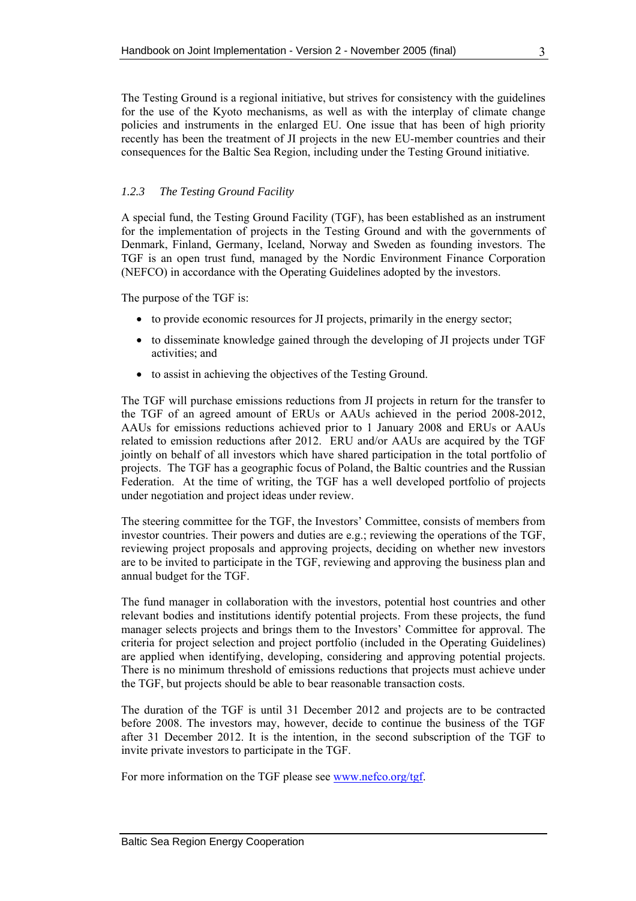The Testing Ground is a regional initiative, but strives for consistency with the guidelines for the use of the Kyoto mechanisms, as well as with the interplay of climate change policies and instruments in the enlarged EU. One issue that has been of high priority recently has been the treatment of JI projects in the new EU-member countries and their consequences for the Baltic Sea Region, including under the Testing Ground initiative.

### *1.2.3 The Testing Ground Facility*

A special fund, the Testing Ground Facility (TGF), has been established as an instrument for the implementation of projects in the Testing Ground and with the governments of Denmark, Finland, Germany, Iceland, Norway and Sweden as founding investors. The TGF is an open trust fund, managed by the Nordic Environment Finance Corporation (NEFCO) in accordance with the Operating Guidelines adopted by the investors.

The purpose of the TGF is:

- to provide economic resources for JI projects, primarily in the energy sector;
- to disseminate knowledge gained through the developing of JI projects under TGF activities; and
- to assist in achieving the objectives of the Testing Ground.

The TGF will purchase emissions reductions from JI projects in return for the transfer to the TGF of an agreed amount of ERUs or AAUs achieved in the period 2008-2012, AAUs for emissions reductions achieved prior to 1 January 2008 and ERUs or AAUs related to emission reductions after 2012. ERU and/or AAUs are acquired by the TGF jointly on behalf of all investors which have shared participation in the total portfolio of projects. The TGF has a geographic focus of Poland, the Baltic countries and the Russian Federation. At the time of writing, the TGF has a well developed portfolio of projects under negotiation and project ideas under review.

The steering committee for the TGF, the Investors' Committee, consists of members from investor countries. Their powers and duties are e.g.; reviewing the operations of the TGF, reviewing project proposals and approving projects, deciding on whether new investors are to be invited to participate in the TGF, reviewing and approving the business plan and annual budget for the TGF.

The fund manager in collaboration with the investors, potential host countries and other relevant bodies and institutions identify potential projects. From these projects, the fund manager selects projects and brings them to the Investors' Committee for approval. The criteria for project selection and project portfolio (included in the Operating Guidelines) are applied when identifying, developing, considering and approving potential projects. There is no minimum threshold of emissions reductions that projects must achieve under the TGF, but projects should be able to bear reasonable transaction costs.

The duration of the TGF is until 31 December 2012 and projects are to be contracted before 2008. The investors may, however, decide to continue the business of the TGF after 31 December 2012. It is the intention, in the second subscription of the TGF to invite private investors to participate in the TGF.

For more information on the TGF please see [www.nefco.org/tgf](www.nefco.org/tgf).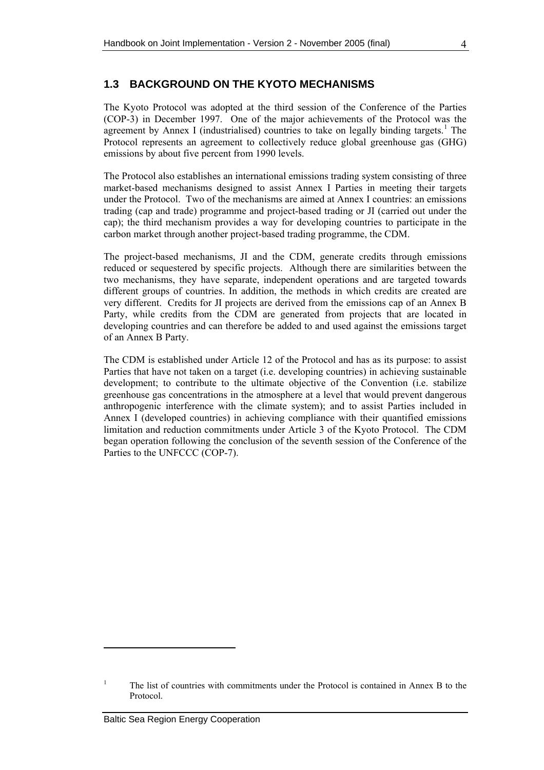## 1.3 BACKGROUND ON THE KYOTO MECHANISMS

The Kyoto Protocol was adopted at the third session of the Conference of the Parties (COP-3) in December 1997. One of the major achievements of the Protocol was the agreement by Annex I (industrialised) countries to take on legally binding targets.[1] The Protocol represents an agreement to collectively reduce global greenhouse gas (GHG) emissions by about five percent from 1990 levels.

The Protocol also establishes an international emissions trading system consisting of three market-based mechanisms designed to assist Annex I Parties in meeting their targets under the Protocol. Two of the mechanisms are aimed at Annex I countries: an emissions trading (cap and trade) programme and project-based trading or JI (carried out under the cap); the third mechanism provides a way for developing countries to participate in the carbon market through another project-based trading programme, the CDM.

The project-based mechanisms, JI and the CDM, generate credits through emissions reduced or sequestered by specific projects. Although there are similarities between the two mechanisms, they have separate, independent operations and are targeted towards different groups of countries. In addition, the methods in which credits are created are very different. Credits for JI projects are derived from the emissions cap of an Annex B Party, while credits from the CDM are generated from projects that are located in developing countries and can therefore be added to and used against the emissions target of an Annex B Party.

The CDM is established under Article 12 of the Protocol and has as its purpose: to assist Parties that have not taken on a target (i.e. developing countries) in achieving sustainable development; to contribute to the ultimate objective of the Convention (i.e. stabilize greenhouse gas concentrations in the atmosphere at a level that would prevent dangerous anthropogenic interference with the climate system); and to assist Parties included in Annex I (developed countries) in achieving compliance with their quantified emissions limitation and reduction commitments under Article 3 of the Kyoto Protocol. The CDM began operation following the conclusion of the seventh session of the Conference of the Parties to the UNFCCC (COP-7).

---

[1] The list of countries with commitments under the Protocol is contained in Annex B to the Protocol.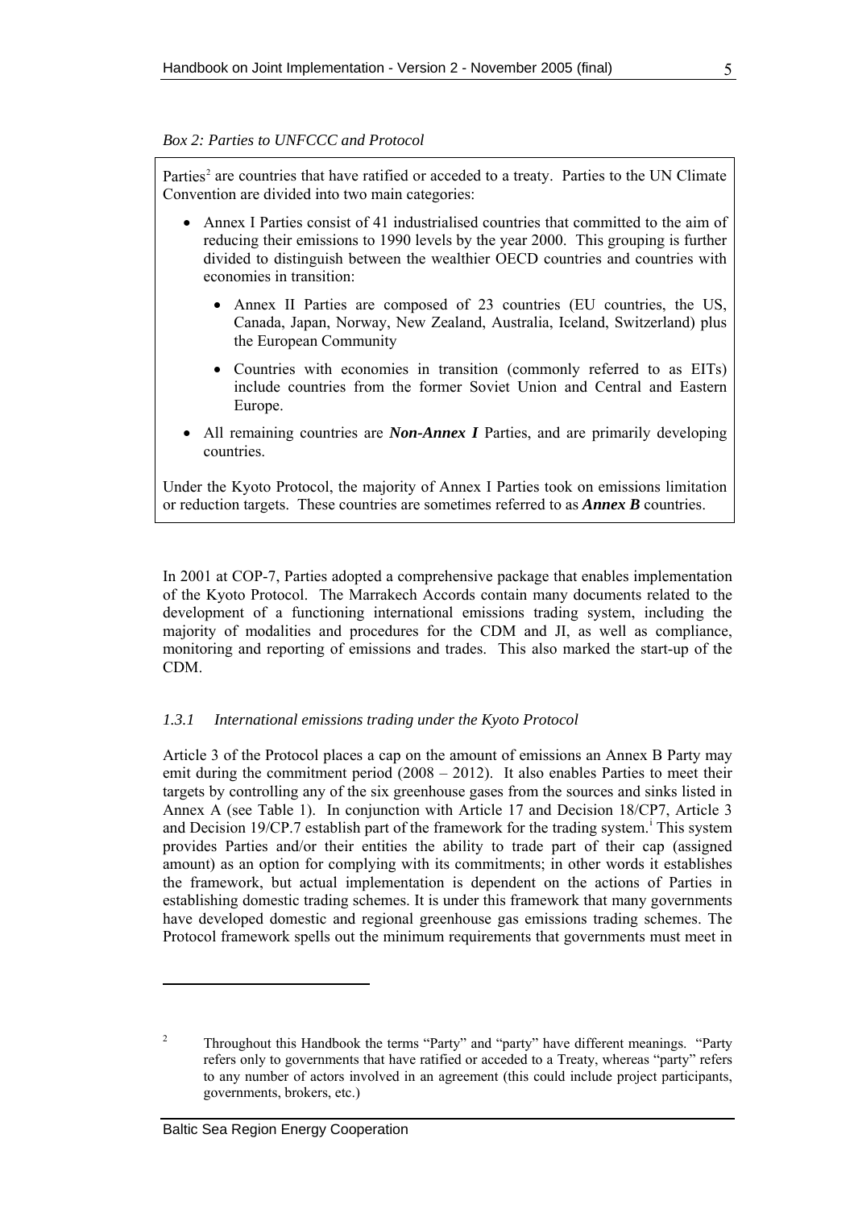*Box 2: Parties to UNFCCC and Protocol*

Parties[2] are countries that have ratified or acceded to a treaty. Parties to the UN Climate Convention are divided into two main categories:

- Annex I Parties consist of 41 industrialised countries that committed to the aim of reducing their emissions to 1990 levels by the year 2000. This grouping is further divided to distinguish between the wealthier OECD countries and countries with economies in transition:
  - Annex II Parties are composed of 23 countries (EU countries, the US, Canada, Japan, Norway, New Zealand, Australia, Iceland, Switzerland) plus the European Community
  - Countries with economies in transition (commonly referred to as EITs) include countries from the former Soviet Union and Central and Eastern Europe.
- All remaining countries are ***Non-Annex I*** Parties, and are primarily developing countries.

Under the Kyoto Protocol, the majority of Annex I Parties took on emissions limitation or reduction targets. These countries are sometimes referred to as ***Annex B*** countries.

In 2001 at COP-7, Parties adopted a comprehensive package that enables implementation of the Kyoto Protocol. The Marrakech Accords contain many documents related to the development of a functioning international emissions trading system, including the majority of modalities and procedures for the CDM and JI, as well as compliance, monitoring and reporting of emissions and trades. This also marked the start-up of the CDM.

### *1.3.1 International emissions trading under the Kyoto Protocol*

Article 3 of the Protocol places a cap on the amount of emissions an Annex B Party may emit during the commitment period (2008 – 2012). It also enables Parties to meet their targets by controlling any of the six greenhouse gases from the sources and sinks listed in Annex A (see Table 1). In conjunction with Article 17 and Decision 18/CP7, Article 3 and Decision 19/CP.7 establish part of the framework for the trading system.[i] This system provides Parties and/or their entities the ability to trade part of their cap (assigned amount) as an option for complying with its commitments; in other words it establishes the framework, but actual implementation is dependent on the actions of Parties in establishing domestic trading schemes. It is under this framework that many governments have developed domestic and regional greenhouse gas emissions trading schemes. The Protocol framework spells out the minimum requirements that governments must meet in

---

[2] Throughout this Handbook the terms "Party" and "party" have different meanings. "Party refers only to governments that have ratified or acceded to a Treaty, whereas "party" refers to any number of actors involved in an agreement (this could include project participants, governments, brokers, etc.)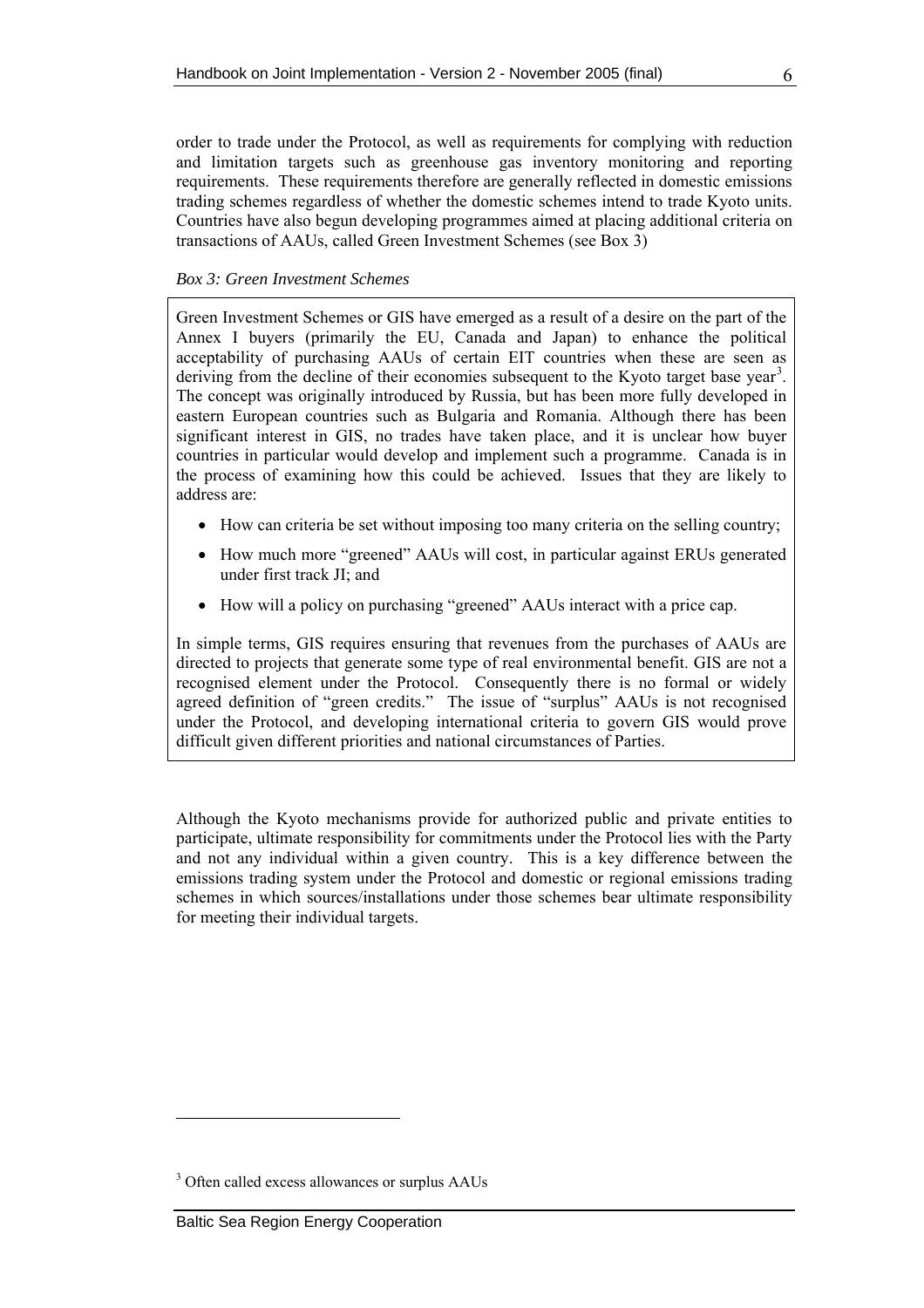order to trade under the Protocol, as well as requirements for complying with reduction and limitation targets such as greenhouse gas inventory monitoring and reporting requirements. These requirements therefore are generally reflected in domestic emissions trading schemes regardless of whether the domestic schemes intend to trade Kyoto units. Countries have also begun developing programmes aimed at placing additional criteria on transactions of AAUs, called Green Investment Schemes (see Box 3)

*Box 3: Green Investment Schemes*

Green Investment Schemes or GIS have emerged as a result of a desire on the part of the Annex I buyers (primarily the EU, Canada and Japan) to enhance the political acceptability of purchasing AAUs of certain EIT countries when these are seen as deriving from the decline of their economies subsequent to the Kyoto target base year[3]. The concept was originally introduced by Russia, but has been more fully developed in eastern European countries such as Bulgaria and Romania. Although there has been significant interest in GIS, no trades have taken place, and it is unclear how buyer countries in particular would develop and implement such a programme. Canada is in the process of examining how this could be achieved. Issues that they are likely to address are:

- How can criteria be set without imposing too many criteria on the selling country;
- How much more "greened" AAUs will cost, in particular against ERUs generated under first track JI; and
- How will a policy on purchasing "greened" AAUs interact with a price cap.

In simple terms, GIS requires ensuring that revenues from the purchases of AAUs are directed to projects that generate some type of real environmental benefit. GIS are not a recognised element under the Protocol. Consequently there is no formal or widely agreed definition of "green credits." The issue of "surplus" AAUs is not recognised under the Protocol, and developing international criteria to govern GIS would prove difficult given different priorities and national circumstances of Parties.

Although the Kyoto mechanisms provide for authorized public and private entities to participate, ultimate responsibility for commitments under the Protocol lies with the Party and not any individual within a given country. This is a key difference between the emissions trading system under the Protocol and domestic or regional emissions trading schemes in which sources/installations under those schemes bear ultimate responsibility for meeting their individual targets.

[3] Often called excess allowances or surplus AAUs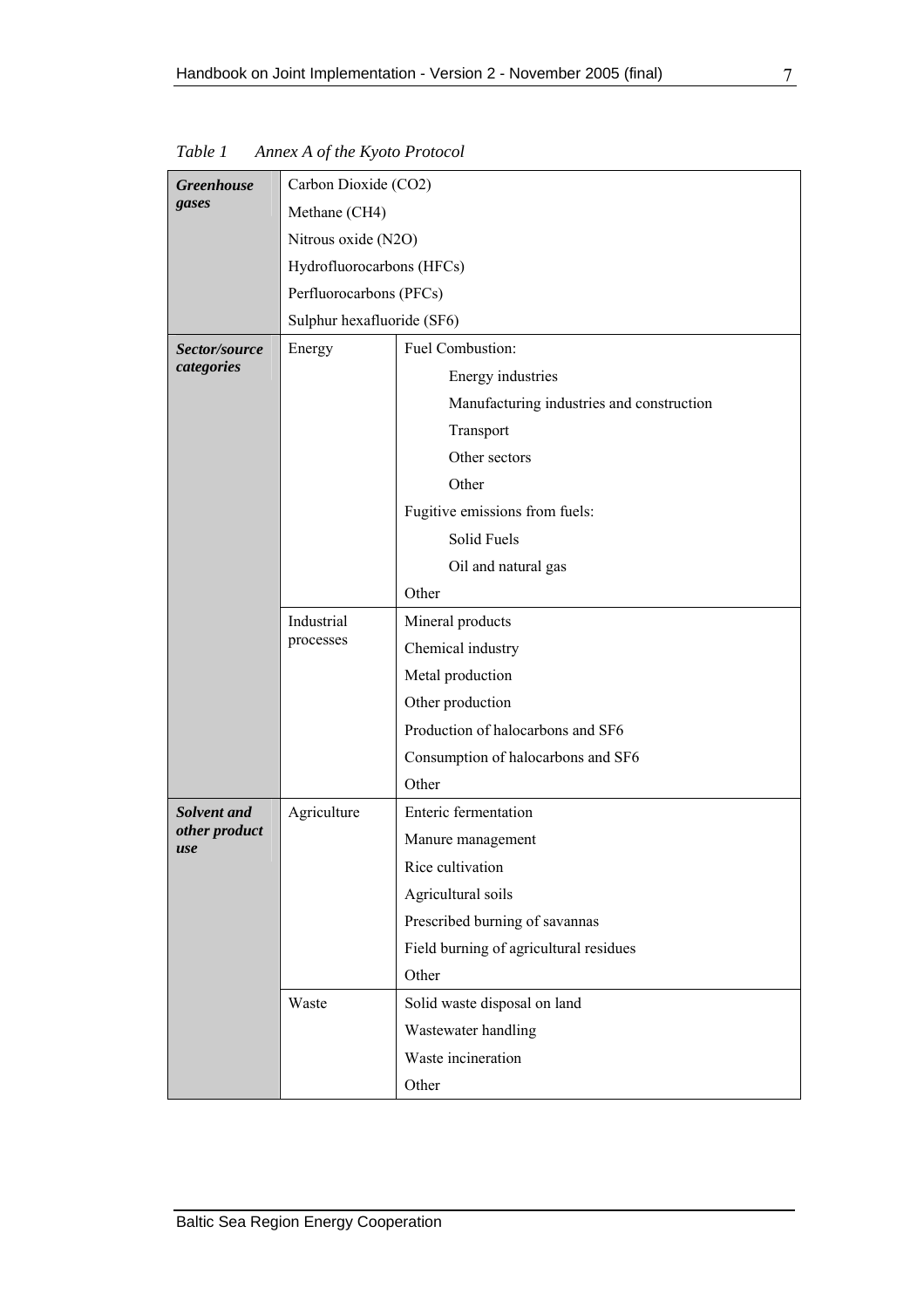*Table 1    Annex A of the Kyoto Protocol*

| | | |
|---|---|---|
| ***Greenhouse gases*** | Carbon Dioxide (CO2) | |
| | Methane (CH4) | |
| | Nitrous oxide (N2O) | |
| | Hydrofluorocarbons (HFCs) | |
| | Perfluorocarbons (PFCs) | |
| | Sulphur hexafluoride (SF6) | |
| ***Sector/source categories*** | Energy | Fuel Combustion: |
| | | Energy industries |
| | | Manufacturing industries and construction |
| | | Transport |
| | | Other sectors |
| | | Other |
| | | Fugitive emissions from fuels: |
| | | Solid Fuels |
| | | Oil and natural gas |
| | | Other |
| | Industrial processes | Mineral products |
| | | Chemical industry |
| | | Metal production |
| | | Other production |
| | | Production of halocarbons and SF6 |
| | | Consumption of halocarbons and SF6 |
| | | Other |
| ***Solvent and other product use*** | Agriculture | Enteric fermentation |
| | | Manure management |
| | | Rice cultivation |
| | | Agricultural soils |
| | | Prescribed burning of savannas |
| | | Field burning of agricultural residues |
| | | Other |
| | Waste | Solid waste disposal on land |
| | | Wastewater handling |
| | | Waste incineration |
| | | Other |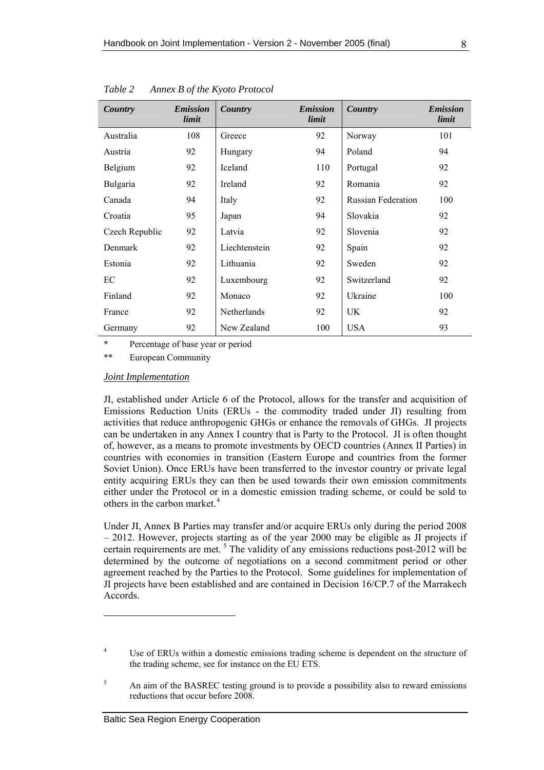*Table 2 Annex B of the Kyoto Protocol*

| Country | Emission limit | Country | Emission limit | Country | Emission limit |
|---|---|---|---|---|---|
| Australia | 108 | Greece | 92 | Norway | 101 |
| Austria | 92 | Hungary | 94 | Poland | 94 |
| Belgium | 92 | Iceland | 110 | Portugal | 92 |
| Bulgaria | 92 | Ireland | 92 | Romania | 92 |
| Canada | 94 | Italy | 92 | Russian Federation | 100 |
| Croatia | 95 | Japan | 94 | Slovakia | 92 |
| Czech Republic | 92 | Latvia | 92 | Slovenia | 92 |
| Denmark | 92 | Liechtenstein | 92 | Spain | 92 |
| Estonia | 92 | Lithuania | 92 | Sweden | 92 |
| EC | 92 | Luxembourg | 92 | Switzerland | 92 |
| Finland | 92 | Monaco | 92 | Ukraine | 100 |
| France | 92 | Netherlands | 92 | UK | 92 |
| Germany | 92 | New Zealand | 100 | USA | 93 |

\* Percentage of base year or period

\** European Community

*Joint Implementation*

JI, established under Article 6 of the Protocol, allows for the transfer and acquisition of Emissions Reduction Units (ERUs - the commodity traded under JI) resulting from activities that reduce anthropogenic GHGs or enhance the removals of GHGs. JI projects can be undertaken in any Annex I country that is Party to the Protocol. JI is often thought of, however, as a means to promote investments by OECD countries (Annex II Parties) in countries with economies in transition (Eastern Europe and countries from the former Soviet Union). Once ERUs have been transferred to the investor country or private legal entity acquiring ERUs they can then be used towards their own emission commitments either under the Protocol or in a domestic emission trading scheme, or could be sold to others in the carbon market.[4]

Under JI, Annex B Parties may transfer and/or acquire ERUs only during the period 2008 – 2012. However, projects starting as of the year 2000 may be eligible as JI projects if certain requirements are met.[5] The validity of any emissions reductions post-2012 will be determined by the outcome of negotiations on a second commitment period or other agreement reached by the Parties to the Protocol. Some guidelines for implementation of JI projects have been established and are contained in Decision 16/CP.7 of the Marrakech Accords.

---

[4] Use of ERUs within a domestic emissions trading scheme is dependent on the structure of the trading scheme, see for instance on the EU ETS.

[5] An aim of the BASREC testing ground is to provide a possibility also to reward emissions reductions that occur before 2008.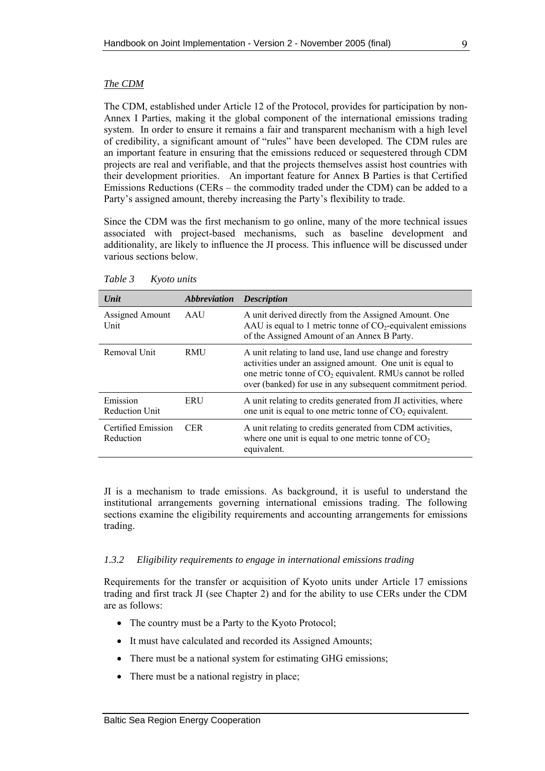*The CDM*

The CDM, established under Article 12 of the Protocol, provides for participation by non-Annex I Parties, making it the global component of the international emissions trading system. In order to ensure it remains a fair and transparent mechanism with a high level of credibility, a significant amount of "rules" have been developed. The CDM rules are an important feature in ensuring that the emissions reduced or sequestered through CDM projects are real and verifiable, and that the projects themselves assist host countries with their development priorities. An important feature for Annex B Parties is that Certified Emissions Reductions (CERs – the commodity traded under the CDM) can be added to a Party's assigned amount, thereby increasing the Party's flexibility to trade.

Since the CDM was the first mechanism to go online, many of the more technical issues associated with project-based mechanisms, such as baseline development and additionality, are likely to influence the JI process. This influence will be discussed under various sections below.

*Table 3 Kyoto units*

| *Unit* | *Abbreviation* | *Description* |
|---|---|---|
| Assigned Amount Unit | AAU | A unit derived directly from the Assigned Amount. One AAU is equal to 1 metric tonne of $CO_2$-equivalent emissions of the Assigned Amount of an Annex B Party. |
| Removal Unit | RMU | A unit relating to land use, land use change and forestry activities under an assigned amount. One unit is equal to one metric tonne of $CO_2$ equivalent. RMUs cannot be rolled over (banked) for use in any subsequent commitment period. |
| Emission Reduction Unit | ERU | A unit relating to credits generated from JI activities, where one unit is equal to one metric tonne of $CO_2$ equivalent. |
| Certified Emission Reduction | CER | A unit relating to credits generated from CDM activities, where one unit is equal to one metric tonne of $CO_2$ equivalent. |

JI is a mechanism to trade emissions. As background, it is useful to understand the institutional arrangements governing international emissions trading. The following sections examine the eligibility requirements and accounting arrangements for emissions trading.

### *1.3.2 Eligibility requirements to engage in international emissions trading*

Requirements for the transfer or acquisition of Kyoto units under Article 17 emissions trading and first track JI (see Chapter 2) and for the ability to use CERs under the CDM are as follows:

- The country must be a Party to the Kyoto Protocol;
- It must have calculated and recorded its Assigned Amounts;
- There must be a national system for estimating GHG emissions;
- There must be a national registry in place;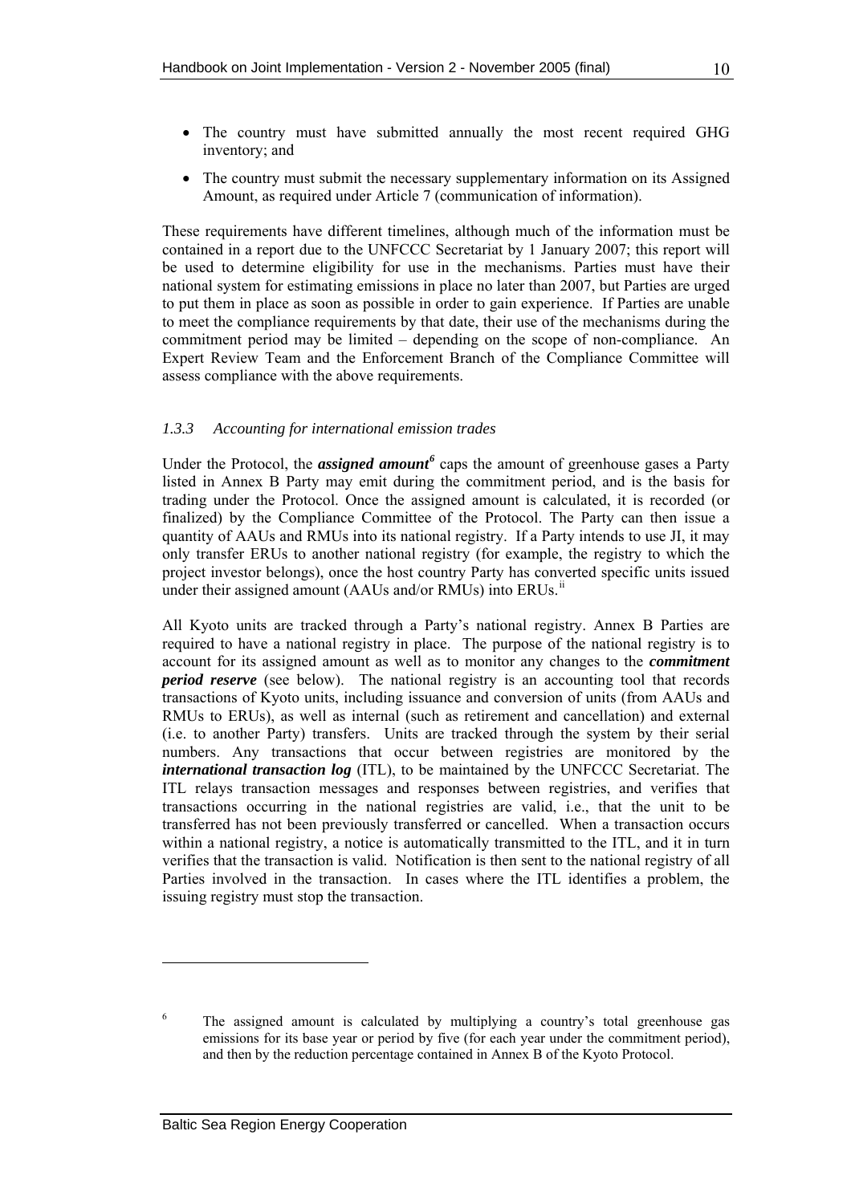- The country must have submitted annually the most recent required GHG inventory; and
- The country must submit the necessary supplementary information on its Assigned Amount, as required under Article 7 (communication of information).

These requirements have different timelines, although much of the information must be contained in a report due to the UNFCCC Secretariat by 1 January 2007; this report will be used to determine eligibility for use in the mechanisms. Parties must have their national system for estimating emissions in place no later than 2007, but Parties are urged to put them in place as soon as possible in order to gain experience. If Parties are unable to meet the compliance requirements by that date, their use of the mechanisms during the commitment period may be limited – depending on the scope of non-compliance. An Expert Review Team and the Enforcement Branch of the Compliance Committee will assess compliance with the above requirements.

### *1.3.3 Accounting for international emission trades*

Under the Protocol, the ***assigned amount***[6] caps the amount of greenhouse gases a Party listed in Annex B Party may emit during the commitment period, and is the basis for trading under the Protocol. Once the assigned amount is calculated, it is recorded (or finalized) by the Compliance Committee of the Protocol. The Party can then issue a quantity of AAUs and RMUs into its national registry. If a Party intends to use JI, it may only transfer ERUs to another national registry (for example, the registry to which the project investor belongs), once the host country Party has converted specific units issued under their assigned amount (AAUs and/or RMUs) into ERUs.[ii]

All Kyoto units are tracked through a Party's national registry. Annex B Parties are required to have a national registry in place. The purpose of the national registry is to account for its assigned amount as well as to monitor any changes to the ***commitment period reserve*** (see below). The national registry is an accounting tool that records transactions of Kyoto units, including issuance and conversion of units (from AAUs and RMUs to ERUs), as well as internal (such as retirement and cancellation) and external (i.e. to another Party) transfers. Units are tracked through the system by their serial numbers. Any transactions that occur between registries are monitored by the ***international transaction log*** (ITL), to be maintained by the UNFCCC Secretariat. The ITL relays transaction messages and responses between registries, and verifies that transactions occurring in the national registries are valid, i.e., that the unit to be transferred has not been previously transferred or cancelled. When a transaction occurs within a national registry, a notice is automatically transmitted to the ITL, and it in turn verifies that the transaction is valid. Notification is then sent to the national registry of all Parties involved in the transaction. In cases where the ITL identifies a problem, the issuing registry must stop the transaction.

---

[6] The assigned amount is calculated by multiplying a country's total greenhouse gas emissions for its base year or period by five (for each year under the commitment period), and then by the reduction percentage contained in Annex B of the Kyoto Protocol.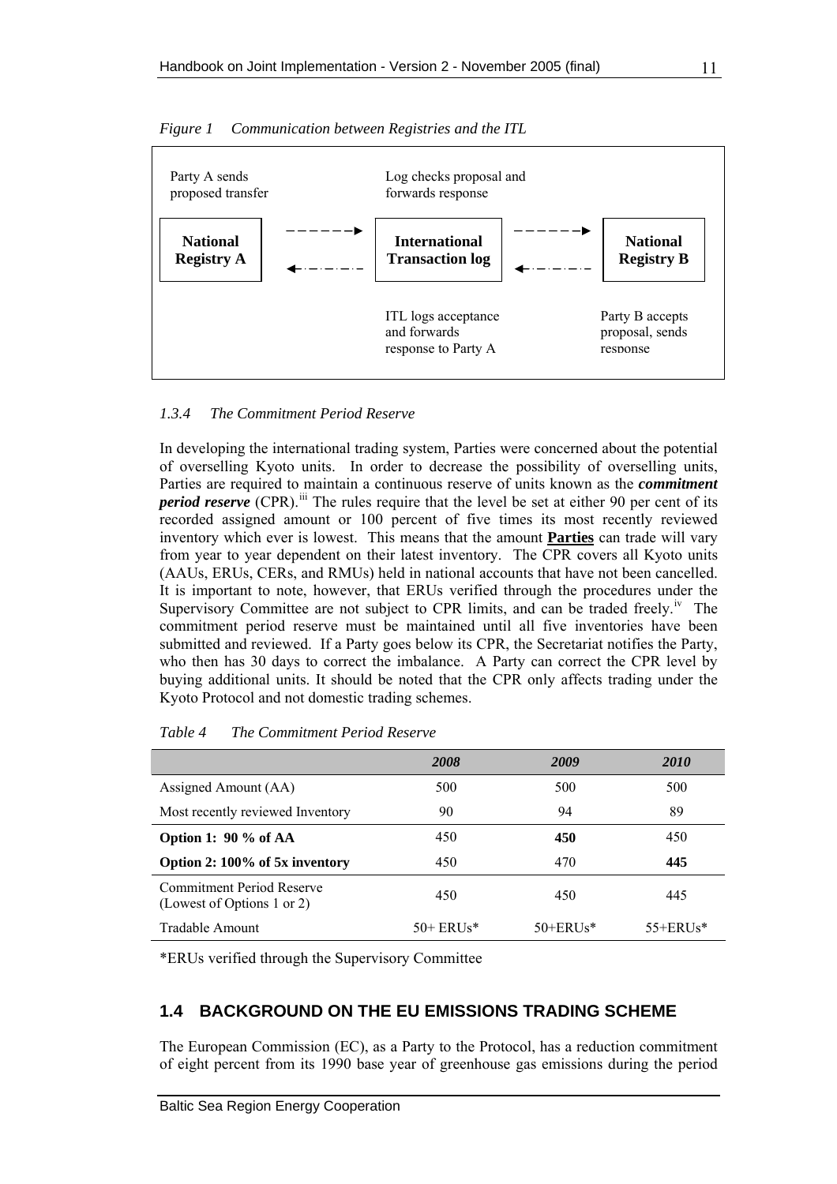*Figure 1 Communication between Registries and the ITL*

Party A sends proposed transfer

Log checks proposal and forwards response

**National Registry A**

**International Transaction log**

**National Registry B**

ITL logs acceptance and forwards response to Party A

Party B accepts proposal, sends response

### *1.3.4 The Commitment Period Reserve*

In developing the international trading system, Parties were concerned about the potential of overselling Kyoto units. In order to decrease the possibility of overselling units, Parties are required to maintain a continuous reserve of units known as the ***commitment period reserve*** (CPR).[iii] The rules require that the level be set at either 90 per cent of its recorded assigned amount or 100 percent of five times its most recently reviewed inventory which ever is lowest. This means that the amount **Parties** can trade will vary from year to year dependent on their latest inventory. The CPR covers all Kyoto units (AAUs, ERUs, CERs, and RMUs) held in national accounts that have not been cancelled. It is important to note, however, that ERUs verified through the procedures under the Supervisory Committee are not subject to CPR limits, and can be traded freely.[iv] The commitment period reserve must be maintained until all five inventories have been submitted and reviewed. If a Party goes below its CPR, the Secretariat notifies the Party, who then has 30 days to correct the imbalance. A Party can correct the CPR level by buying additional units. It should be noted that the CPR only affects trading under the Kyoto Protocol and not domestic trading schemes.

*Table 4 The Commitment Period Reserve*

| | *2008* | *2009* | *2010* |
|---|---|---|---|
| Assigned Amount (AA) | 500 | 500 | 500 |
| Most recently reviewed Inventory | 90 | 94 | 89 |
| **Option 1: 90 % of AA** | 450 | **450** | 450 |
| **Option 2: 100% of 5x inventory** | 450 | 470 | **445** |
| Commitment Period Reserve (Lowest of Options 1 or 2) | 450 | 450 | 445 |
| Tradable Amount | 50+ ERUs* | 50+ERUs* | 55+ERUs* |

*ERUs verified through the Supervisory Committee

## 1.4 BACKGROUND ON THE EU EMISSIONS TRADING SCHEME

The European Commission (EC), as a Party to the Protocol, has a reduction commitment of eight percent from its 1990 base year of greenhouse gas emissions during the period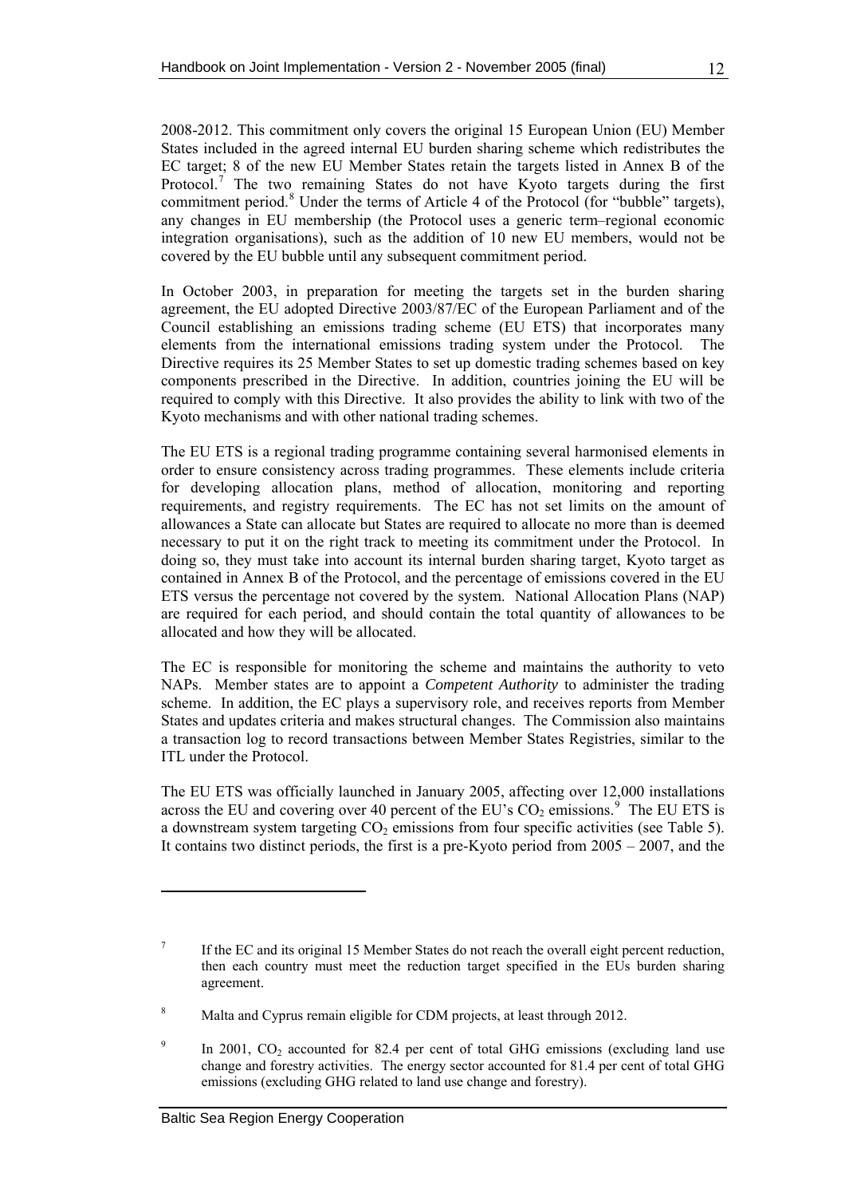2008-2012. This commitment only covers the original 15 European Union (EU) Member States included in the agreed internal EU burden sharing scheme which redistributes the EC target; 8 of the new EU Member States retain the targets listed in Annex B of the Protocol.[7] The two remaining States do not have Kyoto targets during the first commitment period.[8] Under the terms of Article 4 of the Protocol (for "bubble" targets), any changes in EU membership (the Protocol uses a generic term–regional economic integration organisations), such as the addition of 10 new EU members, would not be covered by the EU bubble until any subsequent commitment period.

In October 2003, in preparation for meeting the targets set in the burden sharing agreement, the EU adopted Directive 2003/87/EC of the European Parliament and of the Council establishing an emissions trading scheme (EU ETS) that incorporates many elements from the international emissions trading system under the Protocol. The Directive requires its 25 Member States to set up domestic trading schemes based on key components prescribed in the Directive. In addition, countries joining the EU will be required to comply with this Directive. It also provides the ability to link with two of the Kyoto mechanisms and with other national trading schemes.

The EU ETS is a regional trading programme containing several harmonised elements in order to ensure consistency across trading programmes. These elements include criteria for developing allocation plans, method of allocation, monitoring and reporting requirements, and registry requirements. The EC has not set limits on the amount of allowances a State can allocate but States are required to allocate no more than is deemed necessary to put it on the right track to meeting its commitment under the Protocol. In doing so, they must take into account its internal burden sharing target, Kyoto target as contained in Annex B of the Protocol, and the percentage of emissions covered in the EU ETS versus the percentage not covered by the system. National Allocation Plans (NAP) are required for each period, and should contain the total quantity of allowances to be allocated and how they will be allocated.

The EC is responsible for monitoring the scheme and maintains the authority to veto NAPs. Member states are to appoint a *Competent Authority* to administer the trading scheme. In addition, the EC plays a supervisory role, and receives reports from Member States and updates criteria and makes structural changes. The Commission also maintains a transaction log to record transactions between Member States Registries, similar to the ITL under the Protocol.

The EU ETS was officially launched in January 2005, affecting over 12,000 installations across the EU and covering over 40 percent of the EU's $CO_2$ emissions.[9] The EU ETS is a downstream system targeting $CO_2$ emissions from four specific activities (see Table 5). It contains two distinct periods, the first is a pre-Kyoto period from 2005 – 2007, and the

---

[7] If the EC and its original 15 Member States do not reach the overall eight percent reduction, then each country must meet the reduction target specified in the EUs burden sharing agreement.

[8] Malta and Cyprus remain eligible for CDM projects, at least through 2012.

[9] In 2001, $CO_2$ accounted for 82.4 per cent of total GHG emissions (excluding land use change and forestry activities. The energy sector accounted for 81.4 per cent of total GHG emissions (excluding GHG related to land use change and forestry).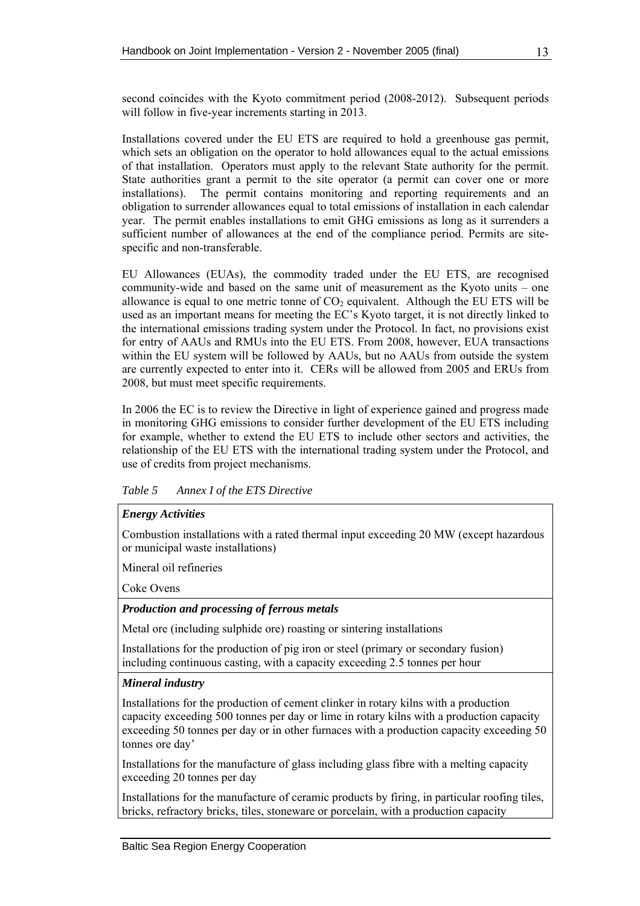second coincides with the Kyoto commitment period (2008-2012). Subsequent periods will follow in five-year increments starting in 2013.

Installations covered under the EU ETS are required to hold a greenhouse gas permit, which sets an obligation on the operator to hold allowances equal to the actual emissions of that installation. Operators must apply to the relevant State authority for the permit. State authorities grant a permit to the site operator (a permit can cover one or more installations). The permit contains monitoring and reporting requirements and an obligation to surrender allowances equal to total emissions of installation in each calendar year. The permit enables installations to emit GHG emissions as long as it surrenders a sufficient number of allowances at the end of the compliance period. Permits are site-specific and non-transferable.

EU Allowances (EUAs), the commodity traded under the EU ETS, are recognised community-wide and based on the same unit of measurement as the Kyoto units – one allowance is equal to one metric tonne of $CO_2$ equivalent. Although the EU ETS will be used as an important means for meeting the EC's Kyoto target, it is not directly linked to the international emissions trading system under the Protocol. In fact, no provisions exist for entry of AAUs and RMUs into the EU ETS. From 2008, however, EUA transactions within the EU system will be followed by AAUs, but no AAUs from outside the system are currently expected to enter into it. CERs will be allowed from 2005 and ERUs from 2008, but must meet specific requirements.

In 2006 the EC is to review the Directive in light of experience gained and progress made in monitoring GHG emissions to consider further development of the EU ETS including for example, whether to extend the EU ETS to include other sectors and activities, the relationship of the EU ETS with the international trading system under the Protocol, and use of credits from project mechanisms.

*Table 5 Annex I of the ETS Directive*

| ***Energy Activities*** |
|---|
| Combustion installations with a rated thermal input exceeding 20 MW (except hazardous or municipal waste installations) |
| Mineral oil refineries |
| Coke Ovens |
| ***Production and processing of ferrous metals*** |
| Metal ore (including sulphide ore) roasting or sintering installations |
| Installations for the production of pig iron or steel (primary or secondary fusion) including continuous casting, with a capacity exceeding 2.5 tonnes per hour |
| ***Mineral industry*** |
| Installations for the production of cement clinker in rotary kilns with a production capacity exceeding 500 tonnes per day or lime in rotary kilns with a production capacity exceeding 50 tonnes per day or in other furnaces with a production capacity exceeding 50 tonnes ore day' |
| Installations for the manufacture of glass including glass fibre with a melting capacity exceeding 20 tonnes per day |
| Installations for the manufacture of ceramic products by firing, in particular roofing tiles, bricks, refractory bricks, tiles, stoneware or porcelain, with a production capacity |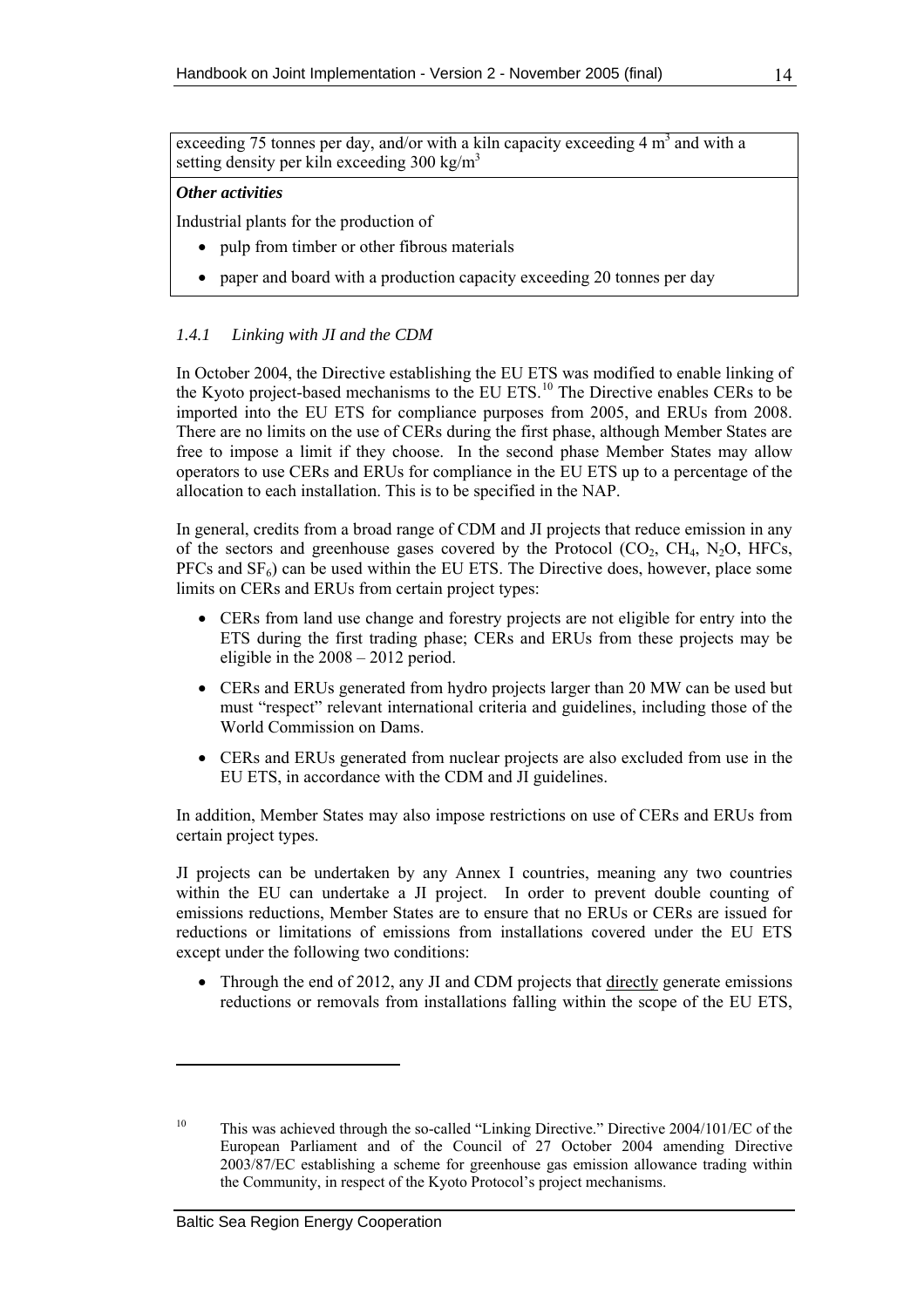| exceeding 75 tonnes per day, and/or with a kiln capacity exceeding 4 $m^3$ and with a setting density per kiln exceeding 300 $kg/m^3$ |
|---|
| ***Other activities*** |
| Industrial plants for the production of<br>• pulp from timber or other fibrous materials<br>• paper and board with a production capacity exceeding 20 tonnes per day |

### *1.4.1 Linking with JI and the CDM*

In October 2004, the Directive establishing the EU ETS was modified to enable linking of the Kyoto project-based mechanisms to the EU ETS.[10] The Directive enables CERs to be imported into the EU ETS for compliance purposes from 2005, and ERUs from 2008. There are no limits on the use of CERs during the first phase, although Member States are free to impose a limit if they choose. In the second phase Member States may allow operators to use CERs and ERUs for compliance in the EU ETS up to a percentage of the allocation to each installation. This is to be specified in the NAP.

In general, credits from a broad range of CDM and JI projects that reduce emission in any of the sectors and greenhouse gases covered by the Protocol ($CO_2$, $CH_4$, $N_2O$, HFCs, PFCs and $SF_6$) can be used within the EU ETS. The Directive does, however, place some limits on CERs and ERUs from certain project types:

- CERs from land use change and forestry projects are not eligible for entry into the ETS during the first trading phase; CERs and ERUs from these projects may be eligible in the 2008 – 2012 period.
- CERs and ERUs generated from hydro projects larger than 20 MW can be used but must "respect" relevant international criteria and guidelines, including those of the World Commission on Dams.
- CERs and ERUs generated from nuclear projects are also excluded from use in the EU ETS, in accordance with the CDM and JI guidelines.

In addition, Member States may also impose restrictions on use of CERs and ERUs from certain project types.

JI projects can be undertaken by any Annex I countries, meaning any two countries within the EU can undertake a JI project. In order to prevent double counting of emissions reductions, Member States are to ensure that no ERUs or CERs are issued for reductions or limitations of emissions from installations covered under the EU ETS except under the following two conditions:

- Through the end of 2012, any JI and CDM projects that <u>directly</u> generate emissions reductions or removals from installations falling within the scope of the EU ETS,

---

[10] This was achieved through the so-called "Linking Directive." Directive 2004/101/EC of the European Parliament and of the Council of 27 October 2004 amending Directive 2003/87/EC establishing a scheme for greenhouse gas emission allowance trading within the Community, in respect of the Kyoto Protocol's project mechanisms.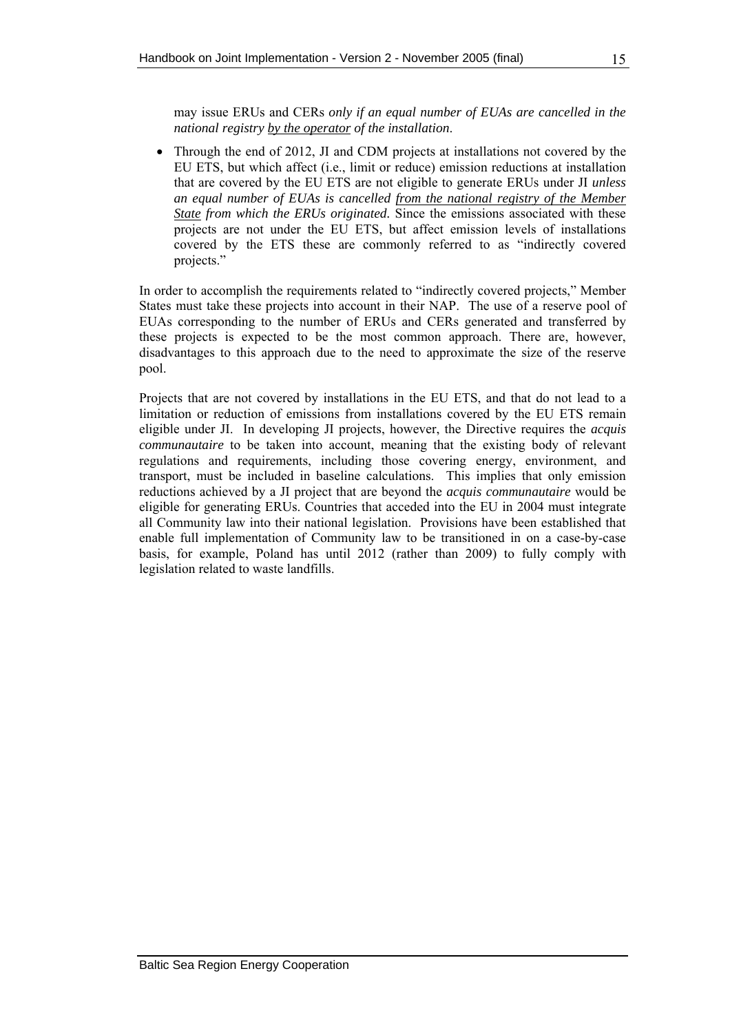may issue ERUs and CERs *only if an equal number of EUAs are cancelled in the national registry <u>by the operator</u> of the installation*.

- Through the end of 2012, JI and CDM projects at installations not covered by the EU ETS, but which affect (i.e., limit or reduce) emission reductions at installation that are covered by the EU ETS are not eligible to generate ERUs under JI *unless an equal number of EUAs is cancelled <u>from the national registry of the Member State</u> from which the ERUs originated.* Since the emissions associated with these projects are not under the EU ETS, but affect emission levels of installations covered by the ETS these are commonly referred to as "indirectly covered projects."

In order to accomplish the requirements related to "indirectly covered projects," Member States must take these projects into account in their NAP. The use of a reserve pool of EUAs corresponding to the number of ERUs and CERs generated and transferred by these projects is expected to be the most common approach. There are, however, disadvantages to this approach due to the need to approximate the size of the reserve pool.

Projects that are not covered by installations in the EU ETS, and that do not lead to a limitation or reduction of emissions from installations covered by the EU ETS remain eligible under JI. In developing JI projects, however, the Directive requires the *acquis communautaire* to be taken into account, meaning that the existing body of relevant regulations and requirements, including those covering energy, environment, and transport, must be included in baseline calculations. This implies that only emission reductions achieved by a JI project that are beyond the *acquis communautaire* would be eligible for generating ERUs. Countries that acceded into the EU in 2004 must integrate all Community law into their national legislation. Provisions have been established that enable full implementation of Community law to be transitioned in on a case-by-case basis, for example, Poland has until 2012 (rather than 2009) to fully comply with legislation related to waste landfills.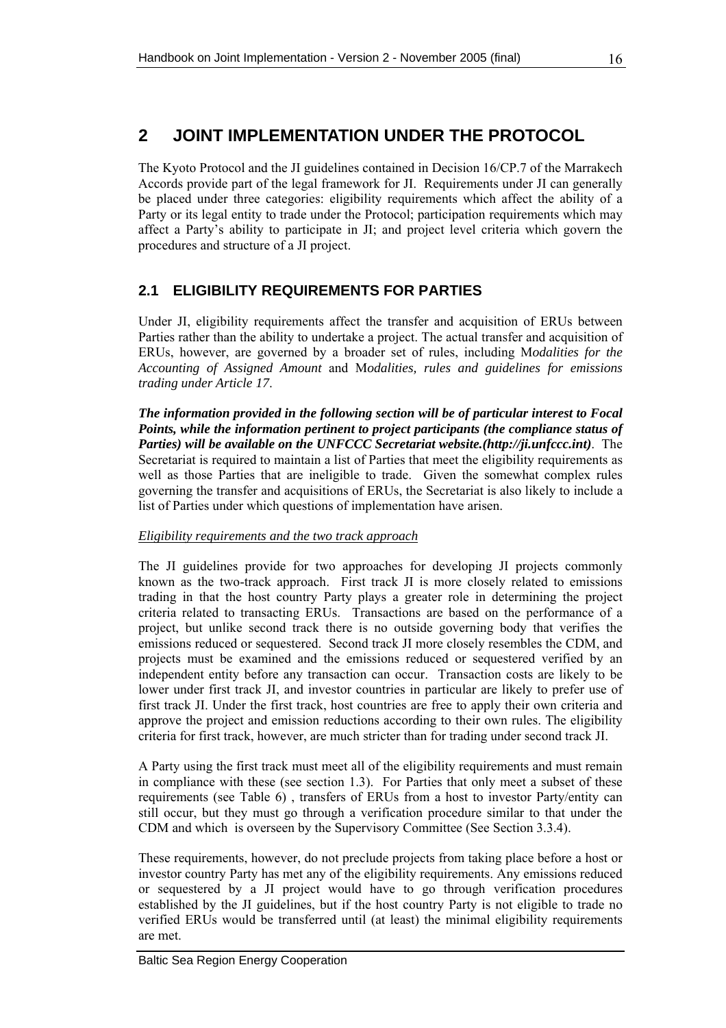# 2 JOINT IMPLEMENTATION UNDER THE PROTOCOL

The Kyoto Protocol and the JI guidelines contained in Decision 16/CP.7 of the Marrakech Accords provide part of the legal framework for JI. Requirements under JI can generally be placed under three categories: eligibility requirements which affect the ability of a Party or its legal entity to trade under the Protocol; participation requirements which may affect a Party's ability to participate in JI; and project level criteria which govern the procedures and structure of a JI project.

## 2.1 ELIGIBILITY REQUIREMENTS FOR PARTIES

Under JI, eligibility requirements affect the transfer and acquisition of ERUs between Parties rather than the ability to undertake a project. The actual transfer and acquisition of ERUs, however, are governed by a broader set of rules, including M*odalities for the Accounting of Assigned Amount* and M*odalities, rules and guidelines for emissions trading under Article 17*.

***The information provided in the following section will be of particular interest to Focal Points, while the information pertinent to project participants (the compliance status of Parties) will be available on the UNFCCC Secretariat website.(http://ji.unfccc.int)***. The Secretariat is required to maintain a list of Parties that meet the eligibility requirements as well as those Parties that are ineligible to trade. Given the somewhat complex rules governing the transfer and acquisitions of ERUs, the Secretariat is also likely to include a list of Parties under which questions of implementation have arisen.

*Eligibility requirements and the two track approach*

The JI guidelines provide for two approaches for developing JI projects commonly known as the two-track approach. First track JI is more closely related to emissions trading in that the host country Party plays a greater role in determining the project criteria related to transacting ERUs. Transactions are based on the performance of a project, but unlike second track there is no outside governing body that verifies the emissions reduced or sequestered. Second track JI more closely resembles the CDM, and projects must be examined and the emissions reduced or sequestered verified by an independent entity before any transaction can occur. Transaction costs are likely to be lower under first track JI, and investor countries in particular are likely to prefer use of first track JI. Under the first track, host countries are free to apply their own criteria and approve the project and emission reductions according to their own rules. The eligibility criteria for first track, however, are much stricter than for trading under second track JI.

A Party using the first track must meet all of the eligibility requirements and must remain in compliance with these (see section 1.3). For Parties that only meet a subset of these requirements (see Table 6) , transfers of ERUs from a host to investor Party/entity can still occur, but they must go through a verification procedure similar to that under the CDM and which is overseen by the Supervisory Committee (See Section 3.3.4).

These requirements, however, do not preclude projects from taking place before a host or investor country Party has met any of the eligibility requirements. Any emissions reduced or sequestered by a JI project would have to go through verification procedures established by the JI guidelines, but if the host country Party is not eligible to trade no verified ERUs would be transferred until (at least) the minimal eligibility requirements are met.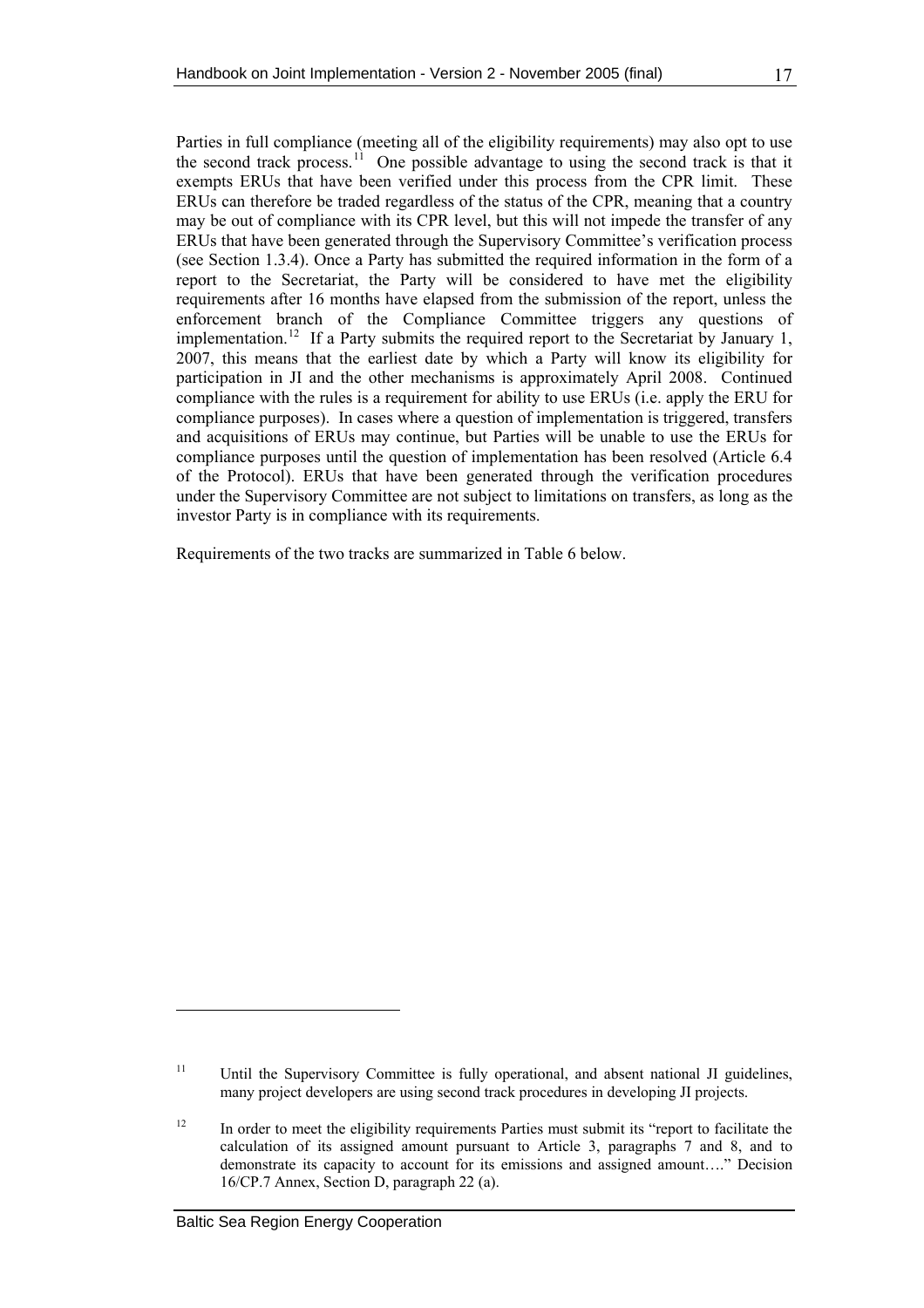Parties in full compliance (meeting all of the eligibility requirements) may also opt to use the second track process.[11] One possible advantage to using the second track is that it exempts ERUs that have been verified under this process from the CPR limit. These ERUs can therefore be traded regardless of the status of the CPR, meaning that a country may be out of compliance with its CPR level, but this will not impede the transfer of any ERUs that have been generated through the Supervisory Committee's verification process (see Section 1.3.4). Once a Party has submitted the required information in the form of a report to the Secretariat, the Party will be considered to have met the eligibility requirements after 16 months have elapsed from the submission of the report, unless the enforcement branch of the Compliance Committee triggers any questions of implementation.[12] If a Party submits the required report to the Secretariat by January 1, 2007, this means that the earliest date by which a Party will know its eligibility for participation in JI and the other mechanisms is approximately April 2008. Continued compliance with the rules is a requirement for ability to use ERUs (i.e. apply the ERU for compliance purposes). In cases where a question of implementation is triggered, transfers and acquisitions of ERUs may continue, but Parties will be unable to use the ERUs for compliance purposes until the question of implementation has been resolved (Article 6.4 of the Protocol). ERUs that have been generated through the verification procedures under the Supervisory Committee are not subject to limitations on transfers, as long as the investor Party is in compliance with its requirements.

Requirements of the two tracks are summarized in Table 6 below.

---

[11] Until the Supervisory Committee is fully operational, and absent national JI guidelines, many project developers are using second track procedures in developing JI projects.

[12] In order to meet the eligibility requirements Parties must submit its "report to facilitate the calculation of its assigned amount pursuant to Article 3, paragraphs 7 and 8, and to demonstrate its capacity to account for its emissions and assigned amount…." Decision 16/CP.7 Annex, Section D, paragraph 22 (a).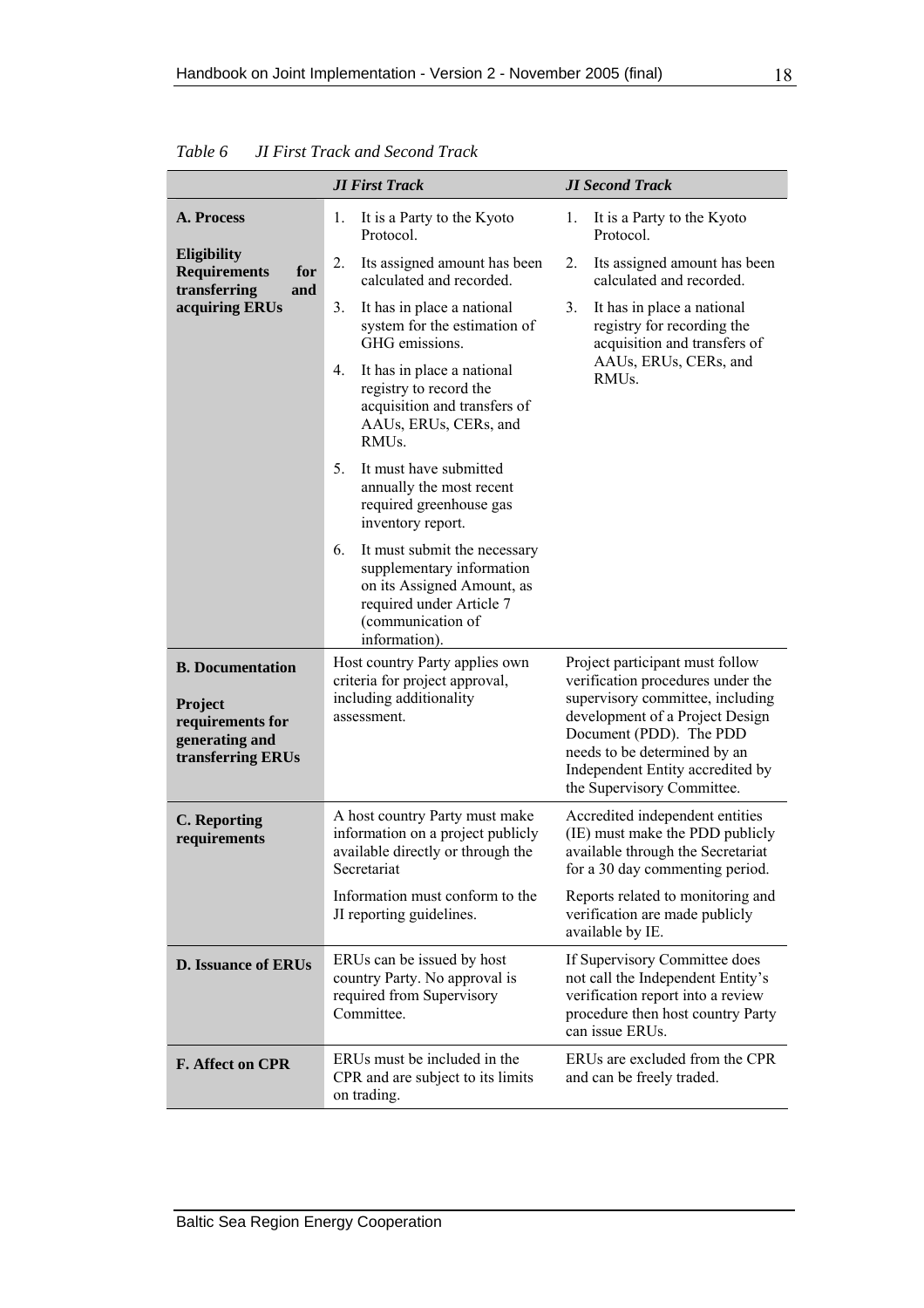*Table 6 JI First Track and Second Track*

| | *JI First Track* | *JI Second Track* |
|---|---|---|
| **A. Process**<br><br>**Eligibility Requirements for transferring and acquiring ERUs** | 1. It is a Party to the Kyoto Protocol.<br>2. Its assigned amount has been calculated and recorded.<br>3. It has in place a national system for the estimation of GHG emissions.<br>4. It has in place a national registry to record the acquisition and transfers of AAUs, ERUs, CERs, and RMUs.<br>5. It must have submitted annually the most recent required greenhouse gas inventory report.<br>6. It must submit the necessary supplementary information on its Assigned Amount, as required under Article 7 (communication of information). | 1. It is a Party to the Kyoto Protocol.<br>2. Its assigned amount has been calculated and recorded.<br>3. It has in place a national registry for recording the acquisition and transfers of AAUs, ERUs, CERs, and RMUs. |
| **B. Documentation**<br><br>**Project requirements for generating and transferring ERUs** | Host country Party applies own criteria for project approval, including additionality assessment. | Project participant must follow verification procedures under the supervisory committee, including development of a Project Design Document (PDD). The PDD needs to be determined by an Independent Entity accredited by the Supervisory Committee. |
| **C. Reporting requirements** | A host country Party must make information on a project publicly available directly or through the Secretariat<br><br>Information must conform to the JI reporting guidelines. | Accredited independent entities (IE) must make the PDD publicly available through the Secretariat for a 30 day commenting period.<br><br>Reports related to monitoring and verification are made publicly available by IE. |
| **D. Issuance of ERUs** | ERUs can be issued by host country Party. No approval is required from Supervisory Committee. | If Supervisory Committee does not call the Independent Entity's verification report into a review procedure then host country Party can issue ERUs. |
| **F. Affect on CPR** | ERUs must be included in the CPR and are subject to its limits on trading. | ERUs are excluded from the CPR and can be freely traded. |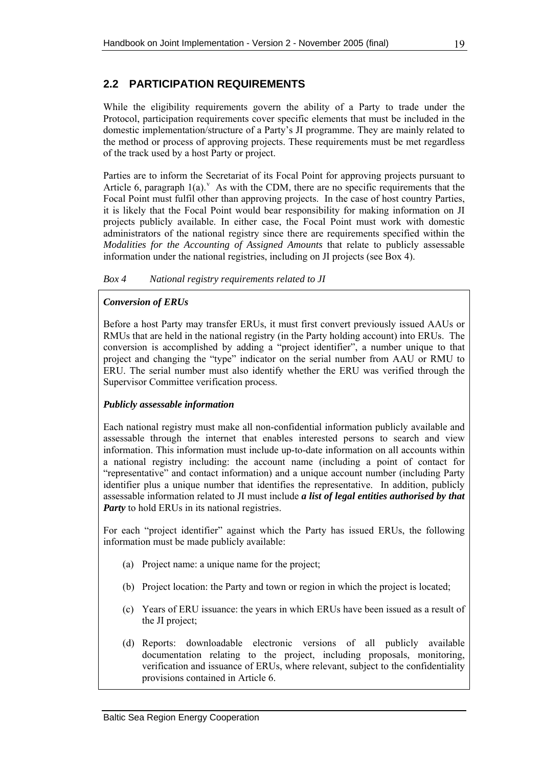## 2.2 PARTICIPATION REQUIREMENTS

While the eligibility requirements govern the ability of a Party to trade under the Protocol, participation requirements cover specific elements that must be included in the domestic implementation/structure of a Party's JI programme. They are mainly related to the method or process of approving projects. These requirements must be met regardless of the track used by a host Party or project.

Parties are to inform the Secretariat of its Focal Point for approving projects pursuant to Article 6, paragraph 1(a).[v] As with the CDM, there are no specific requirements that the Focal Point must fulfil other than approving projects. In the case of host country Parties, it is likely that the Focal Point would bear responsibility for making information on JI projects publicly available. In either case, the Focal Point must work with domestic administrators of the national registry since there are requirements specified within the *Modalities for the Accounting of Assigned Amounts* that relate to publicly assessable information under the national registries, including on JI projects (see Box 4).

*Box 4 National registry requirements related to JI*

***Conversion of ERUs***

Before a host Party may transfer ERUs, it must first convert previously issued AAUs or RMUs that are held in the national registry (in the Party holding account) into ERUs. The conversion is accomplished by adding a "project identifier", a number unique to that project and changing the "type" indicator on the serial number from AAU or RMU to ERU. The serial number must also identify whether the ERU was verified through the Supervisor Committee verification process.

***Publicly assessable information***

Each national registry must make all non-confidential information publicly available and assessable through the internet that enables interested persons to search and view information. This information must include up-to-date information on all accounts within a national registry including: the account name (including a point of contact for "representative" and contact information) and a unique account number (including Party identifier plus a unique number that identifies the representative. In addition, publicly assessable information related to JI must include ***a list of legal entities authorised by that Party*** to hold ERUs in its national registries.

For each "project identifier" against which the Party has issued ERUs, the following information must be made publicly available:

(a) Project name: a unique name for the project;

(b) Project location: the Party and town or region in which the project is located;

(c) Years of ERU issuance: the years in which ERUs have been issued as a result of the JI project;

(d) Reports: downloadable electronic versions of all publicly available documentation relating to the project, including proposals, monitoring, verification and issuance of ERUs, where relevant, subject to the confidentiality provisions contained in Article 6.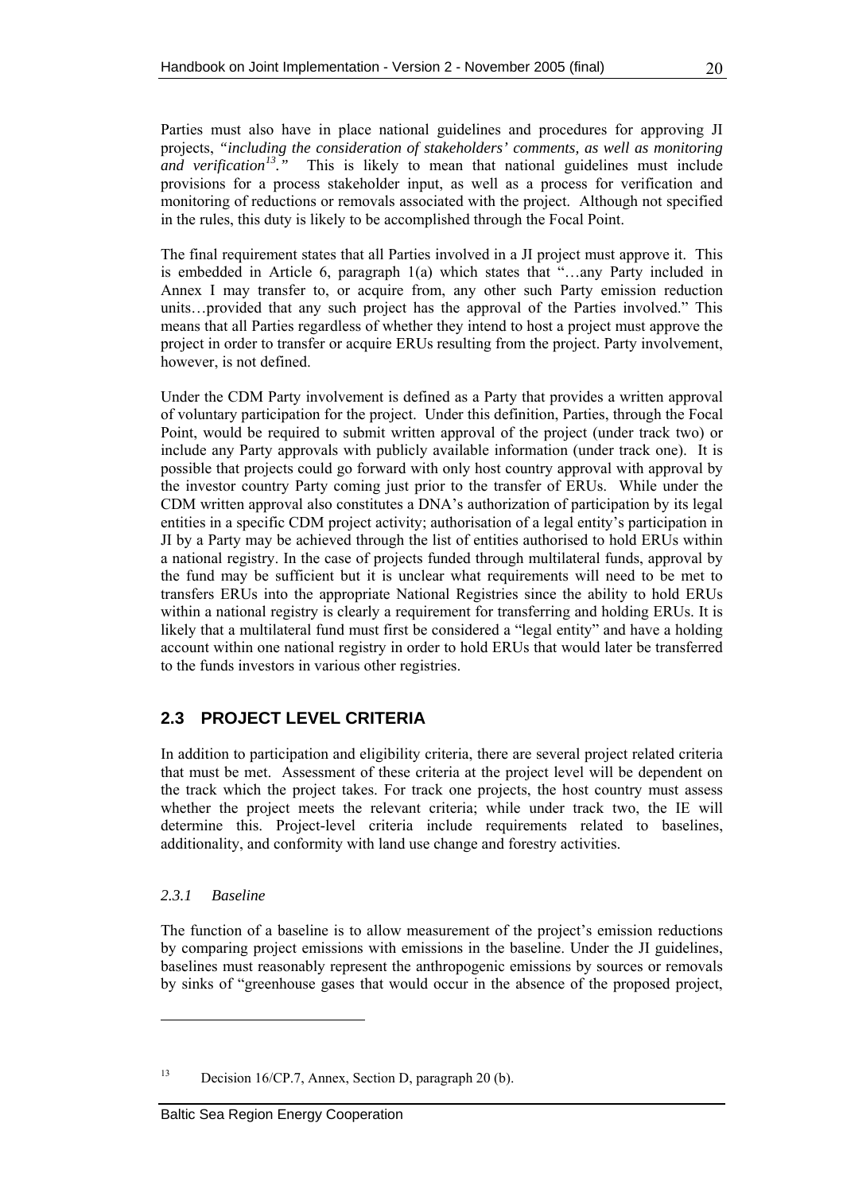Parties must also have in place national guidelines and procedures for approving JI projects, *"including the consideration of stakeholders' comments, as well as monitoring and verification[13]."* This is likely to mean that national guidelines must include provisions for a process stakeholder input, as well as a process for verification and monitoring of reductions or removals associated with the project. Although not specified in the rules, this duty is likely to be accomplished through the Focal Point.

The final requirement states that all Parties involved in a JI project must approve it. This is embedded in Article 6, paragraph 1(a) which states that "…any Party included in Annex I may transfer to, or acquire from, any other such Party emission reduction units…provided that any such project has the approval of the Parties involved." This means that all Parties regardless of whether they intend to host a project must approve the project in order to transfer or acquire ERUs resulting from the project. Party involvement, however, is not defined.

Under the CDM Party involvement is defined as a Party that provides a written approval of voluntary participation for the project. Under this definition, Parties, through the Focal Point, would be required to submit written approval of the project (under track two) or include any Party approvals with publicly available information (under track one). It is possible that projects could go forward with only host country approval with approval by the investor country Party coming just prior to the transfer of ERUs. While under the CDM written approval also constitutes a DNA's authorization of participation by its legal entities in a specific CDM project activity; authorisation of a legal entity's participation in JI by a Party may be achieved through the list of entities authorised to hold ERUs within a national registry. In the case of projects funded through multilateral funds, approval by the fund may be sufficient but it is unclear what requirements will need to be met to transfers ERUs into the appropriate National Registries since the ability to hold ERUs within a national registry is clearly a requirement for transferring and holding ERUs. It is likely that a multilateral fund must first be considered a "legal entity" and have a holding account within one national registry in order to hold ERUs that would later be transferred to the funds investors in various other registries.

## 2.3 PROJECT LEVEL CRITERIA

In addition to participation and eligibility criteria, there are several project related criteria that must be met. Assessment of these criteria at the project level will be dependent on the track which the project takes. For track one projects, the host country must assess whether the project meets the relevant criteria; while under track two, the IE will determine this. Project-level criteria include requirements related to baselines, additionality, and conformity with land use change and forestry activities.

### *2.3.1 Baseline*

The function of a baseline is to allow measurement of the project's emission reductions by comparing project emissions with emissions in the baseline. Under the JI guidelines, baselines must reasonably represent the anthropogenic emissions by sources or removals by sinks of "greenhouse gases that would occur in the absence of the proposed project,

---

[13] Decision 16/CP.7, Annex, Section D, paragraph 20 (b).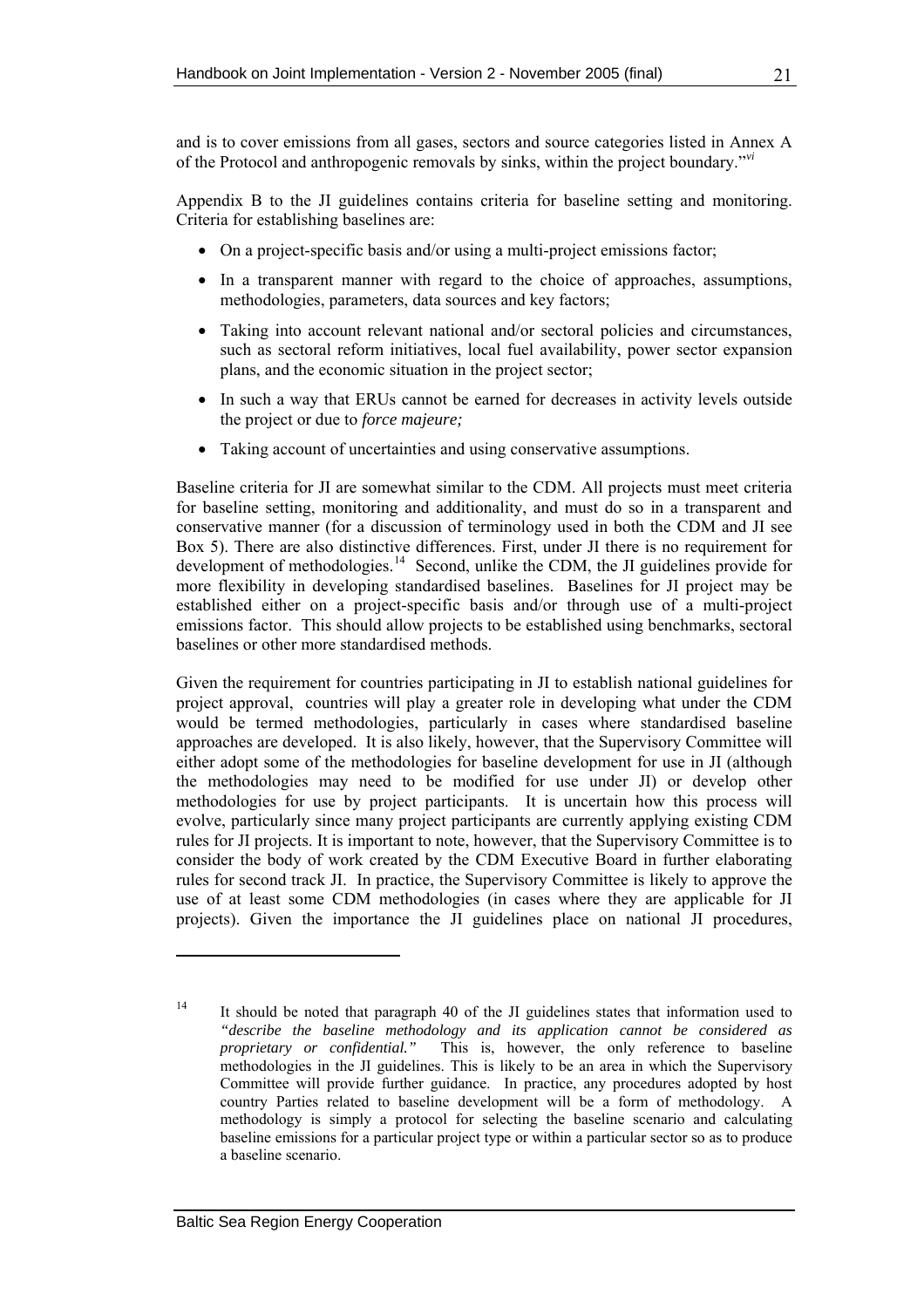and is to cover emissions from all gases, sectors and source categories listed in Annex A of the Protocol and anthropogenic removals by sinks, within the project boundary."[vi]

Appendix B to the JI guidelines contains criteria for baseline setting and monitoring. Criteria for establishing baselines are:

- On a project-specific basis and/or using a multi-project emissions factor;
- In a transparent manner with regard to the choice of approaches, assumptions, methodologies, parameters, data sources and key factors;
- Taking into account relevant national and/or sectoral policies and circumstances, such as sectoral reform initiatives, local fuel availability, power sector expansion plans, and the economic situation in the project sector;
- In such a way that ERUs cannot be earned for decreases in activity levels outside the project or due to *force majeure;*
- Taking account of uncertainties and using conservative assumptions.

Baseline criteria for JI are somewhat similar to the CDM. All projects must meet criteria for baseline setting, monitoring and additionality, and must do so in a transparent and conservative manner (for a discussion of terminology used in both the CDM and JI see Box 5). There are also distinctive differences. First, under JI there is no requirement for development of methodologies.[14] Second, unlike the CDM, the JI guidelines provide for more flexibility in developing standardised baselines. Baselines for JI project may be established either on a project-specific basis and/or through use of a multi-project emissions factor. This should allow projects to be established using benchmarks, sectoral baselines or other more standardised methods.

Given the requirement for countries participating in JI to establish national guidelines for project approval, countries will play a greater role in developing what under the CDM would be termed methodologies, particularly in cases where standardised baseline approaches are developed. It is also likely, however, that the Supervisory Committee will either adopt some of the methodologies for baseline development for use in JI (although the methodologies may need to be modified for use under JI) or develop other methodologies for use by project participants. It is uncertain how this process will evolve, particularly since many project participants are currently applying existing CDM rules for JI projects. It is important to note, however, that the Supervisory Committee is to consider the body of work created by the CDM Executive Board in further elaborating rules for second track JI. In practice, the Supervisory Committee is likely to approve the use of at least some CDM methodologies (in cases where they are applicable for JI projects). Given the importance the JI guidelines place on national JI procedures,

---

[14] It should be noted that paragraph 40 of the JI guidelines states that information used to *"describe the baseline methodology and its application cannot be considered as proprietary or confidential."* This is, however, the only reference to baseline methodologies in the JI guidelines. This is likely to be an area in which the Supervisory Committee will provide further guidance. In practice, any procedures adopted by host country Parties related to baseline development will be a form of methodology. A methodology is simply a protocol for selecting the baseline scenario and calculating baseline emissions for a particular project type or within a particular sector so as to produce a baseline scenario.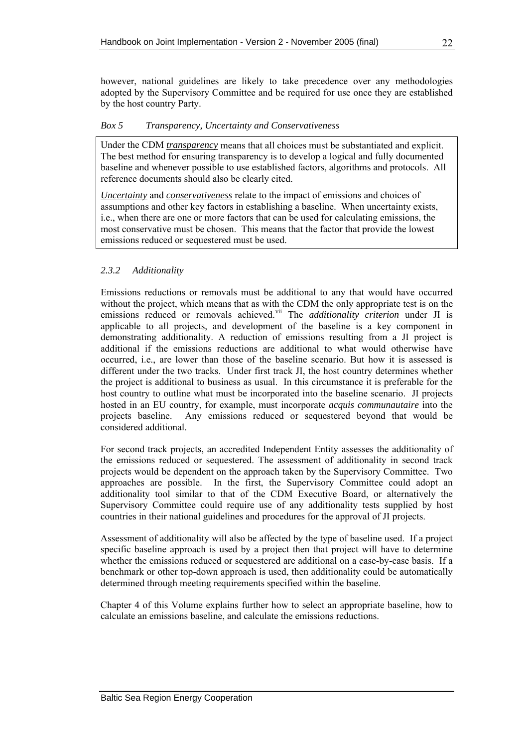however, national guidelines are likely to take precedence over any methodologies adopted by the Supervisory Committee and be required for use once they are established by the host country Party.

*Box 5 Transparency, Uncertainty and Conservativeness*

Under the CDM ***transparency*** means that all choices must be substantiated and explicit. The best method for ensuring transparency is to develop a logical and fully documented baseline and whenever possible to use established factors, algorithms and protocols. All reference documents should also be clearly cited.

***Uncertainty*** and ***conservativeness*** relate to the impact of emissions and choices of assumptions and other key factors in establishing a baseline. When uncertainty exists, i.e., when there are one or more factors that can be used for calculating emissions, the most conservative must be chosen. This means that the factor that provide the lowest emissions reduced or sequestered must be used.

### *2.3.2 Additionality*

Emissions reductions or removals must be additional to any that would have occurred without the project, which means that as with the CDM the only appropriate test is on the emissions reduced or removals achieved.[vii] The *additionality criterion* under JI is applicable to all projects, and development of the baseline is a key component in demonstrating additionality. A reduction of emissions resulting from a JI project is additional if the emissions reductions are additional to what would otherwise have occurred, i.e., are lower than those of the baseline scenario. But how it is assessed is different under the two tracks. Under first track JI, the host country determines whether the project is additional to business as usual. In this circumstance it is preferable for the host country to outline what must be incorporated into the baseline scenario. JI projects hosted in an EU country, for example, must incorporate *acquis communautaire* into the projects baseline. Any emissions reduced or sequestered beyond that would be considered additional.

For second track projects, an accredited Independent Entity assesses the additionality of the emissions reduced or sequestered. The assessment of additionality in second track projects would be dependent on the approach taken by the Supervisory Committee. Two approaches are possible. In the first, the Supervisory Committee could adopt an additionality tool similar to that of the CDM Executive Board, or alternatively the Supervisory Committee could require use of any additionality tests supplied by host countries in their national guidelines and procedures for the approval of JI projects.

Assessment of additionality will also be affected by the type of baseline used. If a project specific baseline approach is used by a project then that project will have to determine whether the emissions reduced or sequestered are additional on a case-by-case basis. If a benchmark or other top-down approach is used, then additionality could be automatically determined through meeting requirements specified within the baseline.

Chapter 4 of this Volume explains further how to select an appropriate baseline, how to calculate an emissions baseline, and calculate the emissions reductions.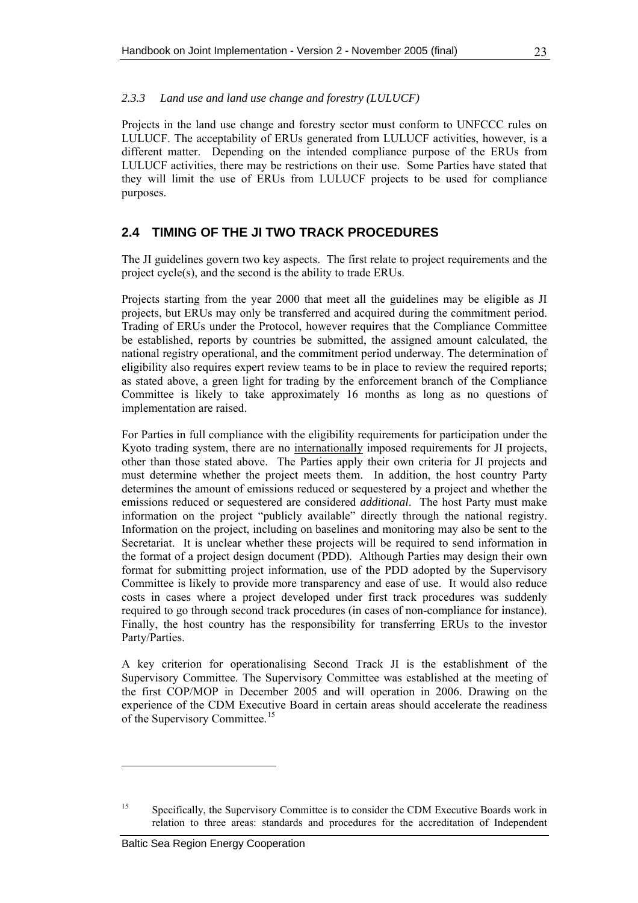### *2.3.3 Land use and land use change and forestry (LULUCF)*

Projects in the land use change and forestry sector must conform to UNFCCC rules on LULUCF. The acceptability of ERUs generated from LULUCF activities, however, is a different matter. Depending on the intended compliance purpose of the ERUs from LULUCF activities, there may be restrictions on their use. Some Parties have stated that they will limit the use of ERUs from LULUCF projects to be used for compliance purposes.

## 2.4 TIMING OF THE JI TWO TRACK PROCEDURES

The JI guidelines govern two key aspects. The first relate to project requirements and the project cycle(s), and the second is the ability to trade ERUs.

Projects starting from the year 2000 that meet all the guidelines may be eligible as JI projects, but ERUs may only be transferred and acquired during the commitment period. Trading of ERUs under the Protocol, however requires that the Compliance Committee be established, reports by countries be submitted, the assigned amount calculated, the national registry operational, and the commitment period underway. The determination of eligibility also requires expert review teams to be in place to review the required reports; as stated above, a green light for trading by the enforcement branch of the Compliance Committee is likely to take approximately 16 months as long as no questions of implementation are raised.

For Parties in full compliance with the eligibility requirements for participation under the Kyoto trading system, there are no internationally imposed requirements for JI projects, other than those stated above. The Parties apply their own criteria for JI projects and must determine whether the project meets them. In addition, the host country Party determines the amount of emissions reduced or sequestered by a project and whether the emissions reduced or sequestered are considered *additional*. The host Party must make information on the project "publicly available" directly through the national registry. Information on the project, including on baselines and monitoring may also be sent to the Secretariat. It is unclear whether these projects will be required to send information in the format of a project design document (PDD). Although Parties may design their own format for submitting project information, use of the PDD adopted by the Supervisory Committee is likely to provide more transparency and ease of use. It would also reduce costs in cases where a project developed under first track procedures was suddenly required to go through second track procedures (in cases of non-compliance for instance). Finally, the host country has the responsibility for transferring ERUs to the investor Party/Parties.

A key criterion for operationalising Second Track JI is the establishment of the Supervisory Committee. The Supervisory Committee was established at the meeting of the first COP/MOP in December 2005 and will operation in 2006. Drawing on the experience of the CDM Executive Board in certain areas should accelerate the readiness of the Supervisory Committee.[15]

---

[15] Specifically, the Supervisory Committee is to consider the CDM Executive Boards work in relation to three areas: standards and procedures for the accreditation of Independent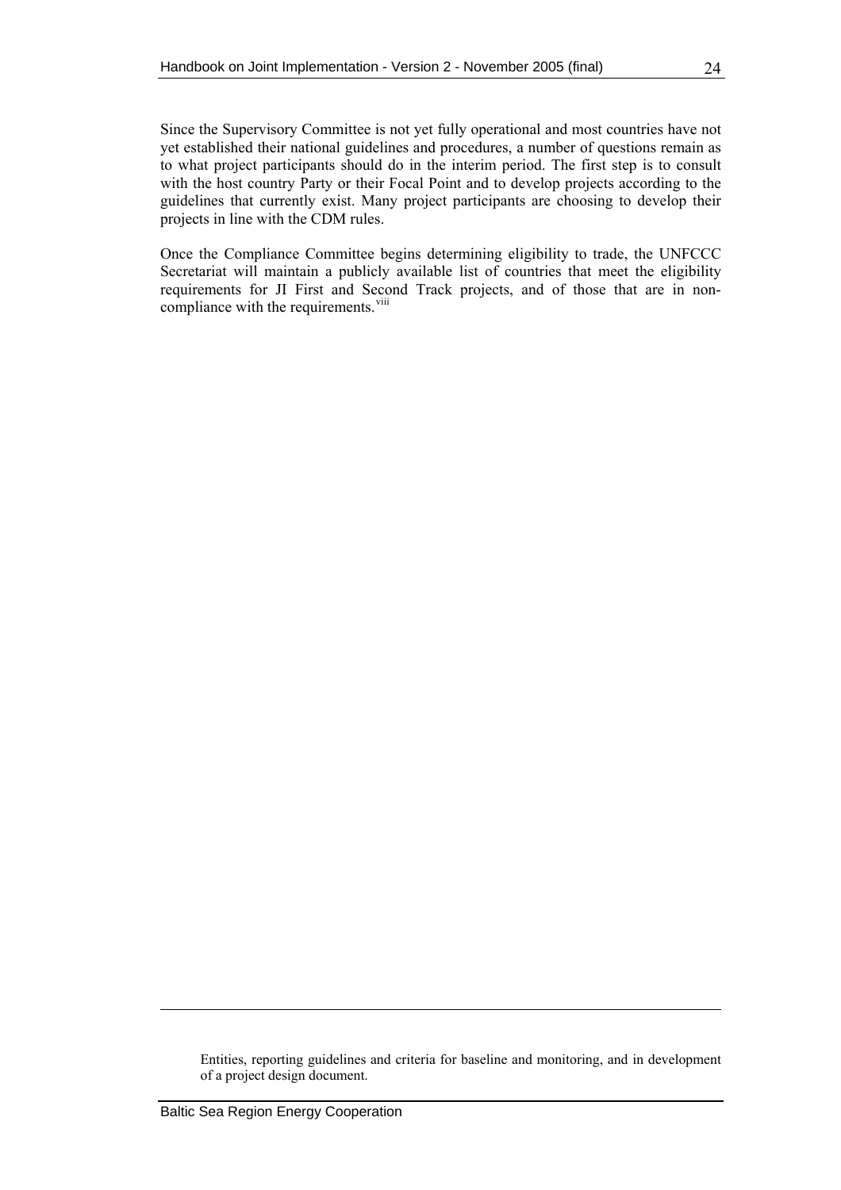Since the Supervisory Committee is not yet fully operational and most countries have not yet established their national guidelines and procedures, a number of questions remain as to what project participants should do in the interim period. The first step is to consult with the host country Party or their Focal Point and to develop projects according to the guidelines that currently exist. Many project participants are choosing to develop their projects in line with the CDM rules.

Once the Compliance Committee begins determining eligibility to trade, the UNFCCC Secretariat will maintain a publicly available list of countries that meet the eligibility requirements for JI First and Second Track projects, and of those that are in non-compliance with the requirements.[viii]

---

Entities, reporting guidelines and criteria for baseline and monitoring, and in development of a project design document.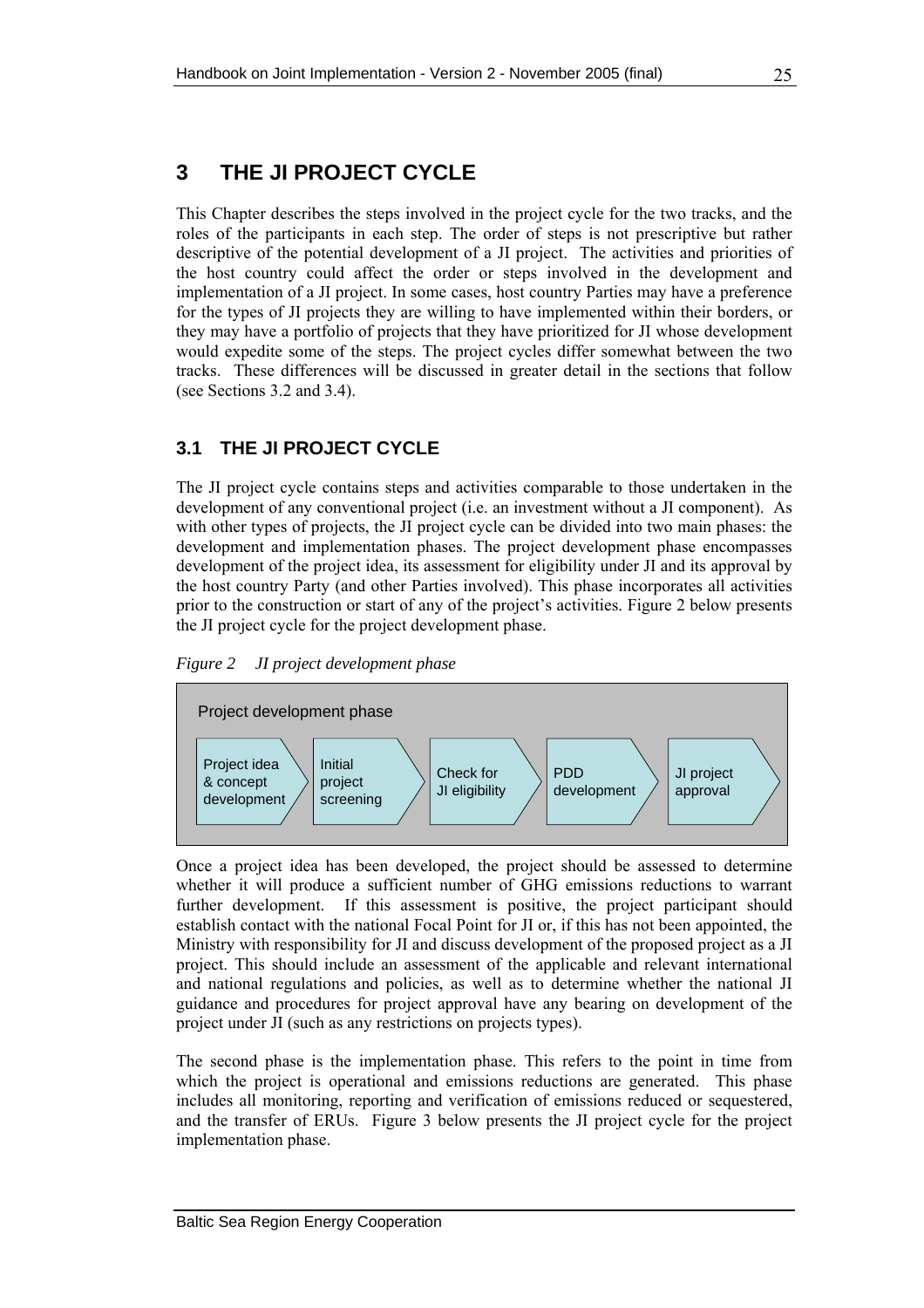# 3 THE JI PROJECT CYCLE

This Chapter describes the steps involved in the project cycle for the two tracks, and the roles of the participants in each step. The order of steps is not prescriptive but rather descriptive of the potential development of a JI project. The activities and priorities of the host country could affect the order or steps involved in the development and implementation of a JI project. In some cases, host country Parties may have a preference for the types of JI projects they are willing to have implemented within their borders, or they may have a portfolio of projects that they have prioritized for JI whose development would expedite some of the steps. The project cycles differ somewhat between the two tracks. These differences will be discussed in greater detail in the sections that follow (see Sections 3.2 and 3.4).

## 3.1 THE JI PROJECT CYCLE

The JI project cycle contains steps and activities comparable to those undertaken in the development of any conventional project (i.e. an investment without a JI component). As with other types of projects, the JI project cycle can be divided into two main phases: the development and implementation phases. The project development phase encompasses development of the project idea, its assessment for eligibility under JI and its approval by the host country Party (and other Parties involved). This phase incorporates all activities prior to the construction or start of any of the project's activities. Figure 2 below presents the JI project cycle for the project development phase.

*Figure 2 JI project development phase*

Project development phase

Project idea & concept development → Initial project screening → Check for JI eligibility → PDD development → JI project approval

Once a project idea has been developed, the project should be assessed to determine whether it will produce a sufficient number of GHG emissions reductions to warrant further development. If this assessment is positive, the project participant should establish contact with the national Focal Point for JI or, if this has not been appointed, the Ministry with responsibility for JI and discuss development of the proposed project as a JI project. This should include an assessment of the applicable and relevant international and national regulations and policies, as well as to determine whether the national JI guidance and procedures for project approval have any bearing on development of the project under JI (such as any restrictions on projects types).

The second phase is the implementation phase. This refers to the point in time from which the project is operational and emissions reductions are generated. This phase includes all monitoring, reporting and verification of emissions reduced or sequestered, and the transfer of ERUs. Figure 3 below presents the JI project cycle for the project implementation phase.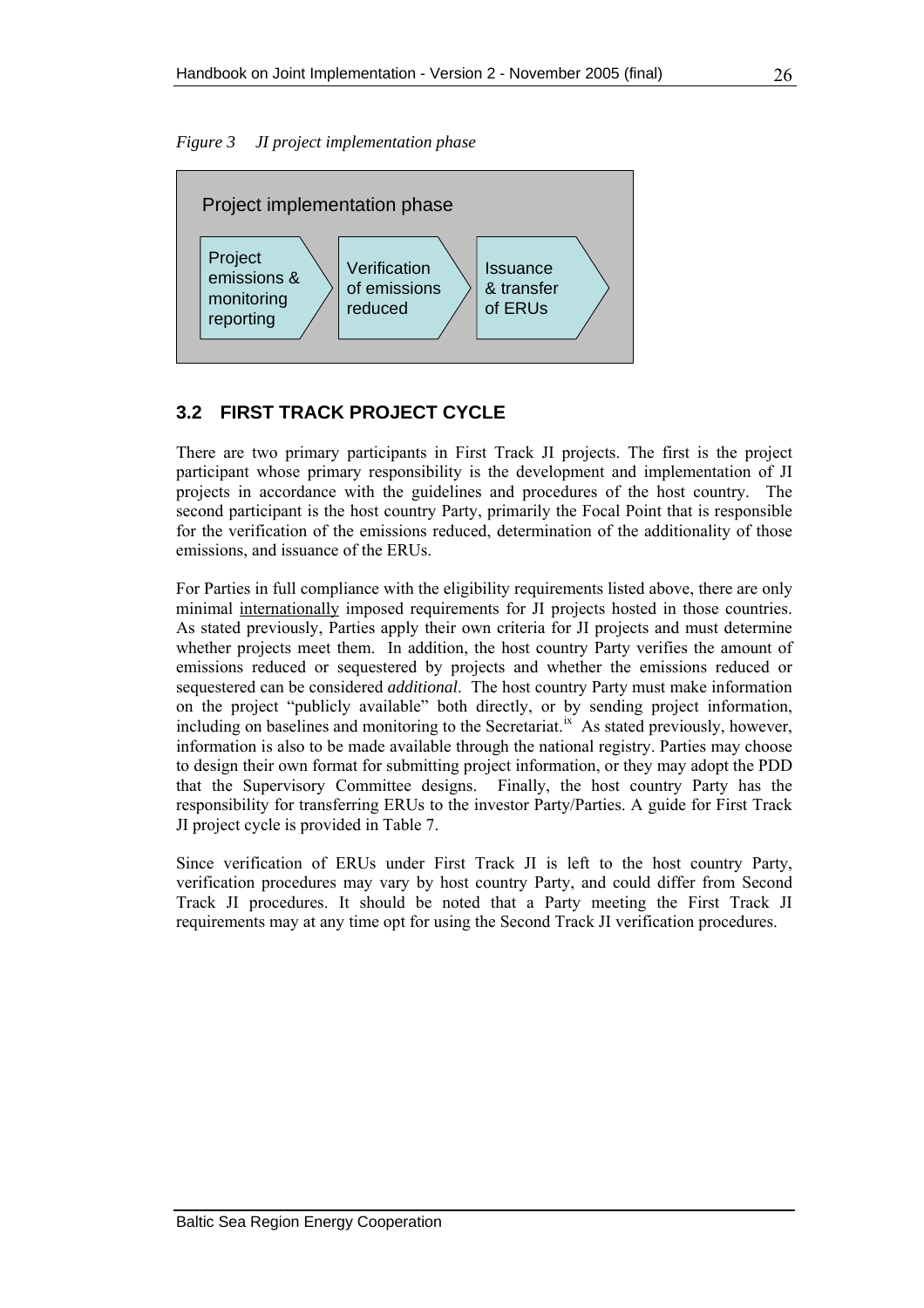*Figure 3 JI project implementation phase*

Project implementation phase

Project emissions & monitoring reporting → Verification of emissions reduced → Issuance & transfer of ERUs

## 3.2 FIRST TRACK PROJECT CYCLE

There are two primary participants in First Track JI projects. The first is the project participant whose primary responsibility is the development and implementation of JI projects in accordance with the guidelines and procedures of the host country. The second participant is the host country Party, primarily the Focal Point that is responsible for the verification of the emissions reduced, determination of the additionality of those emissions, and issuance of the ERUs.

For Parties in full compliance with the eligibility requirements listed above, there are only minimal internationally imposed requirements for JI projects hosted in those countries. As stated previously, Parties apply their own criteria for JI projects and must determine whether projects meet them. In addition, the host country Party verifies the amount of emissions reduced or sequestered by projects and whether the emissions reduced or sequestered can be considered *additional*. The host country Party must make information on the project "publicly available" both directly, or by sending project information, including on baselines and monitoring to the Secretariat.[ix] As stated previously, however, information is also to be made available through the national registry. Parties may choose to design their own format for submitting project information, or they may adopt the PDD that the Supervisory Committee designs. Finally, the host country Party has the responsibility for transferring ERUs to the investor Party/Parties. A guide for First Track JI project cycle is provided in Table 7.

Since verification of ERUs under First Track JI is left to the host country Party, verification procedures may vary by host country Party, and could differ from Second Track JI procedures. It should be noted that a Party meeting the First Track JI requirements may at any time opt for using the Second Track JI verification procedures.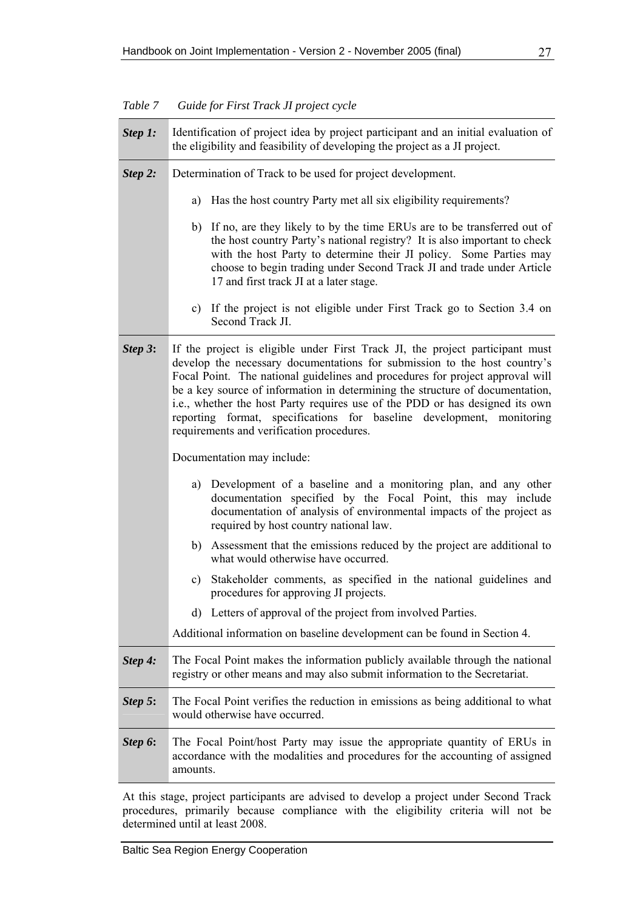*Table 7 Guide for First Track JI project cycle*

| | |
|---|---|
| ***Step 1:*** | Identification of project idea by project participant and an initial evaluation of the eligibility and feasibility of developing the project as a JI project. |
| ***Step 2:*** | Determination of Track to be used for project development.<br><br>a) Has the host country Party met all six eligibility requirements?<br><br>b) If no, are they likely to by the time ERUs are to be transferred out of the host country Party's national registry? It is also important to check with the host Party to determine their JI policy. Some Parties may choose to begin trading under Second Track JI and trade under Article 17 and first track JI at a later stage.<br><br>c) If the project is not eligible under First Track go to Section 3.4 on Second Track JI. |
| ***Step 3*:** | If the project is eligible under First Track JI, the project participant must develop the necessary documentations for submission to the host country's Focal Point. The national guidelines and procedures for project approval will be a key source of information in determining the structure of documentation, i.e., whether the host Party requires use of the PDD or has designed its own reporting format, specifications for baseline development, monitoring requirements and verification procedures.<br><br>Documentation may include:<br><br>a) Development of a baseline and a monitoring plan, and any other documentation specified by the Focal Point, this may include documentation of analysis of environmental impacts of the project as required by host country national law.<br><br>b) Assessment that the emissions reduced by the project are additional to what would otherwise have occurred.<br><br>c) Stakeholder comments, as specified in the national guidelines and procedures for approving JI projects.<br><br>d) Letters of approval of the project from involved Parties.<br><br>Additional information on baseline development can be found in Section 4. |
| ***Step 4:*** | The Focal Point makes the information publicly available through the national registry or other means and may also submit information to the Secretariat. |
| ***Step 5*:** | The Focal Point verifies the reduction in emissions as being additional to what would otherwise have occurred. |
| ***Step 6*:** | The Focal Point/host Party may issue the appropriate quantity of ERUs in accordance with the modalities and procedures for the accounting of assigned amounts. |

At this stage, project participants are advised to develop a project under Second Track procedures, primarily because compliance with the eligibility criteria will not be determined until at least 2008.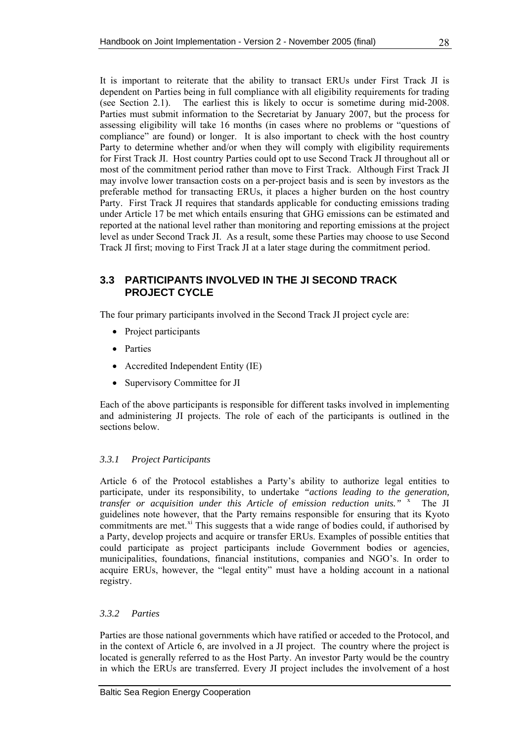It is important to reiterate that the ability to transact ERUs under First Track JI is dependent on Parties being in full compliance with all eligibility requirements for trading (see Section 2.1). The earliest this is likely to occur is sometime during mid-2008. Parties must submit information to the Secretariat by January 2007, but the process for assessing eligibility will take 16 months (in cases where no problems or "questions of compliance" are found) or longer. It is also important to check with the host country Party to determine whether and/or when they will comply with eligibility requirements for First Track JI. Host country Parties could opt to use Second Track JI throughout all or most of the commitment period rather than move to First Track. Although First Track JI may involve lower transaction costs on a per-project basis and is seen by investors as the preferable method for transacting ERUs, it places a higher burden on the host country Party. First Track JI requires that standards applicable for conducting emissions trading under Article 17 be met which entails ensuring that GHG emissions can be estimated and reported at the national level rather than monitoring and reporting emissions at the project level as under Second Track JI. As a result, some these Parties may choose to use Second Track JI first; moving to First Track JI at a later stage during the commitment period.

## 3.3 PARTICIPANTS INVOLVED IN THE JI SECOND TRACK PROJECT CYCLE

The four primary participants involved in the Second Track JI project cycle are:

- Project participants
- Parties
- Accredited Independent Entity (IE)
- Supervisory Committee for JI

Each of the above participants is responsible for different tasks involved in implementing and administering JI projects. The role of each of the participants is outlined in the sections below.

### *3.3.1 Project Participants*

Article 6 of the Protocol establishes a Party's ability to authorize legal entities to participate, under its responsibility, to undertake *"actions leading to the generation, transfer or acquisition under this Article of emission reduction units."* [x] The JI guidelines note however, that the Party remains responsible for ensuring that its Kyoto commitments are met.[xi] This suggests that a wide range of bodies could, if authorised by a Party, develop projects and acquire or transfer ERUs. Examples of possible entities that could participate as project participants include Government bodies or agencies, municipalities, foundations, financial institutions, companies and NGO's. In order to acquire ERUs, however, the "legal entity" must have a holding account in a national registry.

### *3.3.2 Parties*

Parties are those national governments which have ratified or acceded to the Protocol, and in the context of Article 6, are involved in a JI project. The country where the project is located is generally referred to as the Host Party. An investor Party would be the country in which the ERUs are transferred. Every JI project includes the involvement of a host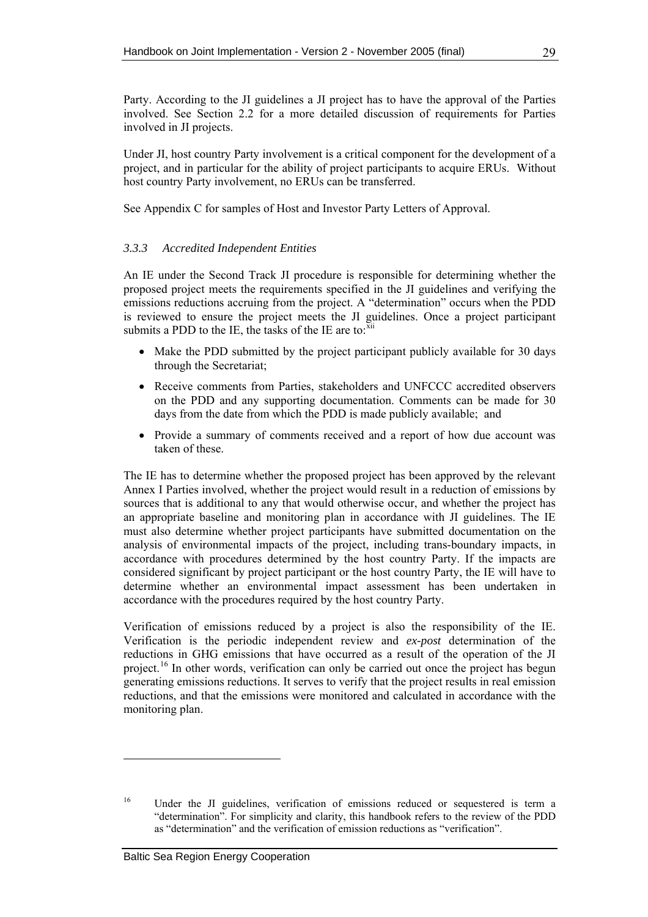Party. According to the JI guidelines a JI project has to have the approval of the Parties involved. See Section 2.2 for a more detailed discussion of requirements for Parties involved in JI projects.

Under JI, host country Party involvement is a critical component for the development of a project, and in particular for the ability of project participants to acquire ERUs. Without host country Party involvement, no ERUs can be transferred.

See Appendix C for samples of Host and Investor Party Letters of Approval.

### *3.3.3 Accredited Independent Entities*

An IE under the Second Track JI procedure is responsible for determining whether the proposed project meets the requirements specified in the JI guidelines and verifying the emissions reductions accruing from the project. A "determination" occurs when the PDD is reviewed to ensure the project meets the JI guidelines. Once a project participant submits a PDD to the IE, the tasks of the IE are to:[xii]

- Make the PDD submitted by the project participant publicly available for 30 days through the Secretariat;
- Receive comments from Parties, stakeholders and UNFCCC accredited observers on the PDD and any supporting documentation. Comments can be made for 30 days from the date from which the PDD is made publicly available; and
- Provide a summary of comments received and a report of how due account was taken of these.

The IE has to determine whether the proposed project has been approved by the relevant Annex I Parties involved, whether the project would result in a reduction of emissions by sources that is additional to any that would otherwise occur, and whether the project has an appropriate baseline and monitoring plan in accordance with JI guidelines. The IE must also determine whether project participants have submitted documentation on the analysis of environmental impacts of the project, including trans-boundary impacts, in accordance with procedures determined by the host country Party. If the impacts are considered significant by project participant or the host country Party, the IE will have to determine whether an environmental impact assessment has been undertaken in accordance with the procedures required by the host country Party.

Verification of emissions reduced by a project is also the responsibility of the IE. Verification is the periodic independent review and *ex-post* determination of the reductions in GHG emissions that have occurred as a result of the operation of the JI project.[16] In other words, verification can only be carried out once the project has begun generating emissions reductions. It serves to verify that the project results in real emission reductions, and that the emissions were monitored and calculated in accordance with the monitoring plan.

---

[16] Under the JI guidelines, verification of emissions reduced or sequestered is term a "determination". For simplicity and clarity, this handbook refers to the review of the PDD as "determination" and the verification of emission reductions as "verification".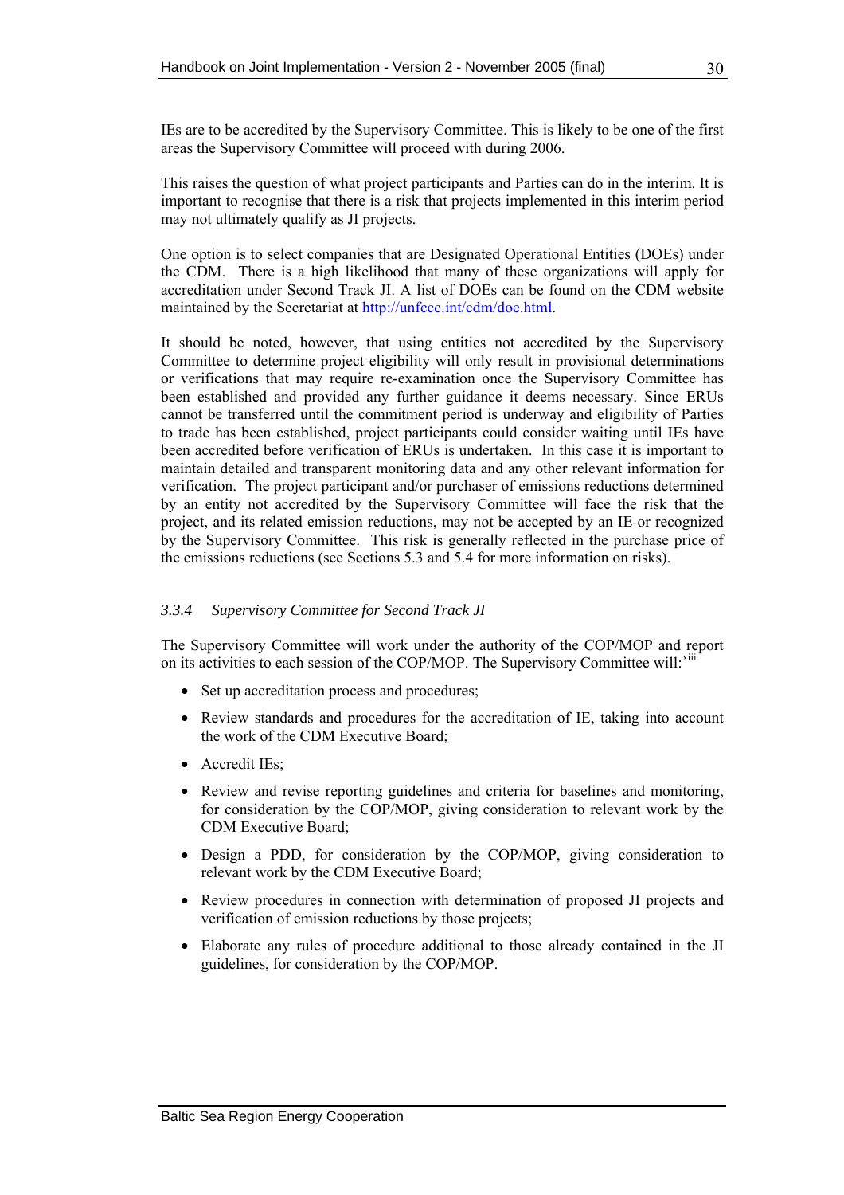IEs are to be accredited by the Supervisory Committee. This is likely to be one of the first areas the Supervisory Committee will proceed with during 2006.

This raises the question of what project participants and Parties can do in the interim. It is important to recognise that there is a risk that projects implemented in this interim period may not ultimately qualify as JI projects.

One option is to select companies that are Designated Operational Entities (DOEs) under the CDM. There is a high likelihood that many of these organizations will apply for accreditation under Second Track JI. A list of DOEs can be found on the CDM website maintained by the Secretariat at http://unfccc.int/cdm/doe.html.

It should be noted, however, that using entities not accredited by the Supervisory Committee to determine project eligibility will only result in provisional determinations or verifications that may require re-examination once the Supervisory Committee has been established and provided any further guidance it deems necessary. Since ERUs cannot be transferred until the commitment period is underway and eligibility of Parties to trade has been established, project participants could consider waiting until IEs have been accredited before verification of ERUs is undertaken. In this case it is important to maintain detailed and transparent monitoring data and any other relevant information for verification. The project participant and/or purchaser of emissions reductions determined by an entity not accredited by the Supervisory Committee will face the risk that the project, and its related emission reductions, may not be accepted by an IE or recognized by the Supervisory Committee. This risk is generally reflected in the purchase price of the emissions reductions (see Sections 5.3 and 5.4 for more information on risks).

### *3.3.4 Supervisory Committee for Second Track JI*

The Supervisory Committee will work under the authority of the COP/MOP and report on its activities to each session of the COP/MOP. The Supervisory Committee will:[xiii]

- Set up accreditation process and procedures;
- Review standards and procedures for the accreditation of IE, taking into account the work of the CDM Executive Board;
- Accredit IEs;
- Review and revise reporting guidelines and criteria for baselines and monitoring, for consideration by the COP/MOP, giving consideration to relevant work by the CDM Executive Board;
- Design a PDD, for consideration by the COP/MOP, giving consideration to relevant work by the CDM Executive Board;
- Review procedures in connection with determination of proposed JI projects and verification of emission reductions by those projects;
- Elaborate any rules of procedure additional to those already contained in the JI guidelines, for consideration by the COP/MOP.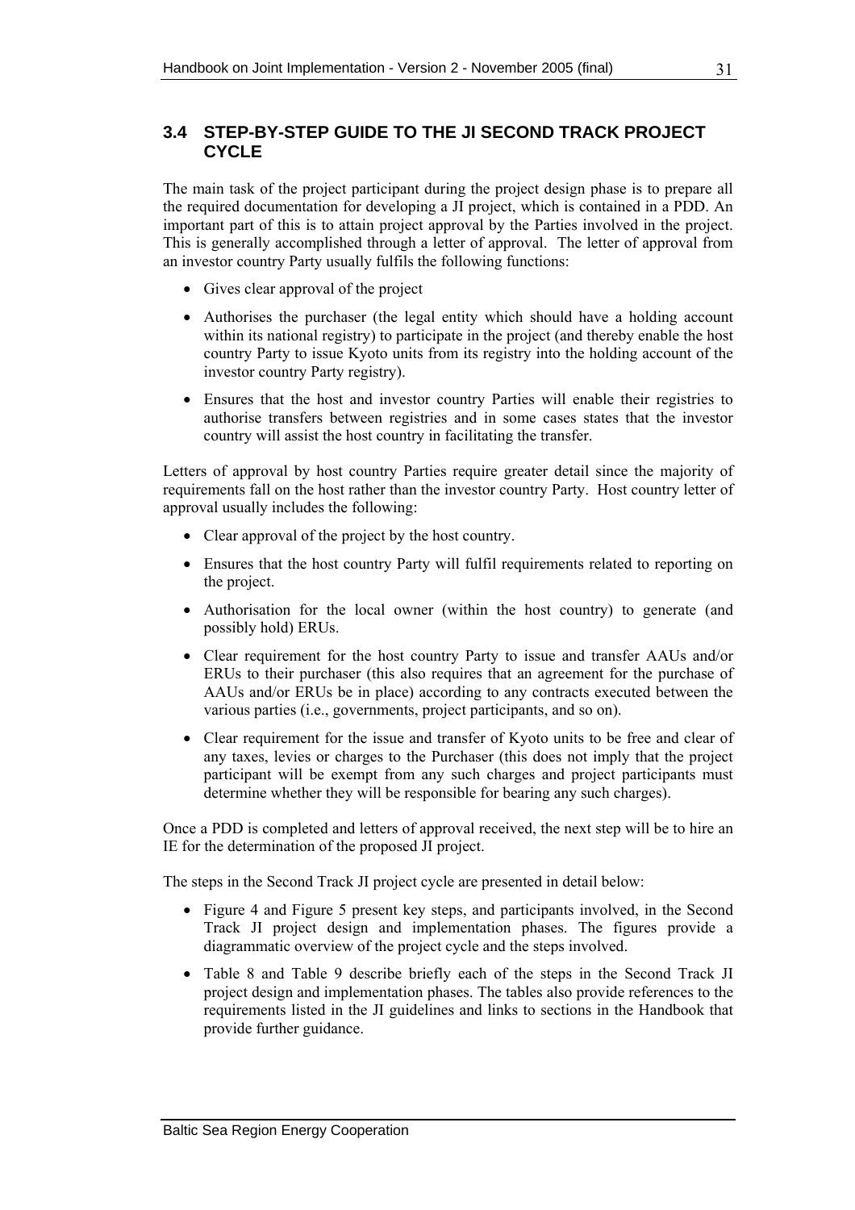## 3.4 STEP-BY-STEP GUIDE TO THE JI SECOND TRACK PROJECT CYCLE

The main task of the project participant during the project design phase is to prepare all the required documentation for developing a JI project, which is contained in a PDD. An important part of this is to attain project approval by the Parties involved in the project. This is generally accomplished through a letter of approval. The letter of approval from an investor country Party usually fulfils the following functions:

- Gives clear approval of the project
- Authorises the purchaser (the legal entity which should have a holding account within its national registry) to participate in the project (and thereby enable the host country Party to issue Kyoto units from its registry into the holding account of the investor country Party registry).
- Ensures that the host and investor country Parties will enable their registries to authorise transfers between registries and in some cases states that the investor country will assist the host country in facilitating the transfer.

Letters of approval by host country Parties require greater detail since the majority of requirements fall on the host rather than the investor country Party. Host country letter of approval usually includes the following:

- Clear approval of the project by the host country.
- Ensures that the host country Party will fulfil requirements related to reporting on the project.
- Authorisation for the local owner (within the host country) to generate (and possibly hold) ERUs.
- Clear requirement for the host country Party to issue and transfer AAUs and/or ERUs to their purchaser (this also requires that an agreement for the purchase of AAUs and/or ERUs be in place) according to any contracts executed between the various parties (i.e., governments, project participants, and so on).
- Clear requirement for the issue and transfer of Kyoto units to be free and clear of any taxes, levies or charges to the Purchaser (this does not imply that the project participant will be exempt from any such charges and project participants must determine whether they will be responsible for bearing any such charges).

Once a PDD is completed and letters of approval received, the next step will be to hire an IE for the determination of the proposed JI project.

The steps in the Second Track JI project cycle are presented in detail below:

- Figure 4 and Figure 5 present key steps, and participants involved, in the Second Track JI project design and implementation phases. The figures provide a diagrammatic overview of the project cycle and the steps involved.
- Table 8 and Table 9 describe briefly each of the steps in the Second Track JI project design and implementation phases. The tables also provide references to the requirements listed in the JI guidelines and links to sections in the Handbook that provide further guidance.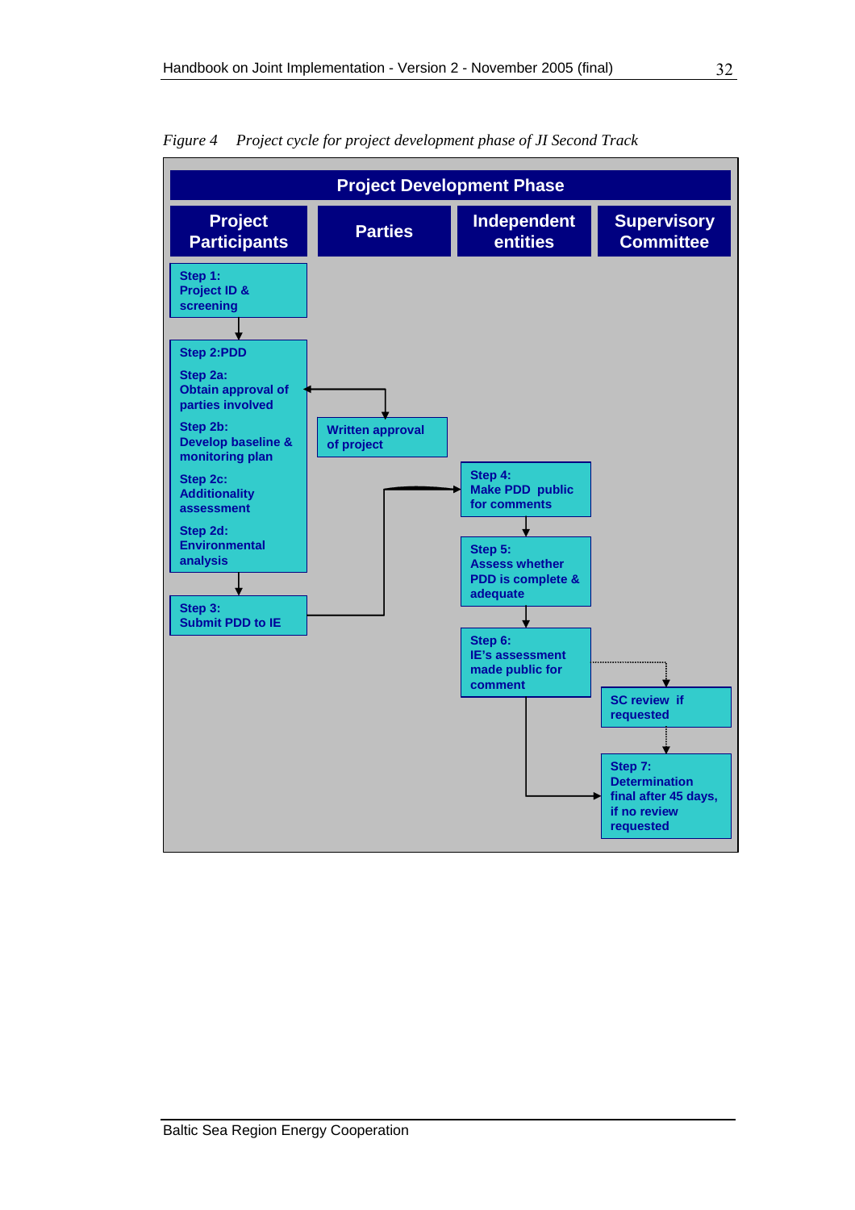*Figure 4 Project cycle for project development phase of JI Second Track*

**Project Development Phase**

| Project Participants | Parties | Independent entities | Supervisory Committee |
|---|---|---|---|
| **Step 1:** Project ID & screening | | | |
| **Step 2:PDD**<br>**Step 2a:** Obtain approval of parties involved<br>**Step 2b:** Develop baseline & monitoring plan<br>**Step 2c:** Additionality assessment<br>**Step 2d:** Environmental analysis | Written approval of project | **Step 4:** Make PDD public for comments | |
| **Step 3:** Submit PDD to IE | | **Step 5:** Assess whether PDD is complete & adequate | |
| | | **Step 6:** IE's assessment made public for comment | SC review if requested |
| | | | **Step 7:** Determination final after 45 days, if no review requested |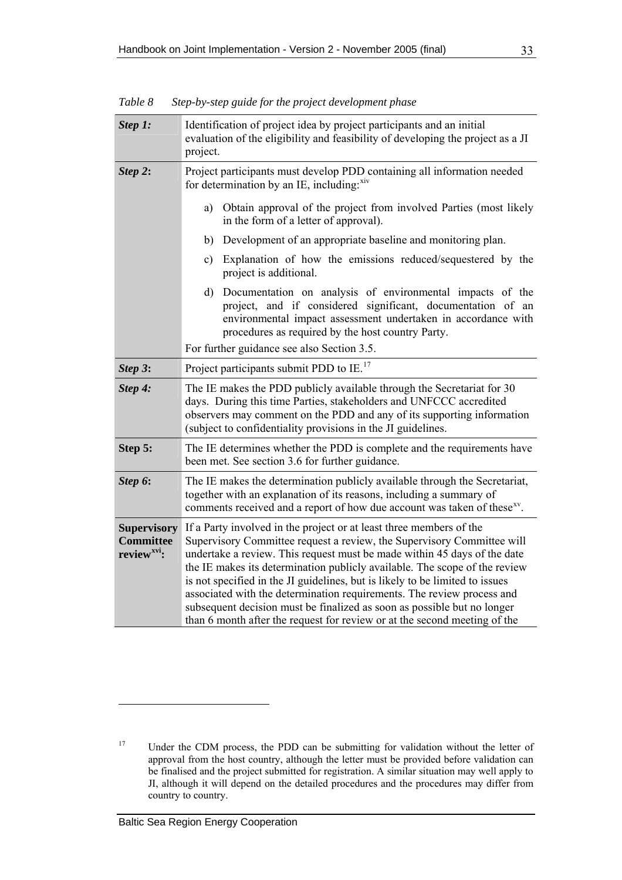*Table 8 Step-by-step guide for the project development phase*

| | |
|---|---|
| ***Step 1:*** | Identification of project idea by project participants and an initial evaluation of the eligibility and feasibility of developing the project as a JI project. |
| ***Step 2*:** | Project participants must develop PDD containing all information needed for determination by an IE, including:[xiv]<br><br>a) Obtain approval of the project from involved Parties (most likely in the form of a letter of approval).<br>b) Development of an appropriate baseline and monitoring plan.<br>c) Explanation of how the emissions reduced/sequestered by the project is additional.<br>d) Documentation on analysis of environmental impacts of the project, and if considered significant, documentation of an environmental impact assessment undertaken in accordance with procedures as required by the host country Party.<br><br>For further guidance see also Section 3.5. |
| ***Step 3*:** | Project participants submit PDD to IE.[17] |
| ***Step 4:*** | The IE makes the PDD publicly available through the Secretariat for 30 days. During this time Parties, stakeholders and UNFCCC accredited observers may comment on the PDD and any of its supporting information (subject to confidentiality provisions in the JI guidelines. |
| **Step 5:** | The IE determines whether the PDD is complete and the requirements have been met. See section 3.6 for further guidance. |
| ***Step 6*:** | The IE makes the determination publicly available through the Secretariat, together with an explanation of its reasons, including a summary of comments received and a report of how due account was taken of these[xv]. |
| **Supervisory Committee review[xvi]:** | If a Party involved in the project or at least three members of the Supervisory Committee request a review, the Supervisory Committee will undertake a review. This request must be made within 45 days of the date the IE makes its determination publicly available. The scope of the review is not specified in the JI guidelines, but is likely to be limited to issues associated with the determination requirements. The review process and subsequent decision must be finalized as soon as possible but no longer than 6 month after the request for review or at the second meeting of the |

[17] Under the CDM process, the PDD can be submitting for validation without the letter of approval from the host country, although the letter must be provided before validation can be finalised and the project submitted for registration. A similar situation may well apply to JI, although it will depend on the detailed procedures and the procedures may differ from country to country.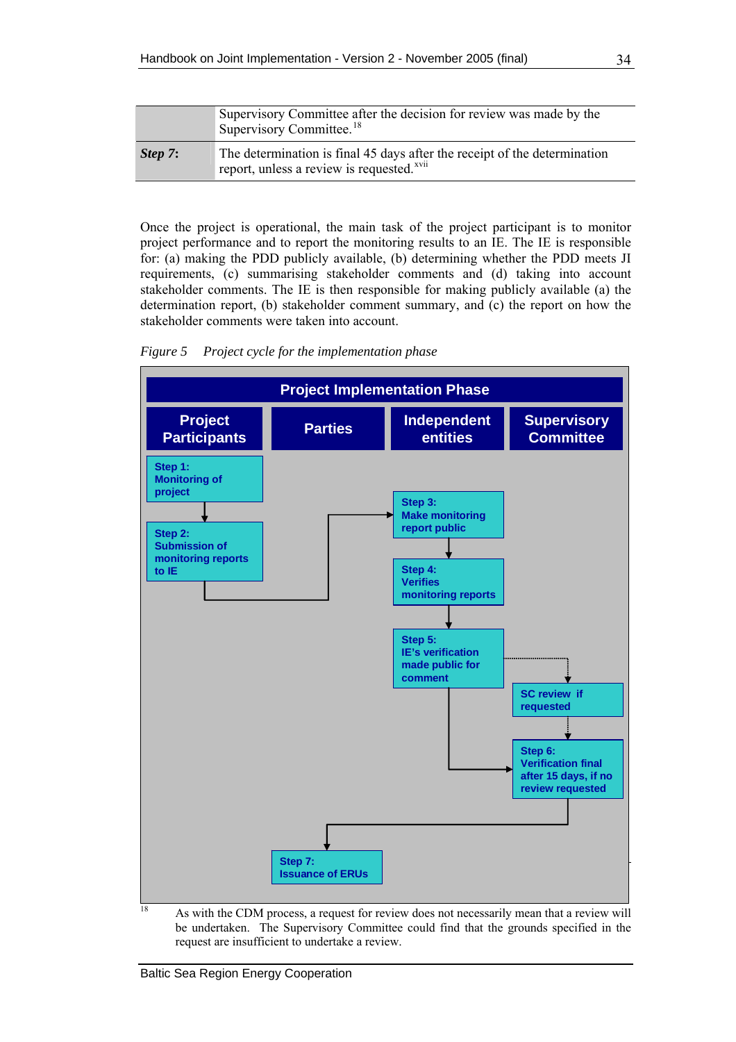| | |
|---|---|
| | Supervisory Committee after the decision for review was made by the Supervisory Committee.[18] |
| ***Step 7:*** | The determination is final 45 days after the receipt of the determination report, unless a review is requested.[xvii] |

Once the project is operational, the main task of the project participant is to monitor project performance and to report the monitoring results to an IE. The IE is responsible for: (a) making the PDD publicly available, (b) determining whether the PDD meets JI requirements, (c) summarising stakeholder comments and (d) taking into account stakeholder comments. The IE is then responsible for making publicly available (a) the determination report, (b) stakeholder comment summary, and (c) the report on how the stakeholder comments were taken into account.

*Figure 5 Project cycle for the implementation phase*

**Project Implementation Phase**

| Project Participants | Parties | Independent entities | Supervisory Committee |
|---|---|---|---|
| **Step 1:** Monitoring of project | | | |
| **Step 2:** Submission of monitoring reports to IE | | **Step 3:** Make monitoring report public | |
| | | **Step 4:** Verifies monitoring reports | |
| | | **Step 5:** IE's verification made public for comment | SC review if requested |
| | | | **Step 6:** Verification final after 15 days, if no review requested |
| | **Step 7:** Issuance of ERUs | | |

[18] As with the CDM process, a request for review does not necessarily mean that a review will be undertaken. The Supervisory Committee could find that the grounds specified in the request are insufficient to undertake a review.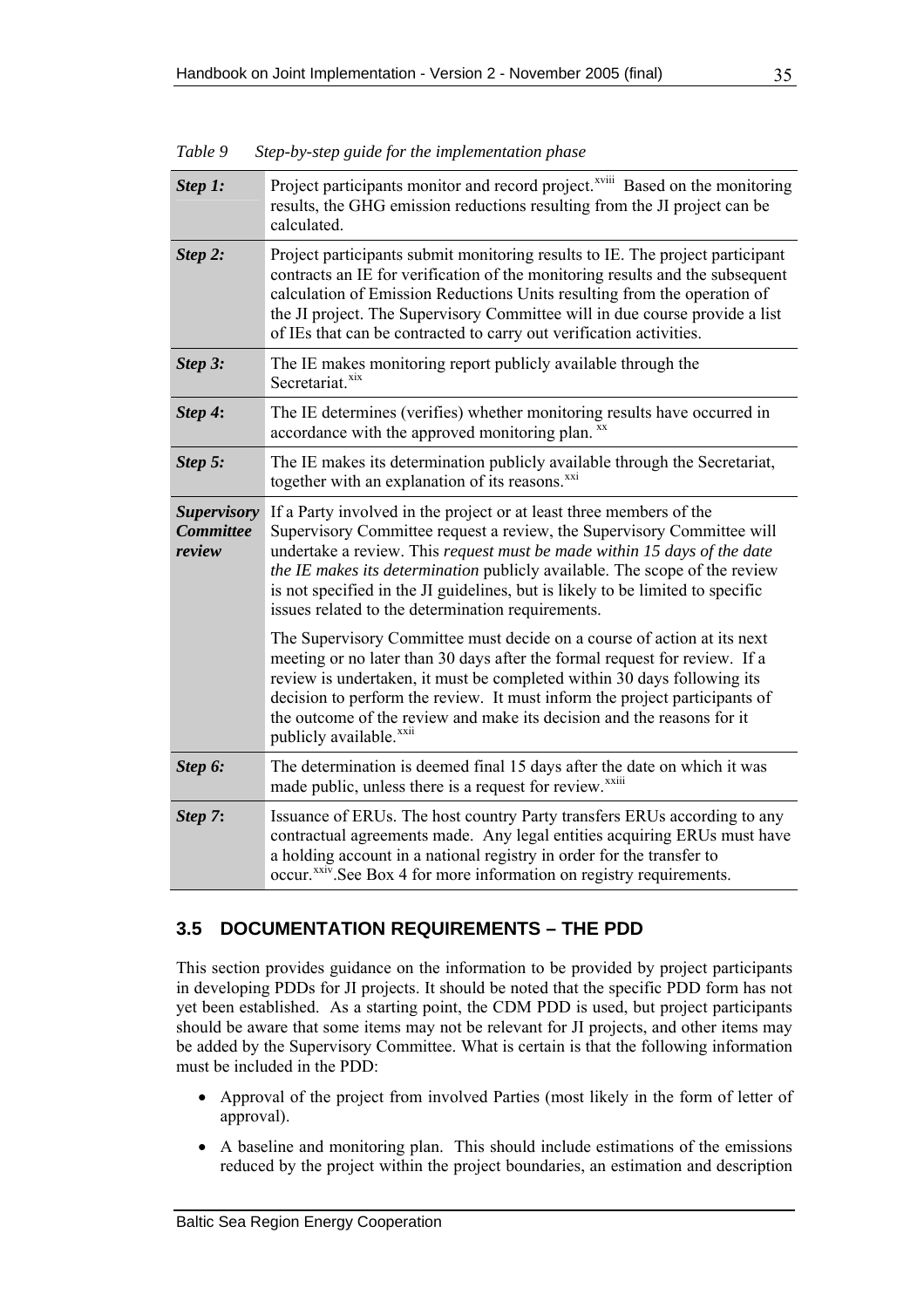*Table 9 Step-by-step guide for the implementation phase*

| | |
|---|---|
| ***Step 1:*** | Project participants monitor and record project.[xviii] Based on the monitoring results, the GHG emission reductions resulting from the JI project can be calculated. |
| ***Step 2:*** | Project participants submit monitoring results to IE. The project participant contracts an IE for verification of the monitoring results and the subsequent calculation of Emission Reductions Units resulting from the operation of the JI project. The Supervisory Committee will in due course provide a list of IEs that can be contracted to carry out verification activities. |
| ***Step 3:*** | The IE makes monitoring report publicly available through the Secretariat.[xix] |
| ***Step 4:*** | The IE determines (verifies) whether monitoring results have occurred in accordance with the approved monitoring plan. [xx] |
| ***Step 5:*** | The IE makes its determination publicly available through the Secretariat, together with an explanation of its reasons.[xxi] |
| ***Supervisory Committee review*** | If a Party involved in the project or at least three members of the Supervisory Committee request a review, the Supervisory Committee will undertake a review. This *request must be made within 15 days of the date the IE makes its determination* publicly available. The scope of the review is not specified in the JI guidelines, but is likely to be limited to specific issues related to the determination requirements.<br><br>The Supervisory Committee must decide on a course of action at its next meeting or no later than 30 days after the formal request for review. If a review is undertaken, it must be completed within 30 days following its decision to perform the review. It must inform the project participants of the outcome of the review and make its decision and the reasons for it publicly available.[xxii] |
| ***Step 6:*** | The determination is deemed final 15 days after the date on which it was made public, unless there is a request for review.[xxiii] |
| ***Step 7:*** | Issuance of ERUs. The host country Party transfers ERUs according to any contractual agreements made. Any legal entities acquiring ERUs must have a holding account in a national registry in order for the transfer to occur.[xxiv].See Box 4 for more information on registry requirements. |

## 3.5 DOCUMENTATION REQUIREMENTS – THE PDD

This section provides guidance on the information to be provided by project participants in developing PDDs for JI projects. It should be noted that the specific PDD form has not yet been established. As a starting point, the CDM PDD is used, but project participants should be aware that some items may not be relevant for JI projects, and other items may be added by the Supervisory Committee. What is certain is that the following information must be included in the PDD:

- Approval of the project from involved Parties (most likely in the form of letter of approval).
- A baseline and monitoring plan. This should include estimations of the emissions reduced by the project within the project boundaries, an estimation and description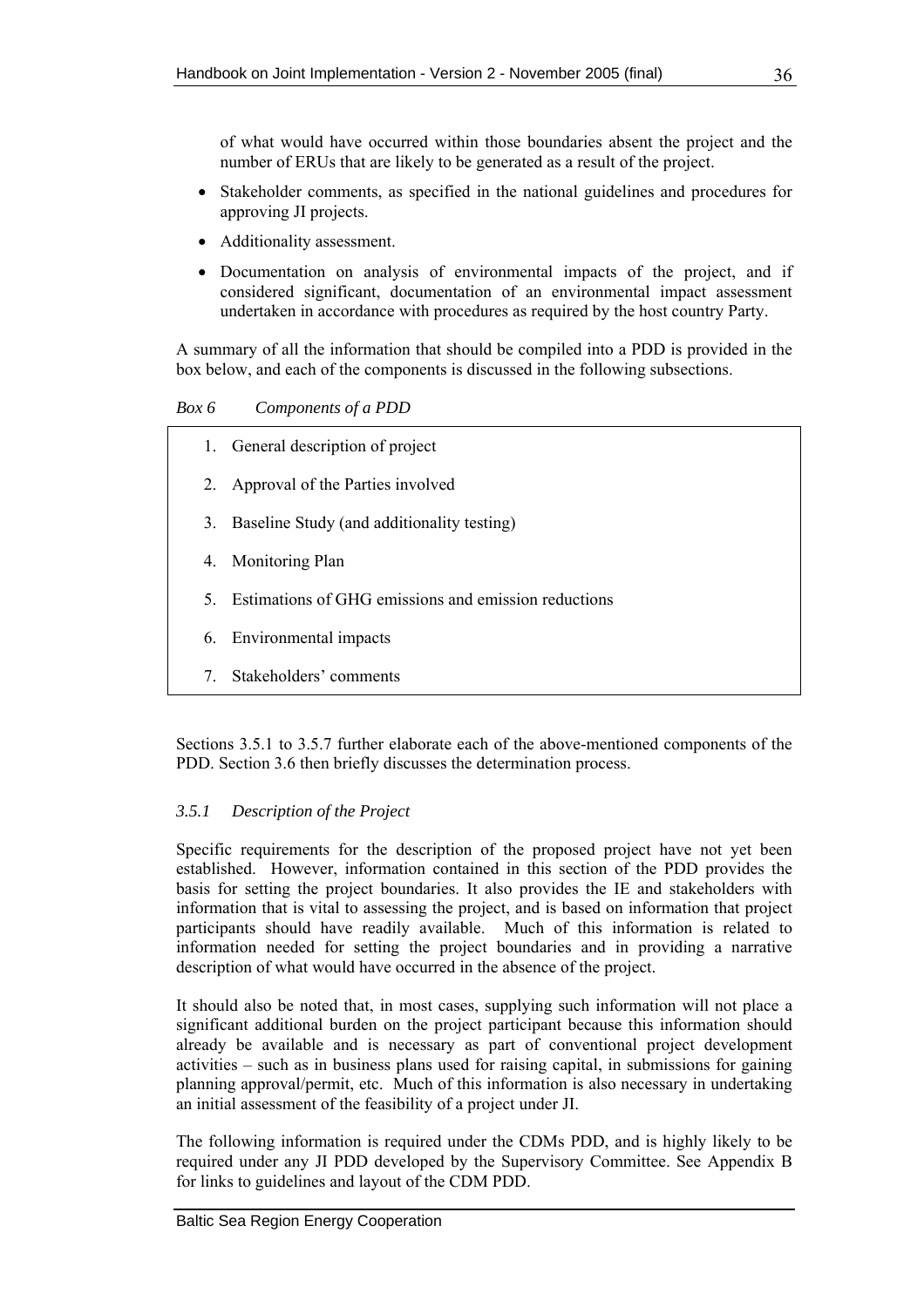of what would have occurred within those boundaries absent the project and the number of ERUs that are likely to be generated as a result of the project.

- Stakeholder comments, as specified in the national guidelines and procedures for approving JI projects.
- Additionality assessment.
- Documentation on analysis of environmental impacts of the project, and if considered significant, documentation of an environmental impact assessment undertaken in accordance with procedures as required by the host country Party.

A summary of all the information that should be compiled into a PDD is provided in the box below, and each of the components is discussed in the following subsections.

*Box 6 Components of a PDD*

1. General description of project
2. Approval of the Parties involved
3. Baseline Study (and additionality testing)
4. Monitoring Plan
5. Estimations of GHG emissions and emission reductions
6. Environmental impacts
7. Stakeholders' comments

Sections 3.5.1 to 3.5.7 further elaborate each of the above-mentioned components of the PDD. Section 3.6 then briefly discusses the determination process.

### *3.5.1 Description of the Project*

Specific requirements for the description of the proposed project have not yet been established. However, information contained in this section of the PDD provides the basis for setting the project boundaries. It also provides the IE and stakeholders with information that is vital to assessing the project, and is based on information that project participants should have readily available. Much of this information is related to information needed for setting the project boundaries and in providing a narrative description of what would have occurred in the absence of the project.

It should also be noted that, in most cases, supplying such information will not place a significant additional burden on the project participant because this information should already be available and is necessary as part of conventional project development activities – such as in business plans used for raising capital, in submissions for gaining planning approval/permit, etc. Much of this information is also necessary in undertaking an initial assessment of the feasibility of a project under JI.

The following information is required under the CDMs PDD, and is highly likely to be required under any JI PDD developed by the Supervisory Committee. See Appendix B for links to guidelines and layout of the CDM PDD.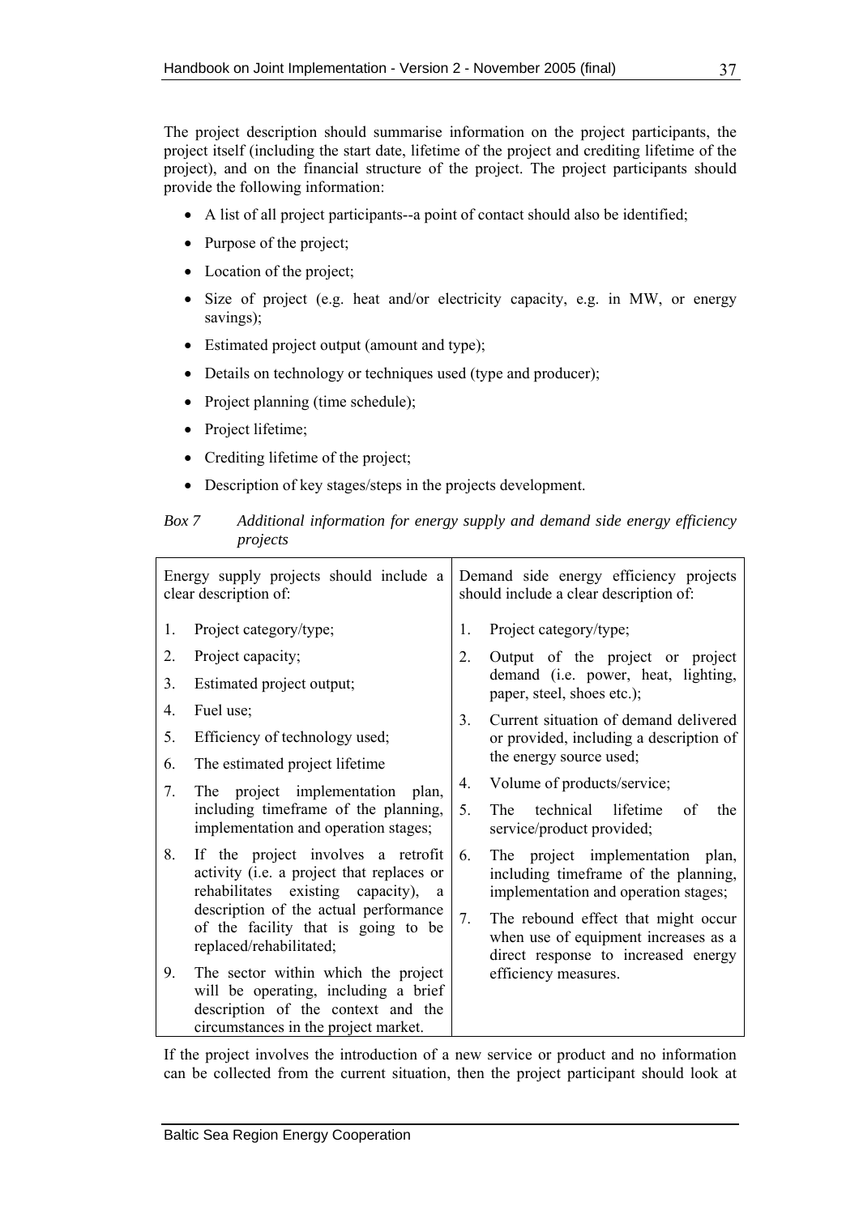The project description should summarise information on the project participants, the project itself (including the start date, lifetime of the project and crediting lifetime of the project), and on the financial structure of the project. The project participants should provide the following information:

- A list of all project participants--a point of contact should also be identified;
- Purpose of the project;
- Location of the project;
- Size of project (e.g. heat and/or electricity capacity, e.g. in MW, or energy savings);
- Estimated project output (amount and type);
- Details on technology or techniques used (type and producer);
- Project planning (time schedule);
- Project lifetime;
- Crediting lifetime of the project;
- Description of key stages/steps in the projects development.

*Box 7 Additional information for energy supply and demand side energy efficiency projects*

| Energy supply projects should include a clear description of: | Demand side energy efficiency projects should include a clear description of: |
|---|---|
| 1. Project category/type;<br>2. Project capacity;<br>3. Estimated project output;<br>4. Fuel use;<br>5. Efficiency of technology used;<br>6. The estimated project lifetime<br>7. The project implementation plan, including timeframe of the planning, implementation and operation stages;<br>8. If the project involves a retrofit activity (i.e. a project that replaces or rehabilitates existing capacity), a description of the actual performance of the facility that is going to be replaced/rehabilitated;<br>9. The sector within which the project will be operating, including a brief description of the context and the circumstances in the project market. | 1. Project category/type;<br>2. Output of the project or project demand (i.e. power, heat, lighting, paper, steel, shoes etc.);<br>3. Current situation of demand delivered or provided, including a description of the energy source used;<br>4. Volume of products/service;<br>5. The technical lifetime of the service/product provided;<br>6. The project implementation plan, including timeframe of the planning, implementation and operation stages;<br>7. The rebound effect that might occur when use of equipment increases as a direct response to increased energy efficiency measures. |

If the project involves the introduction of a new service or product and no information can be collected from the current situation, then the project participant should look at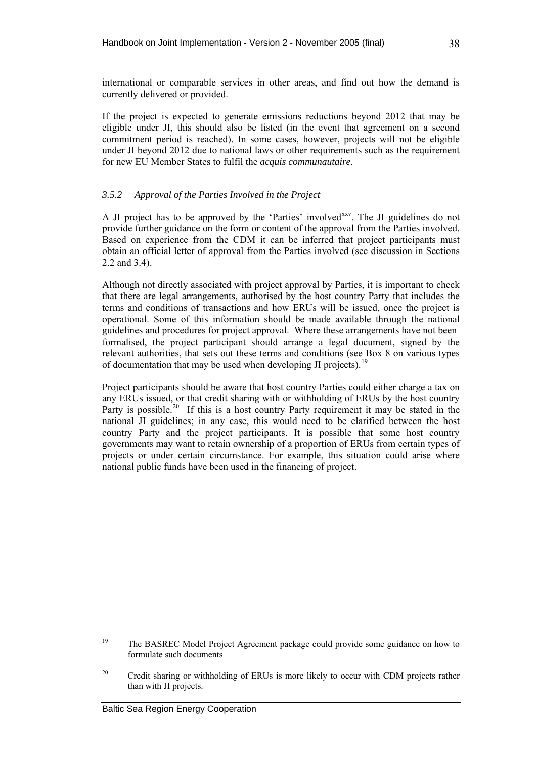international or comparable services in other areas, and find out how the demand is currently delivered or provided.

If the project is expected to generate emissions reductions beyond 2012 that may be eligible under JI, this should also be listed (in the event that agreement on a second commitment period is reached). In some cases, however, projects will not be eligible under JI beyond 2012 due to national laws or other requirements such as the requirement for new EU Member States to fulfil the *acquis communautaire*.

### *3.5.2 Approval of the Parties Involved in the Project*

A JI project has to be approved by the 'Parties' involved[xxv]. The JI guidelines do not provide further guidance on the form or content of the approval from the Parties involved. Based on experience from the CDM it can be inferred that project participants must obtain an official letter of approval from the Parties involved (see discussion in Sections 2.2 and 3.4).

Although not directly associated with project approval by Parties, it is important to check that there are legal arrangements, authorised by the host country Party that includes the terms and conditions of transactions and how ERUs will be issued, once the project is operational. Some of this information should be made available through the national guidelines and procedures for project approval. Where these arrangements have not been formalised, the project participant should arrange a legal document, signed by the relevant authorities, that sets out these terms and conditions (see Box 8 on various types of documentation that may be used when developing JI projects).[19]

Project participants should be aware that host country Parties could either charge a tax on any ERUs issued, or that credit sharing with or withholding of ERUs by the host country Party is possible.[20] If this is a host country Party requirement it may be stated in the national JI guidelines; in any case, this would need to be clarified between the host country Party and the project participants. It is possible that some host country governments may want to retain ownership of a proportion of ERUs from certain types of projects or under certain circumstance. For example, this situation could arise where national public funds have been used in the financing of project.

---

[19] The BASREC Model Project Agreement package could provide some guidance on how to formulate such documents

[20] Credit sharing or withholding of ERUs is more likely to occur with CDM projects rather than with JI projects.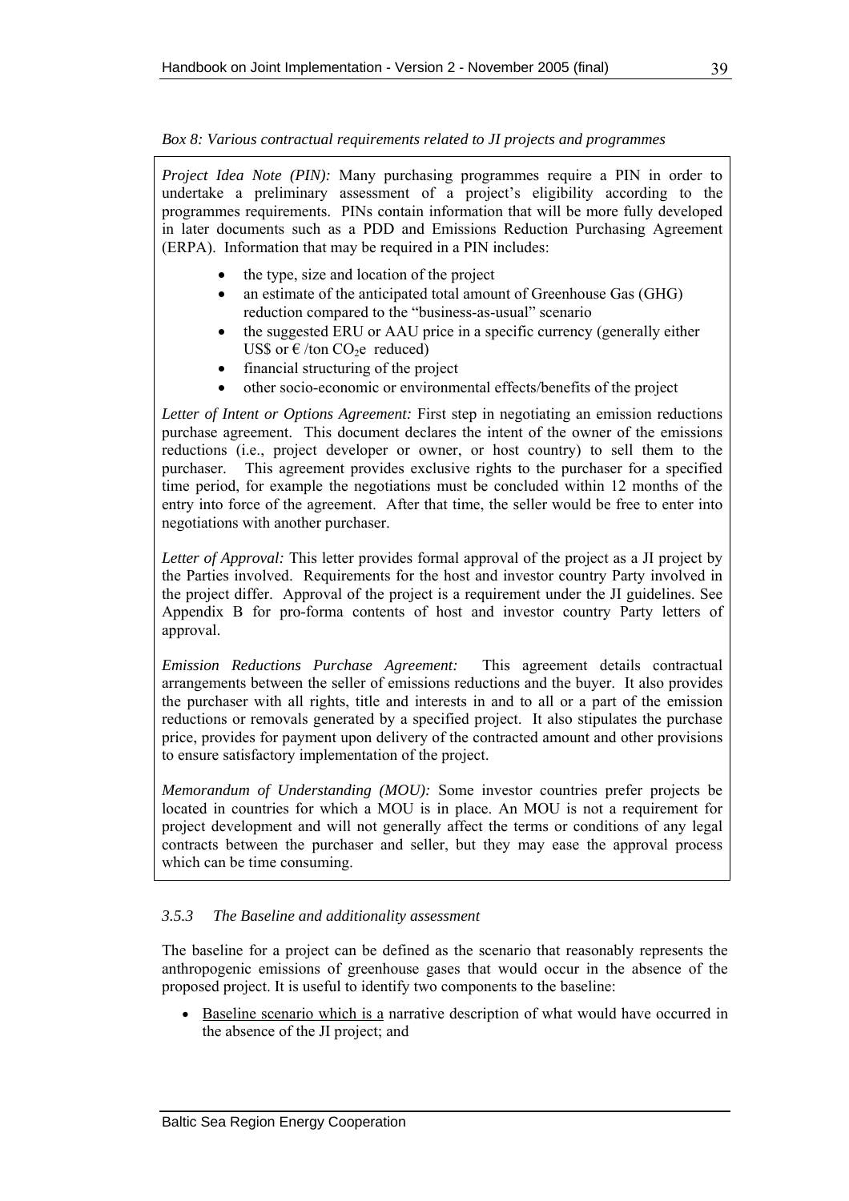*Box 8: Various contractual requirements related to JI projects and programmes*

*Project Idea Note (PIN):* Many purchasing programmes require a PIN in order to undertake a preliminary assessment of a project's eligibility according to the programmes requirements. PINs contain information that will be more fully developed in later documents such as a PDD and Emissions Reduction Purchasing Agreement (ERPA). Information that may be required in a PIN includes:

- the type, size and location of the project
- an estimate of the anticipated total amount of Greenhouse Gas (GHG) reduction compared to the "business-as-usual" scenario
- the suggested ERU or AAU price in a specific currency (generally either US$ or € /ton $CO_2e$ reduced)
- financial structuring of the project
- other socio-economic or environmental effects/benefits of the project

*Letter of Intent or Options Agreement:* First step in negotiating an emission reductions purchase agreement. This document declares the intent of the owner of the emissions reductions (i.e., project developer or owner, or host country) to sell them to the purchaser. This agreement provides exclusive rights to the purchaser for a specified time period, for example the negotiations must be concluded within 12 months of the entry into force of the agreement. After that time, the seller would be free to enter into negotiations with another purchaser.

*Letter of Approval:* This letter provides formal approval of the project as a JI project by the Parties involved. Requirements for the host and investor country Party involved in the project differ. Approval of the project is a requirement under the JI guidelines. See Appendix B for pro-forma contents of host and investor country Party letters of approval.

*Emission Reductions Purchase Agreement:* This agreement details contractual arrangements between the seller of emissions reductions and the buyer. It also provides the purchaser with all rights, title and interests in and to all or a part of the emission reductions or removals generated by a specified project. It also stipulates the purchase price, provides for payment upon delivery of the contracted amount and other provisions to ensure satisfactory implementation of the project.

*Memorandum of Understanding (MOU):* Some investor countries prefer projects be located in countries for which a MOU is in place. An MOU is not a requirement for project development and will not generally affect the terms or conditions of any legal contracts between the purchaser and seller, but they may ease the approval process which can be time consuming.

### *3.5.3 The Baseline and additionality assessment*

The baseline for a project can be defined as the scenario that reasonably represents the anthropogenic emissions of greenhouse gases that would occur in the absence of the proposed project. It is useful to identify two components to the baseline:

- Baseline scenario which is a narrative description of what would have occurred in the absence of the JI project; and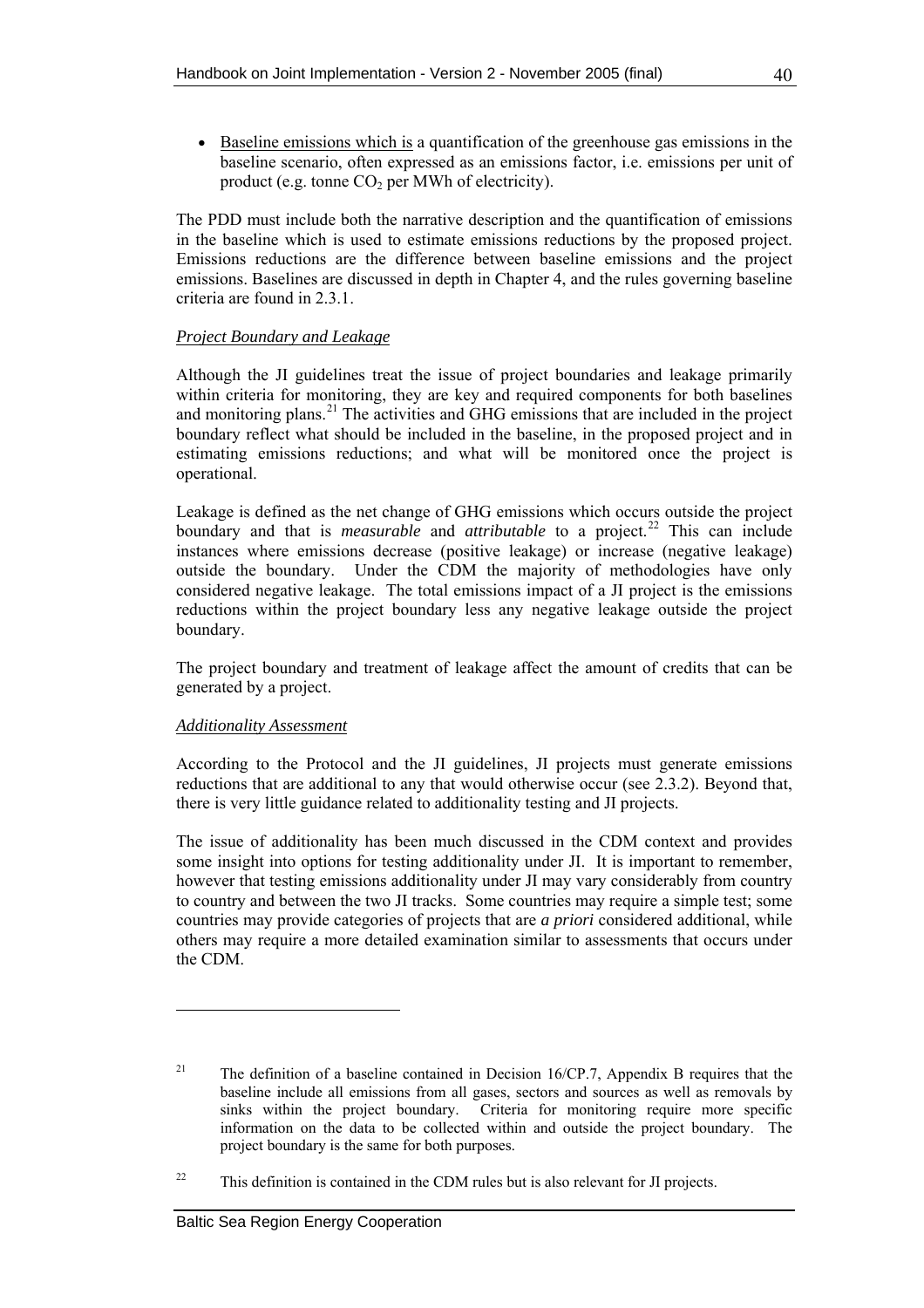- Baseline emissions which is a quantification of the greenhouse gas emissions in the baseline scenario, often expressed as an emissions factor, i.e. emissions per unit of product (e.g. tonne $CO_2$ per MWh of electricity).

The PDD must include both the narrative description and the quantification of emissions in the baseline which is used to estimate emissions reductions by the proposed project. Emissions reductions are the difference between baseline emissions and the project emissions. Baselines are discussed in depth in Chapter 4, and the rules governing baseline criteria are found in 2.3.1.

*Project Boundary and Leakage*

Although the JI guidelines treat the issue of project boundaries and leakage primarily within criteria for monitoring, they are key and required components for both baselines and monitoring plans.[21] The activities and GHG emissions that are included in the project boundary reflect what should be included in the baseline, in the proposed project and in estimating emissions reductions; and what will be monitored once the project is operational.

Leakage is defined as the net change of GHG emissions which occurs outside the project boundary and that is *measurable* and *attributable* to a project.[22] This can include instances where emissions decrease (positive leakage) or increase (negative leakage) outside the boundary. Under the CDM the majority of methodologies have only considered negative leakage. The total emissions impact of a JI project is the emissions reductions within the project boundary less any negative leakage outside the project boundary.

The project boundary and treatment of leakage affect the amount of credits that can be generated by a project.

*Additionality Assessment*

According to the Protocol and the JI guidelines, JI projects must generate emissions reductions that are additional to any that would otherwise occur (see 2.3.2). Beyond that, there is very little guidance related to additionality testing and JI projects.

The issue of additionality has been much discussed in the CDM context and provides some insight into options for testing additionality under JI. It is important to remember, however that testing emissions additionality under JI may vary considerably from country to country and between the two JI tracks. Some countries may require a simple test; some countries may provide categories of projects that are *a priori* considered additional, while others may require a more detailed examination similar to assessments that occurs under the CDM.

---

[21] The definition of a baseline contained in Decision 16/CP.7, Appendix B requires that the baseline include all emissions from all gases, sectors and sources as well as removals by sinks within the project boundary. Criteria for monitoring require more specific information on the data to be collected within and outside the project boundary. The project boundary is the same for both purposes.

[22] This definition is contained in the CDM rules but is also relevant for JI projects.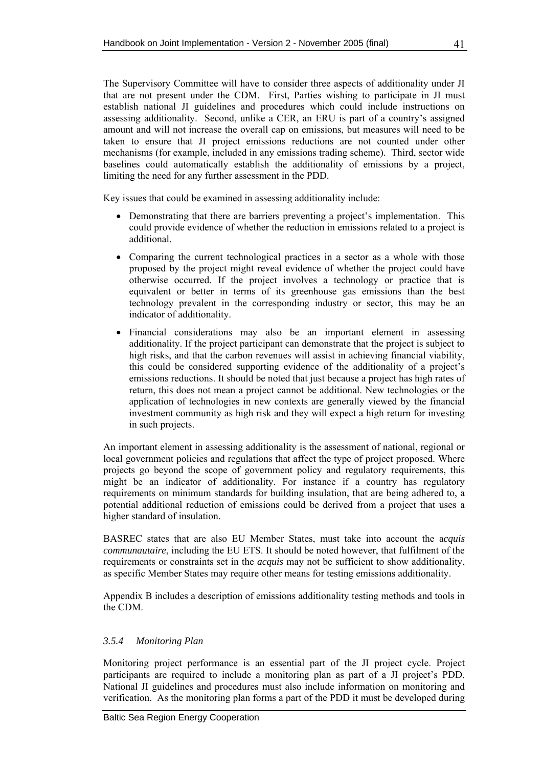The Supervisory Committee will have to consider three aspects of additionality under JI that are not present under the CDM. First, Parties wishing to participate in JI must establish national JI guidelines and procedures which could include instructions on assessing additionality. Second, unlike a CER, an ERU is part of a country's assigned amount and will not increase the overall cap on emissions, but measures will need to be taken to ensure that JI project emissions reductions are not counted under other mechanisms (for example, included in any emissions trading scheme). Third, sector wide baselines could automatically establish the additionality of emissions by a project, limiting the need for any further assessment in the PDD.

Key issues that could be examined in assessing additionality include:

- Demonstrating that there are barriers preventing a project's implementation. This could provide evidence of whether the reduction in emissions related to a project is additional.
- Comparing the current technological practices in a sector as a whole with those proposed by the project might reveal evidence of whether the project could have otherwise occurred. If the project involves a technology or practice that is equivalent or better in terms of its greenhouse gas emissions than the best technology prevalent in the corresponding industry or sector, this may be an indicator of additionality.
- Financial considerations may also be an important element in assessing additionality. If the project participant can demonstrate that the project is subject to high risks, and that the carbon revenues will assist in achieving financial viability, this could be considered supporting evidence of the additionality of a project's emissions reductions. It should be noted that just because a project has high rates of return, this does not mean a project cannot be additional. New technologies or the application of technologies in new contexts are generally viewed by the financial investment community as high risk and they will expect a high return for investing in such projects.

An important element in assessing additionality is the assessment of national, regional or local government policies and regulations that affect the type of project proposed. Where projects go beyond the scope of government policy and regulatory requirements, this might be an indicator of additionality. For instance if a country has regulatory requirements on minimum standards for building insulation, that are being adhered to, a potential additional reduction of emissions could be derived from a project that uses a higher standard of insulation.

BASREC states that are also EU Member States, must take into account the a*cquis communautaire*, including the EU ETS. It should be noted however, that fulfilment of the requirements or constraints set in the *acquis* may not be sufficient to show additionality, as specific Member States may require other means for testing emissions additionality.

Appendix B includes a description of emissions additionality testing methods and tools in the CDM.

### *3.5.4 Monitoring Plan*

Monitoring project performance is an essential part of the JI project cycle. Project participants are required to include a monitoring plan as part of a JI project's PDD. National JI guidelines and procedures must also include information on monitoring and verification. As the monitoring plan forms a part of the PDD it must be developed during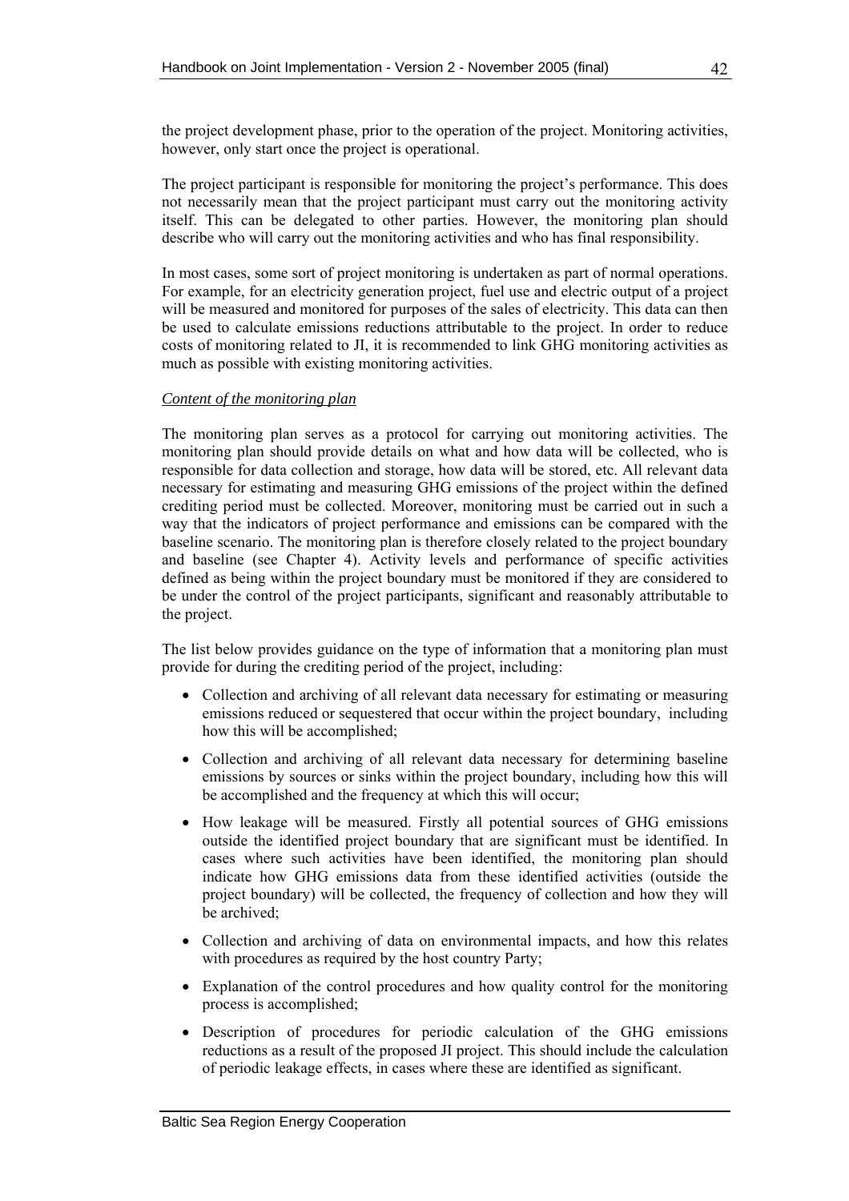the project development phase, prior to the operation of the project. Monitoring activities, however, only start once the project is operational.

The project participant is responsible for monitoring the project's performance. This does not necessarily mean that the project participant must carry out the monitoring activity itself. This can be delegated to other parties. However, the monitoring plan should describe who will carry out the monitoring activities and who has final responsibility.

In most cases, some sort of project monitoring is undertaken as part of normal operations. For example, for an electricity generation project, fuel use and electric output of a project will be measured and monitored for purposes of the sales of electricity. This data can then be used to calculate emissions reductions attributable to the project. In order to reduce costs of monitoring related to JI, it is recommended to link GHG monitoring activities as much as possible with existing monitoring activities.

*Content of the monitoring plan*

The monitoring plan serves as a protocol for carrying out monitoring activities. The monitoring plan should provide details on what and how data will be collected, who is responsible for data collection and storage, how data will be stored, etc. All relevant data necessary for estimating and measuring GHG emissions of the project within the defined crediting period must be collected. Moreover, monitoring must be carried out in such a way that the indicators of project performance and emissions can be compared with the baseline scenario. The monitoring plan is therefore closely related to the project boundary and baseline (see Chapter 4). Activity levels and performance of specific activities defined as being within the project boundary must be monitored if they are considered to be under the control of the project participants, significant and reasonably attributable to the project.

The list below provides guidance on the type of information that a monitoring plan must provide for during the crediting period of the project, including:

- Collection and archiving of all relevant data necessary for estimating or measuring emissions reduced or sequestered that occur within the project boundary, including how this will be accomplished;
- Collection and archiving of all relevant data necessary for determining baseline emissions by sources or sinks within the project boundary, including how this will be accomplished and the frequency at which this will occur;
- How leakage will be measured. Firstly all potential sources of GHG emissions outside the identified project boundary that are significant must be identified. In cases where such activities have been identified, the monitoring plan should indicate how GHG emissions data from these identified activities (outside the project boundary) will be collected, the frequency of collection and how they will be archived;
- Collection and archiving of data on environmental impacts, and how this relates with procedures as required by the host country Party;
- Explanation of the control procedures and how quality control for the monitoring process is accomplished;
- Description of procedures for periodic calculation of the GHG emissions reductions as a result of the proposed JI project. This should include the calculation of periodic leakage effects, in cases where these are identified as significant.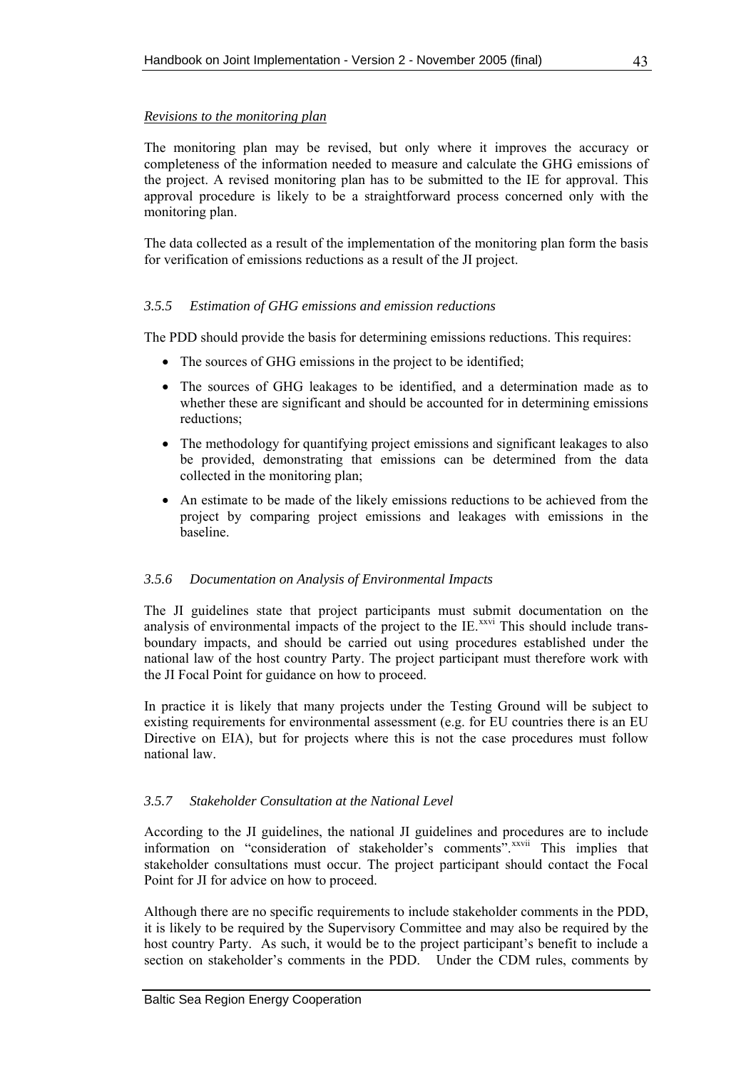*Revisions to the monitoring plan*

The monitoring plan may be revised, but only where it improves the accuracy or completeness of the information needed to measure and calculate the GHG emissions of the project. A revised monitoring plan has to be submitted to the IE for approval. This approval procedure is likely to be a straightforward process concerned only with the monitoring plan.

The data collected as a result of the implementation of the monitoring plan form the basis for verification of emissions reductions as a result of the JI project.

### *3.5.5 Estimation of GHG emissions and emission reductions*

The PDD should provide the basis for determining emissions reductions. This requires:

- The sources of GHG emissions in the project to be identified;
- The sources of GHG leakages to be identified, and a determination made as to whether these are significant and should be accounted for in determining emissions reductions;
- The methodology for quantifying project emissions and significant leakages to also be provided, demonstrating that emissions can be determined from the data collected in the monitoring plan;
- An estimate to be made of the likely emissions reductions to be achieved from the project by comparing project emissions and leakages with emissions in the baseline.

### *3.5.6 Documentation on Analysis of Environmental Impacts*

The JI guidelines state that project participants must submit documentation on the analysis of environmental impacts of the project to the IE.[xxvi] This should include trans-boundary impacts, and should be carried out using procedures established under the national law of the host country Party. The project participant must therefore work with the JI Focal Point for guidance on how to proceed.

In practice it is likely that many projects under the Testing Ground will be subject to existing requirements for environmental assessment (e.g. for EU countries there is an EU Directive on EIA), but for projects where this is not the case procedures must follow national law.

### *3.5.7 Stakeholder Consultation at the National Level*

According to the JI guidelines, the national JI guidelines and procedures are to include information on "consideration of stakeholder's comments".[xxvii] This implies that stakeholder consultations must occur. The project participant should contact the Focal Point for JI for advice on how to proceed.

Although there are no specific requirements to include stakeholder comments in the PDD, it is likely to be required by the Supervisory Committee and may also be required by the host country Party. As such, it would be to the project participant's benefit to include a section on stakeholder's comments in the PDD. Under the CDM rules, comments by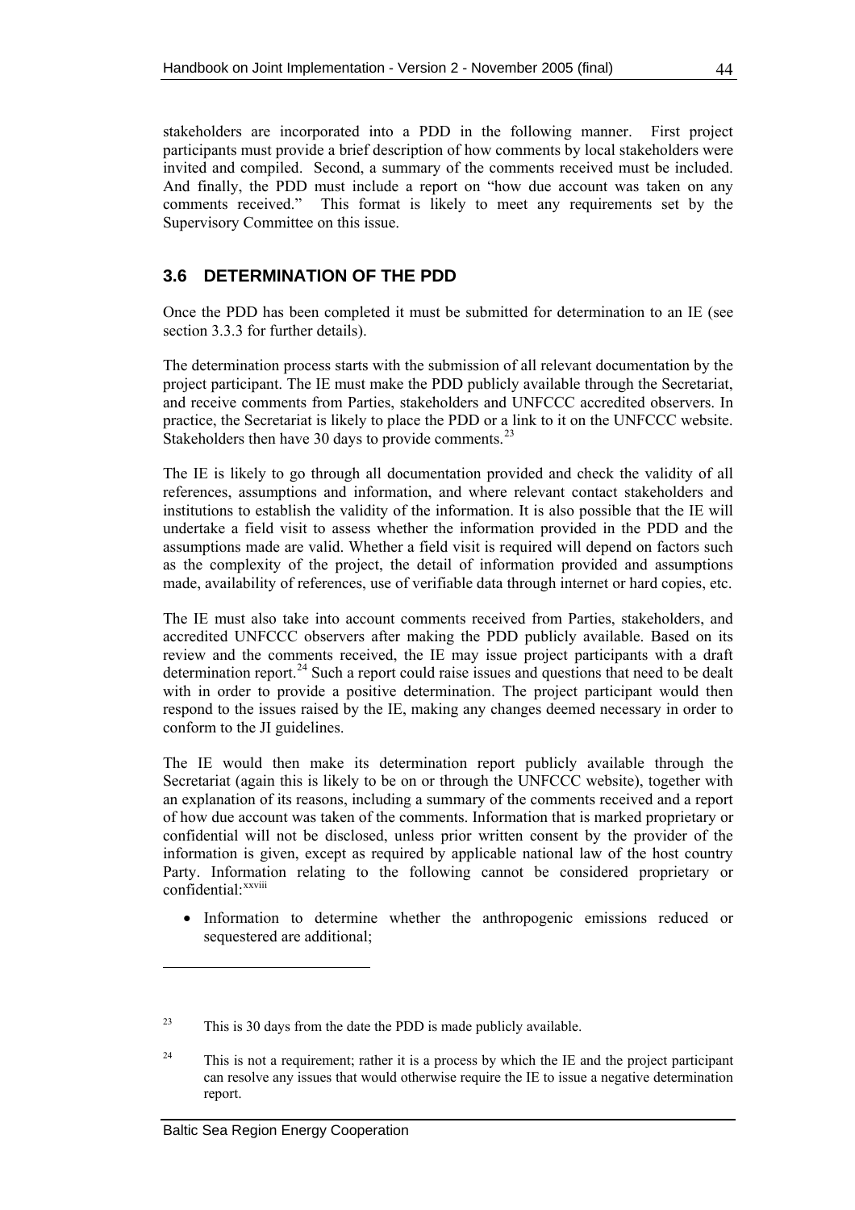stakeholders are incorporated into a PDD in the following manner. First project participants must provide a brief description of how comments by local stakeholders were invited and compiled. Second, a summary of the comments received must be included. And finally, the PDD must include a report on "how due account was taken on any comments received." This format is likely to meet any requirements set by the Supervisory Committee on this issue.

## 3.6 DETERMINATION OF THE PDD

Once the PDD has been completed it must be submitted for determination to an IE (see section 3.3.3 for further details).

The determination process starts with the submission of all relevant documentation by the project participant. The IE must make the PDD publicly available through the Secretariat, and receive comments from Parties, stakeholders and UNFCCC accredited observers. In practice, the Secretariat is likely to place the PDD or a link to it on the UNFCCC website. Stakeholders then have 30 days to provide comments.[23]

The IE is likely to go through all documentation provided and check the validity of all references, assumptions and information, and where relevant contact stakeholders and institutions to establish the validity of the information. It is also possible that the IE will undertake a field visit to assess whether the information provided in the PDD and the assumptions made are valid. Whether a field visit is required will depend on factors such as the complexity of the project, the detail of information provided and assumptions made, availability of references, use of verifiable data through internet or hard copies, etc.

The IE must also take into account comments received from Parties, stakeholders, and accredited UNFCCC observers after making the PDD publicly available. Based on its review and the comments received, the IE may issue project participants with a draft determination report.[24] Such a report could raise issues and questions that need to be dealt with in order to provide a positive determination. The project participant would then respond to the issues raised by the IE, making any changes deemed necessary in order to conform to the JI guidelines.

The IE would then make its determination report publicly available through the Secretariat (again this is likely to be on or through the UNFCCC website), together with an explanation of its reasons, including a summary of the comments received and a report of how due account was taken of the comments. Information that is marked proprietary or confidential will not be disclosed, unless prior written consent by the provider of the information is given, except as required by applicable national law of the host country Party. Information relating to the following cannot be considered proprietary or confidential:[xxviii]

- Information to determine whether the anthropogenic emissions reduced or sequestered are additional;

---

[23] This is 30 days from the date the PDD is made publicly available.

[24] This is not a requirement; rather it is a process by which the IE and the project participant can resolve any issues that would otherwise require the IE to issue a negative determination report.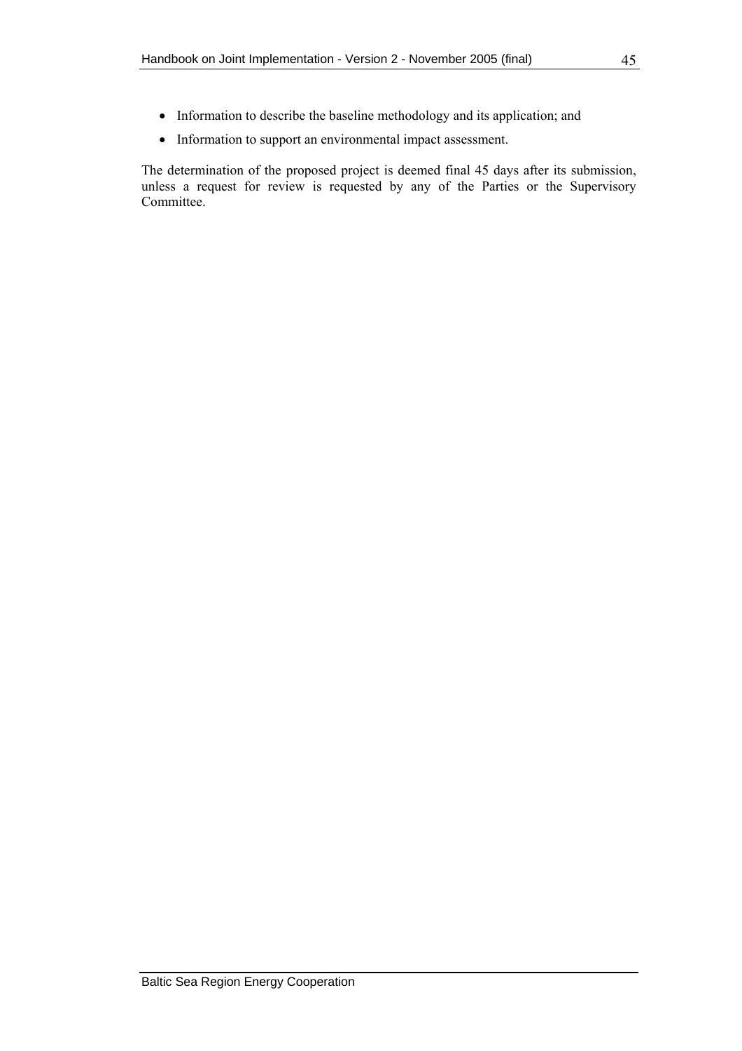- Information to describe the baseline methodology and its application; and
- Information to support an environmental impact assessment.

The determination of the proposed project is deemed final 45 days after its submission, unless a request for review is requested by any of the Parties or the Supervisory Committee.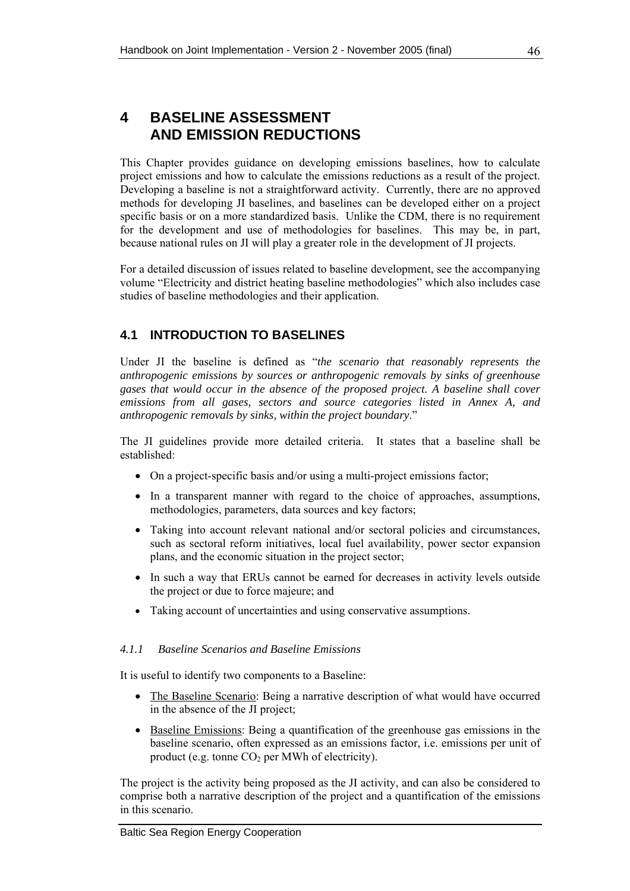# 4 BASELINE ASSESSMENT AND EMISSION REDUCTIONS

This Chapter provides guidance on developing emissions baselines, how to calculate project emissions and how to calculate the emissions reductions as a result of the project. Developing a baseline is not a straightforward activity. Currently, there are no approved methods for developing JI baselines, and baselines can be developed either on a project specific basis or on a more standardized basis. Unlike the CDM, there is no requirement for the development and use of methodologies for baselines. This may be, in part, because national rules on JI will play a greater role in the development of JI projects.

For a detailed discussion of issues related to baseline development, see the accompanying volume "Electricity and district heating baseline methodologies" which also includes case studies of baseline methodologies and their application.

## 4.1 INTRODUCTION TO BASELINES

Under JI the baseline is defined as "*the scenario that reasonably represents the anthropogenic emissions by sources or anthropogenic removals by sinks of greenhouse gases that would occur in the absence of the proposed project. A baseline shall cover emissions from all gases, sectors and source categories listed in Annex A, and anthropogenic removals by sinks, within the project boundary*."

The JI guidelines provide more detailed criteria. It states that a baseline shall be established:

- On a project-specific basis and/or using a multi-project emissions factor;
- In a transparent manner with regard to the choice of approaches, assumptions, methodologies, parameters, data sources and key factors;
- Taking into account relevant national and/or sectoral policies and circumstances, such as sectoral reform initiatives, local fuel availability, power sector expansion plans, and the economic situation in the project sector;
- In such a way that ERUs cannot be earned for decreases in activity levels outside the project or due to force majeure; and
- Taking account of uncertainties and using conservative assumptions.

### *4.1.1 Baseline Scenarios and Baseline Emissions*

It is useful to identify two components to a Baseline:

- The Baseline Scenario: Being a narrative description of what would have occurred in the absence of the JI project;
- Baseline Emissions: Being a quantification of the greenhouse gas emissions in the baseline scenario, often expressed as an emissions factor, i.e. emissions per unit of product (e.g. tonne $CO_2$ per MWh of electricity).

The project is the activity being proposed as the JI activity, and can also be considered to comprise both a narrative description of the project and a quantification of the emissions in this scenario.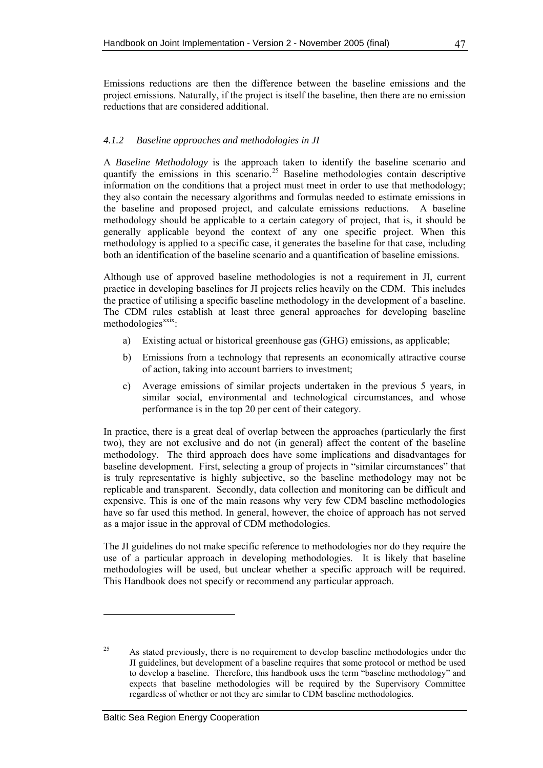Emissions reductions are then the difference between the baseline emissions and the project emissions. Naturally, if the project is itself the baseline, then there are no emission reductions that are considered additional.

### *4.1.2 Baseline approaches and methodologies in JI*

A *Baseline Methodology* is the approach taken to identify the baseline scenario and quantify the emissions in this scenario.[25] Baseline methodologies contain descriptive information on the conditions that a project must meet in order to use that methodology; they also contain the necessary algorithms and formulas needed to estimate emissions in the baseline and proposed project, and calculate emissions reductions. A baseline methodology should be applicable to a certain category of project, that is, it should be generally applicable beyond the context of any one specific project. When this methodology is applied to a specific case, it generates the baseline for that case, including both an identification of the baseline scenario and a quantification of baseline emissions.

Although use of approved baseline methodologies is not a requirement in JI, current practice in developing baselines for JI projects relies heavily on the CDM. This includes the practice of utilising a specific baseline methodology in the development of a baseline. The CDM rules establish at least three general approaches for developing baseline methodologies[xxix]:

a) Existing actual or historical greenhouse gas (GHG) emissions, as applicable;

b) Emissions from a technology that represents an economically attractive course of action, taking into account barriers to investment;

c) Average emissions of similar projects undertaken in the previous 5 years, in similar social, environmental and technological circumstances, and whose performance is in the top 20 per cent of their category.

In practice, there is a great deal of overlap between the approaches (particularly the first two), they are not exclusive and do not (in general) affect the content of the baseline methodology. The third approach does have some implications and disadvantages for baseline development. First, selecting a group of projects in "similar circumstances" that is truly representative is highly subjective, so the baseline methodology may not be replicable and transparent. Secondly, data collection and monitoring can be difficult and expensive. This is one of the main reasons why very few CDM baseline methodologies have so far used this method. In general, however, the choice of approach has not served as a major issue in the approval of CDM methodologies.

The JI guidelines do not make specific reference to methodologies nor do they require the use of a particular approach in developing methodologies. It is likely that baseline methodologies will be used, but unclear whether a specific approach will be required. This Handbook does not specify or recommend any particular approach.

---

[25] As stated previously, there is no requirement to develop baseline methodologies under the JI guidelines, but development of a baseline requires that some protocol or method be used to develop a baseline. Therefore, this handbook uses the term "baseline methodology" and expects that baseline methodologies will be required by the Supervisory Committee regardless of whether or not they are similar to CDM baseline methodologies.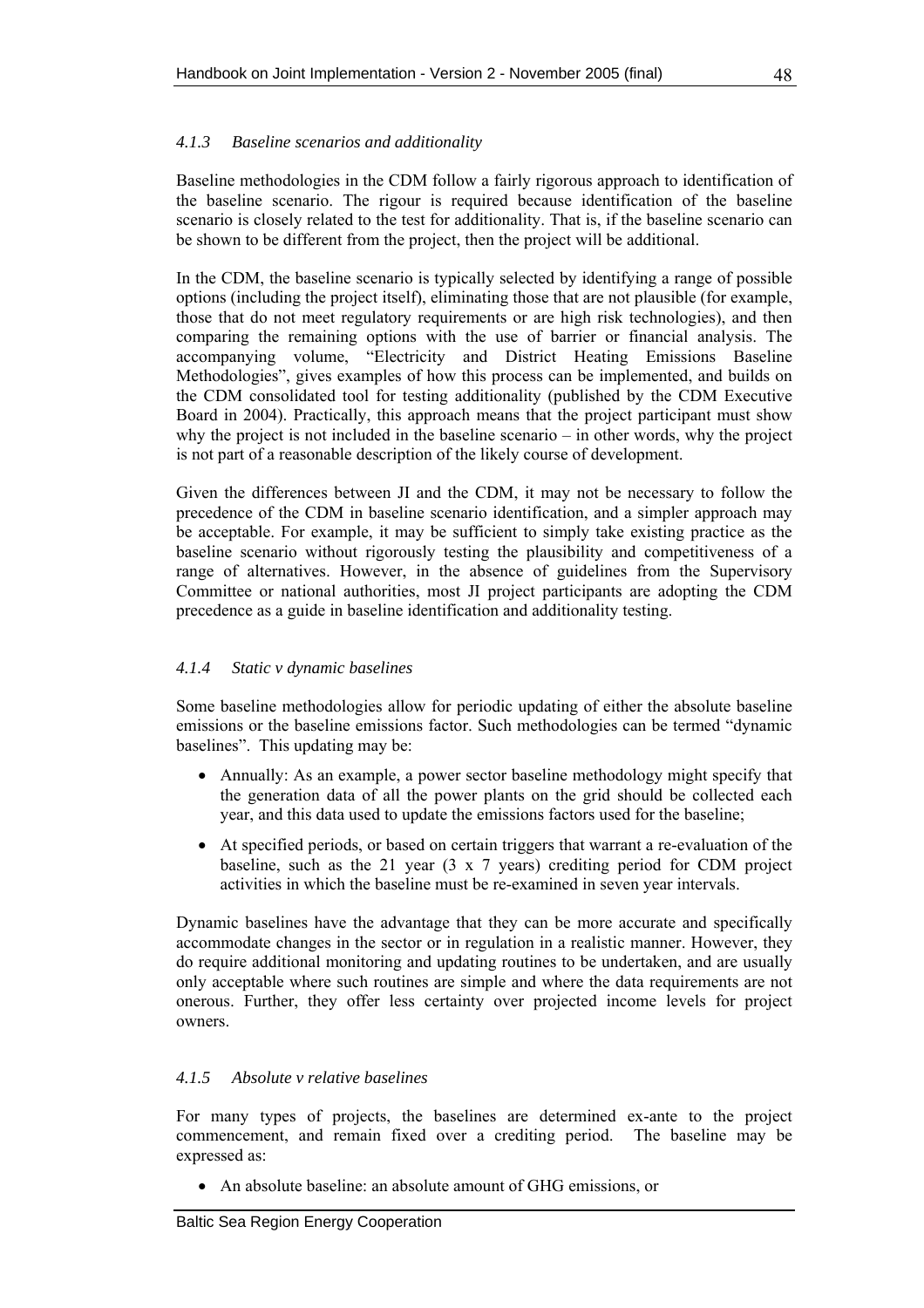#### *4.1.3 Baseline scenarios and additionality*

Baseline methodologies in the CDM follow a fairly rigorous approach to identification of the baseline scenario. The rigour is required because identification of the baseline scenario is closely related to the test for additionality. That is, if the baseline scenario can be shown to be different from the project, then the project will be additional.

In the CDM, the baseline scenario is typically selected by identifying a range of possible options (including the project itself), eliminating those that are not plausible (for example, those that do not meet regulatory requirements or are high risk technologies), and then comparing the remaining options with the use of barrier or financial analysis. The accompanying volume, "Electricity and District Heating Emissions Baseline Methodologies", gives examples of how this process can be implemented, and builds on the CDM consolidated tool for testing additionality (published by the CDM Executive Board in 2004). Practically, this approach means that the project participant must show why the project is not included in the baseline scenario – in other words, why the project is not part of a reasonable description of the likely course of development.

Given the differences between JI and the CDM, it may not be necessary to follow the precedence of the CDM in baseline scenario identification, and a simpler approach may be acceptable. For example, it may be sufficient to simply take existing practice as the baseline scenario without rigorously testing the plausibility and competitiveness of a range of alternatives. However, in the absence of guidelines from the Supervisory Committee or national authorities, most JI project participants are adopting the CDM precedence as a guide in baseline identification and additionality testing.

#### *4.1.4 Static v dynamic baselines*

Some baseline methodologies allow for periodic updating of either the absolute baseline emissions or the baseline emissions factor. Such methodologies can be termed "dynamic baselines". This updating may be:

- Annually: As an example, a power sector baseline methodology might specify that the generation data of all the power plants on the grid should be collected each year, and this data used to update the emissions factors used for the baseline;
- At specified periods, or based on certain triggers that warrant a re-evaluation of the baseline, such as the 21 year (3 x 7 years) crediting period for CDM project activities in which the baseline must be re-examined in seven year intervals.

Dynamic baselines have the advantage that they can be more accurate and specifically accommodate changes in the sector or in regulation in a realistic manner. However, they do require additional monitoring and updating routines to be undertaken, and are usually only acceptable where such routines are simple and where the data requirements are not onerous. Further, they offer less certainty over projected income levels for project owners.

#### *4.1.5 Absolute v relative baselines*

For many types of projects, the baselines are determined ex-ante to the project commencement, and remain fixed over a crediting period. The baseline may be expressed as:

- An absolute baseline: an absolute amount of GHG emissions, or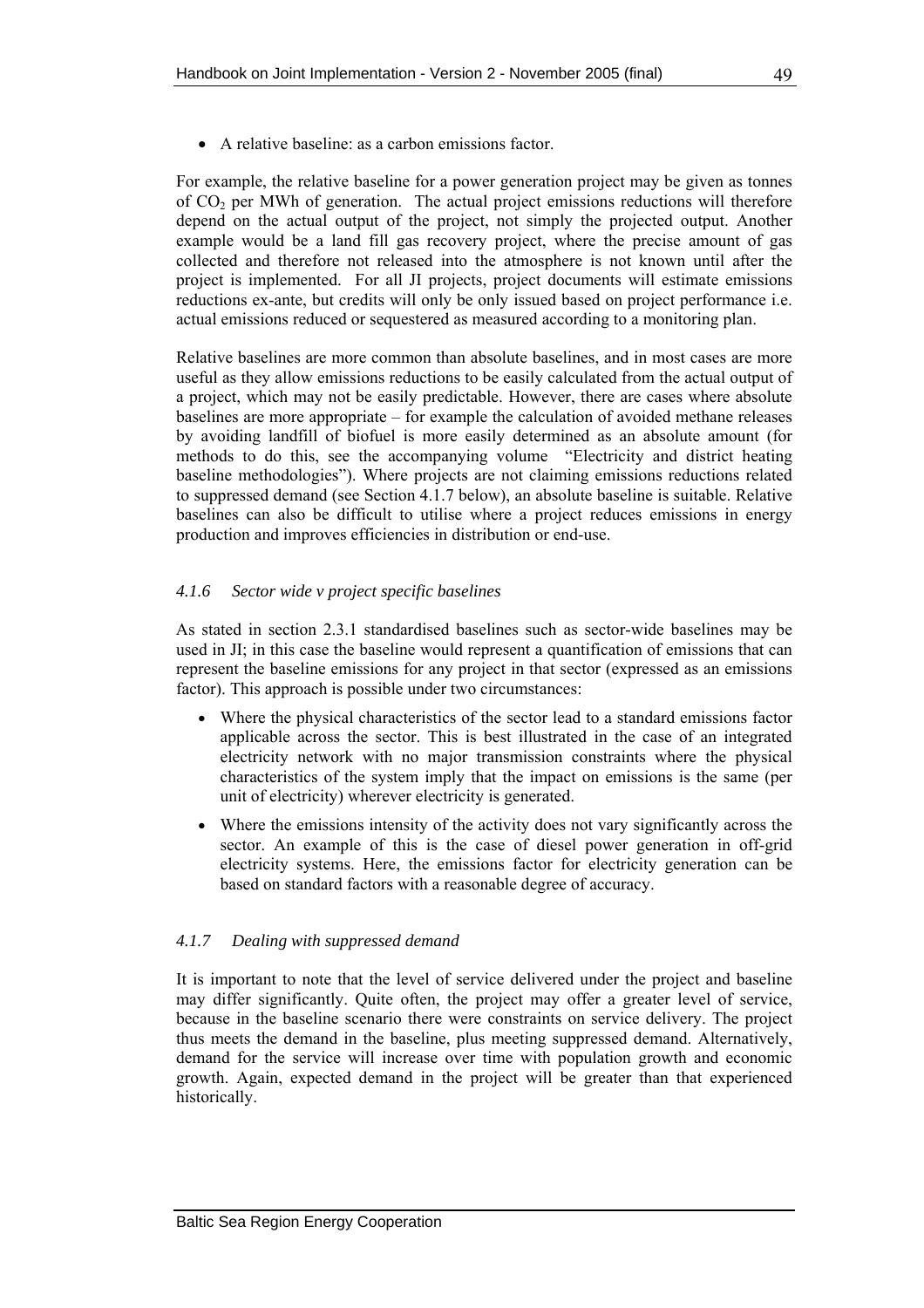- A relative baseline: as a carbon emissions factor.

For example, the relative baseline for a power generation project may be given as tonnes of $CO_2$ per MWh of generation. The actual project emissions reductions will therefore depend on the actual output of the project, not simply the projected output. Another example would be a land fill gas recovery project, where the precise amount of gas collected and therefore not released into the atmosphere is not known until after the project is implemented. For all JI projects, project documents will estimate emissions reductions ex-ante, but credits will only be only issued based on project performance i.e. actual emissions reduced or sequestered as measured according to a monitoring plan.

Relative baselines are more common than absolute baselines, and in most cases are more useful as they allow emissions reductions to be easily calculated from the actual output of a project, which may not be easily predictable. However, there are cases where absolute baselines are more appropriate – for example the calculation of avoided methane releases by avoiding landfill of biofuel is more easily determined as an absolute amount (for methods to do this, see the accompanying volume "Electricity and district heating baseline methodologies"). Where projects are not claiming emissions reductions related to suppressed demand (see Section 4.1.7 below), an absolute baseline is suitable. Relative baselines can also be difficult to utilise where a project reduces emissions in energy production and improves efficiencies in distribution or end-use.

### *4.1.6 Sector wide v project specific baselines*

As stated in section 2.3.1 standardised baselines such as sector-wide baselines may be used in JI; in this case the baseline would represent a quantification of emissions that can represent the baseline emissions for any project in that sector (expressed as an emissions factor). This approach is possible under two circumstances:

- Where the physical characteristics of the sector lead to a standard emissions factor applicable across the sector. This is best illustrated in the case of an integrated electricity network with no major transmission constraints where the physical characteristics of the system imply that the impact on emissions is the same (per unit of electricity) wherever electricity is generated.
- Where the emissions intensity of the activity does not vary significantly across the sector. An example of this is the case of diesel power generation in off-grid electricity systems. Here, the emissions factor for electricity generation can be based on standard factors with a reasonable degree of accuracy.

### *4.1.7 Dealing with suppressed demand*

It is important to note that the level of service delivered under the project and baseline may differ significantly. Quite often, the project may offer a greater level of service, because in the baseline scenario there were constraints on service delivery. The project thus meets the demand in the baseline, plus meeting suppressed demand. Alternatively, demand for the service will increase over time with population growth and economic growth. Again, expected demand in the project will be greater than that experienced historically.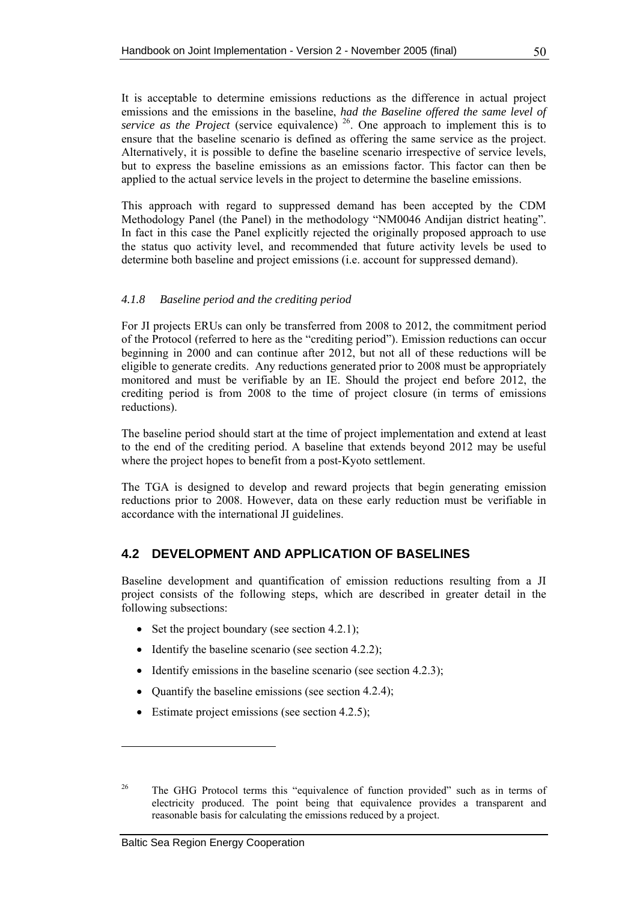It is acceptable to determine emissions reductions as the difference in actual project emissions and the emissions in the baseline, ***had the Baseline offered the same level of service as the Project*** (service equivalence) [26]. One approach to implement this is to ensure that the baseline scenario is defined as offering the same service as the project. Alternatively, it is possible to define the baseline scenario irrespective of service levels, but to express the baseline emissions as an emissions factor. This factor can then be applied to the actual service levels in the project to determine the baseline emissions.

This approach with regard to suppressed demand has been accepted by the CDM Methodology Panel (the Panel) in the methodology "NM0046 Andijan district heating". In fact in this case the Panel explicitly rejected the originally proposed approach to use the status quo activity level, and recommended that future activity levels be used to determine both baseline and project emissions (i.e. account for suppressed demand).

#### *4.1.8 Baseline period and the crediting period*

For JI projects ERUs can only be transferred from 2008 to 2012, the commitment period of the Protocol (referred to here as the "crediting period"). Emission reductions can occur beginning in 2000 and can continue after 2012, but not all of these reductions will be eligible to generate credits. Any reductions generated prior to 2008 must be appropriately monitored and must be verifiable by an IE. Should the project end before 2012, the crediting period is from 2008 to the time of project closure (in terms of emissions reductions).

The baseline period should start at the time of project implementation and extend at least to the end of the crediting period. A baseline that extends beyond 2012 may be useful where the project hopes to benefit from a post-Kyoto settlement.

The TGA is designed to develop and reward projects that begin generating emission reductions prior to 2008. However, data on these early reduction must be verifiable in accordance with the international JI guidelines.

## 4.2 DEVELOPMENT AND APPLICATION OF BASELINES

Baseline development and quantification of emission reductions resulting from a JI project consists of the following steps, which are described in greater detail in the following subsections:

- Set the project boundary (see section 4.2.1);
- Identify the baseline scenario (see section 4.2.2);
- Identify emissions in the baseline scenario (see section 4.2.3);
- Quantify the baseline emissions (see section 4.2.4);
- Estimate project emissions (see section 4.2.5);

---

[26] The GHG Protocol terms this "equivalence of function provided" such as in terms of electricity produced. The point being that equivalence provides a transparent and reasonable basis for calculating the emissions reduced by a project.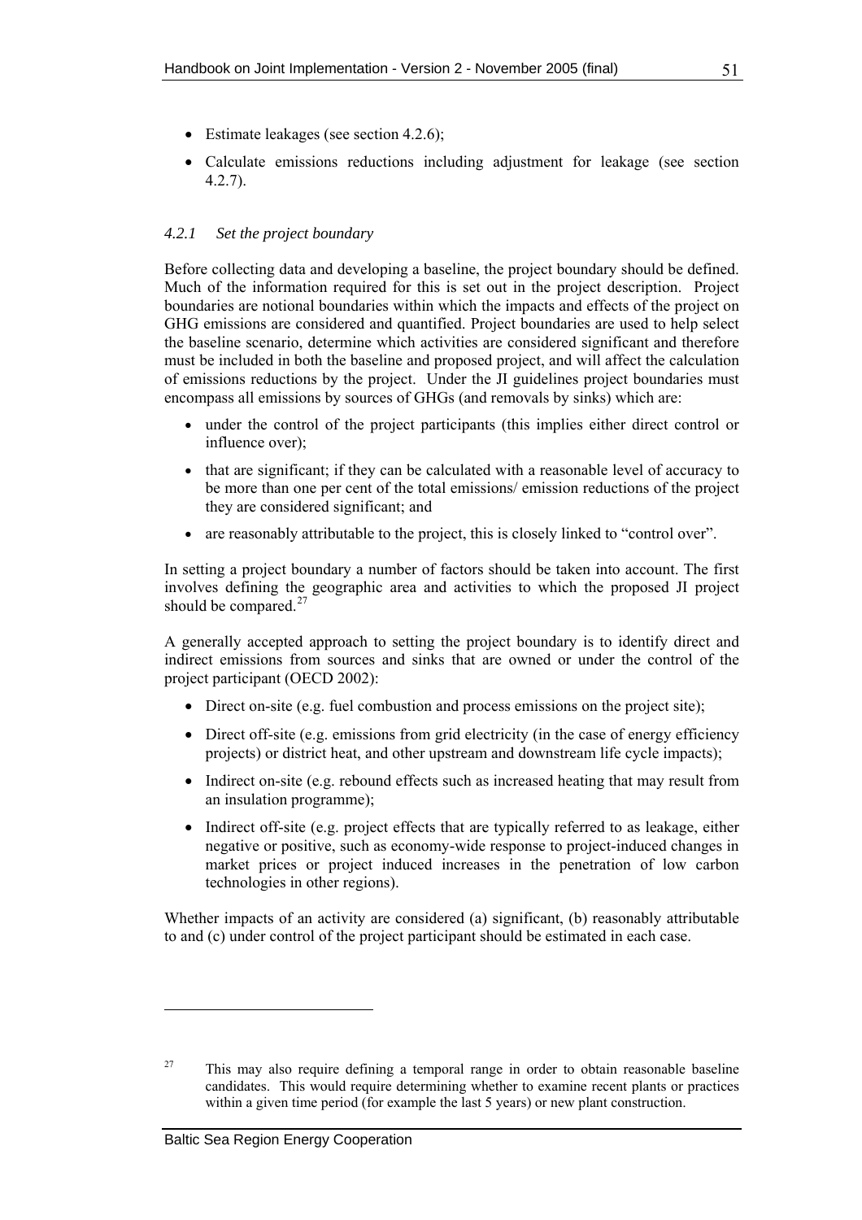- Estimate leakages (see section 4.2.6);
- Calculate emissions reductions including adjustment for leakage (see section 4.2.7).

### *4.2.1 Set the project boundary*

Before collecting data and developing a baseline, the project boundary should be defined. Much of the information required for this is set out in the project description. Project boundaries are notional boundaries within which the impacts and effects of the project on GHG emissions are considered and quantified. Project boundaries are used to help select the baseline scenario, determine which activities are considered significant and therefore must be included in both the baseline and proposed project, and will affect the calculation of emissions reductions by the project. Under the JI guidelines project boundaries must encompass all emissions by sources of GHGs (and removals by sinks) which are:

- under the control of the project participants (this implies either direct control or influence over);
- that are significant; if they can be calculated with a reasonable level of accuracy to be more than one per cent of the total emissions/ emission reductions of the project they are considered significant; and
- are reasonably attributable to the project, this is closely linked to "control over".

In setting a project boundary a number of factors should be taken into account. The first involves defining the geographic area and activities to which the proposed JI project should be compared.[27]

A generally accepted approach to setting the project boundary is to identify direct and indirect emissions from sources and sinks that are owned or under the control of the project participant (OECD 2002):

- Direct on-site (e.g. fuel combustion and process emissions on the project site);
- Direct off-site (e.g. emissions from grid electricity (in the case of energy efficiency projects) or district heat, and other upstream and downstream life cycle impacts);
- Indirect on-site (e.g. rebound effects such as increased heating that may result from an insulation programme);
- Indirect off-site (e.g. project effects that are typically referred to as leakage, either negative or positive, such as economy-wide response to project-induced changes in market prices or project induced increases in the penetration of low carbon technologies in other regions).

Whether impacts of an activity are considered (a) significant, (b) reasonably attributable to and (c) under control of the project participant should be estimated in each case.

---

[27] This may also require defining a temporal range in order to obtain reasonable baseline candidates. This would require determining whether to examine recent plants or practices within a given time period (for example the last 5 years) or new plant construction.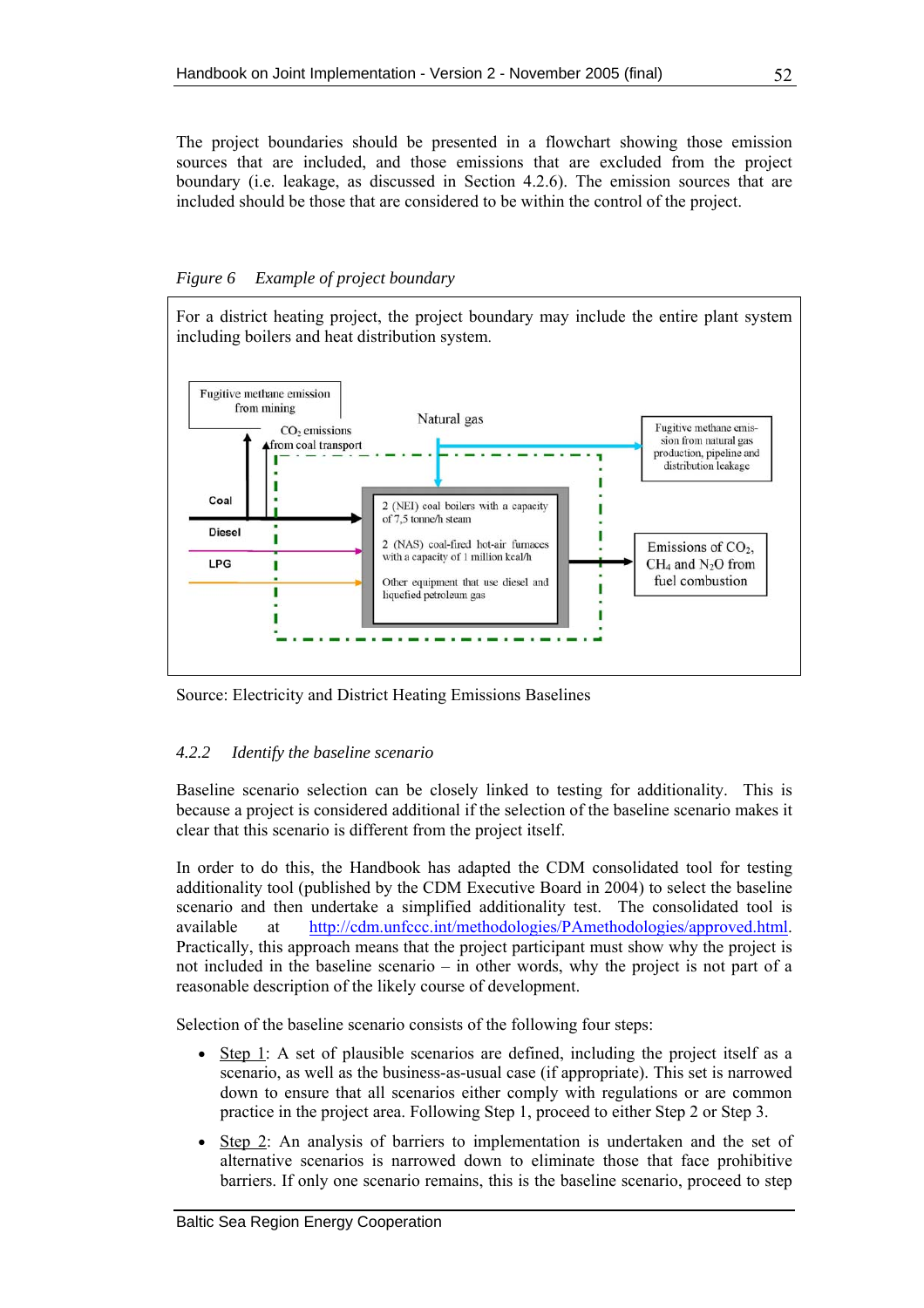The project boundaries should be presented in a flowchart showing those emission sources that are included, and those emissions that are excluded from the project boundary (i.e. leakage, as discussed in Section 4.2.6). The emission sources that are included should be those that are considered to be within the control of the project.

*Figure 6 Example of project boundary*

For a district heating project, the project boundary may include the entire plant system including boilers and heat distribution system.

Fugitive methane emission from mining

$CO_2$ emissions from coal transport

Natural gas

Fugitive methane emission from natural gas production, pipeline and distribution leakage

Coal

Diesel

LPG

2 (NEI) coal boilers with a capacity of 7,5 tonne/h steam

2 (NAS) coal-fired hot-air furnaces with a capacity of 1 million kcal/h

Other equipment that use diesel and liquefied petroleum gas

Emissions of $CO_2$, $CH_4$ and $N_2O$ from fuel combustion

Source: Electricity and District Heating Emissions Baselines

### 4.2.2 *Identify the baseline scenario*

Baseline scenario selection can be closely linked to testing for additionality. This is because a project is considered additional if the selection of the baseline scenario makes it clear that this scenario is different from the project itself.

In order to do this, the Handbook has adapted the CDM consolidated tool for testing additionality tool (published by the CDM Executive Board in 2004) to select the baseline scenario and then undertake a simplified additionality test. The consolidated tool is available at http://cdm.unfccc.int/methodologies/PAmethodologies/approved.html. Practically, this approach means that the project participant must show why the project is not included in the baseline scenario – in other words, why the project is not part of a reasonable description of the likely course of development.

Selection of the baseline scenario consists of the following four steps:

- Step 1: A set of plausible scenarios are defined, including the project itself as a scenario, as well as the business-as-usual case (if appropriate). This set is narrowed down to ensure that all scenarios either comply with regulations or are common practice in the project area. Following Step 1, proceed to either Step 2 or Step 3.
- Step 2: An analysis of barriers to implementation is undertaken and the set of alternative scenarios is narrowed down to eliminate those that face prohibitive barriers. If only one scenario remains, this is the baseline scenario, proceed to step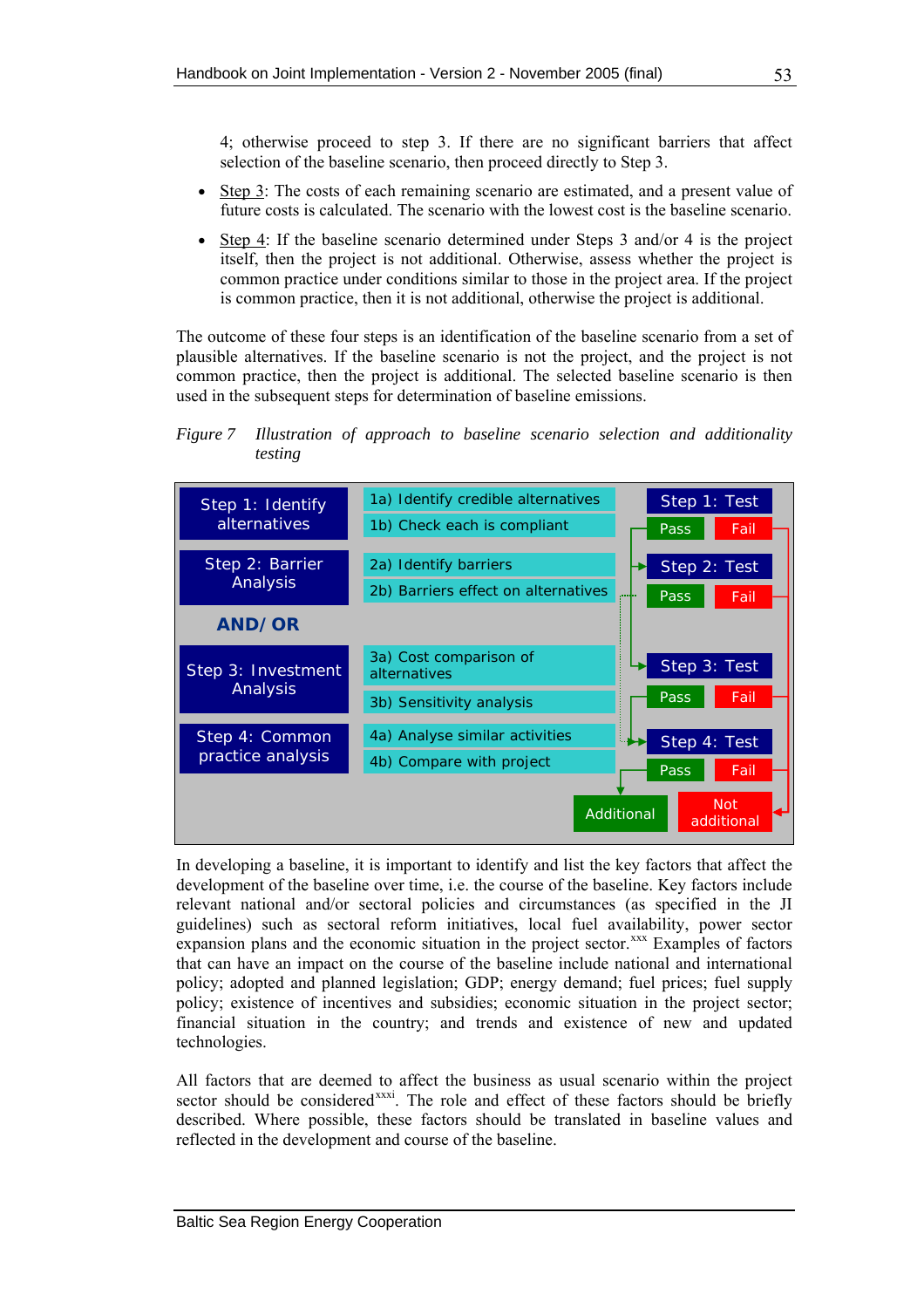4; otherwise proceed to step 3. If there are no significant barriers that affect selection of the baseline scenario, then proceed directly to Step 3.

- Step 3: The costs of each remaining scenario are estimated, and a present value of future costs is calculated. The scenario with the lowest cost is the baseline scenario.
- Step 4: If the baseline scenario determined under Steps 3 and/or 4 is the project itself, then the project is not additional. Otherwise, assess whether the project is common practice under conditions similar to those in the project area. If the project is common practice, then it is not additional, otherwise the project is additional.

The outcome of these four steps is an identification of the baseline scenario from a set of plausible alternatives. If the baseline scenario is not the project, and the project is not common practice, then the project is additional. The selected baseline scenario is then used in the subsequent steps for determination of baseline emissions.

*Figure 7 Illustration of approach to baseline scenario selection and additionality testing*

| Step | Sub-steps | Test |
|---|---|---|
| Step 1: Identify alternatives | 1a) Identify credible alternatives<br>1b) Check each is compliant | Step 1: Test — Pass / Fail |
| Step 2: Barrier Analysis | 2a) Identify barriers<br>2b) Barriers effect on alternatives | Step 2: Test — Pass / Fail |
| AND/ OR | | |
| Step 3: Investment Analysis | 3a) Cost comparison of alternatives<br>3b) Sensitivity analysis | Step 3: Test — Pass / Fail |
| Step 4: Common practice analysis | 4a) Analyse similar activities<br>4b) Compare with project | Step 4: Test — Pass / Fail |
| | Additional | Not additional |

In developing a baseline, it is important to identify and list the key factors that affect the development of the baseline over time, i.e. the course of the baseline. Key factors include relevant national and/or sectoral policies and circumstances (as specified in the JI guidelines) such as sectoral reform initiatives, local fuel availability, power sector expansion plans and the economic situation in the project sector.[xxx] Examples of factors that can have an impact on the course of the baseline include national and international policy; adopted and planned legislation; GDP; energy demand; fuel prices; fuel supply policy; existence of incentives and subsidies; economic situation in the project sector; financial situation in the country; and trends and existence of new and updated technologies.

All factors that are deemed to affect the business as usual scenario within the project sector should be considered[xxxi]. The role and effect of these factors should be briefly described. Where possible, these factors should be translated in baseline values and reflected in the development and course of the baseline.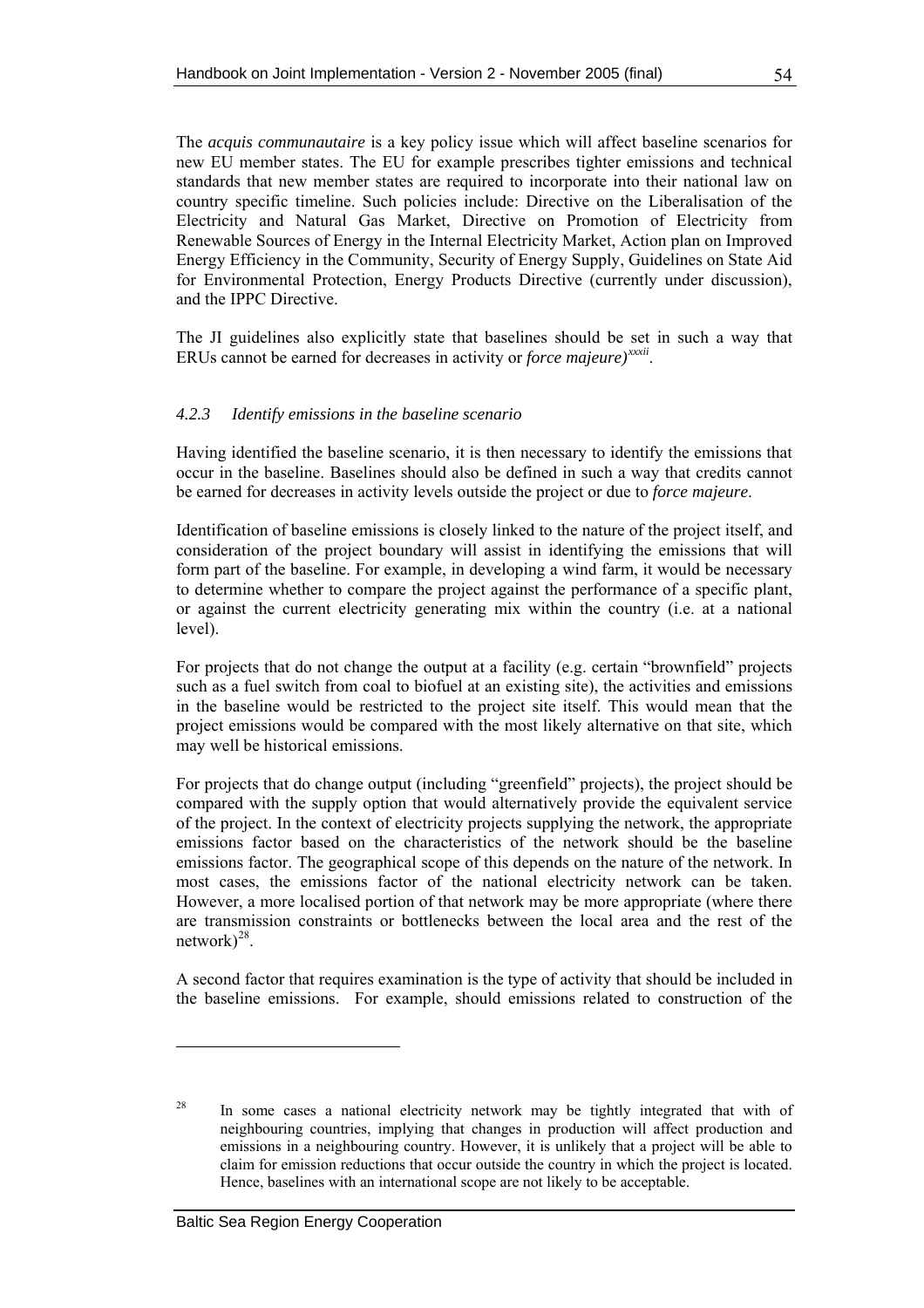The *acquis communautaire* is a key policy issue which will affect baseline scenarios for new EU member states. The EU for example prescribes tighter emissions and technical standards that new member states are required to incorporate into their national law on country specific timeline. Such policies include: Directive on the Liberalisation of the Electricity and Natural Gas Market, Directive on Promotion of Electricity from Renewable Sources of Energy in the Internal Electricity Market, Action plan on Improved Energy Efficiency in the Community, Security of Energy Supply, Guidelines on State Aid for Environmental Protection, Energy Products Directive (currently under discussion), and the IPPC Directive.

The JI guidelines also explicitly state that baselines should be set in such a way that ERUs cannot be earned for decreases in activity or *force majeure)*[xxxii].

### *4.2.3 Identify emissions in the baseline scenario*

Having identified the baseline scenario, it is then necessary to identify the emissions that occur in the baseline. Baselines should also be defined in such a way that credits cannot be earned for decreases in activity levels outside the project or due to *force majeure*.

Identification of baseline emissions is closely linked to the nature of the project itself, and consideration of the project boundary will assist in identifying the emissions that will form part of the baseline. For example, in developing a wind farm, it would be necessary to determine whether to compare the project against the performance of a specific plant, or against the current electricity generating mix within the country (i.e. at a national level).

For projects that do not change the output at a facility (e.g. certain "brownfield" projects such as a fuel switch from coal to biofuel at an existing site), the activities and emissions in the baseline would be restricted to the project site itself. This would mean that the project emissions would be compared with the most likely alternative on that site, which may well be historical emissions.

For projects that do change output (including "greenfield" projects), the project should be compared with the supply option that would alternatively provide the equivalent service of the project. In the context of electricity projects supplying the network, the appropriate emissions factor based on the characteristics of the network should be the baseline emissions factor. The geographical scope of this depends on the nature of the network. In most cases, the emissions factor of the national electricity network can be taken. However, a more localised portion of that network may be more appropriate (where there are transmission constraints or bottlenecks between the local area and the rest of the network)[28].

A second factor that requires examination is the type of activity that should be included in the baseline emissions. For example, should emissions related to construction of the

---

[28] In some cases a national electricity network may be tightly integrated that with of neighbouring countries, implying that changes in production will affect production and emissions in a neighbouring country. However, it is unlikely that a project will be able to claim for emission reductions that occur outside the country in which the project is located. Hence, baselines with an international scope are not likely to be acceptable.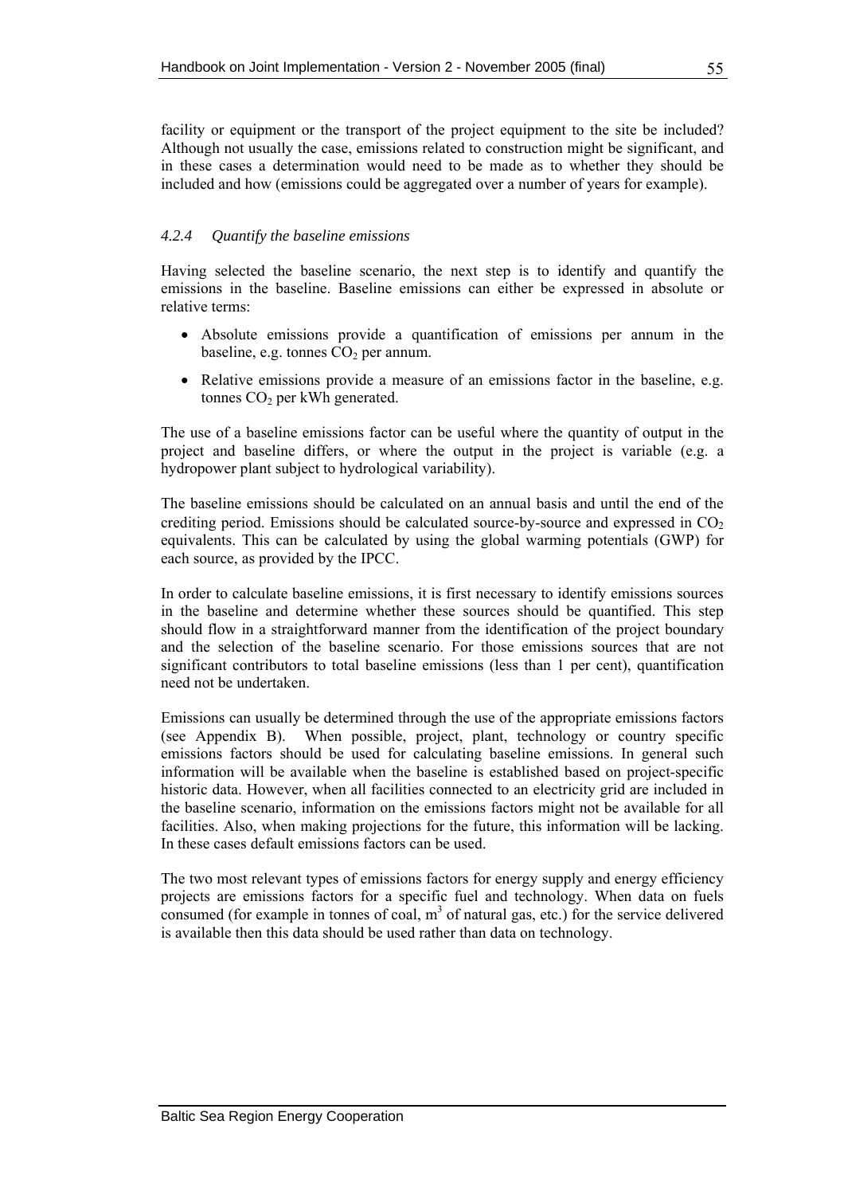facility or equipment or the transport of the project equipment to the site be included? Although not usually the case, emissions related to construction might be significant, and in these cases a determination would need to be made as to whether they should be included and how (emissions could be aggregated over a number of years for example).

### *4.2.4 Quantify the baseline emissions*

Having selected the baseline scenario, the next step is to identify and quantify the emissions in the baseline. Baseline emissions can either be expressed in absolute or relative terms:

- Absolute emissions provide a quantification of emissions per annum in the baseline, e.g. tonnes $CO_2$ per annum.
- Relative emissions provide a measure of an emissions factor in the baseline, e.g. tonnes $CO_2$ per kWh generated.

The use of a baseline emissions factor can be useful where the quantity of output in the project and baseline differs, or where the output in the project is variable (e.g. a hydropower plant subject to hydrological variability).

The baseline emissions should be calculated on an annual basis and until the end of the crediting period. Emissions should be calculated source-by-source and expressed in $CO_2$ equivalents. This can be calculated by using the global warming potentials (GWP) for each source, as provided by the IPCC.

In order to calculate baseline emissions, it is first necessary to identify emissions sources in the baseline and determine whether these sources should be quantified. This step should flow in a straightforward manner from the identification of the project boundary and the selection of the baseline scenario. For those emissions sources that are not significant contributors to total baseline emissions (less than 1 per cent), quantification need not be undertaken.

Emissions can usually be determined through the use of the appropriate emissions factors (see Appendix B). When possible, project, plant, technology or country specific emissions factors should be used for calculating baseline emissions. In general such information will be available when the baseline is established based on project-specific historic data. However, when all facilities connected to an electricity grid are included in the baseline scenario, information on the emissions factors might not be available for all facilities. Also, when making projections for the future, this information will be lacking. In these cases default emissions factors can be used.

The two most relevant types of emissions factors for energy supply and energy efficiency projects are emissions factors for a specific fuel and technology. When data on fuels consumed (for example in tonnes of coal, $m^3$ of natural gas, etc.) for the service delivered is available then this data should be used rather than data on technology.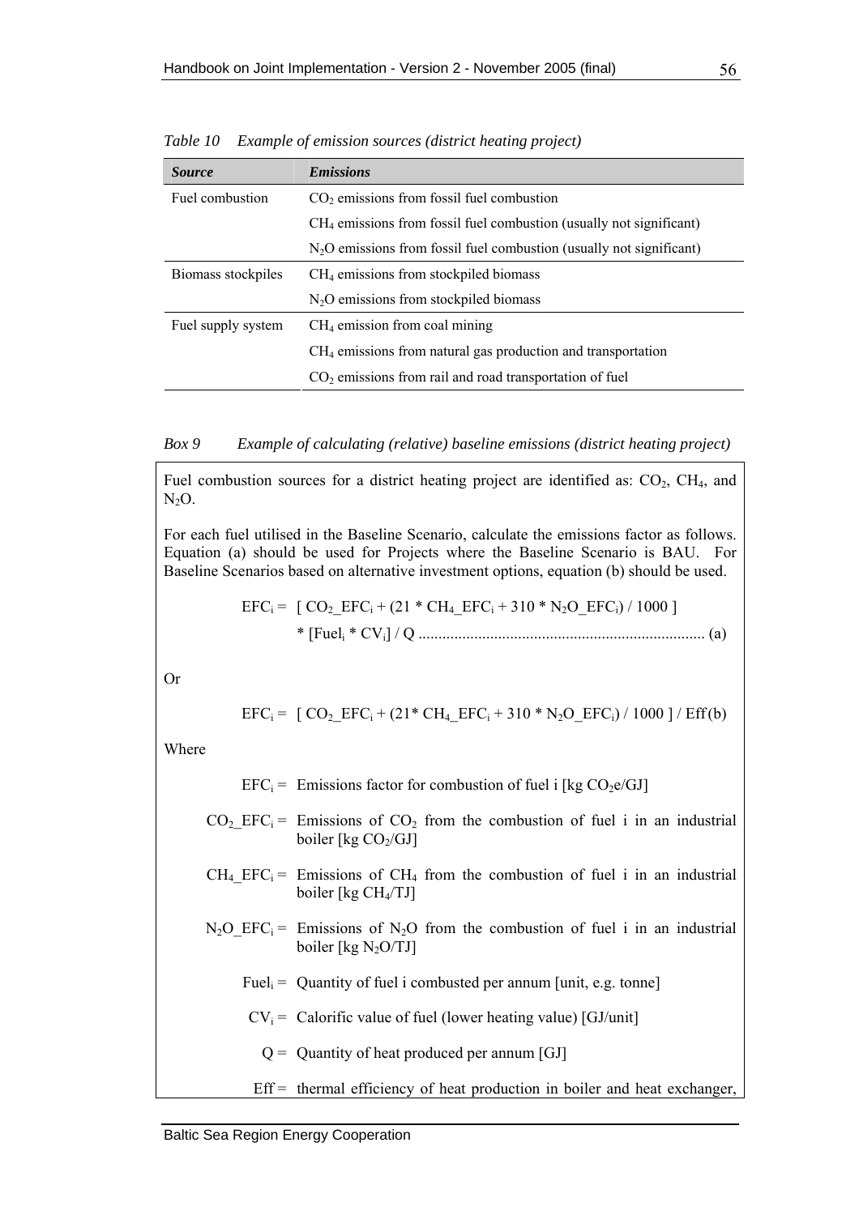*Table 10 Example of emission sources (district heating project)*

| ***Source*** | ***Emissions*** |
|---|---|
| Fuel combustion | $CO_2$ emissions from fossil fuel combustion |
| | $CH_4$ emissions from fossil fuel combustion (usually not significant) |
| | $N_2O$ emissions from fossil fuel combustion (usually not significant) |
| Biomass stockpiles | $CH_4$ emissions from stockpiled biomass |
| | $N_2O$ emissions from stockpiled biomass |
| Fuel supply system | $CH_4$ emission from coal mining |
| | $CH_4$ emissions from natural gas production and transportation |
| | $CO_2$ emissions from rail and road transportation of fuel |

*Box 9 Example of calculating (relative) baseline emissions (district heating project)*

Fuel combustion sources for a district heating project are identified as: $CO_2$, $CH_4$, and $N_2O$.

For each fuel utilised in the Baseline Scenario, calculate the emissions factor as follows. Equation (a) should be used for Projects where the Baseline Scenario is BAU. For Baseline Scenarios based on alternative investment options, equation (b) should be used.

$$EFC_i = [\, CO_2\_EFC_i + (21 * CH_4\_EFC_i + 310 * N_2O\_EFC_i) / 1000 \,] * [Fuel_i * CV_i] / Q \quad \text{(a)}$$

Or

$$EFC_i = [\, CO_2\_EFC_i + (21 * CH_4\_EFC_i + 310 * N_2O\_EFC_i) / 1000 \,] / Eff \quad \text{(b)}$$

Where

$EFC_i$ = Emissions factor for combustion of fuel i [kg $CO_2e$/GJ]

$CO_2\_EFC_i$ = Emissions of $CO_2$ from the combustion of fuel i in an industrial boiler [kg $CO_2$/GJ]

$CH_4\_EFC_i$ = Emissions of $CH_4$ from the combustion of fuel i in an industrial boiler [kg $CH_4$/TJ]

$N_2O\_EFC_i$ = Emissions of $N_2O$ from the combustion of fuel i in an industrial boiler [kg $N_2O$/TJ]

$Fuel_i$ = Quantity of fuel i combusted per annum [unit, e.g. tonne]

$CV_i$ = Calorific value of fuel (lower heating value) [GJ/unit]

$Q$ = Quantity of heat produced per annum [GJ]

$Eff$ = thermal efficiency of heat production in boiler and heat exchanger,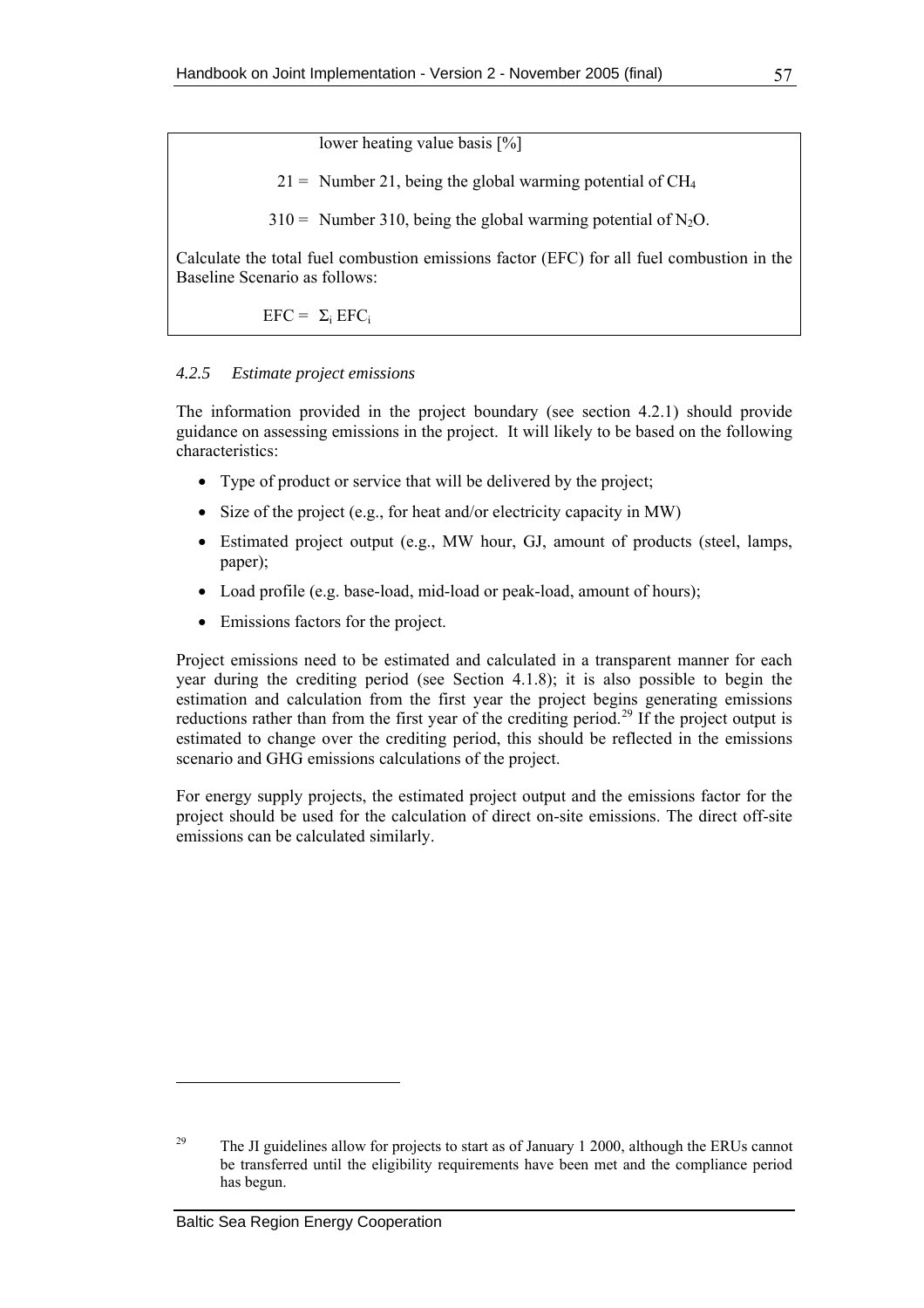lower heating value basis [%]

21 = Number 21, being the global warming potential of $CH_4$

310 = Number 310, being the global warming potential of $N_2O$.

Calculate the total fuel combustion emissions factor (EFC) for all fuel combustion in the Baseline Scenario as follows:

$$EFC = \Sigma_i EFC_i$$

### *4.2.5 Estimate project emissions*

The information provided in the project boundary (see section 4.2.1) should provide guidance on assessing emissions in the project. It will likely to be based on the following characteristics:

- Type of product or service that will be delivered by the project;
- Size of the project (e.g., for heat and/or electricity capacity in MW)
- Estimated project output (e.g., MW hour, GJ, amount of products (steel, lamps, paper);
- Load profile (e.g. base-load, mid-load or peak-load, amount of hours);
- Emissions factors for the project.

Project emissions need to be estimated and calculated in a transparent manner for each year during the crediting period (see Section 4.1.8); it is also possible to begin the estimation and calculation from the first year the project begins generating emissions reductions rather than from the first year of the crediting period.[29] If the project output is estimated to change over the crediting period, this should be reflected in the emissions scenario and GHG emissions calculations of the project.

For energy supply projects, the estimated project output and the emissions factor for the project should be used for the calculation of direct on-site emissions. The direct off-site emissions can be calculated similarly.

---

[29] The JI guidelines allow for projects to start as of January 1 2000, although the ERUs cannot be transferred until the eligibility requirements have been met and the compliance period has begun.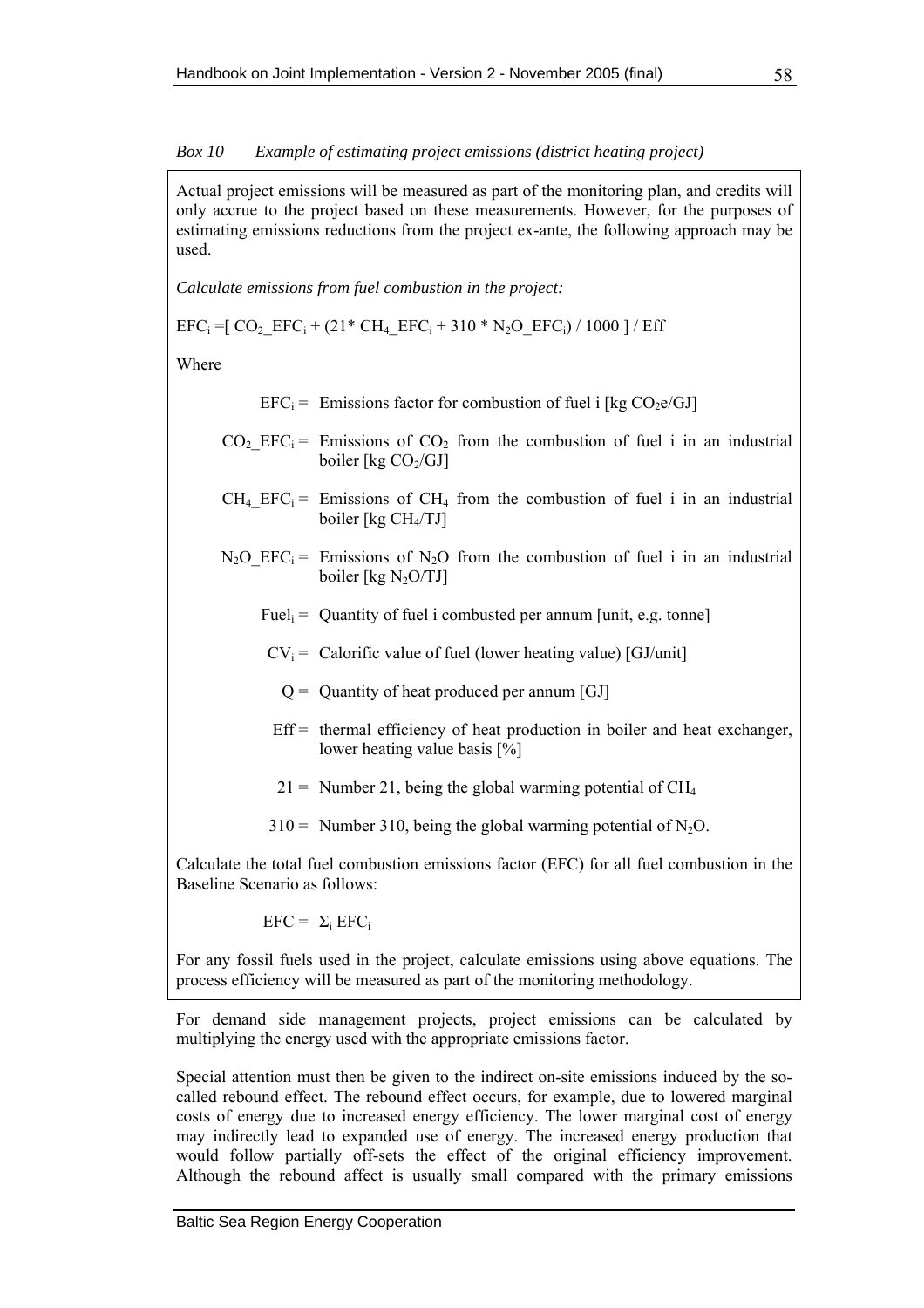*Box 10 Example of estimating project emissions (district heating project)*

Actual project emissions will be measured as part of the monitoring plan, and credits will only accrue to the project based on these measurements. However, for the purposes of estimating emissions reductions from the project ex-ante, the following approach may be used.

*Calculate emissions from fuel combustion in the project:*

$$EFC_i = [\, CO_2\_EFC_i + (21 * CH_4\_EFC_i + 310 * N_2O\_EFC_i) / 1000 \,] / Eff$$

Where

$EFC_i$ = Emissions factor for combustion of fuel i [kg $CO_2e$/GJ]

$CO_2\_EFC_i$ = Emissions of $CO_2$ from the combustion of fuel i in an industrial boiler [kg $CO_2$/GJ]

$CH_4\_EFC_i$ = Emissions of $CH_4$ from the combustion of fuel i in an industrial boiler [kg $CH_4$/TJ]

$N_2O\_EFC_i$ = Emissions of $N_2O$ from the combustion of fuel i in an industrial boiler [kg $N_2O$/TJ]

$Fuel_i$ = Quantity of fuel i combusted per annum [unit, e.g. tonne]

$CV_i$ = Calorific value of fuel (lower heating value) [GJ/unit]

$Q$ = Quantity of heat produced per annum [GJ]

$Eff$ = thermal efficiency of heat production in boiler and heat exchanger, lower heating value basis [%]

21 = Number 21, being the global warming potential of $CH_4$

310 = Number 310, being the global warming potential of $N_2O$.

Calculate the total fuel combustion emissions factor (EFC) for all fuel combustion in the Baseline Scenario as follows:

$$EFC = \Sigma_i\, EFC_i$$

For any fossil fuels used in the project, calculate emissions using above equations. The process efficiency will be measured as part of the monitoring methodology.

For demand side management projects, project emissions can be calculated by multiplying the energy used with the appropriate emissions factor.

Special attention must then be given to the indirect on-site emissions induced by the so-called rebound effect. The rebound effect occurs, for example, due to lowered marginal costs of energy due to increased energy efficiency. The lower marginal cost of energy may indirectly lead to expanded use of energy. The increased energy production that would follow partially off-sets the effect of the original efficiency improvement. Although the rebound affect is usually small compared with the primary emissions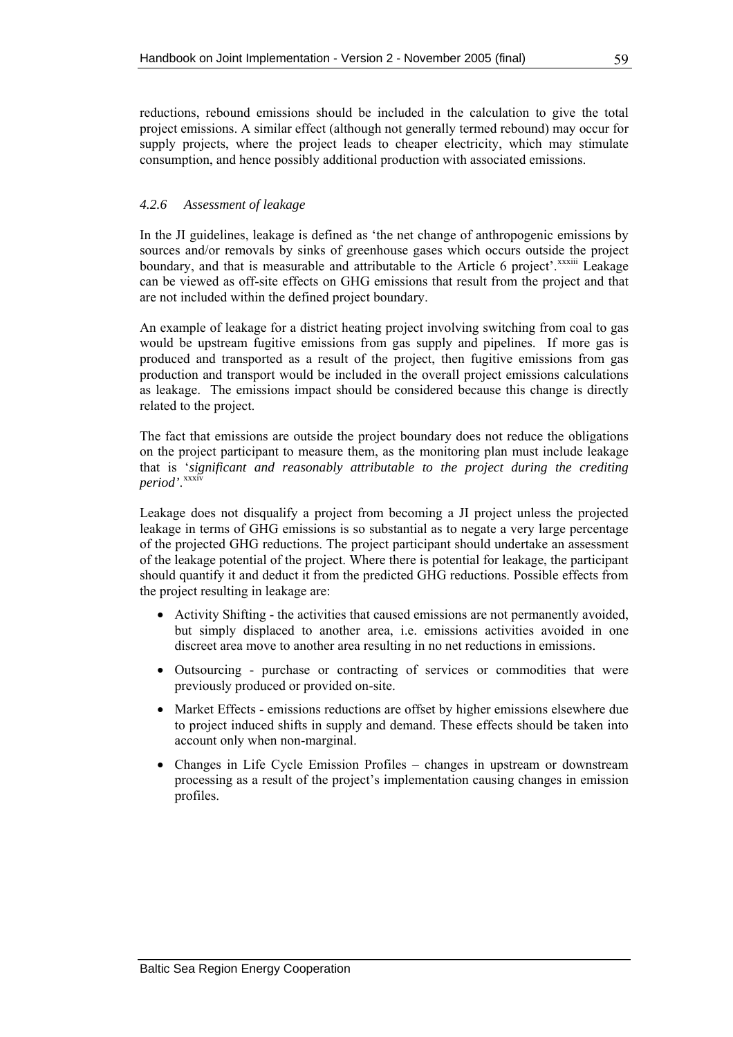reductions, rebound emissions should be included in the calculation to give the total project emissions. A similar effect (although not generally termed rebound) may occur for supply projects, where the project leads to cheaper electricity, which may stimulate consumption, and hence possibly additional production with associated emissions.

### *4.2.6 Assessment of leakage*

In the JI guidelines, leakage is defined as 'the net change of anthropogenic emissions by sources and/or removals by sinks of greenhouse gases which occurs outside the project boundary, and that is measurable and attributable to the Article 6 project'.[xxxiii] Leakage can be viewed as off-site effects on GHG emissions that result from the project and that are not included within the defined project boundary.

An example of leakage for a district heating project involving switching from coal to gas would be upstream fugitive emissions from gas supply and pipelines. If more gas is produced and transported as a result of the project, then fugitive emissions from gas production and transport would be included in the overall project emissions calculations as leakage. The emissions impact should be considered because this change is directly related to the project.

The fact that emissions are outside the project boundary does not reduce the obligations on the project participant to measure them, as the monitoring plan must include leakage that is '*significant and reasonably attributable to the project during the crediting period'*.[xxxiv]

Leakage does not disqualify a project from becoming a JI project unless the projected leakage in terms of GHG emissions is so substantial as to negate a very large percentage of the projected GHG reductions. The project participant should undertake an assessment of the leakage potential of the project. Where there is potential for leakage, the participant should quantify it and deduct it from the predicted GHG reductions. Possible effects from the project resulting in leakage are:

- Activity Shifting - the activities that caused emissions are not permanently avoided, but simply displaced to another area, i.e. emissions activities avoided in one discreet area move to another area resulting in no net reductions in emissions.
- Outsourcing - purchase or contracting of services or commodities that were previously produced or provided on-site.
- Market Effects - emissions reductions are offset by higher emissions elsewhere due to project induced shifts in supply and demand. These effects should be taken into account only when non-marginal.
- Changes in Life Cycle Emission Profiles – changes in upstream or downstream processing as a result of the project's implementation causing changes in emission profiles.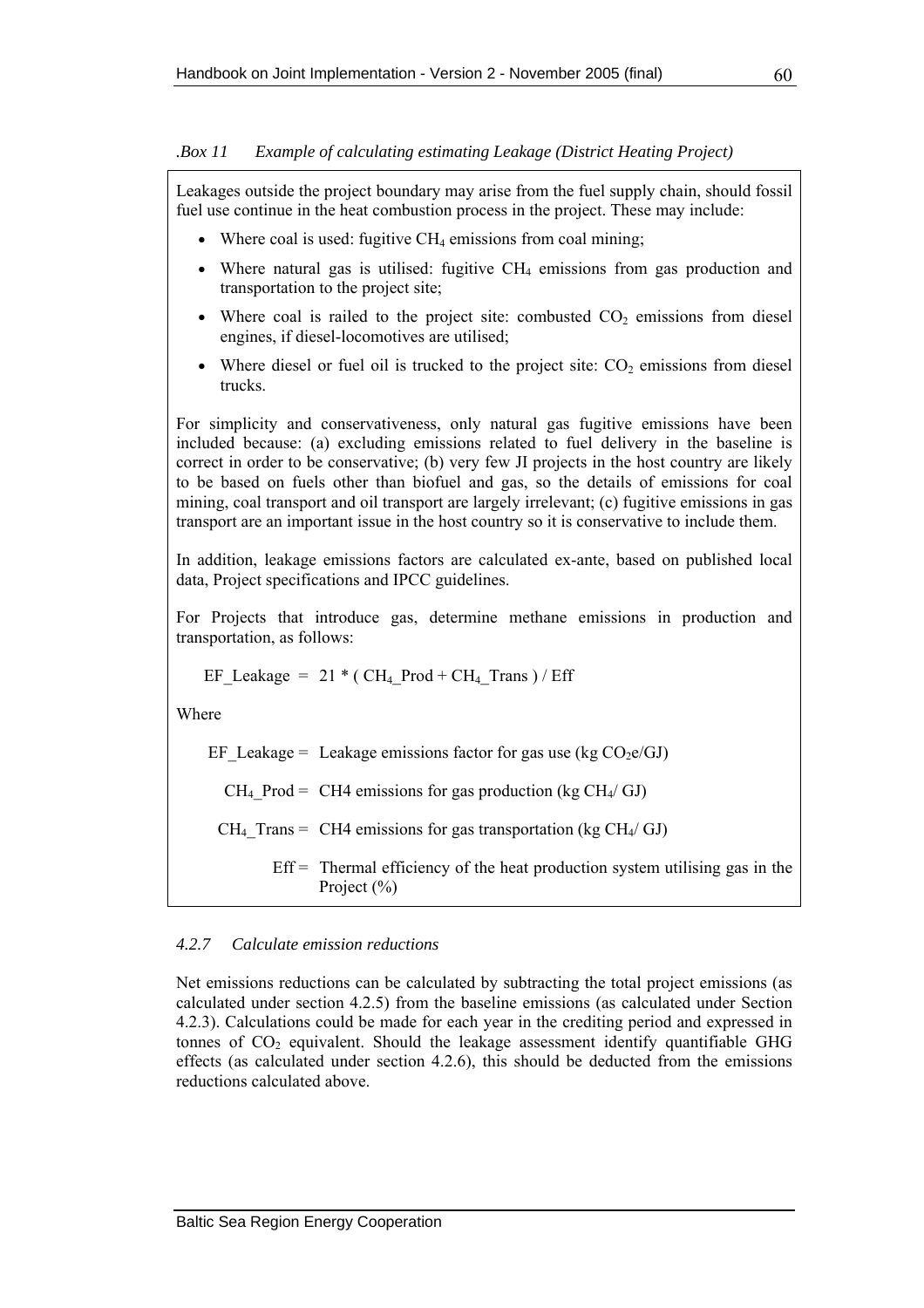*.Box 11 Example of calculating estimating Leakage (District Heating Project)*

Leakages outside the project boundary may arise from the fuel supply chain, should fossil fuel use continue in the heat combustion process in the project. These may include:

- Where coal is used: fugitive $CH_4$ emissions from coal mining;
- Where natural gas is utilised: fugitive $CH_4$ emissions from gas production and transportation to the project site;
- Where coal is railed to the project site: combusted $CO_2$ emissions from diesel engines, if diesel-locomotives are utilised;
- Where diesel or fuel oil is trucked to the project site: $CO_2$ emissions from diesel trucks.

For simplicity and conservativeness, only natural gas fugitive emissions have been included because: (a) excluding emissions related to fuel delivery in the baseline is correct in order to be conservative; (b) very few JI projects in the host country are likely to be based on fuels other than biofuel and gas, so the details of emissions for coal mining, coal transport and oil transport are largely irrelevant; (c) fugitive emissions in gas transport are an important issue in the host country so it is conservative to include them.

In addition, leakage emissions factors are calculated ex-ante, based on published local data, Project specifications and IPCC guidelines.

For Projects that introduce gas, determine methane emissions in production and transportation, as follows:

$$EF\_Leakage = 21 * ( CH_4\_Prod + CH_4\_Trans ) / Eff$$

Where

$EF\_Leakage$ = Leakage emissions factor for gas use (kg $CO_2e$/GJ)

$CH_4\_Prod$ = CH4 emissions for gas production (kg $CH_4$/ GJ)

$CH_4\_Trans$ = CH4 emissions for gas transportation (kg $CH_4$/ GJ)

$Eff$ = Thermal efficiency of the heat production system utilising gas in the Project (%)

#### *4.2.7 Calculate emission reductions*

Net emissions reductions can be calculated by subtracting the total project emissions (as calculated under section 4.2.5) from the baseline emissions (as calculated under Section 4.2.3). Calculations could be made for each year in the crediting period and expressed in tonnes of $CO_2$ equivalent. Should the leakage assessment identify quantifiable GHG effects (as calculated under section 4.2.6), this should be deducted from the emissions reductions calculated above.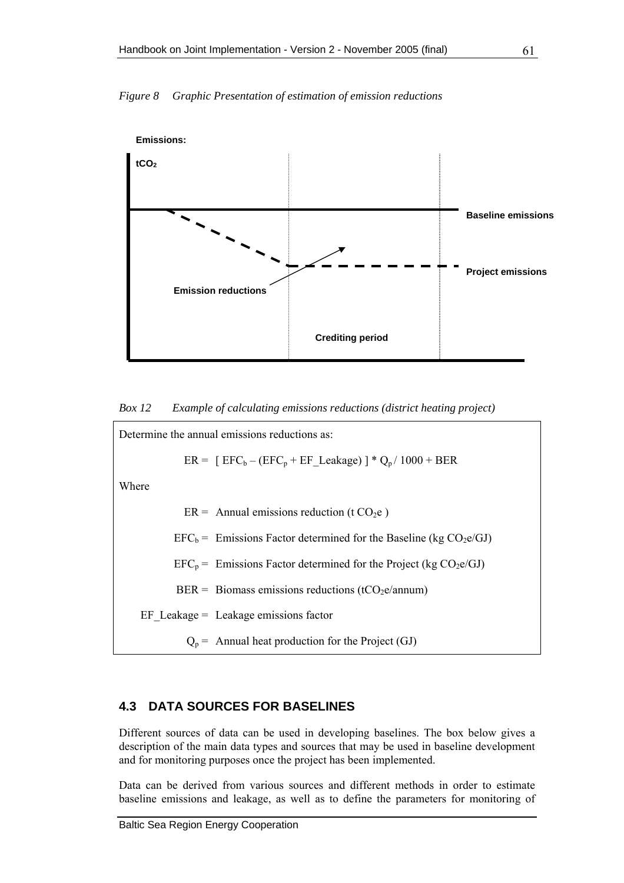*Figure 8 Graphic Presentation of estimation of emission reductions*

**Emissions:**

**$tCO_2$**

**Baseline emissions**

**Project emissions**

**Emission reductions**

**Crediting period**

*Box 12 Example of calculating emissions reductions (district heating project)*

Determine the annual emissions reductions as:

$$ER = [\, EFC_b - (EFC_p + EF\_Leakage) \,] * Q_p / 1000 + BER$$

Where

$ER$ = Annual emissions reduction (t $CO_2e$ )

$EFC_b$ = Emissions Factor determined for the Baseline (kg $CO_2e$/GJ)

$EFC_p$ = Emissions Factor determined for the Project (kg $CO_2e$/GJ)

$BER$ = Biomass emissions reductions (t$CO_2e$/annum)

$EF\_Leakage$ = Leakage emissions factor

$Q_p$ = Annual heat production for the Project (GJ)

## 4.3 DATA SOURCES FOR BASELINES

Different sources of data can be used in developing baselines. The box below gives a description of the main data types and sources that may be used in baseline development and for monitoring purposes once the project has been implemented.

Data can be derived from various sources and different methods in order to estimate baseline emissions and leakage, as well as to define the parameters for monitoring of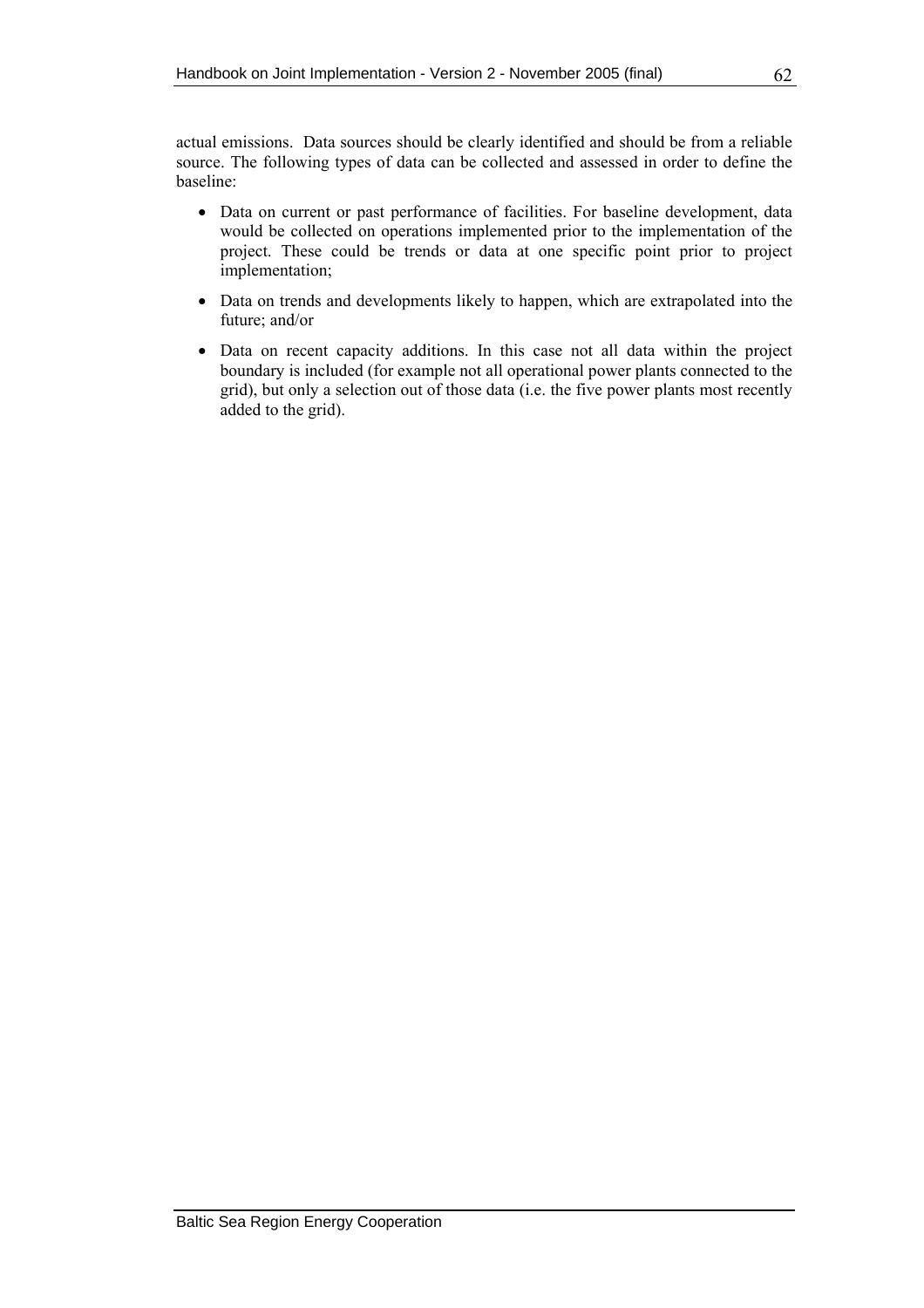actual emissions. Data sources should be clearly identified and should be from a reliable source. The following types of data can be collected and assessed in order to define the baseline:

- Data on current or past performance of facilities. For baseline development, data would be collected on operations implemented prior to the implementation of the project. These could be trends or data at one specific point prior to project implementation;
- Data on trends and developments likely to happen, which are extrapolated into the future; and/or
- Data on recent capacity additions. In this case not all data within the project boundary is included (for example not all operational power plants connected to the grid), but only a selection out of those data (i.e. the five power plants most recently added to the grid).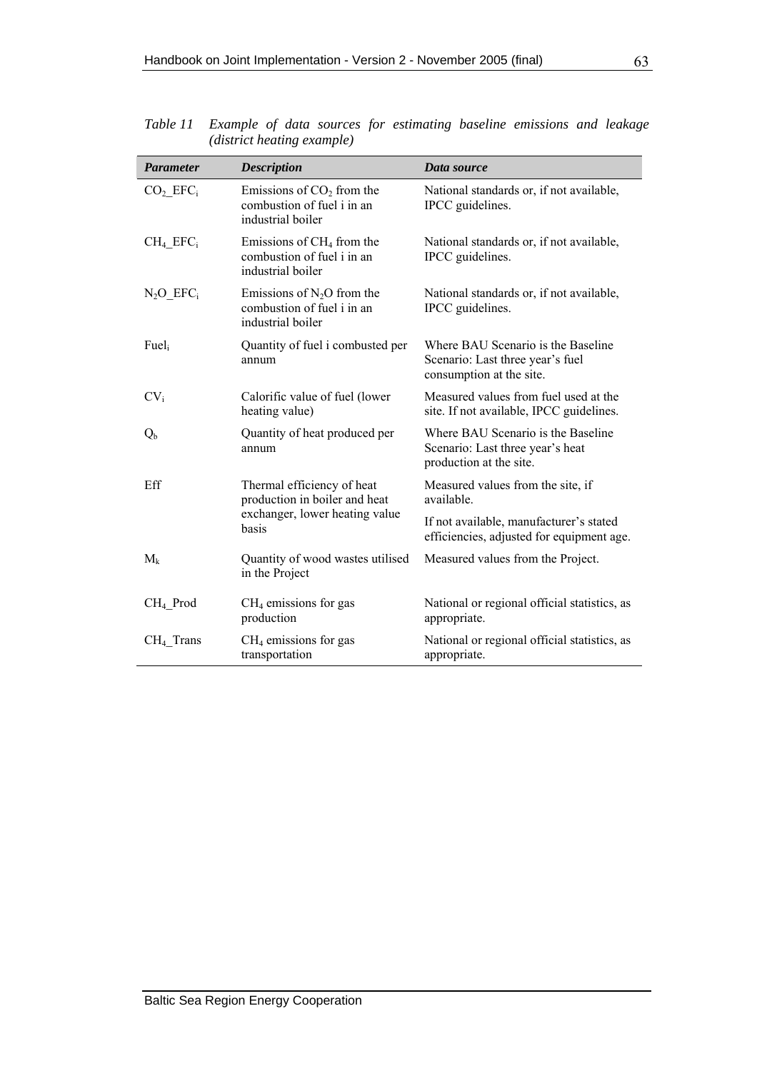*Table 11 Example of data sources for estimating baseline emissions and leakage (district heating example)*

| ***Parameter*** | ***Description*** | ***Data source*** |
|---|---|---|
| $CO_2$_$EFC_i$ | Emissions of $CO_2$ from the combustion of fuel i in an industrial boiler | National standards or, if not available, IPCC guidelines. |
| $CH_4$_$EFC_i$ | Emissions of $CH_4$ from the combustion of fuel i in an industrial boiler | National standards or, if not available, IPCC guidelines. |
| $N_2O$_$EFC_i$ | Emissions of $N_2O$ from the combustion of fuel i in an industrial boiler | National standards or, if not available, IPCC guidelines. |
| $Fuel_i$ | Quantity of fuel i combusted per annum | Where BAU Scenario is the Baseline Scenario: Last three year's fuel consumption at the site. |
| $CV_i$ | Calorific value of fuel (lower heating value) | Measured values from fuel used at the site. If not available, IPCC guidelines. |
| $Q_b$ | Quantity of heat produced per annum | Where BAU Scenario is the Baseline Scenario: Last three year's heat production at the site. |
| Eff | Thermal efficiency of heat production in boiler and heat exchanger, lower heating value basis | Measured values from the site, if available.<br>If not available, manufacturer's stated efficiencies, adjusted for equipment age. |
| $M_k$ | Quantity of wood wastes utilised in the Project | Measured values from the Project. |
| $CH_4$_Prod | $CH_4$ emissions for gas production | National or regional official statistics, as appropriate. |
| $CH_4$_Trans | $CH_4$ emissions for gas transportation | National or regional official statistics, as appropriate. |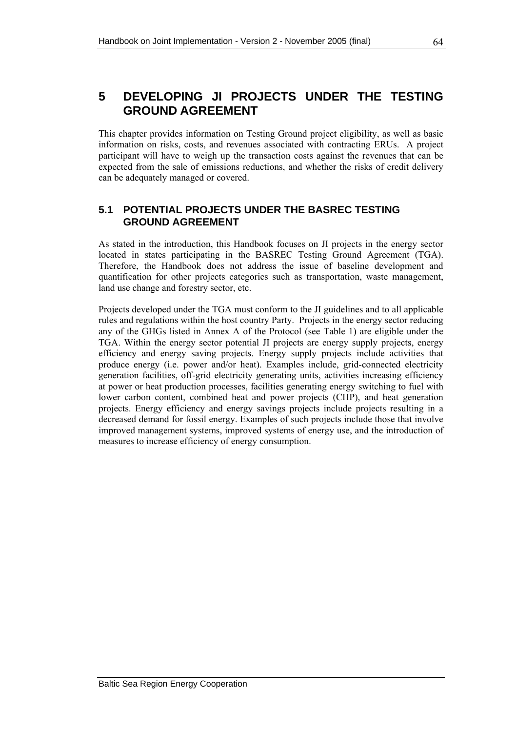# 5 DEVELOPING JI PROJECTS UNDER THE TESTING GROUND AGREEMENT

This chapter provides information on Testing Ground project eligibility, as well as basic information on risks, costs, and revenues associated with contracting ERUs. A project participant will have to weigh up the transaction costs against the revenues that can be expected from the sale of emissions reductions, and whether the risks of credit delivery can be adequately managed or covered.

## 5.1 POTENTIAL PROJECTS UNDER THE BASREC TESTING GROUND AGREEMENT

As stated in the introduction, this Handbook focuses on JI projects in the energy sector located in states participating in the BASREC Testing Ground Agreement (TGA). Therefore, the Handbook does not address the issue of baseline development and quantification for other projects categories such as transportation, waste management, land use change and forestry sector, etc.

Projects developed under the TGA must conform to the JI guidelines and to all applicable rules and regulations within the host country Party. Projects in the energy sector reducing any of the GHGs listed in Annex A of the Protocol (see Table 1) are eligible under the TGA. Within the energy sector potential JI projects are energy supply projects, energy efficiency and energy saving projects. Energy supply projects include activities that produce energy (i.e. power and/or heat). Examples include, grid-connected electricity generation facilities, off-grid electricity generating units, activities increasing efficiency at power or heat production processes, facilities generating energy switching to fuel with lower carbon content, combined heat and power projects (CHP), and heat generation projects. Energy efficiency and energy savings projects include projects resulting in a decreased demand for fossil energy. Examples of such projects include those that involve improved management systems, improved systems of energy use, and the introduction of measures to increase efficiency of energy consumption.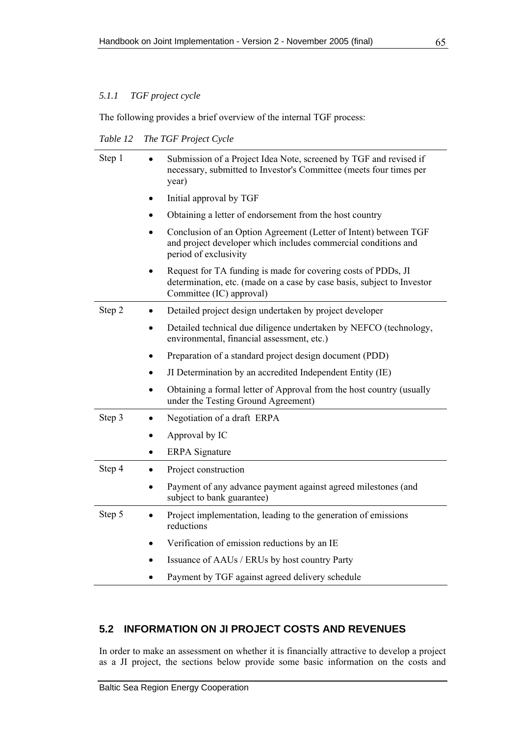### 5.1.1 TGF project cycle

The following provides a brief overview of the internal TGF process:

*Table 12 The TGF Project Cycle*

| | |
|---|---|
| Step 1 | • Submission of a Project Idea Note, screened by TGF and revised if necessary, submitted to Investor's Committee (meets four times per year)<br>• Initial approval by TGF<br>• Obtaining a letter of endorsement from the host country<br>• Conclusion of an Option Agreement (Letter of Intent) between TGF and project developer which includes commercial conditions and period of exclusivity<br>• Request for TA funding is made for covering costs of PDDs, JI determination, etc. (made on a case by case basis, subject to Investor Committee (IC) approval) |
| Step 2 | • Detailed project design undertaken by project developer<br>• Detailed technical due diligence undertaken by NEFCO (technology, environmental, financial assessment, etc.)<br>• Preparation of a standard project design document (PDD)<br>• JI Determination by an accredited Independent Entity (IE)<br>• Obtaining a formal letter of Approval from the host country (usually under the Testing Ground Agreement) |
| Step 3 | • Negotiation of a draft ERPA<br>• Approval by IC<br>• ERPA Signature |
| Step 4 | • Project construction<br>• Payment of any advance payment against agreed milestones (and subject to bank guarantee) |
| Step 5 | • Project implementation, leading to the generation of emissions reductions<br>• Verification of emission reductions by an IE<br>• Issuance of AAUs / ERUs by host country Party<br>• Payment by TGF against agreed delivery schedule |

## 5.2 INFORMATION ON JI PROJECT COSTS AND REVENUES

In order to make an assessment on whether it is financially attractive to develop a project as a JI project, the sections below provide some basic information on the costs and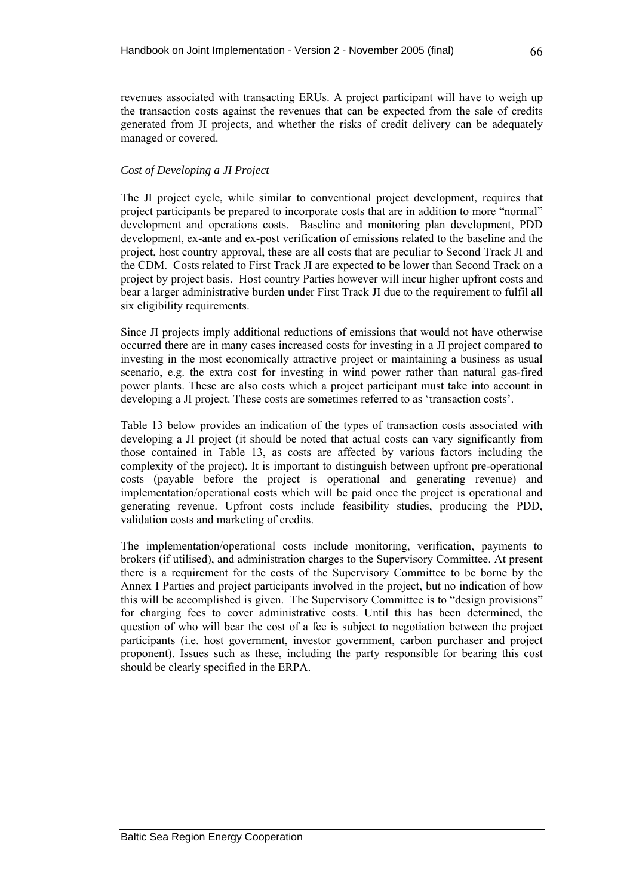revenues associated with transacting ERUs. A project participant will have to weigh up the transaction costs against the revenues that can be expected from the sale of credits generated from JI projects, and whether the risks of credit delivery can be adequately managed or covered.

*Cost of Developing a JI Project*

The JI project cycle, while similar to conventional project development, requires that project participants be prepared to incorporate costs that are in addition to more "normal" development and operations costs. Baseline and monitoring plan development, PDD development, ex-ante and ex-post verification of emissions related to the baseline and the project, host country approval, these are all costs that are peculiar to Second Track JI and the CDM. Costs related to First Track JI are expected to be lower than Second Track on a project by project basis. Host country Parties however will incur higher upfront costs and bear a larger administrative burden under First Track JI due to the requirement to fulfil all six eligibility requirements.

Since JI projects imply additional reductions of emissions that would not have otherwise occurred there are in many cases increased costs for investing in a JI project compared to investing in the most economically attractive project or maintaining a business as usual scenario, e.g. the extra cost for investing in wind power rather than natural gas-fired power plants. These are also costs which a project participant must take into account in developing a JI project. These costs are sometimes referred to as 'transaction costs'.

Table 13 below provides an indication of the types of transaction costs associated with developing a JI project (it should be noted that actual costs can vary significantly from those contained in Table 13, as costs are affected by various factors including the complexity of the project). It is important to distinguish between upfront pre-operational costs (payable before the project is operational and generating revenue) and implementation/operational costs which will be paid once the project is operational and generating revenue. Upfront costs include feasibility studies, producing the PDD, validation costs and marketing of credits.

The implementation/operational costs include monitoring, verification, payments to brokers (if utilised), and administration charges to the Supervisory Committee. At present there is a requirement for the costs of the Supervisory Committee to be borne by the Annex I Parties and project participants involved in the project, but no indication of how this will be accomplished is given. The Supervisory Committee is to "design provisions" for charging fees to cover administrative costs. Until this has been determined, the question of who will bear the cost of a fee is subject to negotiation between the project participants (i.e. host government, investor government, carbon purchaser and project proponent). Issues such as these, including the party responsible for bearing this cost should be clearly specified in the ERPA.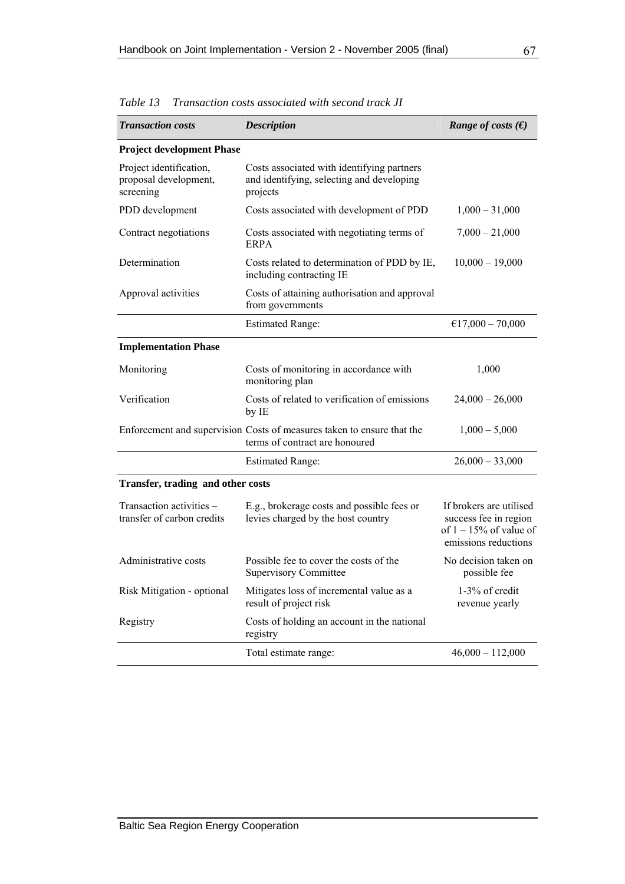*Table 13 Transaction costs associated with second track JI*

| *Transaction costs* | *Description* | *Range of costs (€)* |
|---|---|---|
| **Project development Phase** | | |
| Project identification, proposal development, screening | Costs associated with identifying partners and identifying, selecting and developing projects | |
| PDD development | Costs associated with development of PDD | 1,000 – 31,000 |
| Contract negotiations | Costs associated with negotiating terms of ERPA | 7,000 – 21,000 |
| Determination | Costs related to determination of PDD by IE, including contracting IE | 10,000 – 19,000 |
| Approval activities | Costs of attaining authorisation and approval from governments | |
| | Estimated Range: | €17,000 – 70,000 |
| **Implementation Phase** | | |
| Monitoring | Costs of monitoring in accordance with monitoring plan | 1,000 |
| Verification | Costs of related to verification of emissions by IE | 24,000 – 26,000 |
| Enforcement and supervision | Costs of measures taken to ensure that the terms of contract are honoured | 1,000 – 5,000 |
| | Estimated Range: | 26,000 – 33,000 |
| **Transfer, trading and other costs** | | |
| Transaction activities – transfer of carbon credits | E.g., brokerage costs and possible fees or levies charged by the host country | If brokers are utilised success fee in region of 1 – 15% of value of emissions reductions |
| Administrative costs | Possible fee to cover the costs of the Supervisory Committee | No decision taken on possible fee |
| Risk Mitigation - optional | Mitigates loss of incremental value as a result of project risk | 1-3% of credit revenue yearly |
| Registry | Costs of holding an account in the national registry | |
| | Total estimate range: | 46,000 – 112,000 |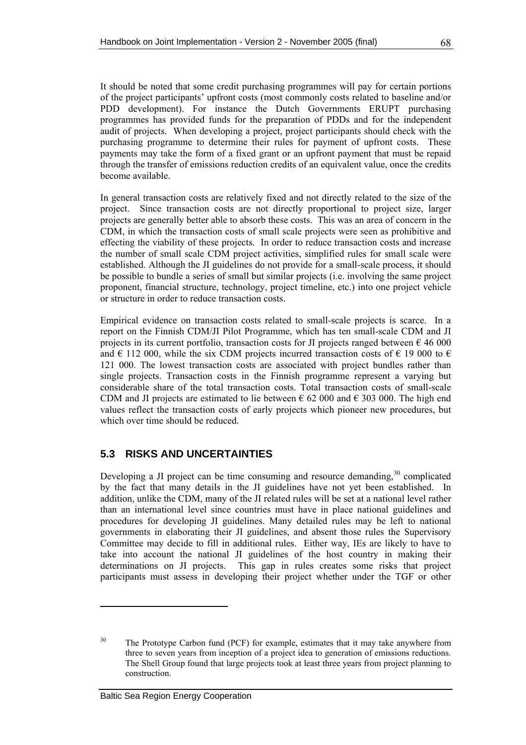It should be noted that some credit purchasing programmes will pay for certain portions of the project participants' upfront costs (most commonly costs related to baseline and/or PDD development). For instance the Dutch Governments ERUPT purchasing programmes has provided funds for the preparation of PDDs and for the independent audit of projects. When developing a project, project participants should check with the purchasing programme to determine their rules for payment of upfront costs. These payments may take the form of a fixed grant or an upfront payment that must be repaid through the transfer of emissions reduction credits of an equivalent value, once the credits become available.

In general transaction costs are relatively fixed and not directly related to the size of the project. Since transaction costs are not directly proportional to project size, larger projects are generally better able to absorb these costs. This was an area of concern in the CDM, in which the transaction costs of small scale projects were seen as prohibitive and effecting the viability of these projects. In order to reduce transaction costs and increase the number of small scale CDM project activities, simplified rules for small scale were established. Although the JI guidelines do not provide for a small-scale process, it should be possible to bundle a series of small but similar projects (i.e. involving the same project proponent, financial structure, technology, project timeline, etc.) into one project vehicle or structure in order to reduce transaction costs.

Empirical evidence on transaction costs related to small-scale projects is scarce. In a report on the Finnish CDM/JI Pilot Programme, which has ten small-scale CDM and JI projects in its current portfolio, transaction costs for JI projects ranged between € 46 000 and € 112 000, while the six CDM projects incurred transaction costs of € 19 000 to € 121 000. The lowest transaction costs are associated with project bundles rather than single projects. Transaction costs in the Finnish programme represent a varying but considerable share of the total transaction costs. Total transaction costs of small-scale CDM and JI projects are estimated to lie between € 62 000 and € 303 000. The high end values reflect the transaction costs of early projects which pioneer new procedures, but which over time should be reduced.

## 5.3 RISKS AND UNCERTAINTIES

Developing a JI project can be time consuming and resource demanding,[30] complicated by the fact that many details in the JI guidelines have not yet been established. In addition, unlike the CDM, many of the JI related rules will be set at a national level rather than an international level since countries must have in place national guidelines and procedures for developing JI guidelines. Many detailed rules may be left to national governments in elaborating their JI guidelines, and absent those rules the Supervisory Committee may decide to fill in additional rules. Either way, IEs are likely to have to take into account the national JI guidelines of the host country in making their determinations on JI projects. This gap in rules creates some risks that project participants must assess in developing their project whether under the TGF or other

---

[30] The Prototype Carbon fund (PCF) for example, estimates that it may take anywhere from three to seven years from inception of a project idea to generation of emissions reductions. The Shell Group found that large projects took at least three years from project planning to construction.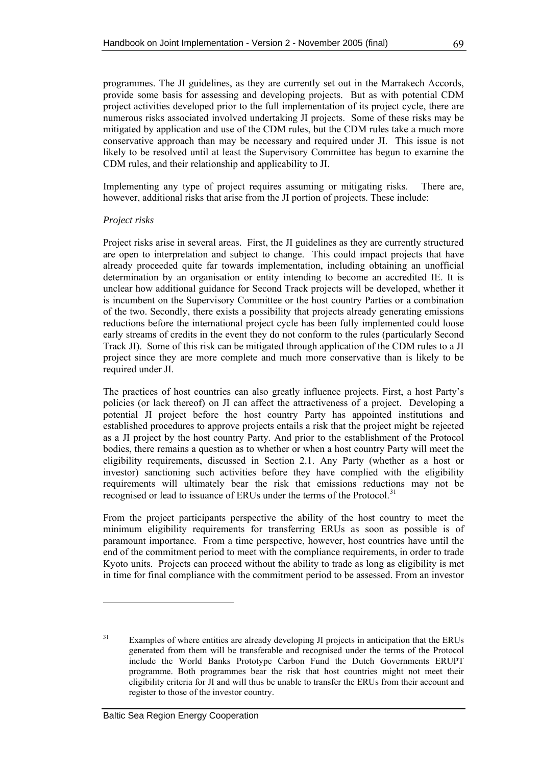programmes. The JI guidelines, as they are currently set out in the Marrakech Accords, provide some basis for assessing and developing projects. But as with potential CDM project activities developed prior to the full implementation of its project cycle, there are numerous risks associated involved undertaking JI projects. Some of these risks may be mitigated by application and use of the CDM rules, but the CDM rules take a much more conservative approach than may be necessary and required under JI. This issue is not likely to be resolved until at least the Supervisory Committee has begun to examine the CDM rules, and their relationship and applicability to JI.

Implementing any type of project requires assuming or mitigating risks. There are, however, additional risks that arise from the JI portion of projects. These include:

*Project risks*

Project risks arise in several areas. First, the JI guidelines as they are currently structured are open to interpretation and subject to change. This could impact projects that have already proceeded quite far towards implementation, including obtaining an unofficial determination by an organisation or entity intending to become an accredited IE. It is unclear how additional guidance for Second Track projects will be developed, whether it is incumbent on the Supervisory Committee or the host country Parties or a combination of the two. Secondly, there exists a possibility that projects already generating emissions reductions before the international project cycle has been fully implemented could loose early streams of credits in the event they do not conform to the rules (particularly Second Track JI). Some of this risk can be mitigated through application of the CDM rules to a JI project since they are more complete and much more conservative than is likely to be required under JI.

The practices of host countries can also greatly influence projects. First, a host Party's policies (or lack thereof) on JI can affect the attractiveness of a project. Developing a potential JI project before the host country Party has appointed institutions and established procedures to approve projects entails a risk that the project might be rejected as a JI project by the host country Party. And prior to the establishment of the Protocol bodies, there remains a question as to whether or when a host country Party will meet the eligibility requirements, discussed in Section 2.1. Any Party (whether as a host or investor) sanctioning such activities before they have complied with the eligibility requirements will ultimately bear the risk that emissions reductions may not be recognised or lead to issuance of ERUs under the terms of the Protocol.[31]

From the project participants perspective the ability of the host country to meet the minimum eligibility requirements for transferring ERUs as soon as possible is of paramount importance. From a time perspective, however, host countries have until the end of the commitment period to meet with the compliance requirements, in order to trade Kyoto units. Projects can proceed without the ability to trade as long as eligibility is met in time for final compliance with the commitment period to be assessed. From an investor

---

[31] Examples of where entities are already developing JI projects in anticipation that the ERUs generated from them will be transferable and recognised under the terms of the Protocol include the World Banks Prototype Carbon Fund the Dutch Governments ERUPT programme. Both programmes bear the risk that host countries might not meet their eligibility criteria for JI and will thus be unable to transfer the ERUs from their account and register to those of the investor country.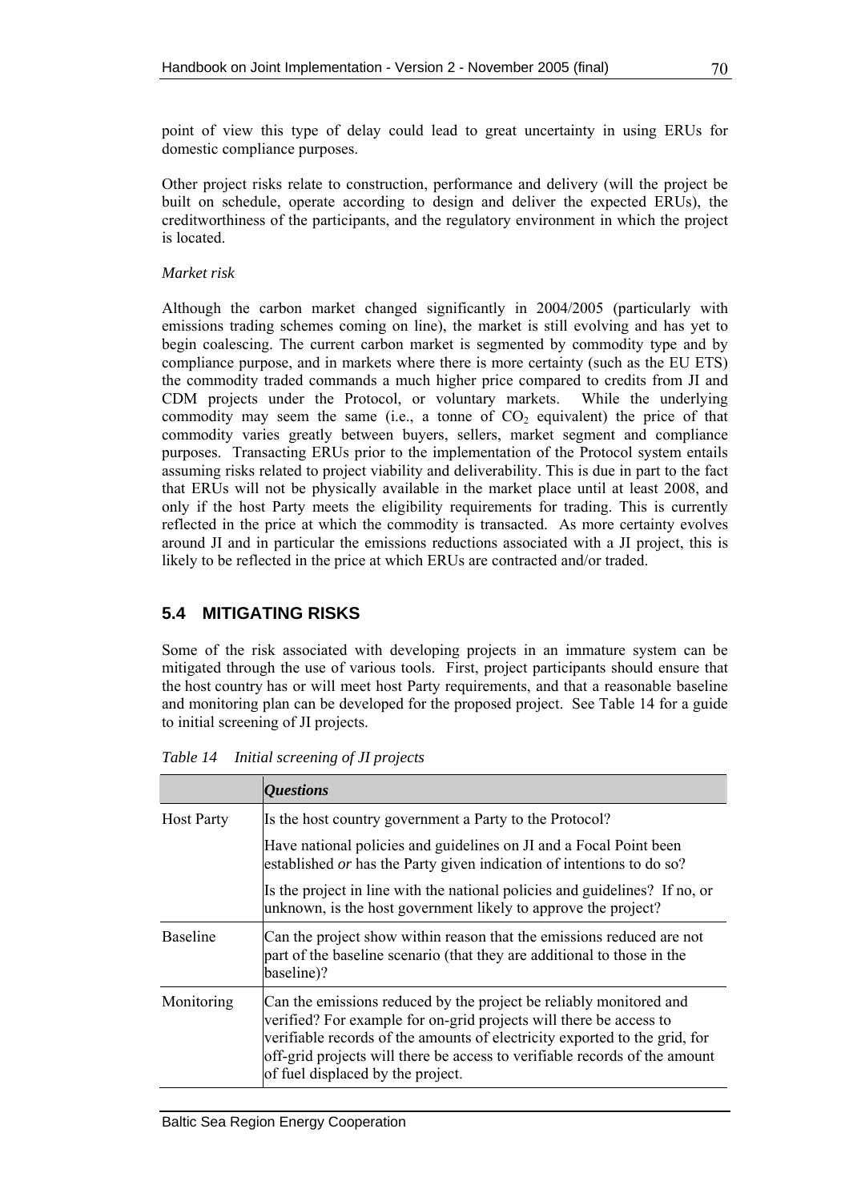point of view this type of delay could lead to great uncertainty in using ERUs for domestic compliance purposes.

Other project risks relate to construction, performance and delivery (will the project be built on schedule, operate according to design and deliver the expected ERUs), the creditworthiness of the participants, and the regulatory environment in which the project is located.

*Market risk*

Although the carbon market changed significantly in 2004/2005 (particularly with emissions trading schemes coming on line), the market is still evolving and has yet to begin coalescing. The current carbon market is segmented by commodity type and by compliance purpose, and in markets where there is more certainty (such as the EU ETS) the commodity traded commands a much higher price compared to credits from JI and CDM projects under the Protocol, or voluntary markets. While the underlying commodity may seem the same (i.e., a tonne of $CO_2$ equivalent) the price of that commodity varies greatly between buyers, sellers, market segment and compliance purposes. Transacting ERUs prior to the implementation of the Protocol system entails assuming risks related to project viability and deliverability. This is due in part to the fact that ERUs will not be physically available in the market place until at least 2008, and only if the host Party meets the eligibility requirements for trading. This is currently reflected in the price at which the commodity is transacted. As more certainty evolves around JI and in particular the emissions reductions associated with a JI project, this is likely to be reflected in the price at which ERUs are contracted and/or traded.

## 5.4 MITIGATING RISKS

Some of the risk associated with developing projects in an immature system can be mitigated through the use of various tools. First, project participants should ensure that the host country has or will meet host Party requirements, and that a reasonable baseline and monitoring plan can be developed for the proposed project. See Table 14 for a guide to initial screening of JI projects.

*Table 14 Initial screening of JI projects*

| | ***Questions*** |
|---|---|
| Host Party | Is the host country government a Party to the Protocol? |
| | Have national policies and guidelines on JI and a Focal Point been established *or* has the Party given indication of intentions to do so? |
| | Is the project in line with the national policies and guidelines? If no, or unknown, is the host government likely to approve the project? |
| Baseline | Can the project show within reason that the emissions reduced are not part of the baseline scenario (that they are additional to those in the baseline)? |
| Monitoring | Can the emissions reduced by the project be reliably monitored and verified? For example for on-grid projects will there be access to verifiable records of the amounts of electricity exported to the grid, for off-grid projects will there be access to verifiable records of the amount of fuel displaced by the project. |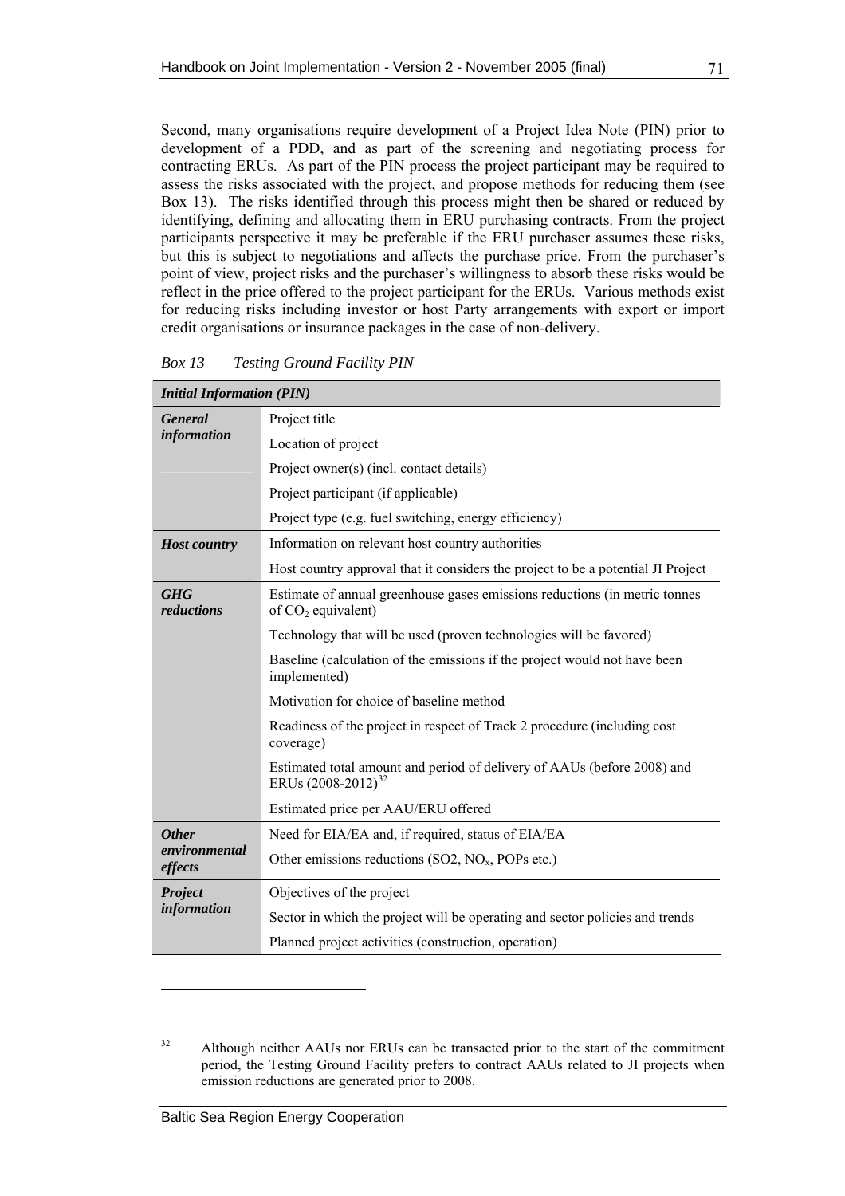Second, many organisations require development of a Project Idea Note (PIN) prior to development of a PDD, and as part of the screening and negotiating process for contracting ERUs. As part of the PIN process the project participant may be required to assess the risks associated with the project, and propose methods for reducing them (see Box 13). The risks identified through this process might then be shared or reduced by identifying, defining and allocating them in ERU purchasing contracts. From the project participants perspective it may be preferable if the ERU purchaser assumes these risks, but this is subject to negotiations and affects the purchase price. From the purchaser's point of view, project risks and the purchaser's willingness to absorb these risks would be reflect in the price offered to the project participant for the ERUs. Various methods exist for reducing risks including investor or host Party arrangements with export or import credit organisations or insurance packages in the case of non-delivery.

*Box 13 Testing Ground Facility PIN*

| ***Initial Information (PIN)*** | |
|---|---|
| ***General information*** | Project title |
| | Location of project |
| | Project owner(s) (incl. contact details) |
| | Project participant (if applicable) |
| | Project type (e.g. fuel switching, energy efficiency) |
| ***Host country*** | Information on relevant host country authorities |
| | Host country approval that it considers the project to be a potential JI Project |
| ***GHG reductions*** | Estimate of annual greenhouse gases emissions reductions (in metric tonnes of $CO_2$ equivalent) |
| | Technology that will be used (proven technologies will be favored) |
| | Baseline (calculation of the emissions if the project would not have been implemented) |
| | Motivation for choice of baseline method |
| | Readiness of the project in respect of Track 2 procedure (including cost coverage) |
| | Estimated total amount and period of delivery of AAUs (before 2008) and ERUs (2008-2012)[32] |
| | Estimated price per AAU/ERU offered |
| ***Other environmental effects*** | Need for EIA/EA and, if required, status of EIA/EA |
| | Other emissions reductions (SO2, $NO_x$, POPs etc.) |
| ***Project information*** | Objectives of the project |
| | Sector in which the project will be operating and sector policies and trends |
| | Planned project activities (construction, operation) |

[32] Although neither AAUs nor ERUs can be transacted prior to the start of the commitment period, the Testing Ground Facility prefers to contract AAUs related to JI projects when emission reductions are generated prior to 2008.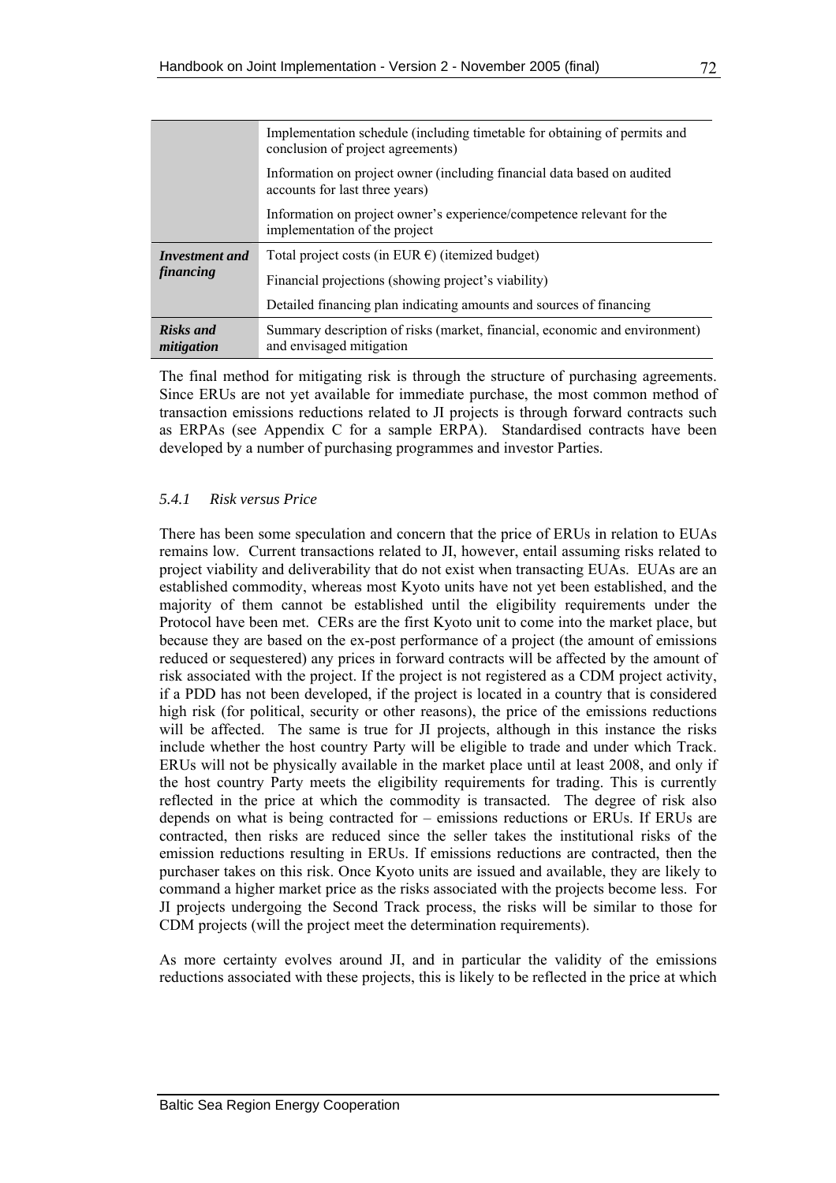| | |
|---|---|
| | Implementation schedule (including timetable for obtaining of permits and conclusion of project agreements) |
| | Information on project owner (including financial data based on audited accounts for last three years) |
| | Information on project owner's experience/competence relevant for the implementation of the project |
| ***Investment and financing*** | Total project costs (in EUR €) (itemized budget) |
| | Financial projections (showing project's viability) |
| | Detailed financing plan indicating amounts and sources of financing |
| ***Risks and mitigation*** | Summary description of risks (market, financial, economic and environment) and envisaged mitigation |

The final method for mitigating risk is through the structure of purchasing agreements. Since ERUs are not yet available for immediate purchase, the most common method of transaction emissions reductions related to JI projects is through forward contracts such as ERPAs (see Appendix C for a sample ERPA). Standardised contracts have been developed by a number of purchasing programmes and investor Parties.

### *5.4.1 Risk versus Price*

There has been some speculation and concern that the price of ERUs in relation to EUAs remains low. Current transactions related to JI, however, entail assuming risks related to project viability and deliverability that do not exist when transacting EUAs. EUAs are an established commodity, whereas most Kyoto units have not yet been established, and the majority of them cannot be established until the eligibility requirements under the Protocol have been met. CERs are the first Kyoto unit to come into the market place, but because they are based on the ex-post performance of a project (the amount of emissions reduced or sequestered) any prices in forward contracts will be affected by the amount of risk associated with the project. If the project is not registered as a CDM project activity, if a PDD has not been developed, if the project is located in a country that is considered high risk (for political, security or other reasons), the price of the emissions reductions will be affected. The same is true for JI projects, although in this instance the risks include whether the host country Party will be eligible to trade and under which Track. ERUs will not be physically available in the market place until at least 2008, and only if the host country Party meets the eligibility requirements for trading. This is currently reflected in the price at which the commodity is transacted. The degree of risk also depends on what is being contracted for – emissions reductions or ERUs. If ERUs are contracted, then risks are reduced since the seller takes the institutional risks of the emission reductions resulting in ERUs. If emissions reductions are contracted, then the purchaser takes on this risk. Once Kyoto units are issued and available, they are likely to command a higher market price as the risks associated with the projects become less. For JI projects undergoing the Second Track process, the risks will be similar to those for CDM projects (will the project meet the determination requirements).

As more certainty evolves around JI, and in particular the validity of the emissions reductions associated with these projects, this is likely to be reflected in the price at which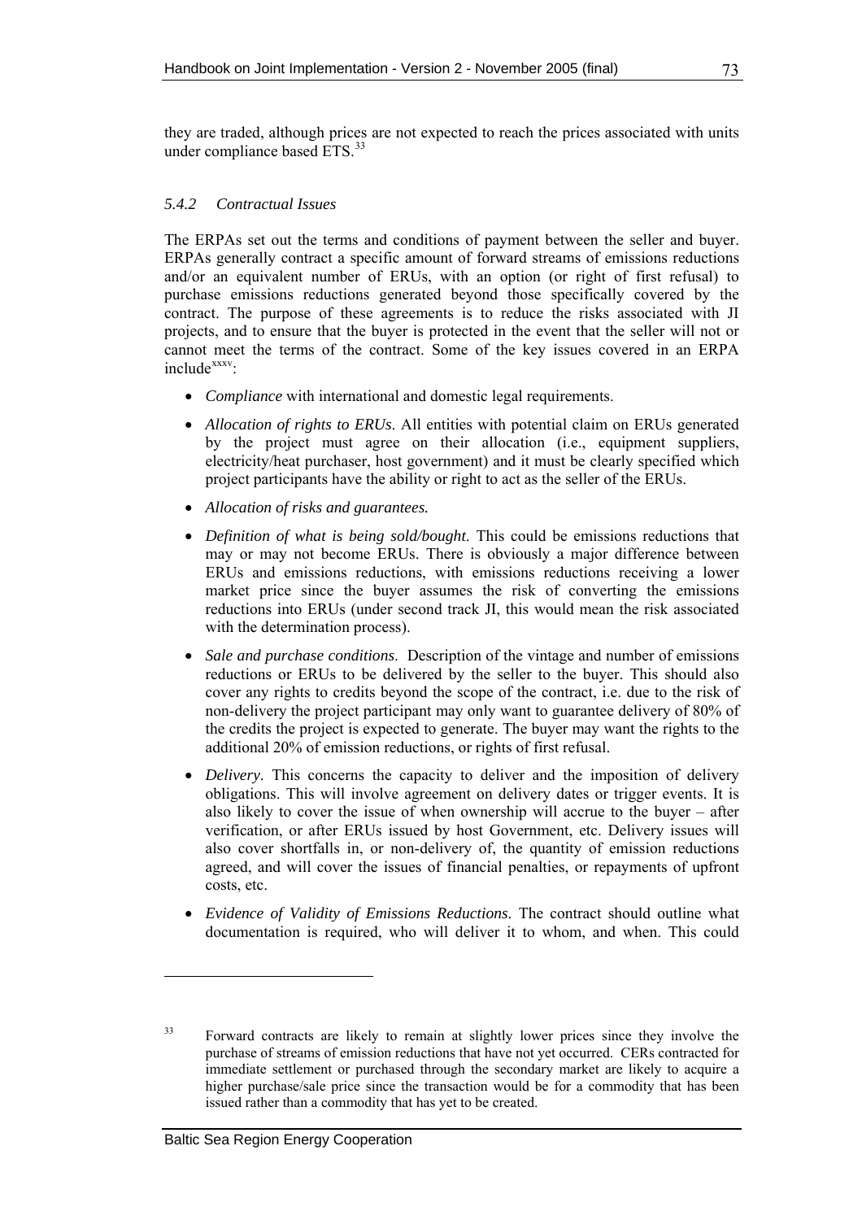they are traded, although prices are not expected to reach the prices associated with units under compliance based ETS.[33]

### *5.4.2 Contractual Issues*

The ERPAs set out the terms and conditions of payment between the seller and buyer. ERPAs generally contract a specific amount of forward streams of emissions reductions and/or an equivalent number of ERUs, with an option (or right of first refusal) to purchase emissions reductions generated beyond those specifically covered by the contract. The purpose of these agreements is to reduce the risks associated with JI projects, and to ensure that the buyer is protected in the event that the seller will not or cannot meet the terms of the contract. Some of the key issues covered in an ERPA include[xxxv]:

- *Compliance* with international and domestic legal requirements.
- *Allocation of rights to ERUs*. All entities with potential claim on ERUs generated by the project must agree on their allocation (i.e., equipment suppliers, electricity/heat purchaser, host government) and it must be clearly specified which project participants have the ability or right to act as the seller of the ERUs.
- *Allocation of risks and guarantees.*
- *Definition of what is being sold/bought*. This could be emissions reductions that may or may not become ERUs. There is obviously a major difference between ERUs and emissions reductions, with emissions reductions receiving a lower market price since the buyer assumes the risk of converting the emissions reductions into ERUs (under second track JI, this would mean the risk associated with the determination process).
- *Sale and purchase conditions*. Description of the vintage and number of emissions reductions or ERUs to be delivered by the seller to the buyer. This should also cover any rights to credits beyond the scope of the contract, i.e. due to the risk of non-delivery the project participant may only want to guarantee delivery of 80% of the credits the project is expected to generate. The buyer may want the rights to the additional 20% of emission reductions, or rights of first refusal.
- *Delivery*. This concerns the capacity to deliver and the imposition of delivery obligations. This will involve agreement on delivery dates or trigger events. It is also likely to cover the issue of when ownership will accrue to the buyer – after verification, or after ERUs issued by host Government, etc. Delivery issues will also cover shortfalls in, or non-delivery of, the quantity of emission reductions agreed, and will cover the issues of financial penalties, or repayments of upfront costs, etc.
- *Evidence of Validity of Emissions Reductions*. The contract should outline what documentation is required, who will deliver it to whom, and when. This could

---

[33] Forward contracts are likely to remain at slightly lower prices since they involve the purchase of streams of emission reductions that have not yet occurred. CERs contracted for immediate settlement or purchased through the secondary market are likely to acquire a higher purchase/sale price since the transaction would be for a commodity that has been issued rather than a commodity that has yet to be created.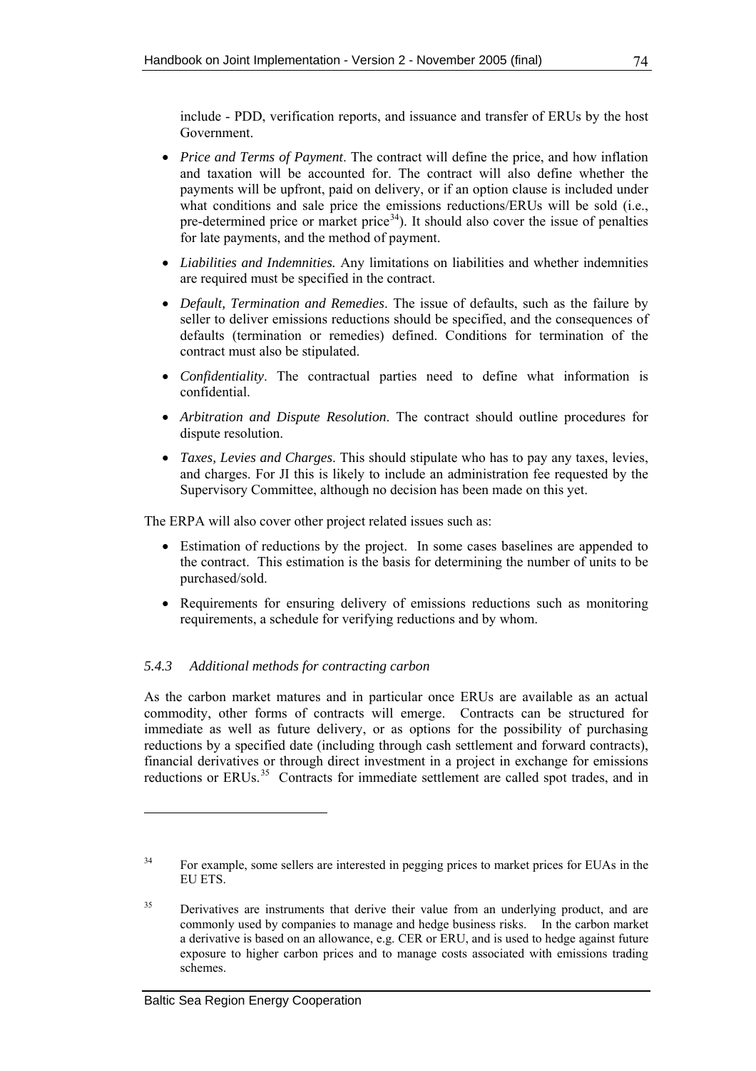include - PDD, verification reports, and issuance and transfer of ERUs by the host Government.

- *Price and Terms of Payment*. The contract will define the price, and how inflation and taxation will be accounted for. The contract will also define whether the payments will be upfront, paid on delivery, or if an option clause is included under what conditions and sale price the emissions reductions/ERUs will be sold (i.e., pre-determined price or market price[34]). It should also cover the issue of penalties for late payments, and the method of payment.
- *Liabilities and Indemnities.* Any limitations on liabilities and whether indemnities are required must be specified in the contract.
- *Default, Termination and Remedies*. The issue of defaults, such as the failure by seller to deliver emissions reductions should be specified, and the consequences of defaults (termination or remedies) defined. Conditions for termination of the contract must also be stipulated.
- *Confidentiality*. The contractual parties need to define what information is confidential.
- *Arbitration and Dispute Resolution*. The contract should outline procedures for dispute resolution.
- *Taxes, Levies and Charges*. This should stipulate who has to pay any taxes, levies, and charges. For JI this is likely to include an administration fee requested by the Supervisory Committee, although no decision has been made on this yet.

The ERPA will also cover other project related issues such as:

- Estimation of reductions by the project. In some cases baselines are appended to the contract. This estimation is the basis for determining the number of units to be purchased/sold.
- Requirements for ensuring delivery of emissions reductions such as monitoring requirements, a schedule for verifying reductions and by whom.

### *5.4.3 Additional methods for contracting carbon*

As the carbon market matures and in particular once ERUs are available as an actual commodity, other forms of contracts will emerge. Contracts can be structured for immediate as well as future delivery, or as options for the possibility of purchasing reductions by a specified date (including through cash settlement and forward contracts), financial derivatives or through direct investment in a project in exchange for emissions reductions or ERUs.[35] Contracts for immediate settlement are called spot trades, and in

---

[34] For example, some sellers are interested in pegging prices to market prices for EUAs in the EU ETS.

[35] Derivatives are instruments that derive their value from an underlying product, and are commonly used by companies to manage and hedge business risks. In the carbon market a derivative is based on an allowance, e.g. CER or ERU, and is used to hedge against future exposure to higher carbon prices and to manage costs associated with emissions trading schemes.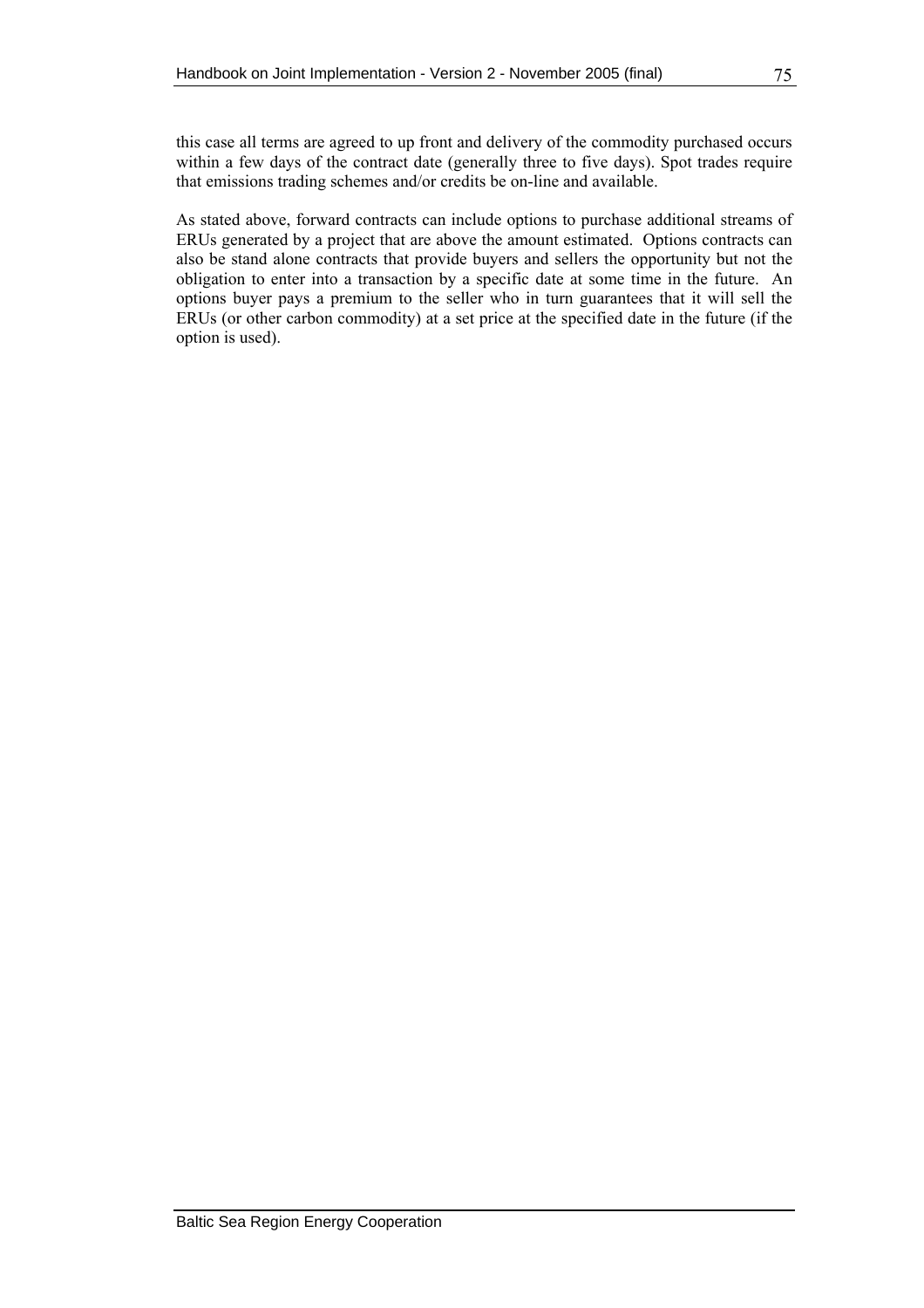this case all terms are agreed to up front and delivery of the commodity purchased occurs within a few days of the contract date (generally three to five days). Spot trades require that emissions trading schemes and/or credits be on-line and available.

As stated above, forward contracts can include options to purchase additional streams of ERUs generated by a project that are above the amount estimated. Options contracts can also be stand alone contracts that provide buyers and sellers the opportunity but not the obligation to enter into a transaction by a specific date at some time in the future. An options buyer pays a premium to the seller who in turn guarantees that it will sell the ERUs (or other carbon commodity) at a set price at the specified date in the future (if the option is used).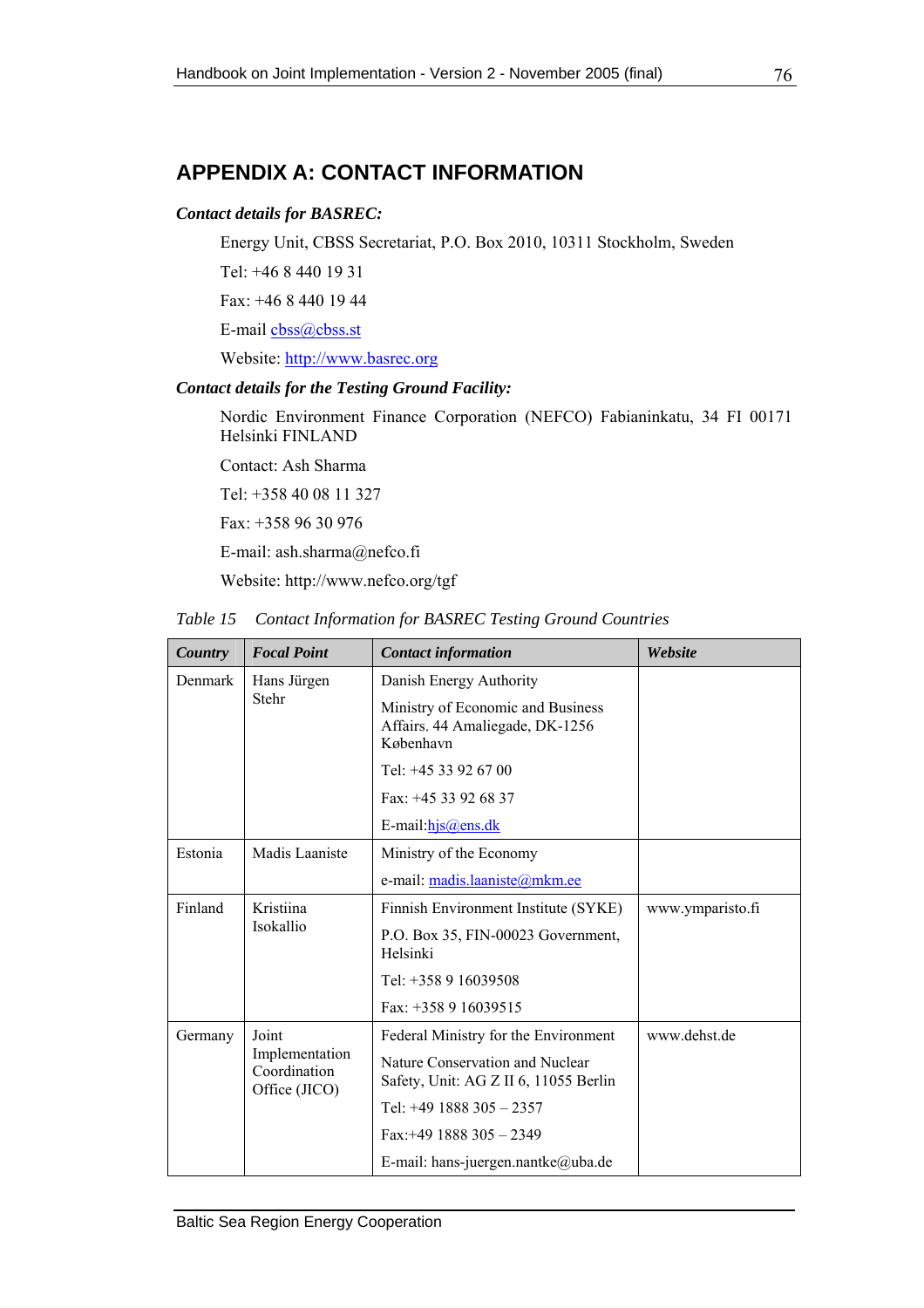## APPENDIX A: CONTACT INFORMATION

***Contact details for BASREC:***

Energy Unit, CBSS Secretariat, P.O. Box 2010, 10311 Stockholm, Sweden

Tel: +46 8 440 19 31

Fax: +46 8 440 19 44

E-mail cbss@cbss.st

Website: http://www.basrec.org

***Contact details for the Testing Ground Facility:***

Nordic Environment Finance Corporation (NEFCO) Fabianinkatu, 34 FI 00171 Helsinki FINLAND

Contact: Ash Sharma

Tel: +358 40 08 11 327

Fax: +358 96 30 976

E-mail: ash.sharma@nefco.fi

Website: http://www.nefco.org/tgf

*Table 15 Contact Information for BASREC Testing Ground Countries*

| ***Country*** | ***Focal Point*** | ***Contact information*** | ***Website*** |
|---|---|---|---|
| Denmark | Hans Jürgen Stehr | Danish Energy Authority<br>Ministry of Economic and Business Affairs. 44 Amaliegade, DK-1256 København<br>Tel: +45 33 92 67 00<br>Fax: +45 33 92 68 37<br>E-mail:hjs@ens.dk | |
| Estonia | Madis Laaniste | Ministry of the Economy<br>e-mail: madis.laaniste@mkm.ee | |
| Finland | Kristiina Isokallio | Finnish Environment Institute (SYKE)<br>P.O. Box 35, FIN-00023 Government, Helsinki<br>Tel: +358 9 16039508<br>Fax: +358 9 16039515 | www.ymparisto.fi |
| Germany | Joint Implementation Coordination Office (JICO) | Federal Ministry for the Environment<br>Nature Conservation and Nuclear Safety, Unit: AG Z II 6, 11055 Berlin<br>Tel: +49 1888 305 – 2357<br>Fax:+49 1888 305 – 2349<br>E-mail: hans-juergen.nantke@uba.de | www.dehst.de |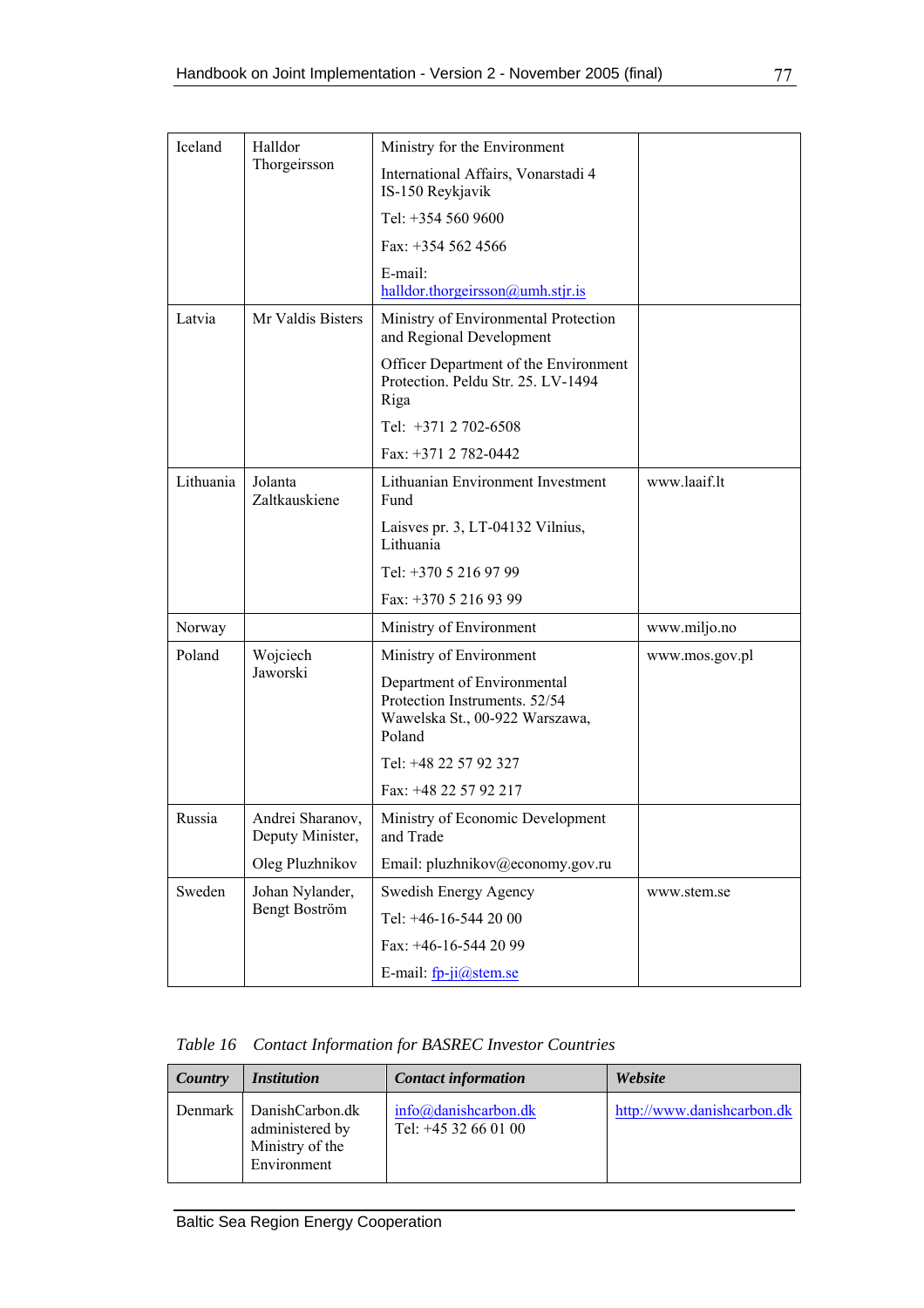| | | | |
|---|---|---|---|
| Iceland | Halldor Thorgeirsson | Ministry for the Environment<br>International Affairs, Vonarstadi 4 IS-150 Reykjavik<br>Tel: +354 560 9600<br>Fax: +354 562 4566<br>E-mail: halldor.thorgeirsson@umh.stjr.is | |
| Latvia | Mr Valdis Bisters | Ministry of Environmental Protection and Regional Development<br>Officer Department of the Environment Protection. Peldu Str. 25. LV-1494 Riga<br>Tel: +371 2 702-6508<br>Fax: +371 2 782-0442 | |
| Lithuania | Jolanta Zaltkauskiene | Lithuanian Environment Investment Fund<br>Laisves pr. 3, LT-04132 Vilnius, Lithuania<br>Tel: +370 5 216 97 99<br>Fax: +370 5 216 93 99 | www.laaif.lt |
| Norway | | Ministry of Environment | www.miljo.no |
| Poland | Wojciech Jaworski | Ministry of Environment<br>Department of Environmental Protection Instruments. 52/54 Wawelska St., 00-922 Warszawa, Poland<br>Tel: +48 22 57 92 327<br>Fax: +48 22 57 92 217 | www.mos.gov.pl |
| Russia | Andrei Sharanov, Deputy Minister,<br>Oleg Pluzhnikov | Ministry of Economic Development and Trade<br>Email: pluzhnikov@economy.gov.ru | |
| Sweden | Johan Nylander, Bengt Boström | Swedish Energy Agency<br>Tel: +46-16-544 20 00<br>Fax: +46-16-544 20 99<br>E-mail: fp-ji@stem.se | www.stem.se |

*Table 16  Contact Information for BASREC Investor Countries*

| ***Country*** | ***Institution*** | ***Contact information*** | ***Website*** |
|---|---|---|---|
| Denmark | DanishCarbon.dk administered by Ministry of the Environment | info@danishcarbon.dk<br>Tel: +45 32 66 01 00 | http://www.danishcarbon.dk |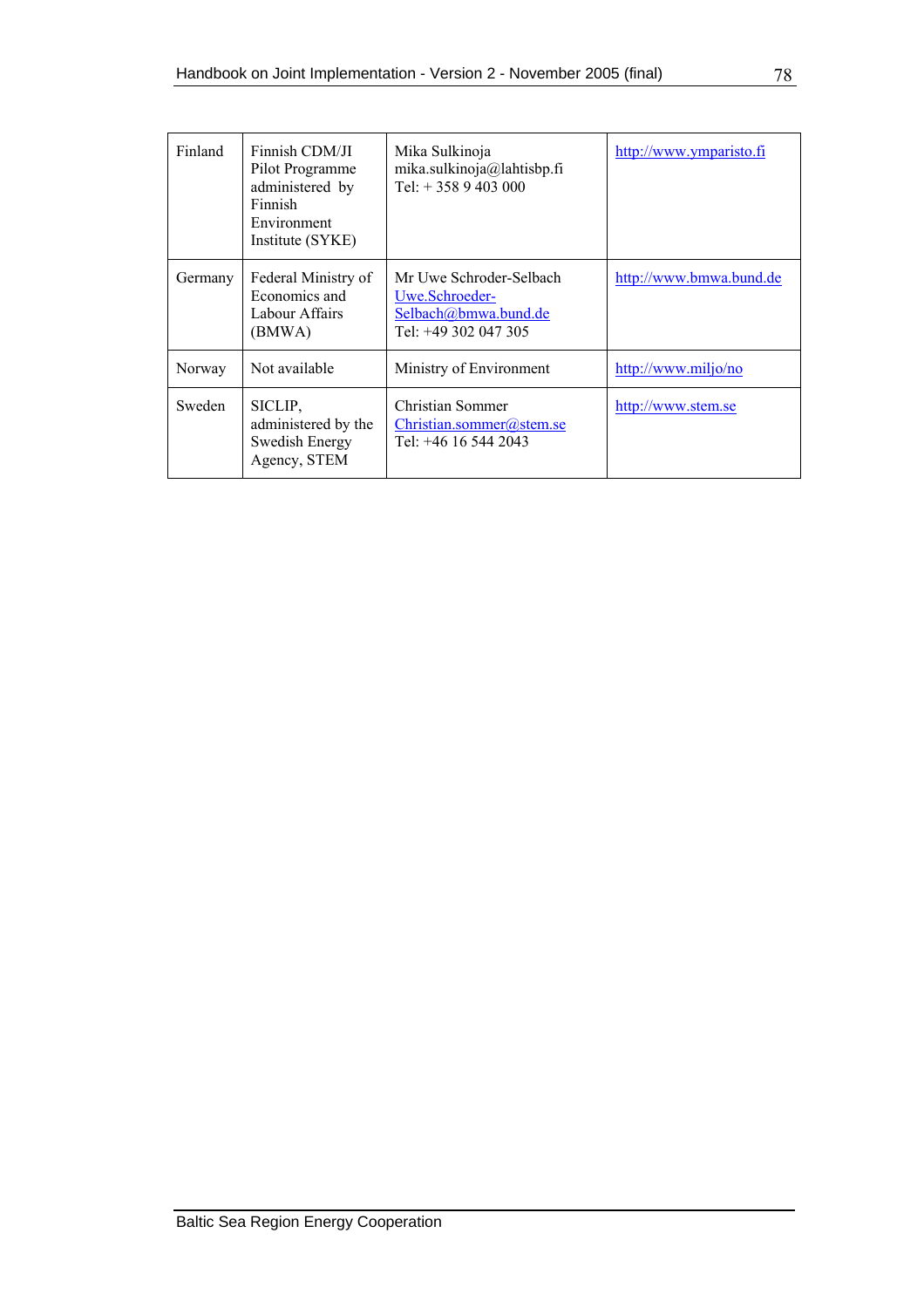| Finland | Finnish CDM/JI Pilot Programme administered by Finnish Environment Institute (SYKE) | Mika Sulkinoja mika.sulkinoja@lahtisbp.fi Tel: + 358 9 403 000 | http://www.ymparisto.fi |
|---|---|---|---|
| Germany | Federal Ministry of Economics and Labour Affairs (BMWA) | Mr Uwe Schroder-Selbach Uwe.Schroeder-Selbach@bmwa.bund.de Tel: +49 302 047 305 | http://www.bmwa.bund.de |
| Norway | Not available | Ministry of Environment | http://www.miljo/no |
| Sweden | SICLIP, administered by the Swedish Energy Agency, STEM | Christian Sommer Christian.sommer@stem.se Tel: +46 16 544 2043 | http://www.stem.se |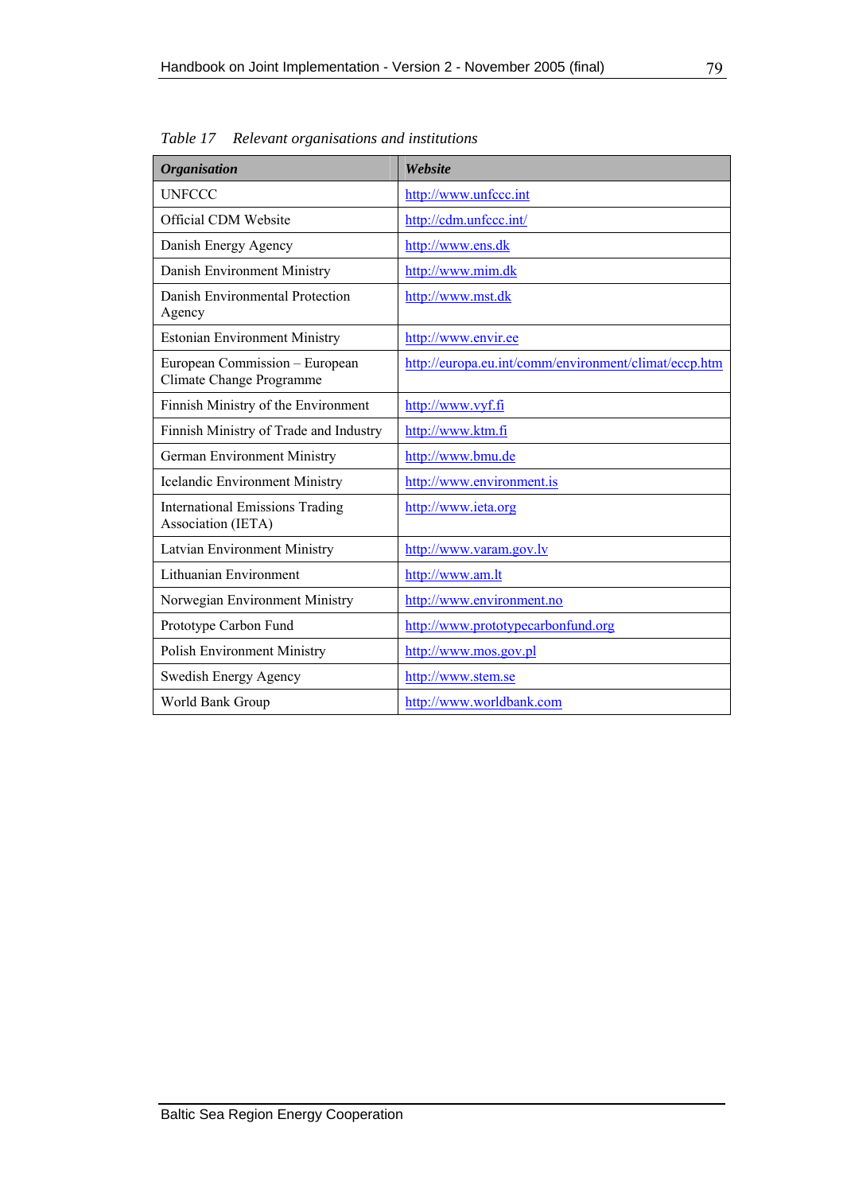*Table 17 Relevant organisations and institutions*

| ***Organisation*** | ***Website*** |
|---|---|
| UNFCCC | http://www.unfccc.int |
| Official CDM Website | http://cdm.unfccc.int/ |
| Danish Energy Agency | http://www.ens.dk |
| Danish Environment Ministry | http://www.mim.dk |
| Danish Environmental Protection Agency | http://www.mst.dk |
| Estonian Environment Ministry | http://www.envir.ee |
| European Commission – European Climate Change Programme | http://europa.eu.int/comm/environment/climat/eccp.htm |
| Finnish Ministry of the Environment | http://www.vyf.fi |
| Finnish Ministry of Trade and Industry | http://www.ktm.fi |
| German Environment Ministry | http://www.bmu.de |
| Icelandic Environment Ministry | http://www.environment.is |
| International Emissions Trading Association (IETA) | http://www.ieta.org |
| Latvian Environment Ministry | http://www.varam.gov.lv |
| Lithuanian Environment | http://www.am.lt |
| Norwegian Environment Ministry | http://www.environment.no |
| Prototype Carbon Fund | http://www.prototypecarbonfund.org |
| Polish Environment Ministry | http://www.mos.gov.pl |
| Swedish Energy Agency | http://www.stem.se |
| World Bank Group | http://www.worldbank.com |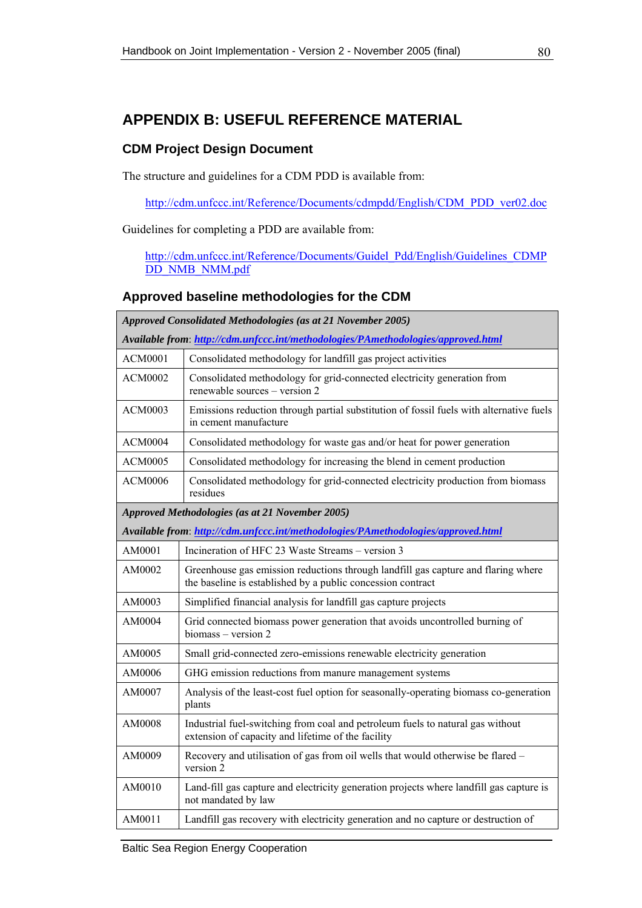# APPENDIX B: USEFUL REFERENCE MATERIAL

## CDM Project Design Document

The structure and guidelines for a CDM PDD is available from:

http://cdm.unfccc.int/Reference/Documents/cdmpdd/English/CDM_PDD_ver02.doc

Guidelines for completing a PDD are available from:

http://cdm.unfccc.int/Reference/Documents/Guidel_Pdd/English/Guidelines_CDMPDD_NMB_NMM.pdf

## Approved baseline methodologies for the CDM

| ***Approved Consolidated Methodologies (as at 21 November 2005)*** ***Available from**: http://cdm.unfccc.int/methodologies/PAmethodologies/approved.html* | |
|---|---|
| ACM0001 | Consolidated methodology for landfill gas project activities |
| ACM0002 | Consolidated methodology for grid-connected electricity generation from renewable sources – version 2 |
| ACM0003 | Emissions reduction through partial substitution of fossil fuels with alternative fuels in cement manufacture |
| ACM0004 | Consolidated methodology for waste gas and/or heat for power generation |
| ACM0005 | Consolidated methodology for increasing the blend in cement production |
| ACM0006 | Consolidated methodology for grid-connected electricity production from biomass residues |
| ***Approved Methodologies (as at 21 November 2005)*** ***Available from**: http://cdm.unfccc.int/methodologies/PAmethodologies/approved.html* | |
| AM0001 | Incineration of HFC 23 Waste Streams – version 3 |
| AM0002 | Greenhouse gas emission reductions through landfill gas capture and flaring where the baseline is established by a public concession contract |
| AM0003 | Simplified financial analysis for landfill gas capture projects |
| AM0004 | Grid connected biomass power generation that avoids uncontrolled burning of biomass – version 2 |
| AM0005 | Small grid-connected zero-emissions renewable electricity generation |
| AM0006 | GHG emission reductions from manure management systems |
| AM0007 | Analysis of the least-cost fuel option for seasonally-operating biomass co-generation plants |
| AM0008 | Industrial fuel-switching from coal and petroleum fuels to natural gas without extension of capacity and lifetime of the facility |
| AM0009 | Recovery and utilisation of gas from oil wells that would otherwise be flared – version 2 |
| AM0010 | Land-fill gas capture and electricity generation projects where landfill gas capture is not mandated by law |
| AM0011 | Landfill gas recovery with electricity generation and no capture or destruction of |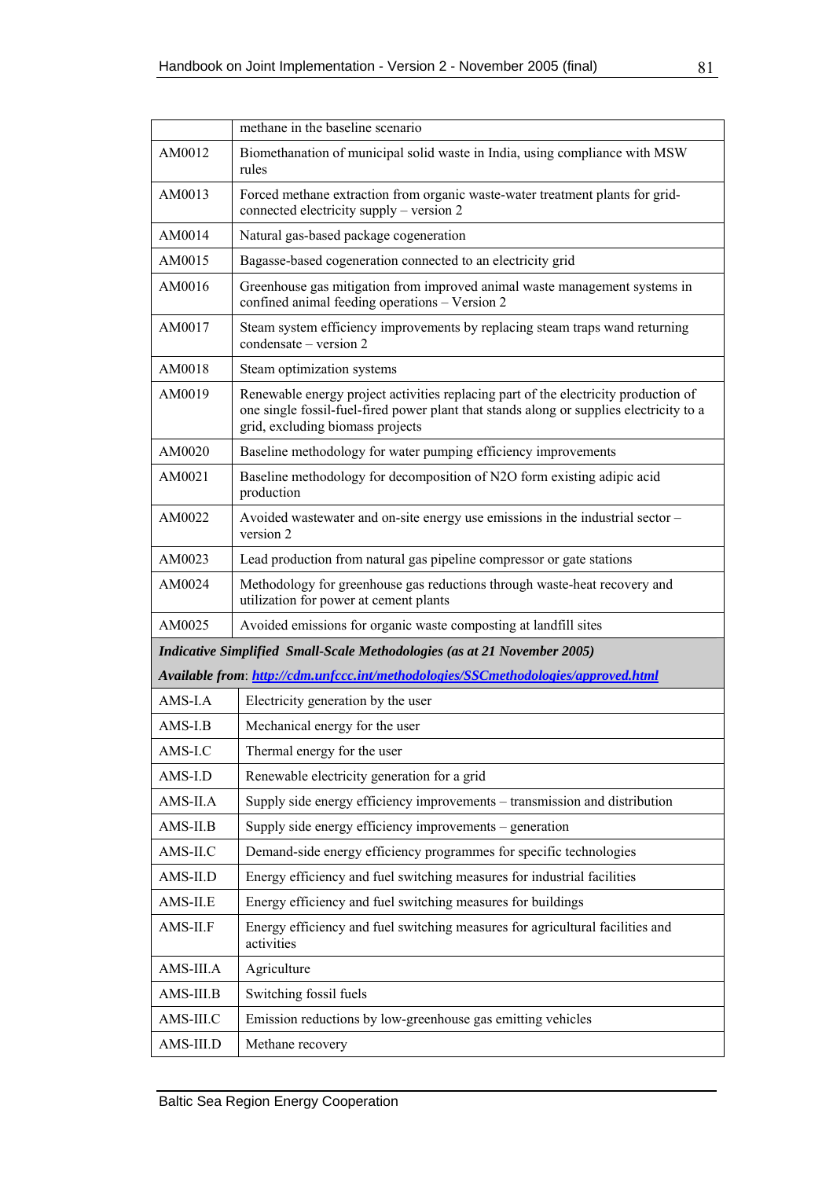| | |
|---|---|
| | methane in the baseline scenario |
| AM0012 | Biomethanation of municipal solid waste in India, using compliance with MSW rules |
| AM0013 | Forced methane extraction from organic waste-water treatment plants for grid-connected electricity supply – version 2 |
| AM0014 | Natural gas-based package cogeneration |
| AM0015 | Bagasse-based cogeneration connected to an electricity grid |
| AM0016 | Greenhouse gas mitigation from improved animal waste management systems in confined animal feeding operations – Version 2 |
| AM0017 | Steam system efficiency improvements by replacing steam traps wand returning condensate – version 2 |
| AM0018 | Steam optimization systems |
| AM0019 | Renewable energy project activities replacing part of the electricity production of one single fossil-fuel-fired power plant that stands along or supplies electricity to a grid, excluding biomass projects |
| AM0020 | Baseline methodology for water pumping efficiency improvements |
| AM0021 | Baseline methodology for decomposition of N2O form existing adipic acid production |
| AM0022 | Avoided wastewater and on-site energy use emissions in the industrial sector – version 2 |
| AM0023 | Lead production from natural gas pipeline compressor or gate stations |
| AM0024 | Methodology for greenhouse gas reductions through waste-heat recovery and utilization for power at cement plants |
| AM0025 | Avoided emissions for organic waste composting at landfill sites |
| ***Indicative Simplified Small-Scale Methodologies (as at 21 November 2005)*** ***Available from**: http://cdm.unfccc.int/methodologies/SSCmethodologies/approved.html* | |
| AMS-I.A | Electricity generation by the user |
| AMS-I.B | Mechanical energy for the user |
| AMS-I.C | Thermal energy for the user |
| AMS-I.D | Renewable electricity generation for a grid |
| AMS-II.A | Supply side energy efficiency improvements – transmission and distribution |
| AMS-II.B | Supply side energy efficiency improvements – generation |
| AMS-II.C | Demand-side energy efficiency programmes for specific technologies |
| AMS-II.D | Energy efficiency and fuel switching measures for industrial facilities |
| AMS-II.E | Energy efficiency and fuel switching measures for buildings |
| AMS-II.F | Energy efficiency and fuel switching measures for agricultural facilities and activities |
| AMS-III.A | Agriculture |
| AMS-III.B | Switching fossil fuels |
| AMS-III.C | Emission reductions by low-greenhouse gas emitting vehicles |
| AMS-III.D | Methane recovery |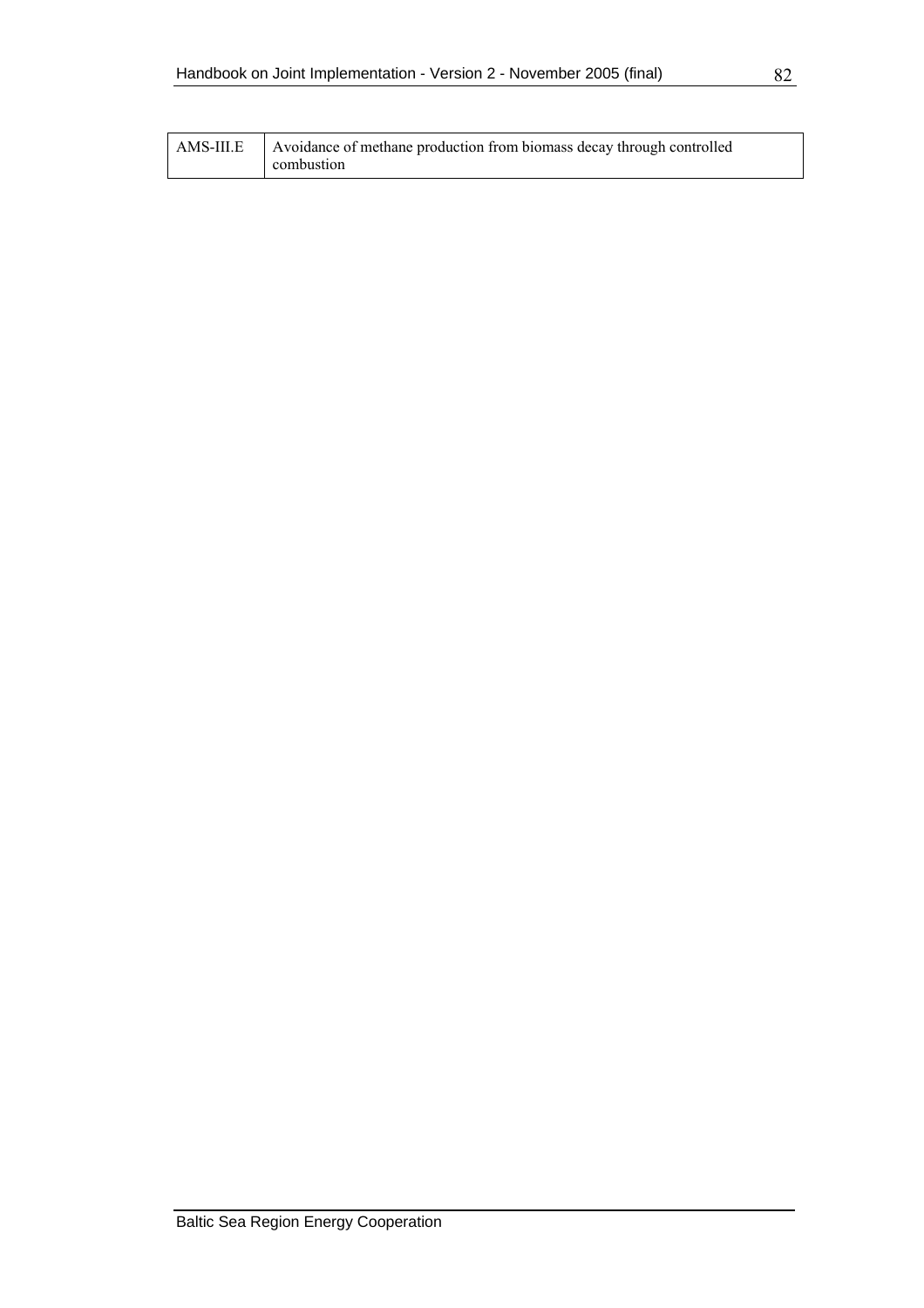| AMS-III.E | Avoidance of methane production from biomass decay through controlled combustion |
|---|---|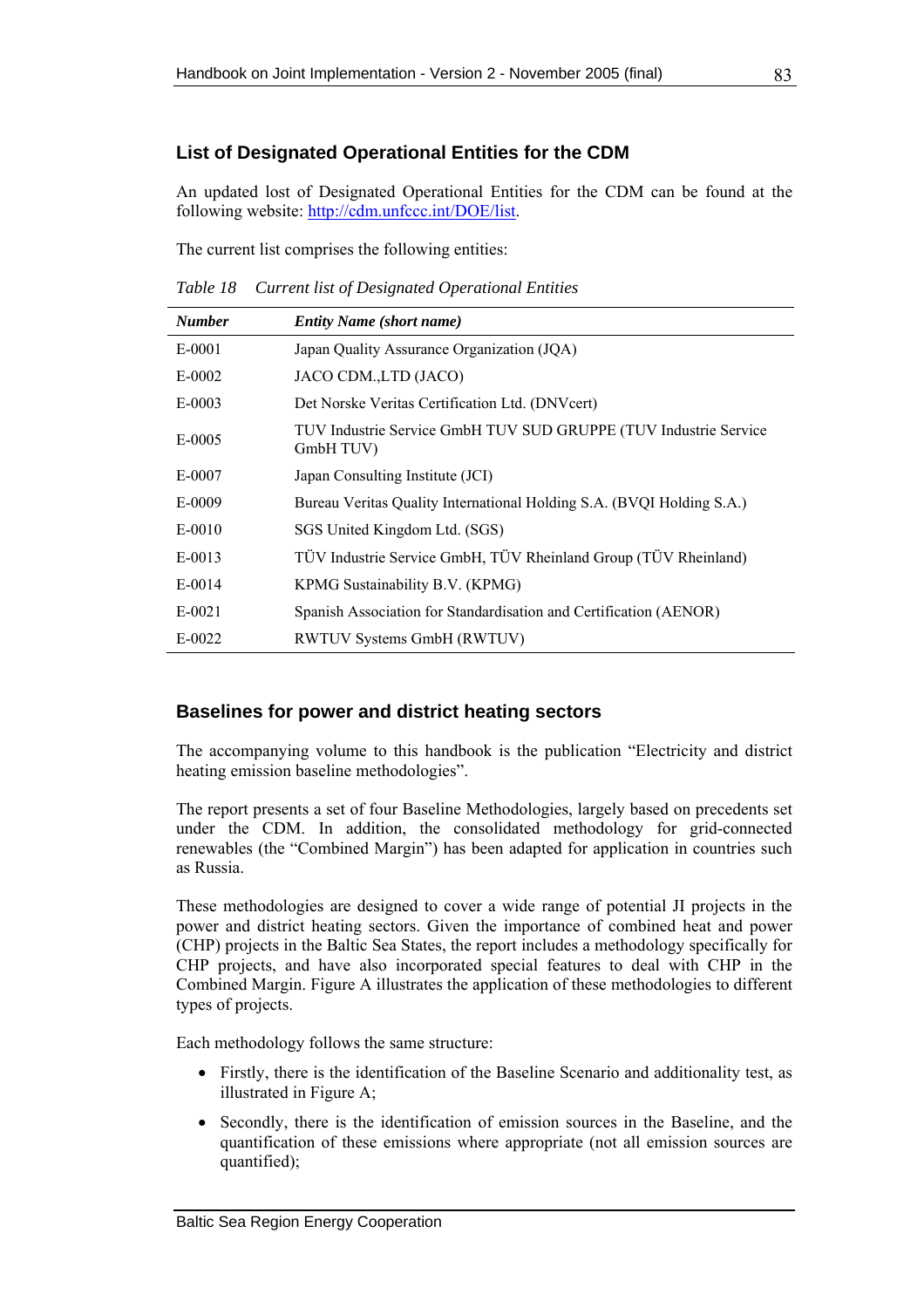## List of Designated Operational Entities for the CDM

An updated lost of Designated Operational Entities for the CDM can be found at the following website: http://cdm.unfccc.int/DOE/list.

The current list comprises the following entities:

*Table 18 Current list of Designated Operational Entities*

| ***Number*** | ***Entity Name (short name)*** |
|---|---|
| E-0001 | Japan Quality Assurance Organization (JQA) |
| E-0002 | JACO CDM.,LTD (JACO) |
| E-0003 | Det Norske Veritas Certification Ltd. (DNVcert) |
| E-0005 | TUV Industrie Service GmbH TUV SUD GRUPPE (TUV Industrie Service GmbH TUV) |
| E-0007 | Japan Consulting Institute (JCI) |
| E-0009 | Bureau Veritas Quality International Holding S.A. (BVQI Holding S.A.) |
| E-0010 | SGS United Kingdom Ltd. (SGS) |
| E-0013 | TÜV Industrie Service GmbH, TÜV Rheinland Group (TÜV Rheinland) |
| E-0014 | KPMG Sustainability B.V. (KPMG) |
| E-0021 | Spanish Association for Standardisation and Certification (AENOR) |
| E-0022 | RWTUV Systems GmbH (RWTUV) |

## Baselines for power and district heating sectors

The accompanying volume to this handbook is the publication "Electricity and district heating emission baseline methodologies".

The report presents a set of four Baseline Methodologies, largely based on precedents set under the CDM. In addition, the consolidated methodology for grid-connected renewables (the "Combined Margin") has been adapted for application in countries such as Russia.

These methodologies are designed to cover a wide range of potential JI projects in the power and district heating sectors. Given the importance of combined heat and power (CHP) projects in the Baltic Sea States, the report includes a methodology specifically for CHP projects, and have also incorporated special features to deal with CHP in the Combined Margin. Figure A illustrates the application of these methodologies to different types of projects.

Each methodology follows the same structure:

- Firstly, there is the identification of the Baseline Scenario and additionality test, as illustrated in Figure A;
- Secondly, there is the identification of emission sources in the Baseline, and the quantification of these emissions where appropriate (not all emission sources are quantified);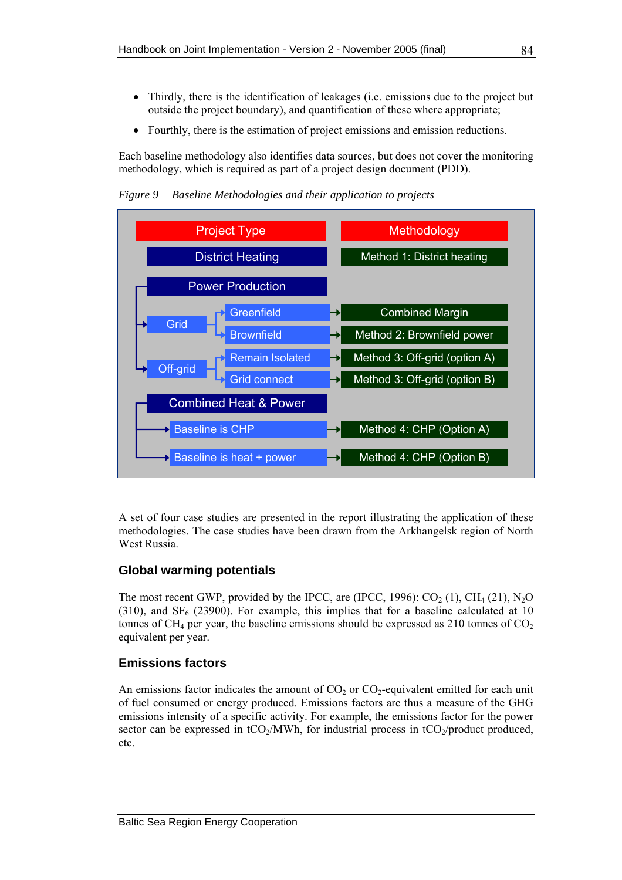- Thirdly, there is the identification of leakages (i.e. emissions due to the project but outside the project boundary), and quantification of these where appropriate;
- Fourthly, there is the estimation of project emissions and emission reductions.

Each baseline methodology also identifies data sources, but does not cover the monitoring methodology, which is required as part of a project design document (PDD).

*Figure 9 Baseline Methodologies and their application to projects*

| Project Type | | | Methodology |
|---|---|---|---|
| District Heating | | | Method 1: District heating |
| Power Production | Grid | Greenfield | Combined Margin |
| | | Brownfield | Method 2: Brownfield power |
| | Off-grid | Remain Isolated | Method 3: Off-grid (option A) |
| | | Grid connect | Method 3: Off-grid (option B) |
| Combined Heat & Power | Baseline is CHP | | Method 4: CHP (Option A) |
| | Baseline is heat + power | | Method 4: CHP (Option B) |

A set of four case studies are presented in the report illustrating the application of these methodologies. The case studies have been drawn from the Arkhangelsk region of North West Russia.

## Global warming potentials

The most recent GWP, provided by the IPCC, are (IPCC, 1996): $CO_2$ (1), $CH_4$ (21), $N_2O$ (310), and $SF_6$ (23900). For example, this implies that for a baseline calculated at 10 tonnes of $CH_4$ per year, the baseline emissions should be expressed as 210 tonnes of $CO_2$ equivalent per year.

## Emissions factors

An emissions factor indicates the amount of $CO_2$ or $CO_2$-equivalent emitted for each unit of fuel consumed or energy produced. Emissions factors are thus a measure of the GHG emissions intensity of a specific activity. For example, the emissions factor for the power sector can be expressed in $tCO_2$/MWh, for industrial process in $tCO_2$/product produced, etc.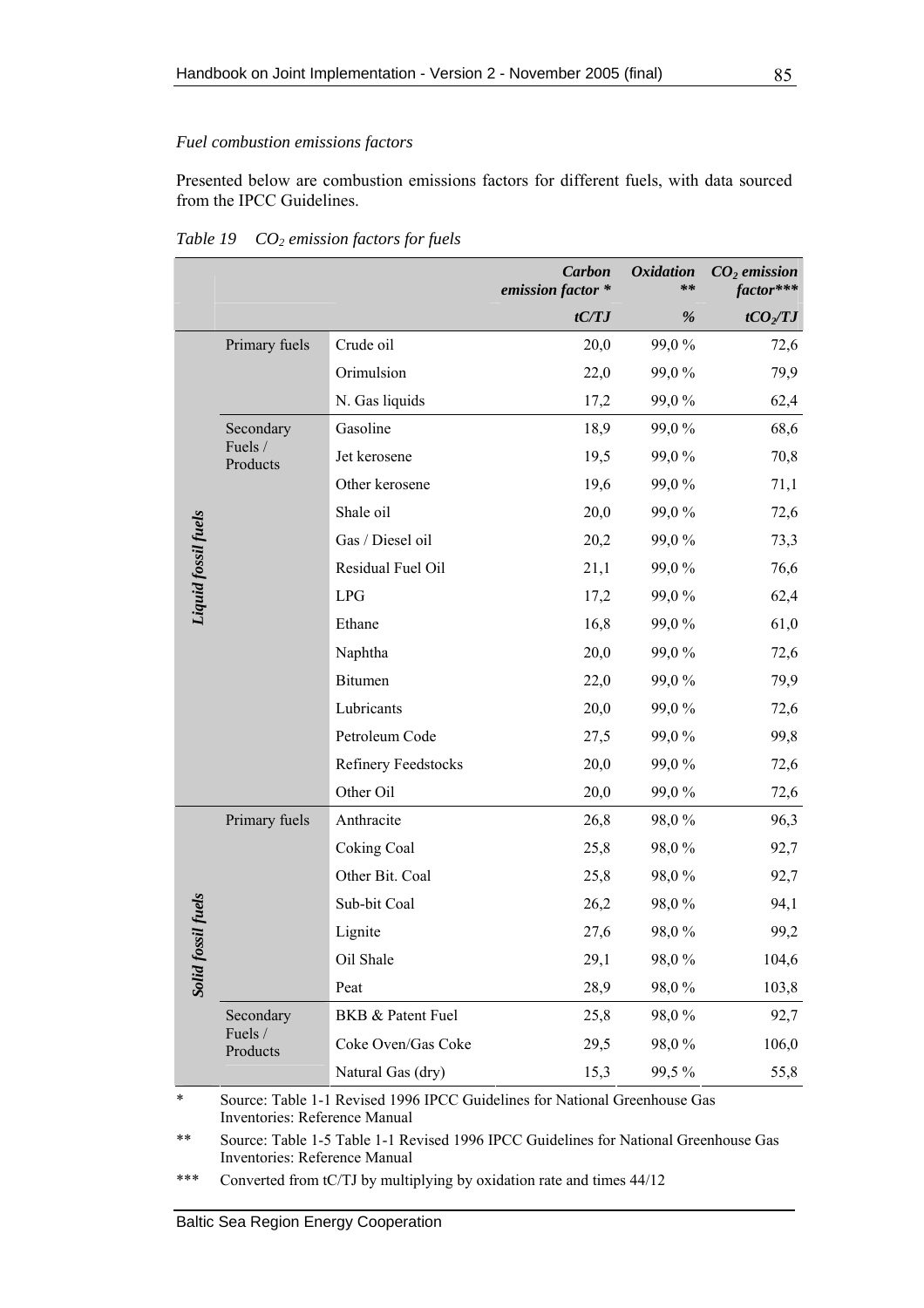*Fuel combustion emissions factors*

Presented below are combustion emissions factors for different fuels, with data sourced from the IPCC Guidelines.

*Table 19 $CO_2$ emission factors for fuels*

| | | | Carbon emission factor * | Oxidation ** | $CO_2$ emission factor*** |
|---|---|---|---|---|---|
| | | | tC/TJ | % | $tCO_2/TJ$ |
| Liquid fossil fuels | Primary fuels | Crude oil | 20,0 | 99,0 % | 72,6 |
| | | Orimulsion | 22,0 | 99,0 % | 79,9 |
| | | N. Gas liquids | 17,2 | 99,0 % | 62,4 |
| | Secondary Fuels / Products | Gasoline | 18,9 | 99,0 % | 68,6 |
| | | Jet kerosene | 19,5 | 99,0 % | 70,8 |
| | | Other kerosene | 19,6 | 99,0 % | 71,1 |
| | | Shale oil | 20,0 | 99,0 % | 72,6 |
| | | Gas / Diesel oil | 20,2 | 99,0 % | 73,3 |
| | | Residual Fuel Oil | 21,1 | 99,0 % | 76,6 |
| | | LPG | 17,2 | 99,0 % | 62,4 |
| | | Ethane | 16,8 | 99,0 % | 61,0 |
| | | Naphtha | 20,0 | 99,0 % | 72,6 |
| | | Bitumen | 22,0 | 99,0 % | 79,9 |
| | | Lubricants | 20,0 | 99,0 % | 72,6 |
| | | Petroleum Code | 27,5 | 99,0 % | 99,8 |
| | | Refinery Feedstocks | 20,0 | 99,0 % | 72,6 |
| | | Other Oil | 20,0 | 99,0 % | 72,6 |
| Solid fossil fuels | Primary fuels | Anthracite | 26,8 | 98,0 % | 96,3 |
| | | Coking Coal | 25,8 | 98,0 % | 92,7 |
| | | Other Bit. Coal | 25,8 | 98,0 % | 92,7 |
| | | Sub-bit Coal | 26,2 | 98,0 % | 94,1 |
| | | Lignite | 27,6 | 98,0 % | 99,2 |
| | | Oil Shale | 29,1 | 98,0 % | 104,6 |
| | | Peat | 28,9 | 98,0 % | 103,8 |
| | Secondary Fuels / Products | BKB & Patent Fuel | 25,8 | 98,0 % | 92,7 |
| | | Coke Oven/Gas Coke | 29,5 | 98,0 % | 106,0 |
| | | Natural Gas (dry) | 15,3 | 99,5 % | 55,8 |

\* Source: Table 1-1 Revised 1996 IPCC Guidelines for National Greenhouse Gas Inventories: Reference Manual

\*\* Source: Table 1-5 Table 1-1 Revised 1996 IPCC Guidelines for National Greenhouse Gas Inventories: Reference Manual

\*\*\* Converted from tC/TJ by multiplying by oxidation rate and times 44/12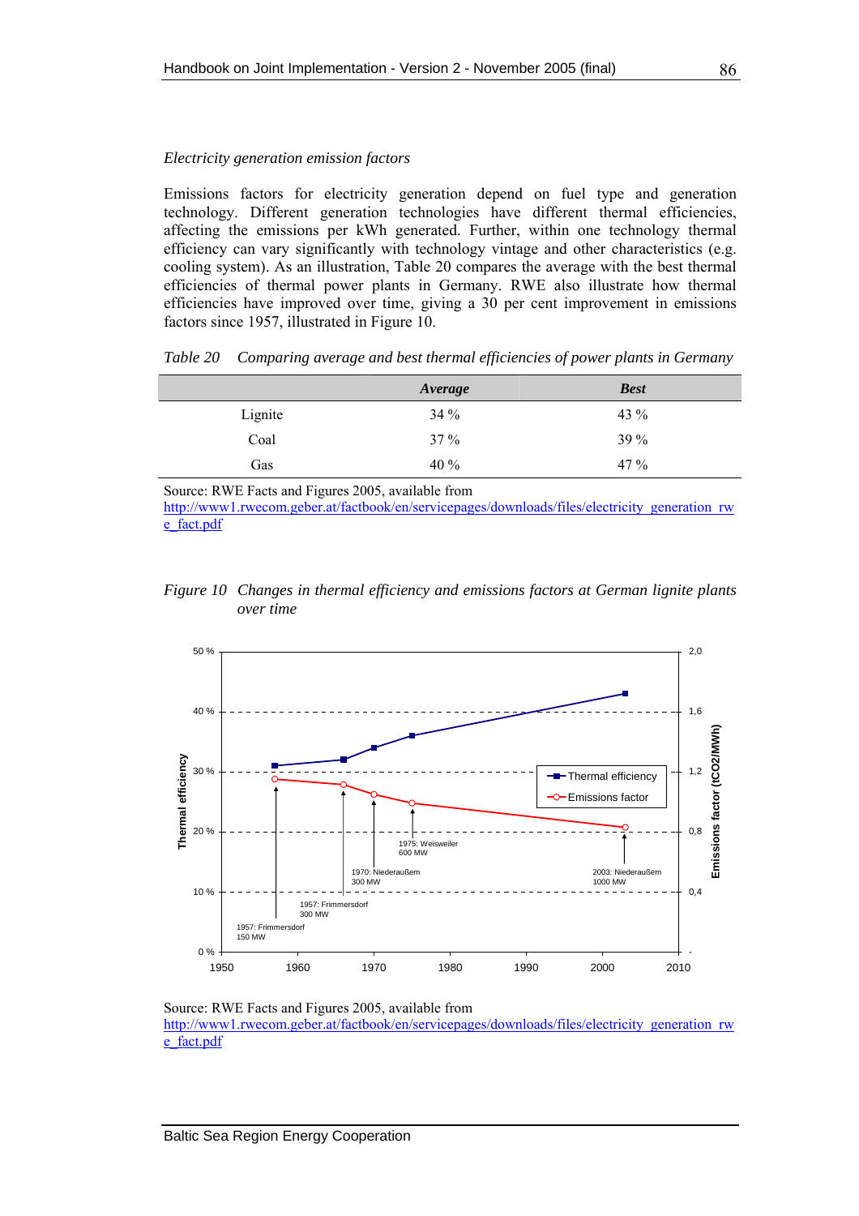*Electricity generation emission factors*

Emissions factors for electricity generation depend on fuel type and generation technology. Different generation technologies have different thermal efficiencies, affecting the emissions per kWh generated. Further, within one technology thermal efficiency can vary significantly with technology vintage and other characteristics (e.g. cooling system). As an illustration, Table 20 compares the average with the best thermal efficiencies of thermal power plants in Germany. RWE also illustrate how thermal efficiencies have improved over time, giving a 30 per cent improvement in emissions factors since 1957, illustrated in Figure 10.

*Table 20 Comparing average and best thermal efficiencies of power plants in Germany*

| | ***Average*** | ***Best*** |
|---|---|---|
| Lignite | 34 % | 43 % |
| Coal | 37 % | 39 % |
| Gas | 40 % | 47 % |

Source: RWE Facts and Figures 2005, available from
http://www1.rwecom.geber.at/factbook/en/servicepages/downloads/files/electricity_generation_rwe_fact.pdf

*Figure 10 Changes in thermal efficiency and emissions factors at German lignite plants over time*

Source: RWE Facts and Figures 2005, available from
http://www1.rwecom.geber.at/factbook/en/servicepages/downloads/files/electricity_generation_rwe_fact.pdf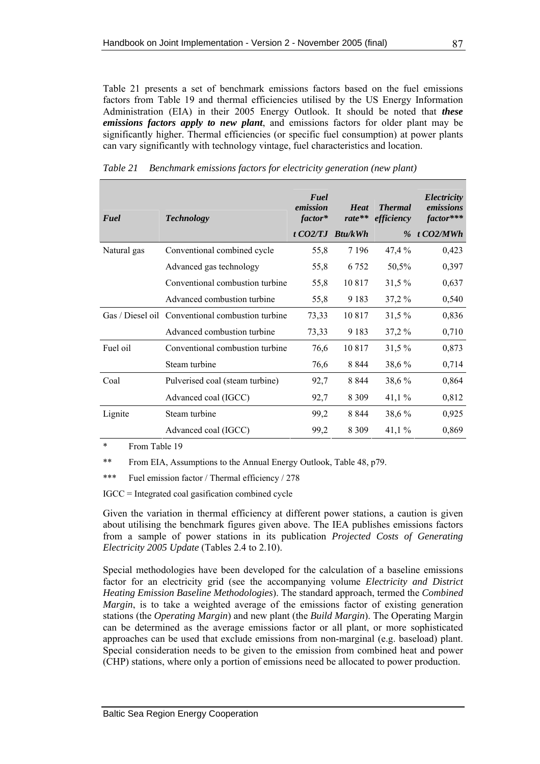Table 21 presents a set of benchmark emissions factors based on the fuel emissions factors from Table 19 and thermal efficiencies utilised by the US Energy Information Administration (EIA) in their 2005 Energy Outlook. It should be noted that ***these emissions factors apply to new plant***, and emissions factors for older plant may be significantly higher. Thermal efficiencies (or specific fuel consumption) at power plants can vary significantly with technology vintage, fuel characteristics and location.

*Table 21 Benchmark emissions factors for electricity generation (new plant)*

| ***Fuel*** | ***Technology*** | ***Fuel emission factor**** | ***Heat rate***** | ***Thermal efficiency*** | ***Electricity emissions factor****** |
|---|---|---|---|---|---|
| | | ***t CO2/TJ*** | ***Btu/kWh*** | ***%*** | ***t CO2/MWh*** |
| Natural gas | Conventional combined cycle | 55,8 | 7 196 | 47,4 % | 0,423 |
| | Advanced gas technology | 55,8 | 6 752 | 50,5% | 0,397 |
| | Conventional combustion turbine | 55,8 | 10 817 | 31,5 % | 0,637 |
| | Advanced combustion turbine | 55,8 | 9 183 | 37,2 % | 0,540 |
| Gas / Diesel oil | Conventional combustion turbine | 73,33 | 10 817 | 31,5 % | 0,836 |
| | Advanced combustion turbine | 73,33 | 9 183 | 37,2 % | 0,710 |
| Fuel oil | Conventional combustion turbine | 76,6 | 10 817 | 31,5 % | 0,873 |
| | Steam turbine | 76,6 | 8 844 | 38,6 % | 0,714 |
| Coal | Pulverised coal (steam turbine) | 92,7 | 8 844 | 38,6 % | 0,864 |
| | Advanced coal (IGCC) | 92,7 | 8 309 | 41,1 % | 0,812 |
| Lignite | Steam turbine | 99,2 | 8 844 | 38,6 % | 0,925 |
| | Advanced coal (IGCC) | 99,2 | 8 309 | 41,1 % | 0,869 |

\* From Table 19

** From EIA, Assumptions to the Annual Energy Outlook, Table 48, p79.

*** Fuel emission factor / Thermal efficiency / 278

IGCC = Integrated coal gasification combined cycle

Given the variation in thermal efficiency at different power stations, a caution is given about utilising the benchmark figures given above. The IEA publishes emissions factors from a sample of power stations in its publication *Projected Costs of Generating Electricity 2005 Update* (Tables 2.4 to 2.10).

Special methodologies have been developed for the calculation of a baseline emissions factor for an electricity grid (see the accompanying volume *Electricity and District Heating Emission Baseline Methodologies*). The standard approach, termed the *Combined Margin*, is to take a weighted average of the emissions factor of existing generation stations (the *Operating Margin*) and new plant (the *Build Margin*). The Operating Margin can be determined as the average emissions factor or all plant, or more sophisticated approaches can be used that exclude emissions from non-marginal (e.g. baseload) plant. Special consideration needs to be given to the emission from combined heat and power (CHP) stations, where only a portion of emissions need be allocated to power production.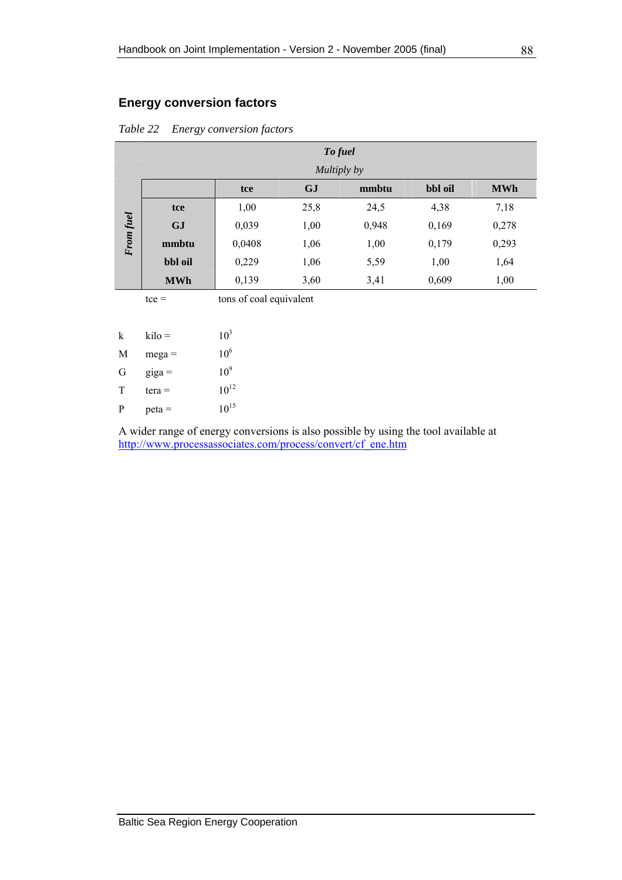## Energy conversion factors

*Table 22 Energy conversion factors*

| | | *To fuel* | | | | |
|---|---|---|---|---|---|---|
| | | *Multiply by* | | | | |
| | | **tce** | **GJ** | **mmbtu** | **bbl oil** | **MWh** |
| ***From fuel*** | **tce** | 1,00 | 25,8 | 24,5 | 4,38 | 7,18 |
| | **GJ** | 0,039 | 1,00 | 0,948 | 0,169 | 0,278 |
| | **mmbtu** | 0,0408 | 1,06 | 1,00 | 0,179 | 0,293 |
| | **bbl oil** | 0,229 | 1,06 | 5,59 | 1,00 | 1,64 |
| | **MWh** | 0,139 | 3,60 | 3,41 | 0,609 | 1,00 |

tce = tons of coal equivalent

| | | |
|---|---|---|
| k | kilo = | $10^3$ |
| M | mega = | $10^6$ |
| G | giga = | $10^9$ |
| T | tera = | $10^{12}$ |
| P | peta = | $10^{15}$ |

A wider range of energy conversions is also possible by using the tool available at http://www.processassociates.com/process/convert/cf_ene.htm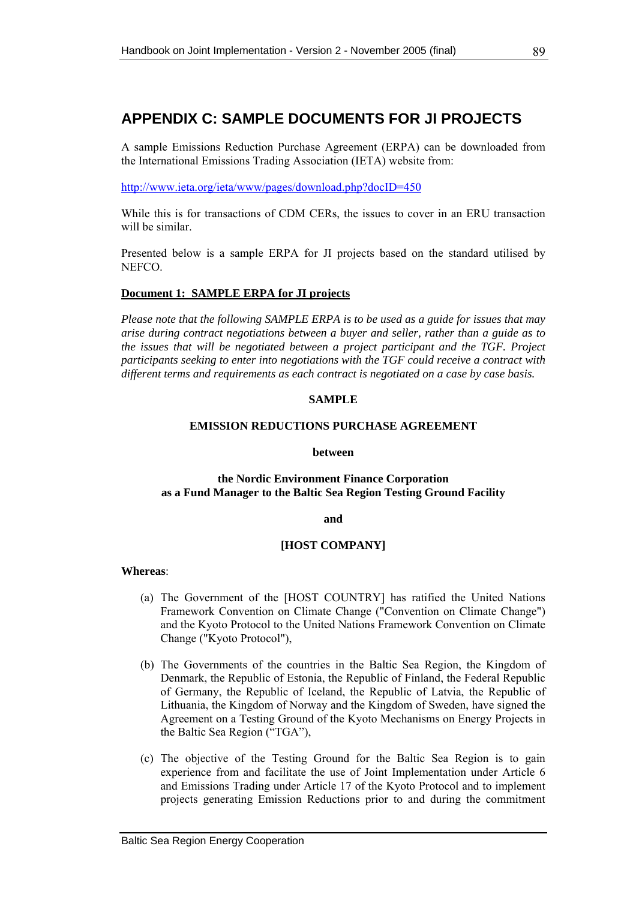# APPENDIX C: SAMPLE DOCUMENTS FOR JI PROJECTS

A sample Emissions Reduction Purchase Agreement (ERPA) can be downloaded from the International Emissions Trading Association (IETA) website from:

http://www.ieta.org/ieta/www/pages/download.php?docID=450

While this is for transactions of CDM CERs, the issues to cover in an ERU transaction will be similar.

Presented below is a sample ERPA for JI projects based on the standard utilised by NEFCO.

**Document 1: SAMPLE ERPA for JI projects**

*Please note that the following SAMPLE ERPA is to be used as a guide for issues that may arise during contract negotiations between a buyer and seller, rather than a guide as to the issues that will be negotiated between a project participant and the TGF. Project participants seeking to enter into negotiations with the TGF could receive a contract with different terms and requirements as each contract is negotiated on a case by case basis.*

**SAMPLE**

**EMISSION REDUCTIONS PURCHASE AGREEMENT**

**between**

**the Nordic Environment Finance Corporation**
**as a Fund Manager to the Baltic Sea Region Testing Ground Facility**

**and**

**[HOST COMPANY]**

**Whereas**:

(a) The Government of the [HOST COUNTRY] has ratified the United Nations Framework Convention on Climate Change ("Convention on Climate Change") and the Kyoto Protocol to the United Nations Framework Convention on Climate Change ("Kyoto Protocol"),

(b) The Governments of the countries in the Baltic Sea Region, the Kingdom of Denmark, the Republic of Estonia, the Republic of Finland, the Federal Republic of Germany, the Republic of Iceland, the Republic of Latvia, the Republic of Lithuania, the Kingdom of Norway and the Kingdom of Sweden, have signed the Agreement on a Testing Ground of the Kyoto Mechanisms on Energy Projects in the Baltic Sea Region ("TGA"),

(c) The objective of the Testing Ground for the Baltic Sea Region is to gain experience from and facilitate the use of Joint Implementation under Article 6 and Emissions Trading under Article 17 of the Kyoto Protocol and to implement projects generating Emission Reductions prior to and during the commitment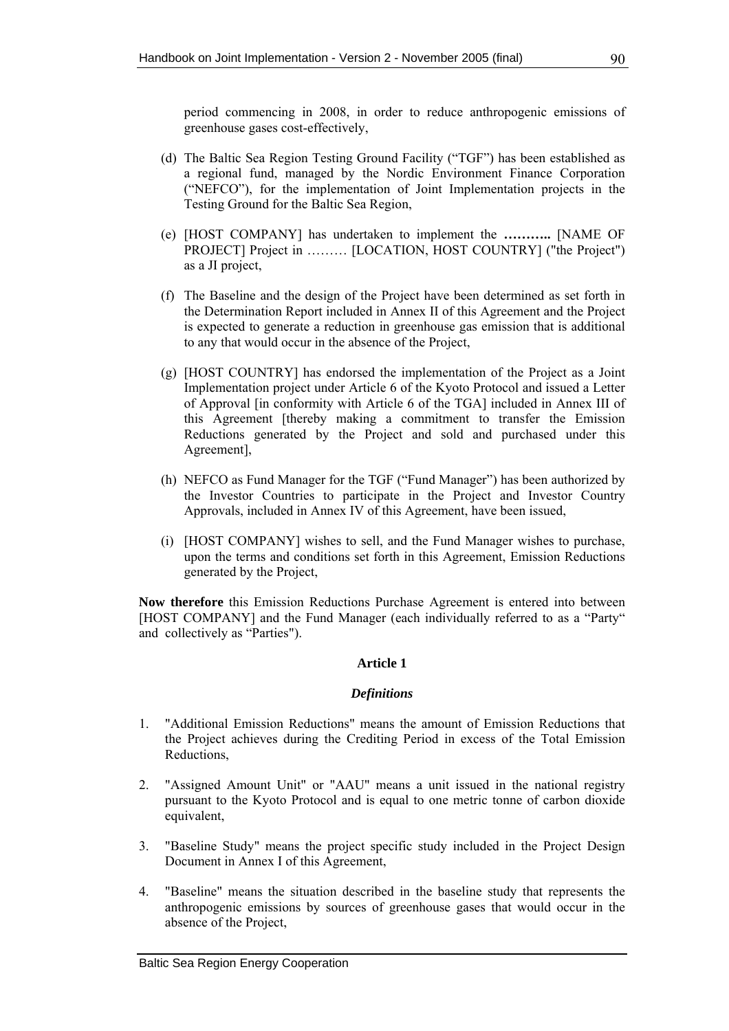period commencing in 2008, in order to reduce anthropogenic emissions of greenhouse gases cost-effectively,

(d) The Baltic Sea Region Testing Ground Facility ("TGF") has been established as a regional fund, managed by the Nordic Environment Finance Corporation ("NEFCO"), for the implementation of Joint Implementation projects in the Testing Ground for the Baltic Sea Region,

(e) [HOST COMPANY] has undertaken to implement the **………..** [NAME OF PROJECT] Project in ……… [LOCATION, HOST COUNTRY] ("the Project") as a JI project,

(f) The Baseline and the design of the Project have been determined as set forth in the Determination Report included in Annex II of this Agreement and the Project is expected to generate a reduction in greenhouse gas emission that is additional to any that would occur in the absence of the Project,

(g) [HOST COUNTRY] has endorsed the implementation of the Project as a Joint Implementation project under Article 6 of the Kyoto Protocol and issued a Letter of Approval [in conformity with Article 6 of the TGA] included in Annex III of this Agreement [thereby making a commitment to transfer the Emission Reductions generated by the Project and sold and purchased under this Agreement],

(h) NEFCO as Fund Manager for the TGF ("Fund Manager") has been authorized by the Investor Countries to participate in the Project and Investor Country Approvals, included in Annex IV of this Agreement, have been issued,

(i) [HOST COMPANY] wishes to sell, and the Fund Manager wishes to purchase, upon the terms and conditions set forth in this Agreement, Emission Reductions generated by the Project,

**Now therefore** this Emission Reductions Purchase Agreement is entered into between [HOST COMPANY] and the Fund Manager (each individually referred to as a "Party" and collectively as "Parties").

**Article 1**

***Definitions***

1. "Additional Emission Reductions" means the amount of Emission Reductions that the Project achieves during the Crediting Period in excess of the Total Emission Reductions,

2. "Assigned Amount Unit" or "AAU" means a unit issued in the national registry pursuant to the Kyoto Protocol and is equal to one metric tonne of carbon dioxide equivalent,

3. "Baseline Study" means the project specific study included in the Project Design Document in Annex I of this Agreement,

4. "Baseline" means the situation described in the baseline study that represents the anthropogenic emissions by sources of greenhouse gases that would occur in the absence of the Project,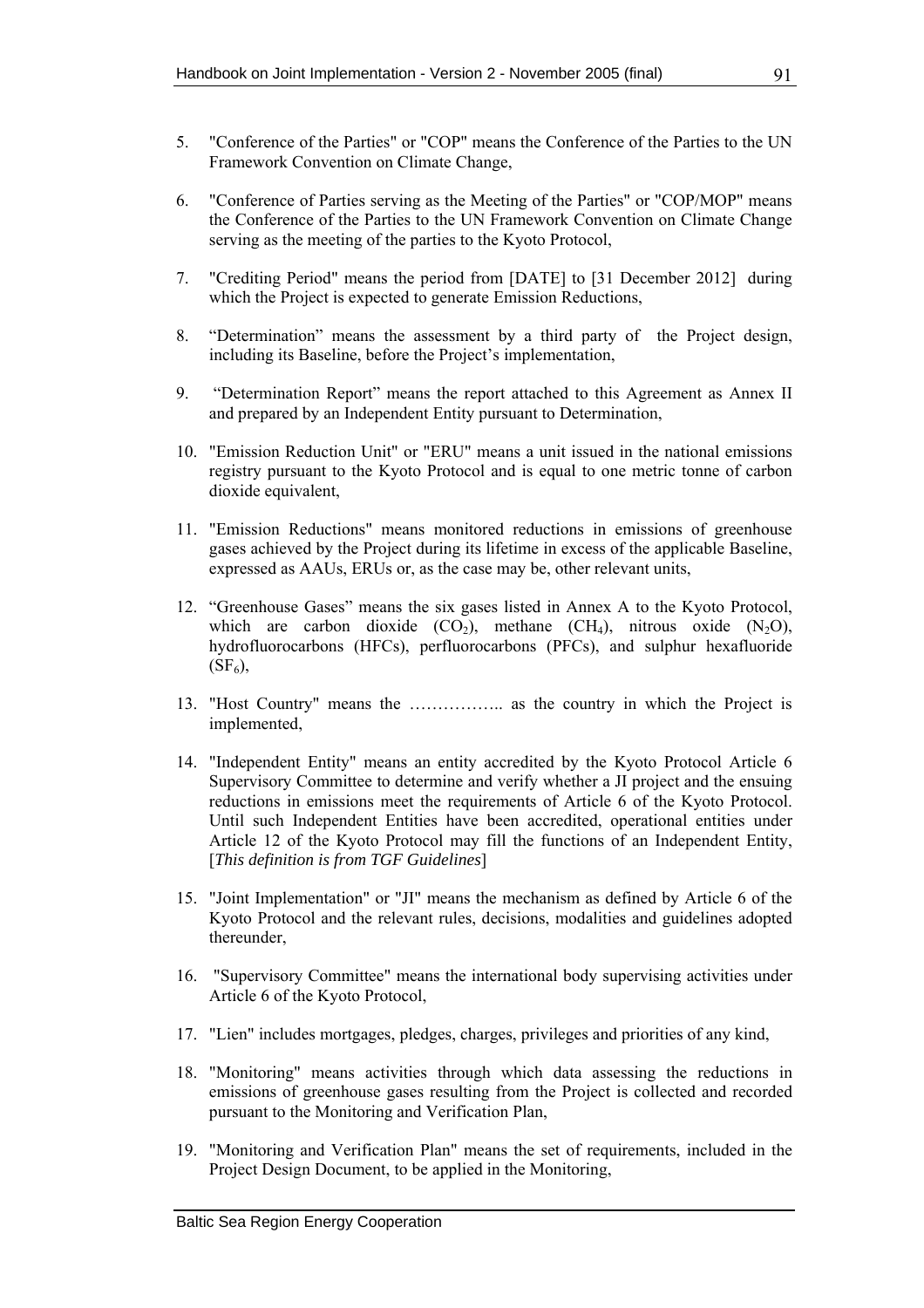5. "Conference of the Parties" or "COP" means the Conference of the Parties to the UN Framework Convention on Climate Change,

6. "Conference of Parties serving as the Meeting of the Parties" or "COP/MOP" means the Conference of the Parties to the UN Framework Convention on Climate Change serving as the meeting of the parties to the Kyoto Protocol,

7. "Crediting Period" means the period from [DATE] to [31 December 2012] during which the Project is expected to generate Emission Reductions,

8. "Determination" means the assessment by a third party of the Project design, including its Baseline, before the Project's implementation,

9. "Determination Report" means the report attached to this Agreement as Annex II and prepared by an Independent Entity pursuant to Determination,

10. "Emission Reduction Unit" or "ERU" means a unit issued in the national emissions registry pursuant to the Kyoto Protocol and is equal to one metric tonne of carbon dioxide equivalent,

11. "Emission Reductions" means monitored reductions in emissions of greenhouse gases achieved by the Project during its lifetime in excess of the applicable Baseline, expressed as AAUs, ERUs or, as the case may be, other relevant units,

12. "Greenhouse Gases" means the six gases listed in Annex A to the Kyoto Protocol, which are carbon dioxide ($CO_2$), methane ($CH_4$), nitrous oxide ($N_2O$), hydrofluorocarbons (HFCs), perfluorocarbons (PFCs), and sulphur hexafluoride ($SF_6$),

13. "Host Country" means the …………….. as the country in which the Project is implemented,

14. "Independent Entity" means an entity accredited by the Kyoto Protocol Article 6 Supervisory Committee to determine and verify whether a JI project and the ensuing reductions in emissions meet the requirements of Article 6 of the Kyoto Protocol. Until such Independent Entities have been accredited, operational entities under Article 12 of the Kyoto Protocol may fill the functions of an Independent Entity, [*This definition is from TGF Guidelines*]

15. "Joint Implementation" or "JI" means the mechanism as defined by Article 6 of the Kyoto Protocol and the relevant rules, decisions, modalities and guidelines adopted thereunder,

16. "Supervisory Committee" means the international body supervising activities under Article 6 of the Kyoto Protocol,

17. "Lien" includes mortgages, pledges, charges, privileges and priorities of any kind,

18. "Monitoring" means activities through which data assessing the reductions in emissions of greenhouse gases resulting from the Project is collected and recorded pursuant to the Monitoring and Verification Plan,

19. "Monitoring and Verification Plan" means the set of requirements, included in the Project Design Document, to be applied in the Monitoring,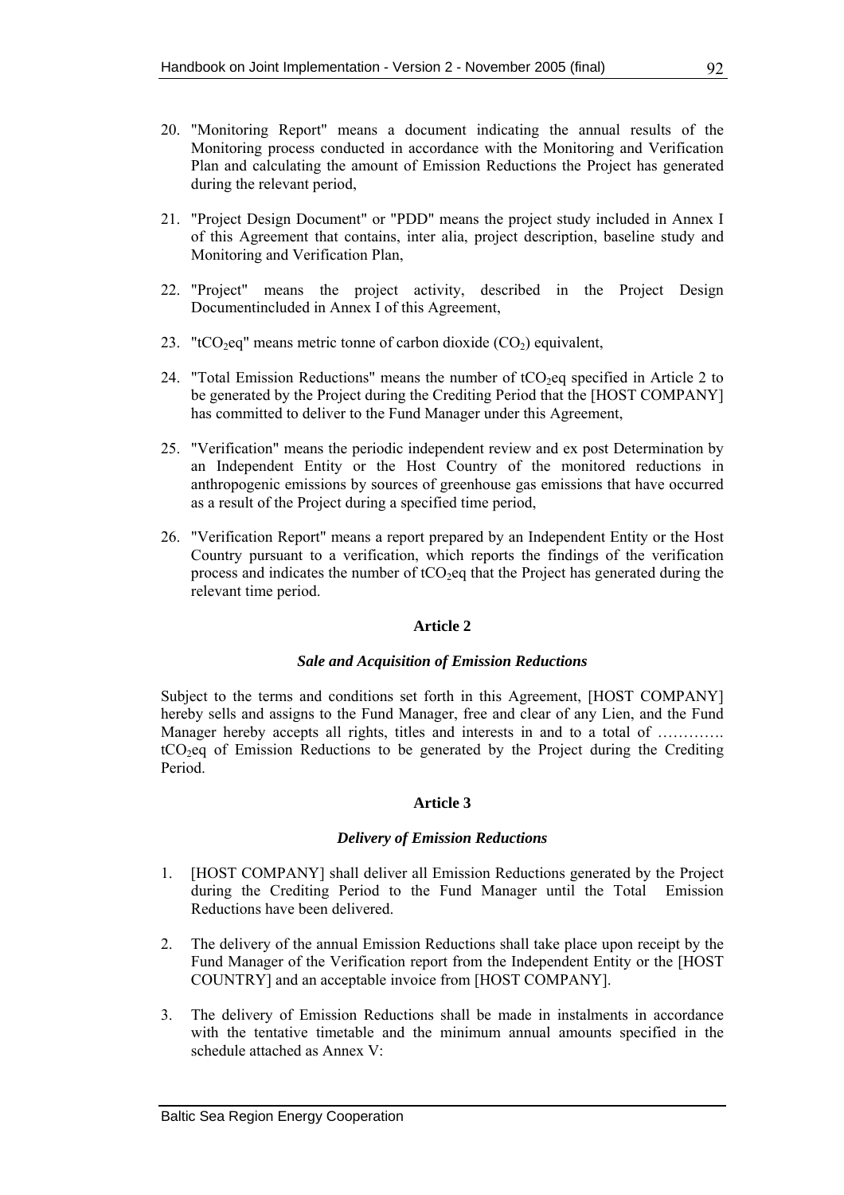20. "Monitoring Report" means a document indicating the annual results of the Monitoring process conducted in accordance with the Monitoring and Verification Plan and calculating the amount of Emission Reductions the Project has generated during the relevant period,

21. "Project Design Document" or "PDD" means the project study included in Annex I of this Agreement that contains, inter alia, project description, baseline study and Monitoring and Verification Plan,

22. "Project" means the project activity, described in the Project Design Documentincluded in Annex I of this Agreement,

23. "$tCO_2eq$" means metric tonne of carbon dioxide ($CO_2$) equivalent,

24. "Total Emission Reductions" means the number of $tCO_2eq$ specified in Article 2 to be generated by the Project during the Crediting Period that the [HOST COMPANY] has committed to deliver to the Fund Manager under this Agreement,

25. "Verification" means the periodic independent review and ex post Determination by an Independent Entity or the Host Country of the monitored reductions in anthropogenic emissions by sources of greenhouse gas emissions that have occurred as a result of the Project during a specified time period,

26. "Verification Report" means a report prepared by an Independent Entity or the Host Country pursuant to a verification, which reports the findings of the verification process and indicates the number of $tCO_2eq$ that the Project has generated during the relevant time period.

**Article 2**

***Sale and Acquisition of Emission Reductions***

Subject to the terms and conditions set forth in this Agreement, [HOST COMPANY] hereby sells and assigns to the Fund Manager, free and clear of any Lien, and the Fund Manager hereby accepts all rights, titles and interests in and to a total of …………. $tCO_2eq$ of Emission Reductions to be generated by the Project during the Crediting Period.

**Article 3**

***Delivery of Emission Reductions***

1. [HOST COMPANY] shall deliver all Emission Reductions generated by the Project during the Crediting Period to the Fund Manager until the Total Emission Reductions have been delivered.

2. The delivery of the annual Emission Reductions shall take place upon receipt by the Fund Manager of the Verification report from the Independent Entity or the [HOST COUNTRY] and an acceptable invoice from [HOST COMPANY].

3. The delivery of Emission Reductions shall be made in instalments in accordance with the tentative timetable and the minimum annual amounts specified in the schedule attached as Annex V: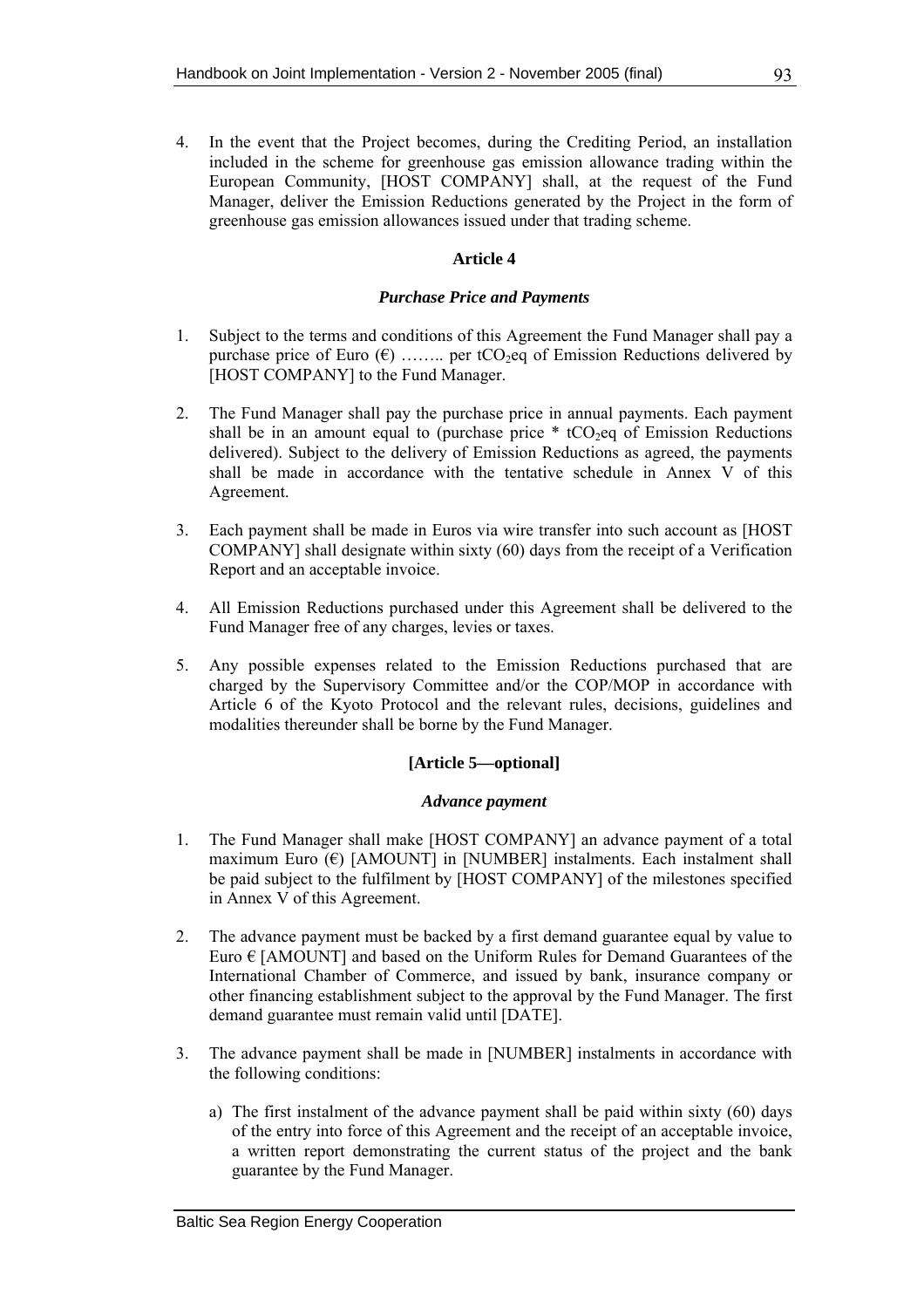4. In the event that the Project becomes, during the Crediting Period, an installation included in the scheme for greenhouse gas emission allowance trading within the European Community, [HOST COMPANY] shall, at the request of the Fund Manager, deliver the Emission Reductions generated by the Project in the form of greenhouse gas emission allowances issued under that trading scheme.

**Article 4**

***Purchase Price and Payments***

1. Subject to the terms and conditions of this Agreement the Fund Manager shall pay a purchase price of Euro (€) …….. per $tCO_2eq$ of Emission Reductions delivered by [HOST COMPANY] to the Fund Manager.

2. The Fund Manager shall pay the purchase price in annual payments. Each payment shall be in an amount equal to (purchase price * $tCO_2eq$ of Emission Reductions delivered). Subject to the delivery of Emission Reductions as agreed, the payments shall be made in accordance with the tentative schedule in Annex V of this Agreement.

3. Each payment shall be made in Euros via wire transfer into such account as [HOST COMPANY] shall designate within sixty (60) days from the receipt of a Verification Report and an acceptable invoice.

4. All Emission Reductions purchased under this Agreement shall be delivered to the Fund Manager free of any charges, levies or taxes.

5. Any possible expenses related to the Emission Reductions purchased that are charged by the Supervisory Committee and/or the COP/MOP in accordance with Article 6 of the Kyoto Protocol and the relevant rules, decisions, guidelines and modalities thereunder shall be borne by the Fund Manager.

**[Article 5—optional]**

***Advance payment***

1. The Fund Manager shall make [HOST COMPANY] an advance payment of a total maximum Euro (€) [AMOUNT] in [NUMBER] instalments. Each instalment shall be paid subject to the fulfilment by [HOST COMPANY] of the milestones specified in Annex V of this Agreement.

2. The advance payment must be backed by a first demand guarantee equal by value to Euro € [AMOUNT] and based on the Uniform Rules for Demand Guarantees of the International Chamber of Commerce, and issued by bank, insurance company or other financing establishment subject to the approval by the Fund Manager. The first demand guarantee must remain valid until [DATE].

3. The advance payment shall be made in [NUMBER] instalments in accordance with the following conditions:

   a) The first instalment of the advance payment shall be paid within sixty (60) days of the entry into force of this Agreement and the receipt of an acceptable invoice, a written report demonstrating the current status of the project and the bank guarantee by the Fund Manager.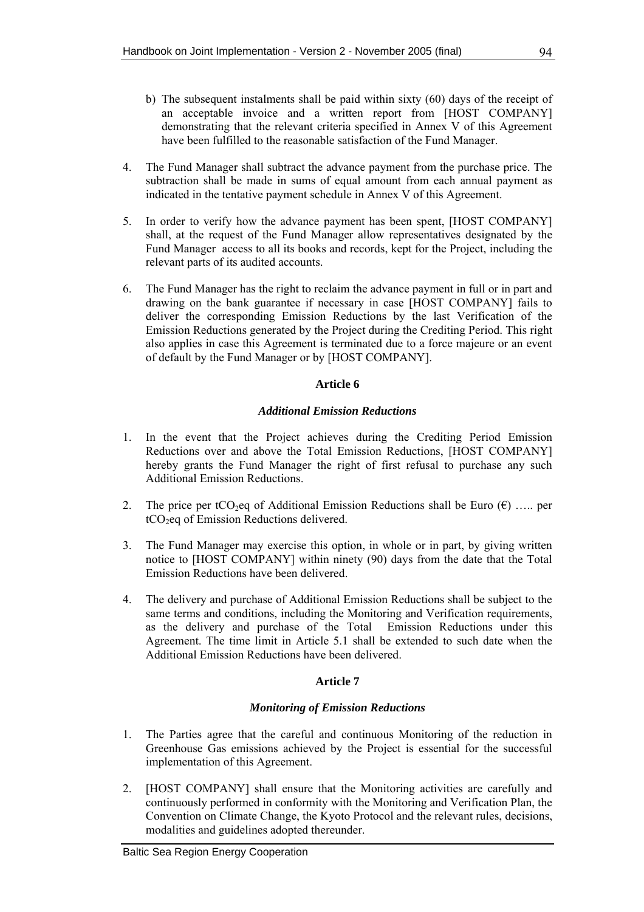b) The subsequent instalments shall be paid within sixty (60) days of the receipt of an acceptable invoice and a written report from [HOST COMPANY] demonstrating that the relevant criteria specified in Annex V of this Agreement have been fulfilled to the reasonable satisfaction of the Fund Manager.

4. The Fund Manager shall subtract the advance payment from the purchase price. The subtraction shall be made in sums of equal amount from each annual payment as indicated in the tentative payment schedule in Annex V of this Agreement.

5. In order to verify how the advance payment has been spent, [HOST COMPANY] shall, at the request of the Fund Manager allow representatives designated by the Fund Manager access to all its books and records, kept for the Project, including the relevant parts of its audited accounts.

6. The Fund Manager has the right to reclaim the advance payment in full or in part and drawing on the bank guarantee if necessary in case [HOST COMPANY] fails to deliver the corresponding Emission Reductions by the last Verification of the Emission Reductions generated by the Project during the Crediting Period. This right also applies in case this Agreement is terminated due to a force majeure or an event of default by the Fund Manager or by [HOST COMPANY].

**Article 6**

***Additional Emission Reductions***

1. In the event that the Project achieves during the Crediting Period Emission Reductions over and above the Total Emission Reductions, [HOST COMPANY] hereby grants the Fund Manager the right of first refusal to purchase any such Additional Emission Reductions.

2. The price per $tCO_2eq$ of Additional Emission Reductions shall be Euro (€) ….. per $tCO_2eq$ of Emission Reductions delivered.

3. The Fund Manager may exercise this option, in whole or in part, by giving written notice to [HOST COMPANY] within ninety (90) days from the date that the Total Emission Reductions have been delivered.

4. The delivery and purchase of Additional Emission Reductions shall be subject to the same terms and conditions, including the Monitoring and Verification requirements, as the delivery and purchase of the Total Emission Reductions under this Agreement. The time limit in Article 5.1 shall be extended to such date when the Additional Emission Reductions have been delivered.

**Article 7**

***Monitoring of Emission Reductions***

1. The Parties agree that the careful and continuous Monitoring of the reduction in Greenhouse Gas emissions achieved by the Project is essential for the successful implementation of this Agreement.

2. [HOST COMPANY] shall ensure that the Monitoring activities are carefully and continuously performed in conformity with the Monitoring and Verification Plan, the Convention on Climate Change, the Kyoto Protocol and the relevant rules, decisions, modalities and guidelines adopted thereunder.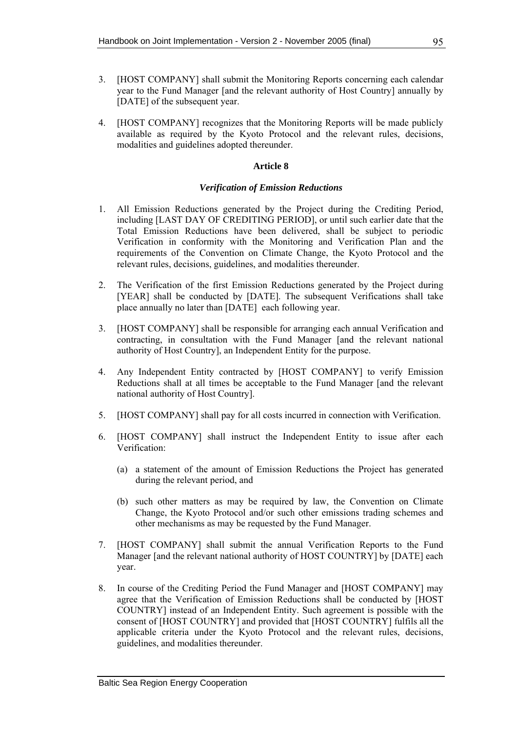3. [HOST COMPANY] shall submit the Monitoring Reports concerning each calendar year to the Fund Manager [and the relevant authority of Host Country] annually by [DATE] of the subsequent year.

4. [HOST COMPANY] recognizes that the Monitoring Reports will be made publicly available as required by the Kyoto Protocol and the relevant rules, decisions, modalities and guidelines adopted thereunder.

**Article 8**

***Verification of Emission Reductions***

1. All Emission Reductions generated by the Project during the Crediting Period, including [LAST DAY OF CREDITING PERIOD], or until such earlier date that the Total Emission Reductions have been delivered, shall be subject to periodic Verification in conformity with the Monitoring and Verification Plan and the requirements of the Convention on Climate Change, the Kyoto Protocol and the relevant rules, decisions, guidelines, and modalities thereunder.

2. The Verification of the first Emission Reductions generated by the Project during [YEAR] shall be conducted by [DATE]. The subsequent Verifications shall take place annually no later than [DATE] each following year.

3. [HOST COMPANY] shall be responsible for arranging each annual Verification and contracting, in consultation with the Fund Manager [and the relevant national authority of Host Country], an Independent Entity for the purpose.

4. Any Independent Entity contracted by [HOST COMPANY] to verify Emission Reductions shall at all times be acceptable to the Fund Manager [and the relevant national authority of Host Country].

5. [HOST COMPANY] shall pay for all costs incurred in connection with Verification.

6. [HOST COMPANY] shall instruct the Independent Entity to issue after each Verification:

   (a) a statement of the amount of Emission Reductions the Project has generated during the relevant period, and

   (b) such other matters as may be required by law, the Convention on Climate Change, the Kyoto Protocol and/or such other emissions trading schemes and other mechanisms as may be requested by the Fund Manager.

7. [HOST COMPANY] shall submit the annual Verification Reports to the Fund Manager [and the relevant national authority of HOST COUNTRY] by [DATE] each year.

8. In course of the Crediting Period the Fund Manager and [HOST COMPANY] may agree that the Verification of Emission Reductions shall be conducted by [HOST COUNTRY] instead of an Independent Entity. Such agreement is possible with the consent of [HOST COUNTRY] and provided that [HOST COUNTRY] fulfils all the applicable criteria under the Kyoto Protocol and the relevant rules, decisions, guidelines, and modalities thereunder.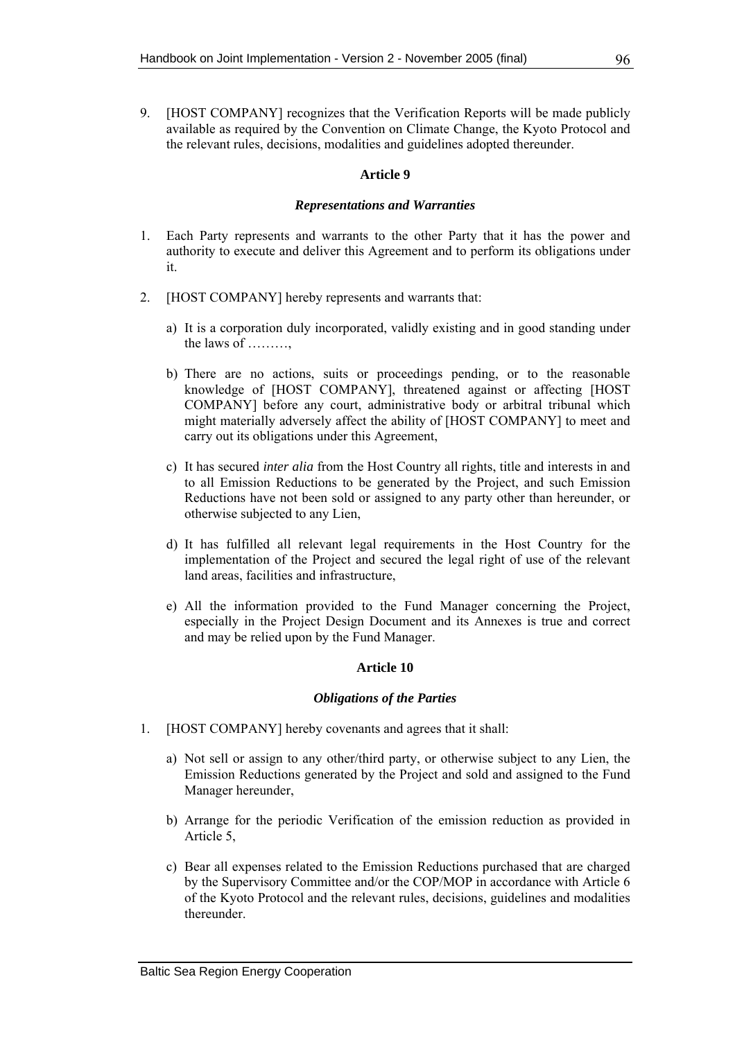9. [HOST COMPANY] recognizes that the Verification Reports will be made publicly available as required by the Convention on Climate Change, the Kyoto Protocol and the relevant rules, decisions, modalities and guidelines adopted thereunder.

**Article 9**

***Representations and Warranties***

1. Each Party represents and warrants to the other Party that it has the power and authority to execute and deliver this Agreement and to perform its obligations under it.

2. [HOST COMPANY] hereby represents and warrants that:

   a) It is a corporation duly incorporated, validly existing and in good standing under the laws of ………,

   b) There are no actions, suits or proceedings pending, or to the reasonable knowledge of [HOST COMPANY], threatened against or affecting [HOST COMPANY] before any court, administrative body or arbitral tribunal which might materially adversely affect the ability of [HOST COMPANY] to meet and carry out its obligations under this Agreement,

   c) It has secured *inter alia* from the Host Country all rights, title and interests in and to all Emission Reductions to be generated by the Project, and such Emission Reductions have not been sold or assigned to any party other than hereunder, or otherwise subjected to any Lien,

   d) It has fulfilled all relevant legal requirements in the Host Country for the implementation of the Project and secured the legal right of use of the relevant land areas, facilities and infrastructure,

   e) All the information provided to the Fund Manager concerning the Project, especially in the Project Design Document and its Annexes is true and correct and may be relied upon by the Fund Manager.

**Article 10**

***Obligations of the Parties***

1. [HOST COMPANY] hereby covenants and agrees that it shall:

   a) Not sell or assign to any other/third party, or otherwise subject to any Lien, the Emission Reductions generated by the Project and sold and assigned to the Fund Manager hereunder,

   b) Arrange for the periodic Verification of the emission reduction as provided in Article 5,

   c) Bear all expenses related to the Emission Reductions purchased that are charged by the Supervisory Committee and/or the COP/MOP in accordance with Article 6 of the Kyoto Protocol and the relevant rules, decisions, guidelines and modalities thereunder.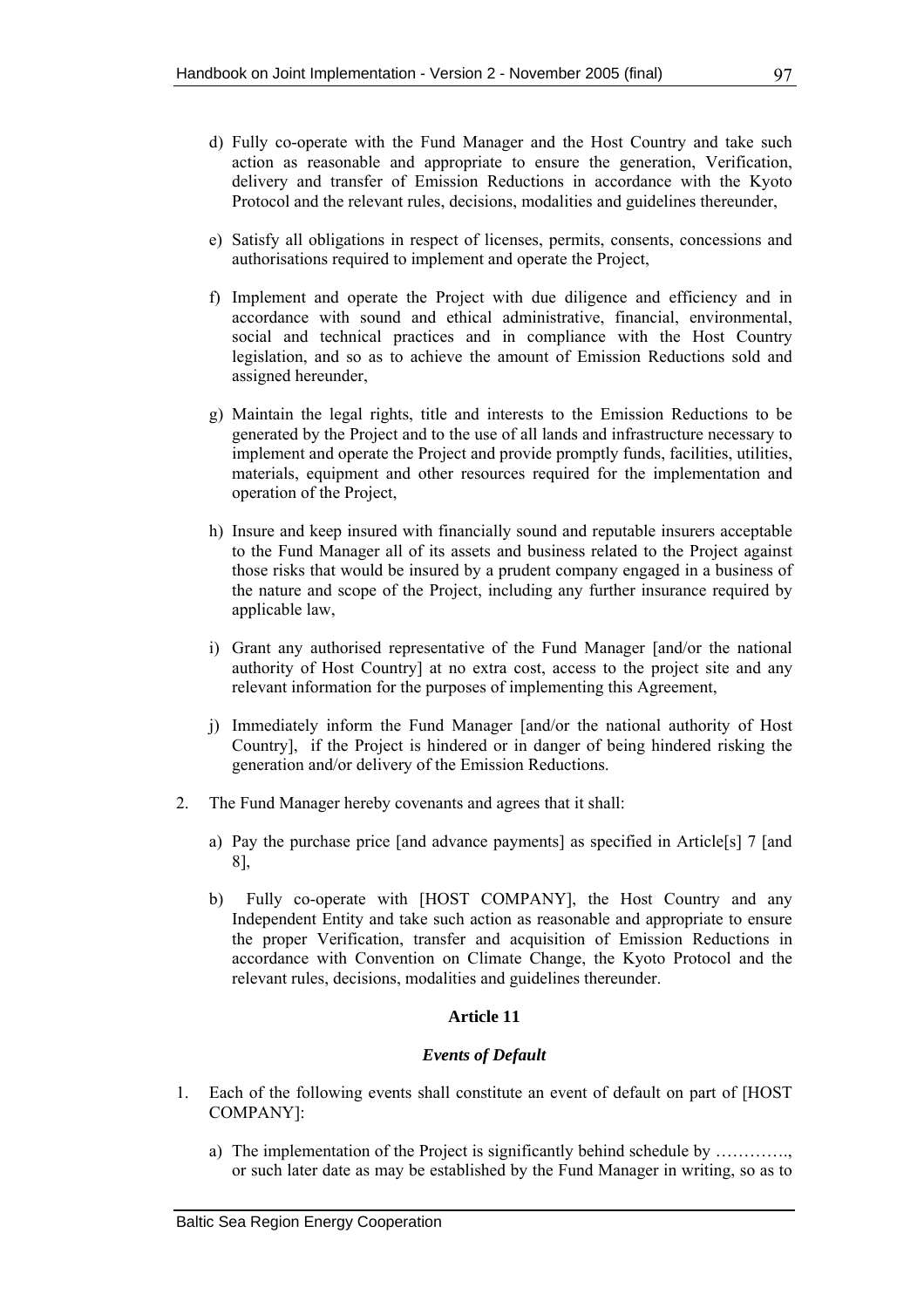d) Fully co-operate with the Fund Manager and the Host Country and take such action as reasonable and appropriate to ensure the generation, Verification, delivery and transfer of Emission Reductions in accordance with the Kyoto Protocol and the relevant rules, decisions, modalities and guidelines thereunder,

e) Satisfy all obligations in respect of licenses, permits, consents, concessions and authorisations required to implement and operate the Project,

f) Implement and operate the Project with due diligence and efficiency and in accordance with sound and ethical administrative, financial, environmental, social and technical practices and in compliance with the Host Country legislation, and so as to achieve the amount of Emission Reductions sold and assigned hereunder,

g) Maintain the legal rights, title and interests to the Emission Reductions to be generated by the Project and to the use of all lands and infrastructure necessary to implement and operate the Project and provide promptly funds, facilities, utilities, materials, equipment and other resources required for the implementation and operation of the Project,

h) Insure and keep insured with financially sound and reputable insurers acceptable to the Fund Manager all of its assets and business related to the Project against those risks that would be insured by a prudent company engaged in a business of the nature and scope of the Project, including any further insurance required by applicable law,

i) Grant any authorised representative of the Fund Manager [and/or the national authority of Host Country] at no extra cost, access to the project site and any relevant information for the purposes of implementing this Agreement,

j) Immediately inform the Fund Manager [and/or the national authority of Host Country], if the Project is hindered or in danger of being hindered risking the generation and/or delivery of the Emission Reductions.

2. The Fund Manager hereby covenants and agrees that it shall:

   a) Pay the purchase price [and advance payments] as specified in Article[s] 7 [and 8],

   b) Fully co-operate with [HOST COMPANY], the Host Country and any Independent Entity and take such action as reasonable and appropriate to ensure the proper Verification, transfer and acquisition of Emission Reductions in accordance with Convention on Climate Change, the Kyoto Protocol and the relevant rules, decisions, modalities and guidelines thereunder.

**Article 11**

***Events of Default***

1. Each of the following events shall constitute an event of default on part of [HOST COMPANY]:

   a) The implementation of the Project is significantly behind schedule by …………., or such later date as may be established by the Fund Manager in writing, so as to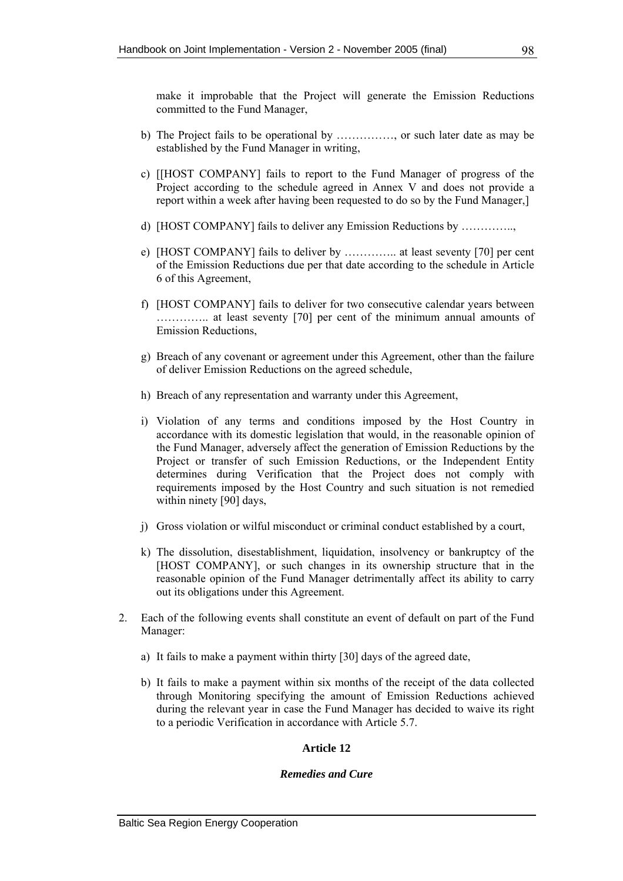make it improbable that the Project will generate the Emission Reductions committed to the Fund Manager,

b) The Project fails to be operational by ……………, or such later date as may be established by the Fund Manager in writing,

c) [[HOST COMPANY] fails to report to the Fund Manager of progress of the Project according to the schedule agreed in Annex V and does not provide a report within a week after having been requested to do so by the Fund Manager,]

d) [HOST COMPANY] fails to deliver any Emission Reductions by …………..,

e) [HOST COMPANY] fails to deliver by ………….. at least seventy [70] per cent of the Emission Reductions due per that date according to the schedule in Article 6 of this Agreement,

f) [HOST COMPANY] fails to deliver for two consecutive calendar years between ………….. at least seventy [70] per cent of the minimum annual amounts of Emission Reductions,

g) Breach of any covenant or agreement under this Agreement, other than the failure of deliver Emission Reductions on the agreed schedule,

h) Breach of any representation and warranty under this Agreement,

i) Violation of any terms and conditions imposed by the Host Country in accordance with its domestic legislation that would, in the reasonable opinion of the Fund Manager, adversely affect the generation of Emission Reductions by the Project or transfer of such Emission Reductions, or the Independent Entity determines during Verification that the Project does not comply with requirements imposed by the Host Country and such situation is not remedied within ninety [90] days,

j) Gross violation or wilful misconduct or criminal conduct established by a court,

k) The dissolution, disestablishment, liquidation, insolvency or bankruptcy of the [HOST COMPANY], or such changes in its ownership structure that in the reasonable opinion of the Fund Manager detrimentally affect its ability to carry out its obligations under this Agreement.

2. Each of the following events shall constitute an event of default on part of the Fund Manager:

   a) It fails to make a payment within thirty [30] days of the agreed date,

   b) It fails to make a payment within six months of the receipt of the data collected through Monitoring specifying the amount of Emission Reductions achieved during the relevant year in case the Fund Manager has decided to waive its right to a periodic Verification in accordance with Article 5.7.

**Article 12**

***Remedies and Cure***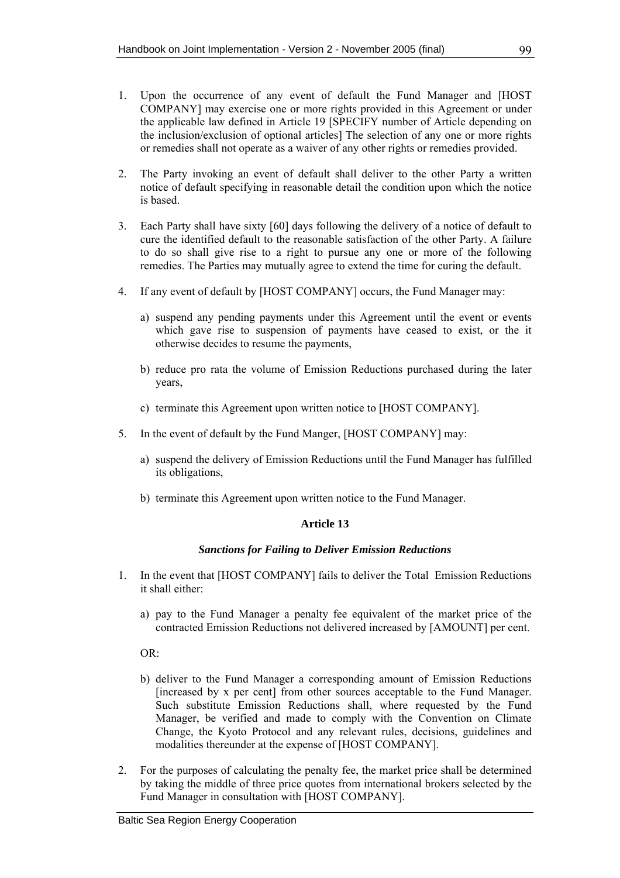1. Upon the occurrence of any event of default the Fund Manager and [HOST COMPANY] may exercise one or more rights provided in this Agreement or under the applicable law defined in Article 19 [SPECIFY number of Article depending on the inclusion/exclusion of optional articles] The selection of any one or more rights or remedies shall not operate as a waiver of any other rights or remedies provided.

2. The Party invoking an event of default shall deliver to the other Party a written notice of default specifying in reasonable detail the condition upon which the notice is based.

3. Each Party shall have sixty [60] days following the delivery of a notice of default to cure the identified default to the reasonable satisfaction of the other Party. A failure to do so shall give rise to a right to pursue any one or more of the following remedies. The Parties may mutually agree to extend the time for curing the default.

4. If any event of default by [HOST COMPANY] occurs, the Fund Manager may:

   a) suspend any pending payments under this Agreement until the event or events which gave rise to suspension of payments have ceased to exist, or the it otherwise decides to resume the payments,

   b) reduce pro rata the volume of Emission Reductions purchased during the later years,

   c) terminate this Agreement upon written notice to [HOST COMPANY].

5. In the event of default by the Fund Manger, [HOST COMPANY] may:

   a) suspend the delivery of Emission Reductions until the Fund Manager has fulfilled its obligations,

   b) terminate this Agreement upon written notice to the Fund Manager.

**Article 13**

***Sanctions for Failing to Deliver Emission Reductions***

1. In the event that [HOST COMPANY] fails to deliver the Total Emission Reductions it shall either:

   a) pay to the Fund Manager a penalty fee equivalent of the market price of the contracted Emission Reductions not delivered increased by [AMOUNT] per cent.

   OR:

   b) deliver to the Fund Manager a corresponding amount of Emission Reductions [increased by x per cent] from other sources acceptable to the Fund Manager. Such substitute Emission Reductions shall, where requested by the Fund Manager, be verified and made to comply with the Convention on Climate Change, the Kyoto Protocol and any relevant rules, decisions, guidelines and modalities thereunder at the expense of [HOST COMPANY].

2. For the purposes of calculating the penalty fee, the market price shall be determined by taking the middle of three price quotes from international brokers selected by the Fund Manager in consultation with [HOST COMPANY].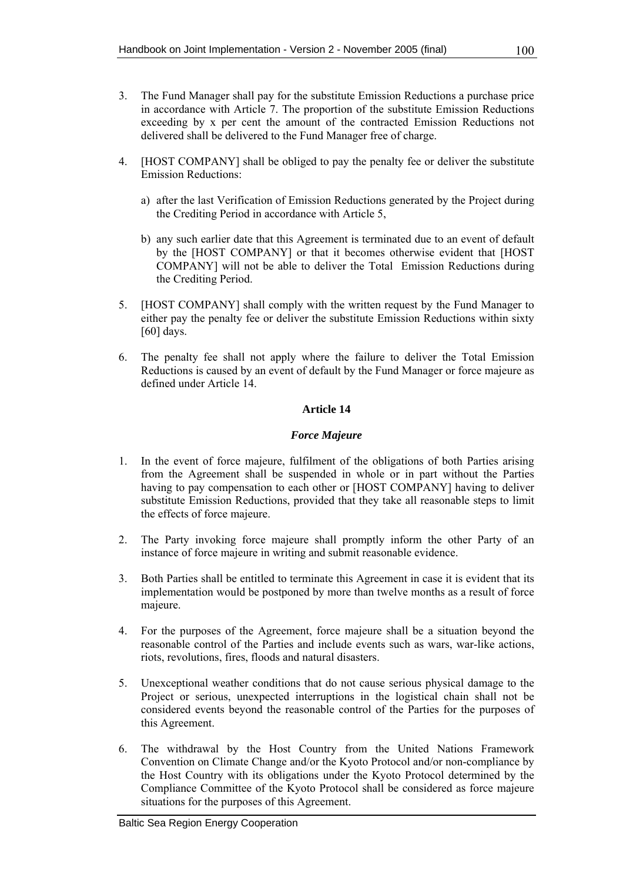3. The Fund Manager shall pay for the substitute Emission Reductions a purchase price in accordance with Article 7. The proportion of the substitute Emission Reductions exceeding by x per cent the amount of the contracted Emission Reductions not delivered shall be delivered to the Fund Manager free of charge.

4. [HOST COMPANY] shall be obliged to pay the penalty fee or deliver the substitute Emission Reductions:

   a) after the last Verification of Emission Reductions generated by the Project during the Crediting Period in accordance with Article 5,

   b) any such earlier date that this Agreement is terminated due to an event of default by the [HOST COMPANY] or that it becomes otherwise evident that [HOST COMPANY] will not be able to deliver the Total Emission Reductions during the Crediting Period.

5. [HOST COMPANY] shall comply with the written request by the Fund Manager to either pay the penalty fee or deliver the substitute Emission Reductions within sixty [60] days.

6. The penalty fee shall not apply where the failure to deliver the Total Emission Reductions is caused by an event of default by the Fund Manager or force majeure as defined under Article 14.

**Article 14**

***Force Majeure***

1. In the event of force majeure, fulfilment of the obligations of both Parties arising from the Agreement shall be suspended in whole or in part without the Parties having to pay compensation to each other or [HOST COMPANY] having to deliver substitute Emission Reductions, provided that they take all reasonable steps to limit the effects of force majeure.

2. The Party invoking force majeure shall promptly inform the other Party of an instance of force majeure in writing and submit reasonable evidence.

3. Both Parties shall be entitled to terminate this Agreement in case it is evident that its implementation would be postponed by more than twelve months as a result of force majeure.

4. For the purposes of the Agreement, force majeure shall be a situation beyond the reasonable control of the Parties and include events such as wars, war-like actions, riots, revolutions, fires, floods and natural disasters.

5. Unexceptional weather conditions that do not cause serious physical damage to the Project or serious, unexpected interruptions in the logistical chain shall not be considered events beyond the reasonable control of the Parties for the purposes of this Agreement.

6. The withdrawal by the Host Country from the United Nations Framework Convention on Climate Change and/or the Kyoto Protocol and/or non-compliance by the Host Country with its obligations under the Kyoto Protocol determined by the Compliance Committee of the Kyoto Protocol shall be considered as force majeure situations for the purposes of this Agreement.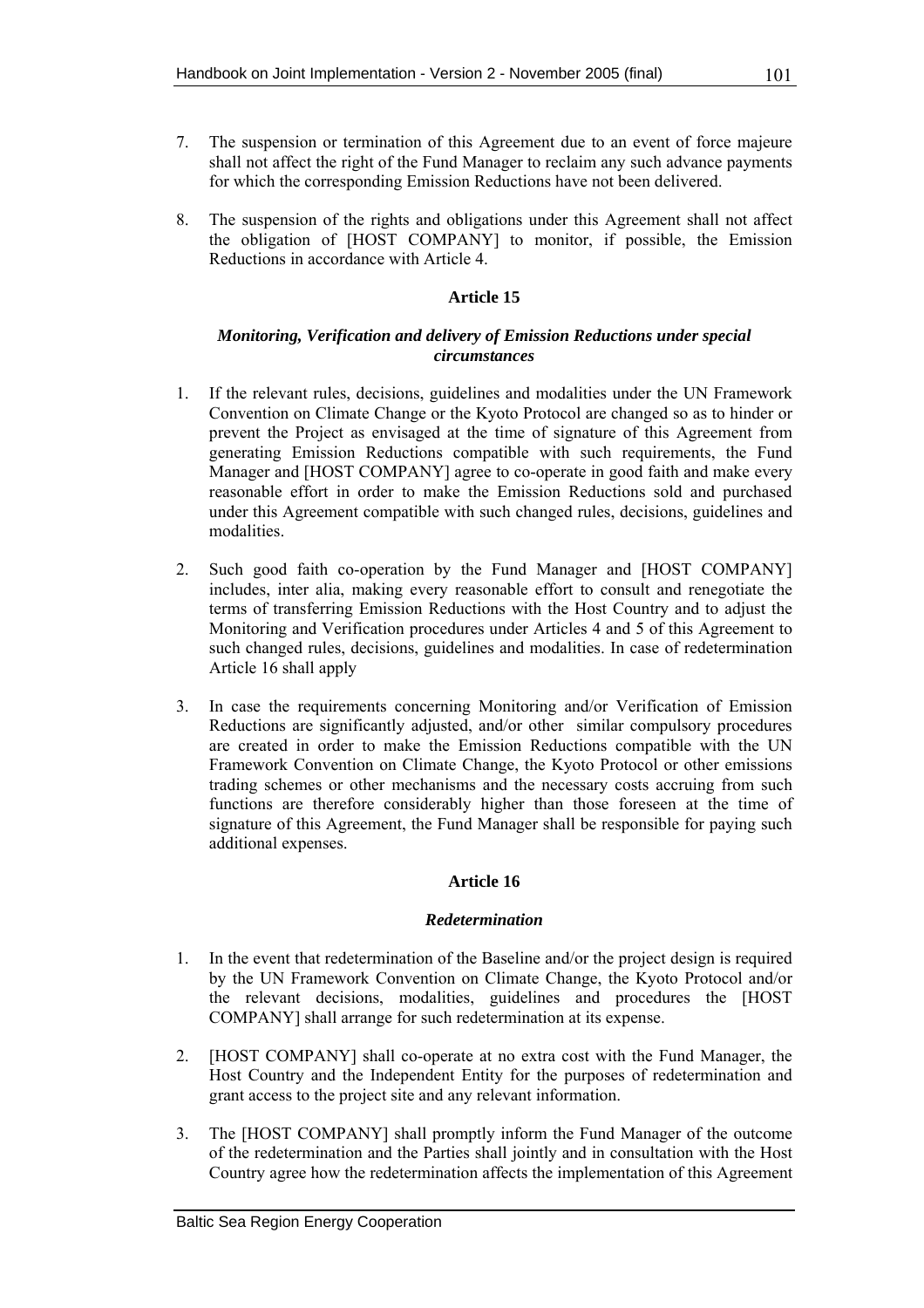7. The suspension or termination of this Agreement due to an event of force majeure shall not affect the right of the Fund Manager to reclaim any such advance payments for which the corresponding Emission Reductions have not been delivered.

8. The suspension of the rights and obligations under this Agreement shall not affect the obligation of [HOST COMPANY] to monitor, if possible, the Emission Reductions in accordance with Article 4.

**Article 15**

***Monitoring, Verification and delivery of Emission Reductions under special circumstances***

1. If the relevant rules, decisions, guidelines and modalities under the UN Framework Convention on Climate Change or the Kyoto Protocol are changed so as to hinder or prevent the Project as envisaged at the time of signature of this Agreement from generating Emission Reductions compatible with such requirements, the Fund Manager and [HOST COMPANY] agree to co-operate in good faith and make every reasonable effort in order to make the Emission Reductions sold and purchased under this Agreement compatible with such changed rules, decisions, guidelines and modalities.

2. Such good faith co-operation by the Fund Manager and [HOST COMPANY] includes, inter alia, making every reasonable effort to consult and renegotiate the terms of transferring Emission Reductions with the Host Country and to adjust the Monitoring and Verification procedures under Articles 4 and 5 of this Agreement to such changed rules, decisions, guidelines and modalities. In case of redetermination Article 16 shall apply

3. In case the requirements concerning Monitoring and/or Verification of Emission Reductions are significantly adjusted, and/or other similar compulsory procedures are created in order to make the Emission Reductions compatible with the UN Framework Convention on Climate Change, the Kyoto Protocol or other emissions trading schemes or other mechanisms and the necessary costs accruing from such functions are therefore considerably higher than those foreseen at the time of signature of this Agreement, the Fund Manager shall be responsible for paying such additional expenses.

**Article 16**

***Redetermination***

1. In the event that redetermination of the Baseline and/or the project design is required by the UN Framework Convention on Climate Change, the Kyoto Protocol and/or the relevant decisions, modalities, guidelines and procedures the [HOST COMPANY] shall arrange for such redetermination at its expense.

2. [HOST COMPANY] shall co-operate at no extra cost with the Fund Manager, the Host Country and the Independent Entity for the purposes of redetermination and grant access to the project site and any relevant information.

3. The [HOST COMPANY] shall promptly inform the Fund Manager of the outcome of the redetermination and the Parties shall jointly and in consultation with the Host Country agree how the redetermination affects the implementation of this Agreement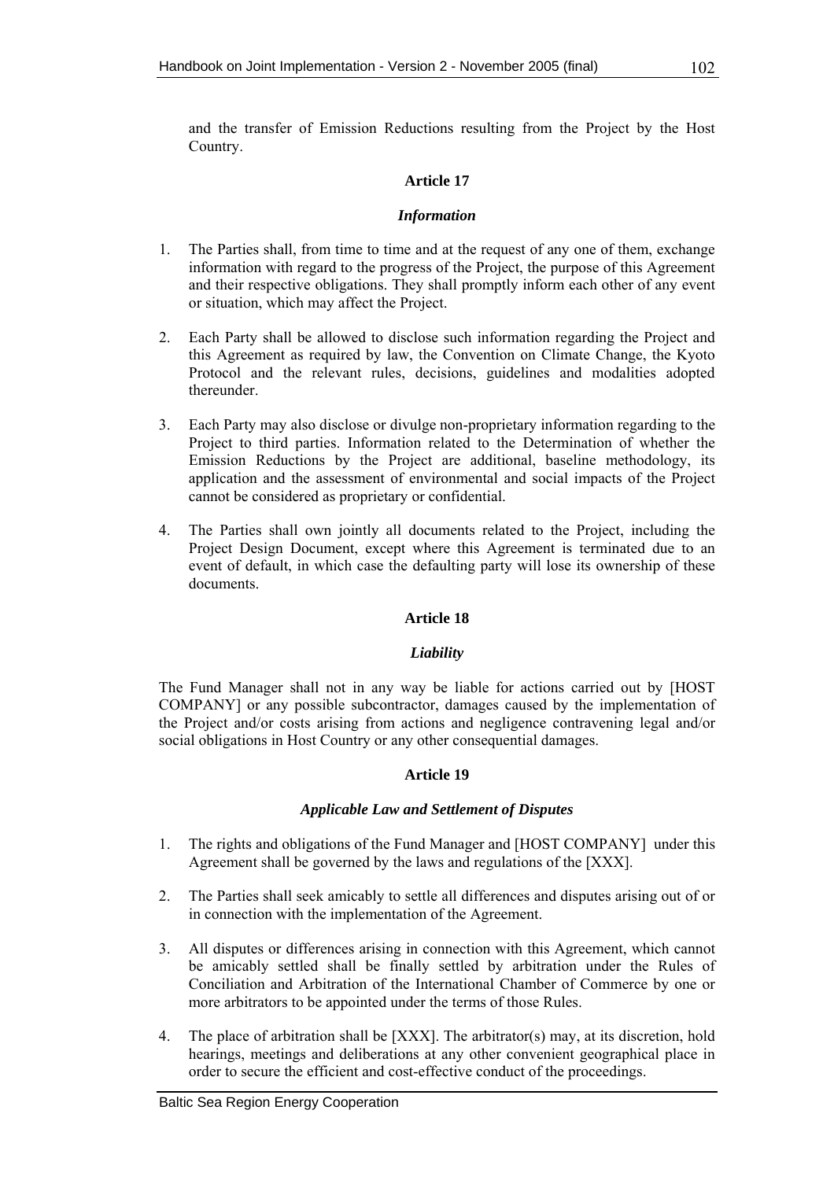and the transfer of Emission Reductions resulting from the Project by the Host Country.

**Article 17**

***Information***

1. The Parties shall, from time to time and at the request of any one of them, exchange information with regard to the progress of the Project, the purpose of this Agreement and their respective obligations. They shall promptly inform each other of any event or situation, which may affect the Project.

2. Each Party shall be allowed to disclose such information regarding the Project and this Agreement as required by law, the Convention on Climate Change, the Kyoto Protocol and the relevant rules, decisions, guidelines and modalities adopted thereunder.

3. Each Party may also disclose or divulge non-proprietary information regarding to the Project to third parties. Information related to the Determination of whether the Emission Reductions by the Project are additional, baseline methodology, its application and the assessment of environmental and social impacts of the Project cannot be considered as proprietary or confidential.

4. The Parties shall own jointly all documents related to the Project, including the Project Design Document, except where this Agreement is terminated due to an event of default, in which case the defaulting party will lose its ownership of these documents.

**Article 18**

***Liability***

The Fund Manager shall not in any way be liable for actions carried out by [HOST COMPANY] or any possible subcontractor, damages caused by the implementation of the Project and/or costs arising from actions and negligence contravening legal and/or social obligations in Host Country or any other consequential damages.

**Article 19**

***Applicable Law and Settlement of Disputes***

1. The rights and obligations of the Fund Manager and [HOST COMPANY] under this Agreement shall be governed by the laws and regulations of the [XXX].

2. The Parties shall seek amicably to settle all differences and disputes arising out of or in connection with the implementation of the Agreement.

3. All disputes or differences arising in connection with this Agreement, which cannot be amicably settled shall be finally settled by arbitration under the Rules of Conciliation and Arbitration of the International Chamber of Commerce by one or more arbitrators to be appointed under the terms of those Rules.

4. The place of arbitration shall be [XXX]. The arbitrator(s) may, at its discretion, hold hearings, meetings and deliberations at any other convenient geographical place in order to secure the efficient and cost-effective conduct of the proceedings.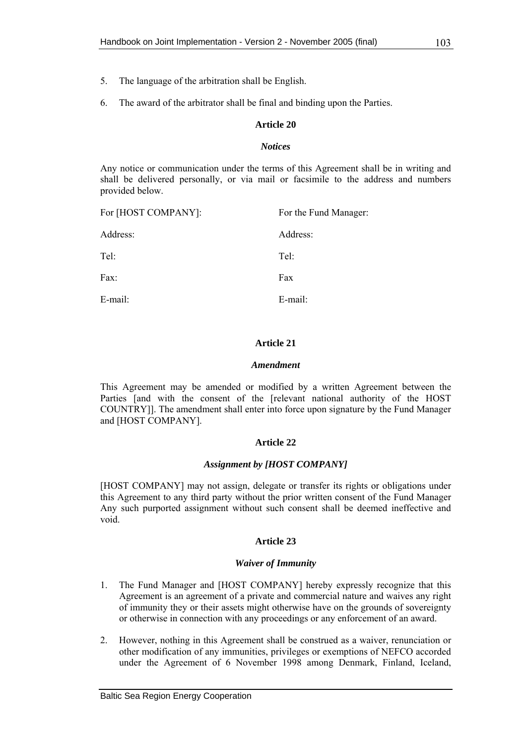5. The language of the arbitration shall be English.

6. The award of the arbitrator shall be final and binding upon the Parties.

**Article 20**

***Notices***

Any notice or communication under the terms of this Agreement shall be in writing and shall be delivered personally, or via mail or facsimile to the address and numbers provided below.

| For [HOST COMPANY]: | For the Fund Manager: |
|---|---|
| Address: | Address: |
| Tel: | Tel: |
| Fax: | Fax |
| E-mail: | E-mail: |

**Article 21**

***Amendment***

This Agreement may be amended or modified by a written Agreement between the Parties [and with the consent of the [relevant national authority of the HOST COUNTRY]]. The amendment shall enter into force upon signature by the Fund Manager and [HOST COMPANY].

**Article 22**

***Assignment by [HOST COMPANY]***

[HOST COMPANY] may not assign, delegate or transfer its rights or obligations under this Agreement to any third party without the prior written consent of the Fund Manager Any such purported assignment without such consent shall be deemed ineffective and void.

**Article 23**

***Waiver of Immunity***

1. The Fund Manager and [HOST COMPANY] hereby expressly recognize that this Agreement is an agreement of a private and commercial nature and waives any right of immunity they or their assets might otherwise have on the grounds of sovereignty or otherwise in connection with any proceedings or any enforcement of an award.

2. However, nothing in this Agreement shall be construed as a waiver, renunciation or other modification of any immunities, privileges or exemptions of NEFCO accorded under the Agreement of 6 November 1998 among Denmark, Finland, Iceland,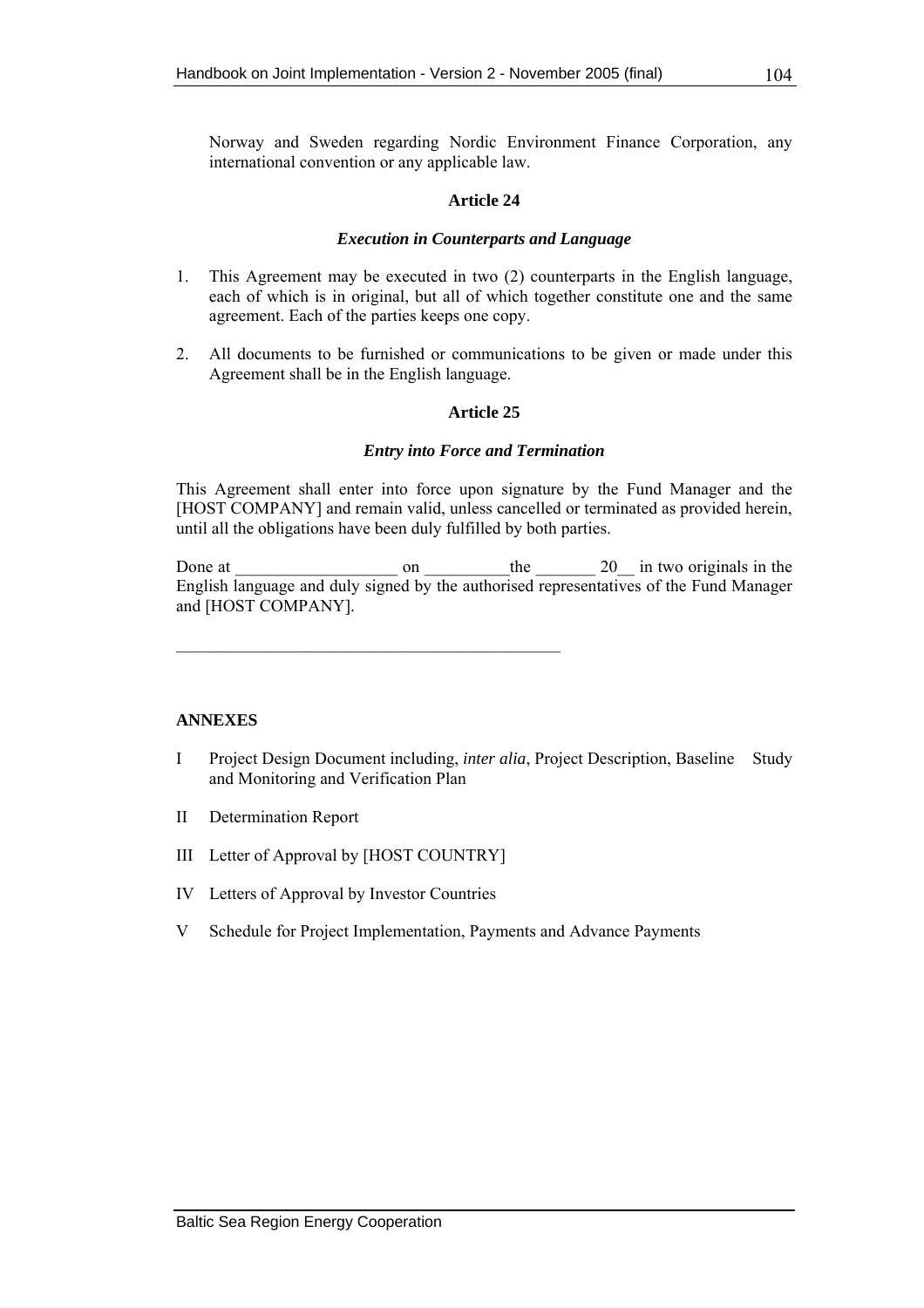Norway and Sweden regarding Nordic Environment Finance Corporation, any international convention or any applicable law.

**Article 24**

***Execution in Counterparts and Language***

1. This Agreement may be executed in two (2) counterparts in the English language, each of which is in original, but all of which together constitute one and the same agreement. Each of the parties keeps one copy.

2. All documents to be furnished or communications to be given or made under this Agreement shall be in the English language.

**Article 25**

***Entry into Force and Termination***

This Agreement shall enter into force upon signature by the Fund Manager and the [HOST COMPANY] and remain valid, unless cancelled or terminated as provided herein, until all the obligations have been duly fulfilled by both parties.

Done at ___________________ on __________the _______ 20__ in two originals in the English language and duly signed by the authorised representatives of the Fund Manager and [HOST COMPANY].

_______________________________________________

**ANNEXES**

I Project Design Document including, *inter alia*, Project Description, Baseline Study and Monitoring and Verification Plan

II Determination Report

III Letter of Approval by [HOST COUNTRY]

IV Letters of Approval by Investor Countries

V Schedule for Project Implementation, Payments and Advance Payments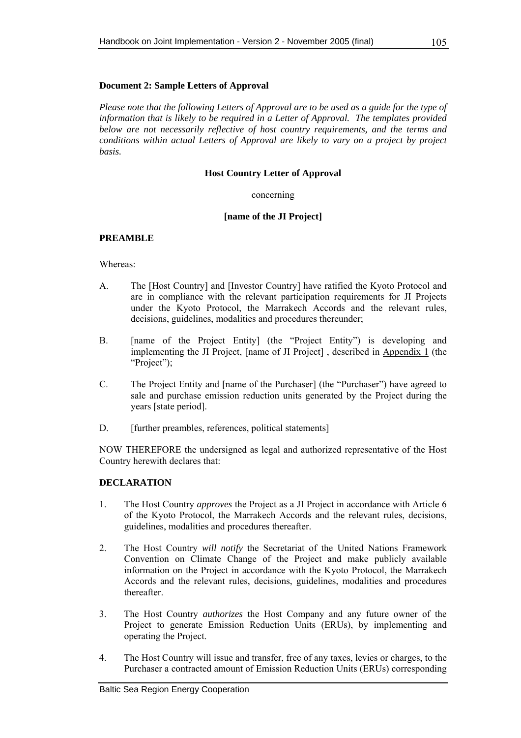**Document 2: Sample Letters of Approval**

*Please note that the following Letters of Approval are to be used as a guide for the type of information that is likely to be required in a Letter of Approval. The templates provided below are not necessarily reflective of host country requirements, and the terms and conditions within actual Letters of Approval are likely to vary on a project by project basis.*

**Host Country Letter of Approval**

concerning

**[name of the JI Project]**

**PREAMBLE**

Whereas:

A. The [Host Country] and [Investor Country] have ratified the Kyoto Protocol and are in compliance with the relevant participation requirements for JI Projects under the Kyoto Protocol, the Marrakech Accords and the relevant rules, decisions, guidelines, modalities and procedures thereunder;

B. [name of the Project Entity] (the "Project Entity") is developing and implementing the JI Project, [name of JI Project] , described in Appendix 1 (the "Project");

C. The Project Entity and [name of the Purchaser] (the "Purchaser") have agreed to sale and purchase emission reduction units generated by the Project during the years [state period].

D. [further preambles, references, political statements]

NOW THEREFORE the undersigned as legal and authorized representative of the Host Country herewith declares that:

**DECLARATION**

1. The Host Country *approves* the Project as a JI Project in accordance with Article 6 of the Kyoto Protocol, the Marrakech Accords and the relevant rules, decisions, guidelines, modalities and procedures thereafter.

2. The Host Country *will notify* the Secretariat of the United Nations Framework Convention on Climate Change of the Project and make publicly available information on the Project in accordance with the Kyoto Protocol, the Marrakech Accords and the relevant rules, decisions, guidelines, modalities and procedures thereafter.

3. The Host Country *authorizes* the Host Company and any future owner of the Project to generate Emission Reduction Units (ERUs), by implementing and operating the Project.

4. The Host Country will issue and transfer, free of any taxes, levies or charges, to the Purchaser a contracted amount of Emission Reduction Units (ERUs) corresponding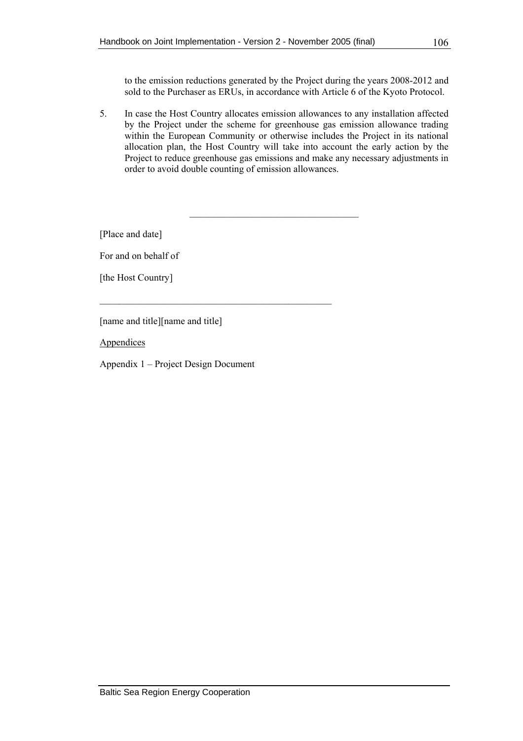to the emission reductions generated by the Project during the years 2008-2012 and sold to the Purchaser as ERUs, in accordance with Article 6 of the Kyoto Protocol.

5. In case the Host Country allocates emission allowances to any installation affected by the Project under the scheme for greenhouse gas emission allowance trading within the European Community or otherwise includes the Project in its national allocation plan, the Host Country will take into account the early action by the Project to reduce greenhouse gas emissions and make any necessary adjustments in order to avoid double counting of emission allowances.

\_\_\_\_\_\_\_\_\_\_\_\_\_\_\_\_\_\_\_\_\_\_\_\_\_\_\_\_\_\_\_\_\_\_\_

[Place and date]

For and on behalf of

[the Host Country]

\_\_\_\_\_\_\_\_\_\_\_\_\_\_\_\_\_\_\_\_\_\_\_\_\_\_\_\_\_\_\_\_\_\_\_\_\_\_\_\_\_\_\_\_\_\_\_\_

[name and title][name and title]

Appendices

Appendix 1 – Project Design Document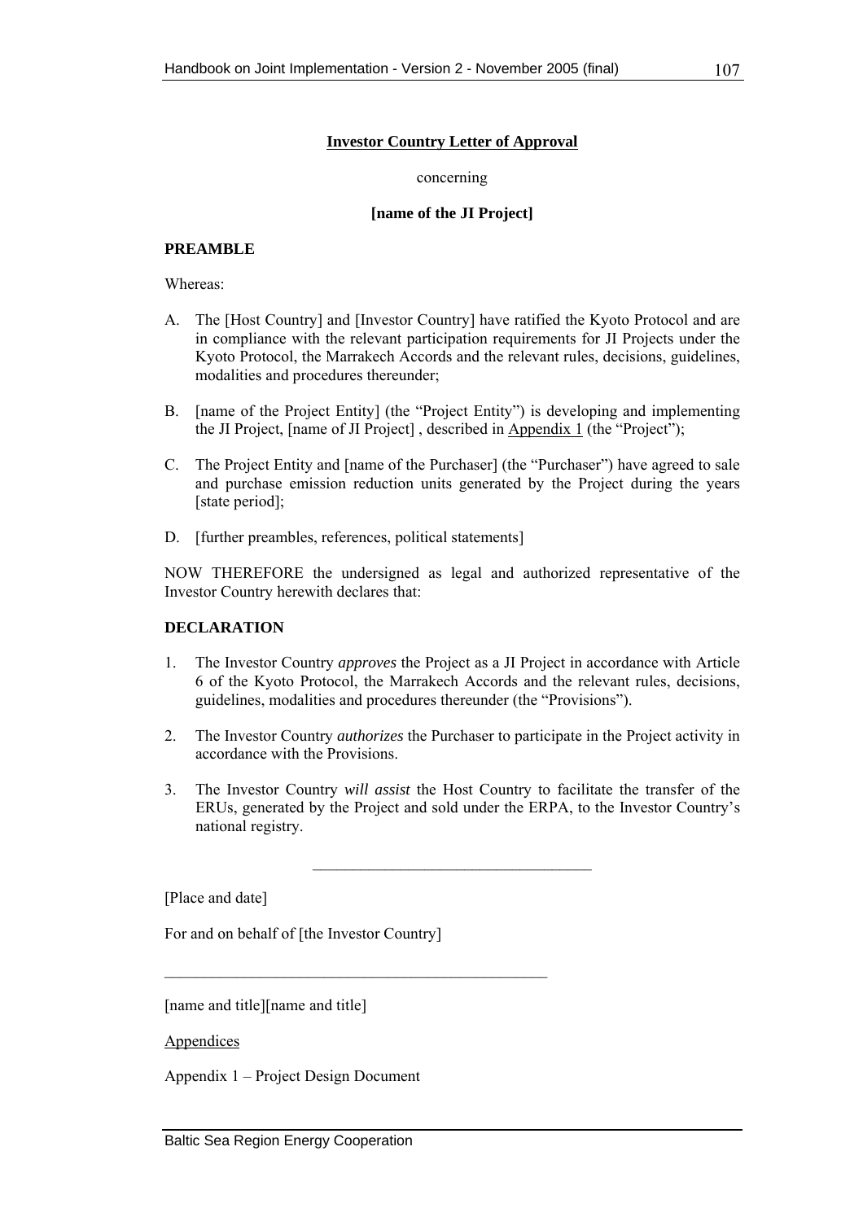**Investor Country Letter of Approval**

concerning

**[name of the JI Project]**

**PREAMBLE**

Whereas:

A. The [Host Country] and [Investor Country] have ratified the Kyoto Protocol and are in compliance with the relevant participation requirements for JI Projects under the Kyoto Protocol, the Marrakech Accords and the relevant rules, decisions, guidelines, modalities and procedures thereunder;

B. [name of the Project Entity] (the "Project Entity") is developing and implementing the JI Project, [name of JI Project] , described in Appendix 1 (the "Project");

C. The Project Entity and [name of the Purchaser] (the "Purchaser") have agreed to sale and purchase emission reduction units generated by the Project during the years [state period];

D. [further preambles, references, political statements]

NOW THEREFORE the undersigned as legal and authorized representative of the Investor Country herewith declares that:

**DECLARATION**

1. The Investor Country *approves* the Project as a JI Project in accordance with Article 6 of the Kyoto Protocol, the Marrakech Accords and the relevant rules, decisions, guidelines, modalities and procedures thereunder (the "Provisions").

2. The Investor Country *authorizes* the Purchaser to participate in the Project activity in accordance with the Provisions.

3. The Investor Country *will assist* the Host Country to facilitate the transfer of the ERUs, generated by the Project and sold under the ERPA, to the Investor Country's national registry.

---

[Place and date]

For and on behalf of [the Investor Country]

\_\_\_\_\_\_\_\_\_\_\_\_\_\_\_\_\_\_\_\_\_\_\_\_\_\_\_\_\_\_\_\_\_\_\_\_\_\_\_\_\_\_\_\_\_\_\_\_

[name and title][name and title]

Appendices

Appendix 1 – Project Design Document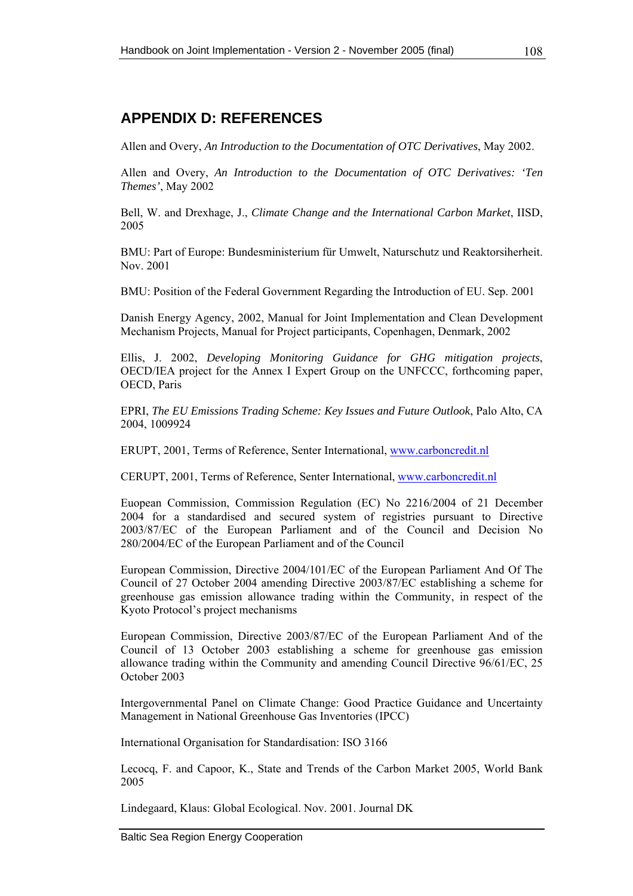## APPENDIX D: REFERENCES

Allen and Overy, *An Introduction to the Documentation of OTC Derivatives*, May 2002.

Allen and Overy, *An Introduction to the Documentation of OTC Derivatives: 'Ten Themes'*, May 2002

Bell, W. and Drexhage, J., *Climate Change and the International Carbon Market*, IISD, 2005

BMU: Part of Europe: Bundesministerium für Umwelt, Naturschutz und Reaktorsiherheit. Nov. 2001

BMU: Position of the Federal Government Regarding the Introduction of EU. Sep. 2001

Danish Energy Agency, 2002, Manual for Joint Implementation and Clean Development Mechanism Projects, Manual for Project participants, Copenhagen, Denmark, 2002

Ellis, J. 2002, *Developing Monitoring Guidance for GHG mitigation projects*, OECD/IEA project for the Annex I Expert Group on the UNFCCC, forthcoming paper, OECD, Paris

EPRI, *The EU Emissions Trading Scheme: Key Issues and Future Outlook*, Palo Alto, CA 2004, 1009924

ERUPT, 2001, Terms of Reference, Senter International, www.carboncredit.nl

CERUPT, 2001, Terms of Reference, Senter International, www.carboncredit.nl

Euopean Commission, Commission Regulation (EC) No 2216/2004 of 21 December 2004 for a standardised and secured system of registries pursuant to Directive 2003/87/EC of the European Parliament and of the Council and Decision No 280/2004/EC of the European Parliament and of the Council

European Commission, Directive 2004/101/EC of the European Parliament And Of The Council of 27 October 2004 amending Directive 2003/87/EC establishing a scheme for greenhouse gas emission allowance trading within the Community, in respect of the Kyoto Protocol's project mechanisms

European Commission, Directive 2003/87/EC of the European Parliament And of the Council of 13 October 2003 establishing a scheme for greenhouse gas emission allowance trading within the Community and amending Council Directive 96/61/EC, 25 October 2003

Intergovernmental Panel on Climate Change: Good Practice Guidance and Uncertainty Management in National Greenhouse Gas Inventories (IPCC)

International Organisation for Standardisation: ISO 3166

Lecocq, F. and Capoor, K., State and Trends of the Carbon Market 2005, World Bank 2005

Lindegaard, Klaus: Global Ecological. Nov. 2001. Journal DK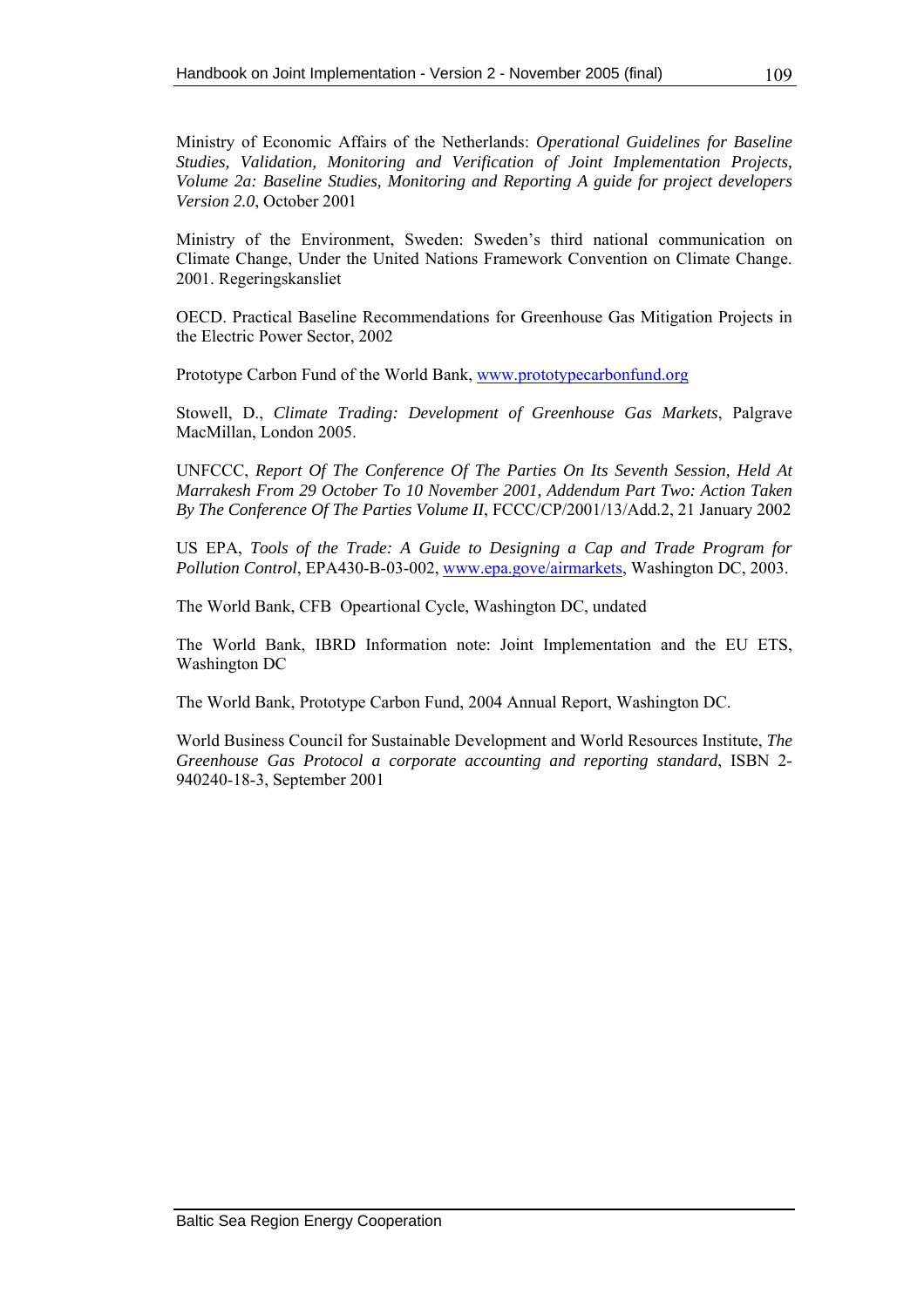Ministry of Economic Affairs of the Netherlands: *Operational Guidelines for Baseline Studies, Validation, Monitoring and Verification of Joint Implementation Projects, Volume 2a: Baseline Studies, Monitoring and Reporting A guide for project developers Version 2.0*, October 2001

Ministry of the Environment, Sweden: Sweden's third national communication on Climate Change, Under the United Nations Framework Convention on Climate Change. 2001. Regeringskansliet

OECD. Practical Baseline Recommendations for Greenhouse Gas Mitigation Projects in the Electric Power Sector, 2002

Prototype Carbon Fund of the World Bank, www.prototypecarbonfund.org

Stowell, D., *Climate Trading: Development of Greenhouse Gas Markets*, Palgrave MacMillan, London 2005.

UNFCCC, *Report Of The Conference Of The Parties On Its Seventh Session, Held At Marrakesh From 29 October To 10 November 2001, Addendum Part Two: Action Taken By The Conference Of The Parties Volume II*, FCCC/CP/2001/13/Add.2, 21 January 2002

US EPA, *Tools of the Trade: A Guide to Designing a Cap and Trade Program for Pollution Control*, EPA430-B-03-002, www.epa.gove/airmarkets, Washington DC, 2003.

The World Bank, CFB Opeartional Cycle, Washington DC, undated

The World Bank, IBRD Information note: Joint Implementation and the EU ETS, Washington DC

The World Bank, Prototype Carbon Fund, 2004 Annual Report, Washington DC.

World Business Council for Sustainable Development and World Resources Institute, *The Greenhouse Gas Protocol a corporate accounting and reporting standard*, ISBN 2-940240-18-3, September 2001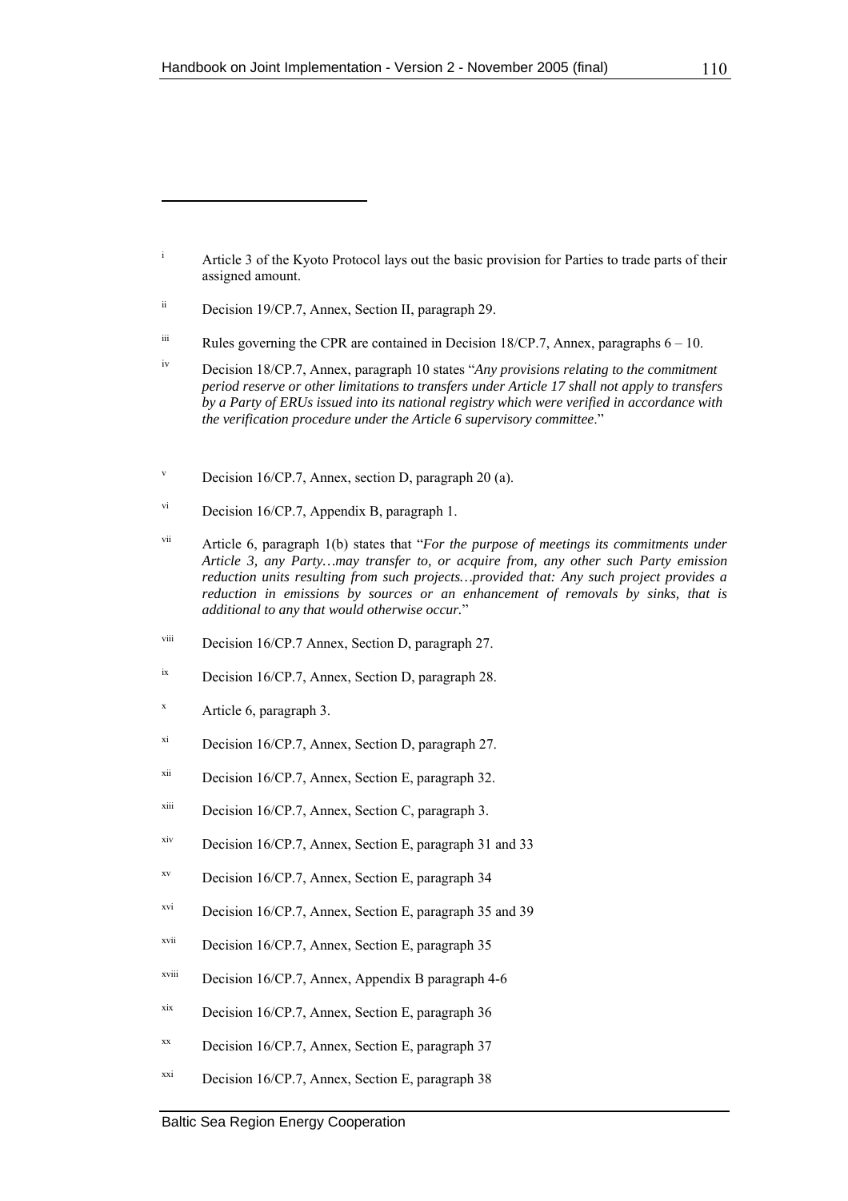---

[i] Article 3 of the Kyoto Protocol lays out the basic provision for Parties to trade parts of their assigned amount.

[ii] Decision 19/CP.7, Annex, Section II, paragraph 29.

[iii] Rules governing the CPR are contained in Decision 18/CP.7, Annex, paragraphs 6 – 10.

[iv] Decision 18/CP.7, Annex, paragraph 10 states "*Any provisions relating to the commitment period reserve or other limitations to transfers under Article 17 shall not apply to transfers by a Party of ERUs issued into its national registry which were verified in accordance with the verification procedure under the Article 6 supervisory committee*."

[v] Decision 16/CP.7, Annex, section D, paragraph 20 (a).

[vi] Decision 16/CP.7, Appendix B, paragraph 1.

[vii] Article 6, paragraph 1(b) states that "*For the purpose of meetings its commitments under Article 3, any Party…may transfer to, or acquire from, any other such Party emission reduction units resulting from such projects…provided that: Any such project provides a reduction in emissions by sources or an enhancement of removals by sinks, that is additional to any that would otherwise occur.*"

[viii] Decision 16/CP.7 Annex, Section D, paragraph 27.

[ix] Decision 16/CP.7, Annex, Section D, paragraph 28.

[x] Article 6, paragraph 3.

[xi] Decision 16/CP.7, Annex, Section D, paragraph 27.

[xii] Decision 16/CP.7, Annex, Section E, paragraph 32.

[xiii] Decision 16/CP.7, Annex, Section C, paragraph 3.

[xiv] Decision 16/CP.7, Annex, Section E, paragraph 31 and 33

[xv] Decision 16/CP.7, Annex, Section E, paragraph 34

[xvi] Decision 16/CP.7, Annex, Section E, paragraph 35 and 39

[xvii] Decision 16/CP.7, Annex, Section E, paragraph 35

[xviii] Decision 16/CP.7, Annex, Appendix B paragraph 4-6

[xix] Decision 16/CP.7, Annex, Section E, paragraph 36

[xx] Decision 16/CP.7, Annex, Section E, paragraph 37

[xxi] Decision 16/CP.7, Annex, Section E, paragraph 38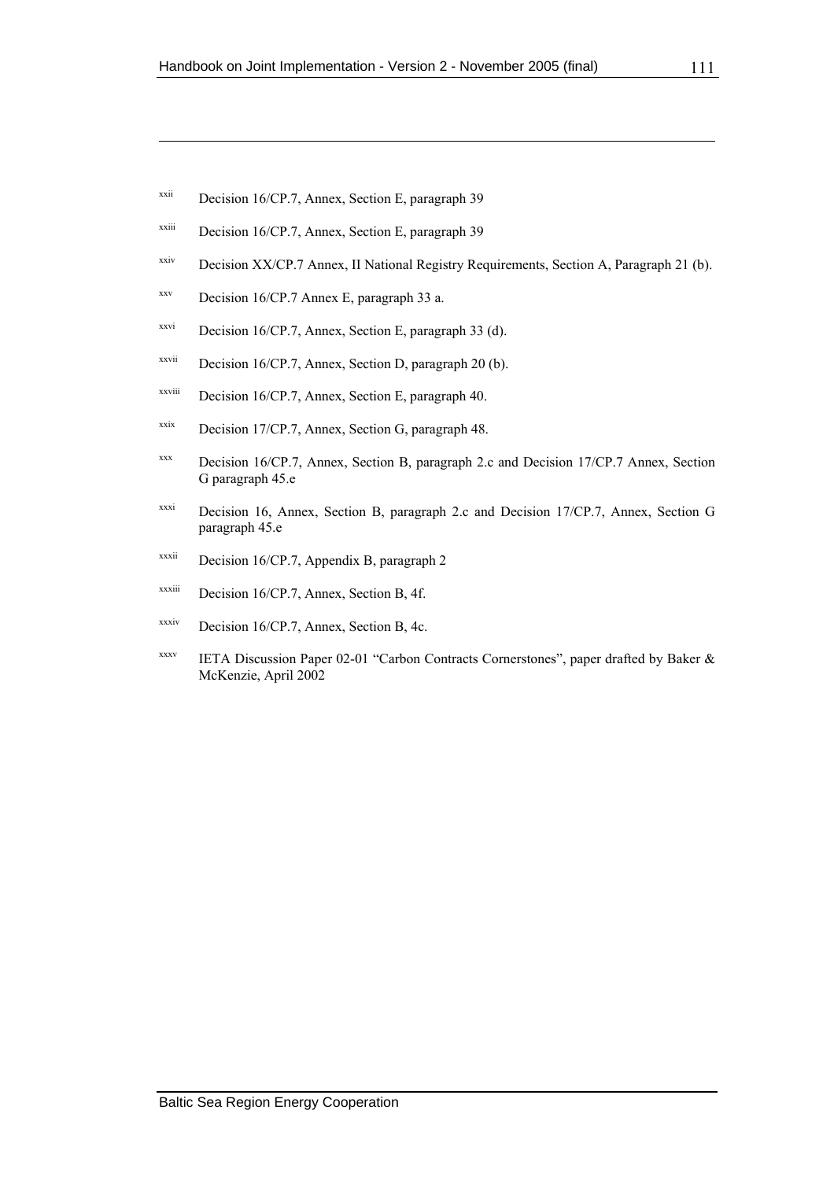[xxii] Decision 16/CP.7, Annex, Section E, paragraph 39

[xxiii] Decision 16/CP.7, Annex, Section E, paragraph 39

[xxiv] Decision XX/CP.7 Annex, II National Registry Requirements, Section A, Paragraph 21 (b).

[xxv] Decision 16/CP.7 Annex E, paragraph 33 a.

[xxvi] Decision 16/CP.7, Annex, Section E, paragraph 33 (d).

[xxvii] Decision 16/CP.7, Annex, Section D, paragraph 20 (b).

[xxviii] Decision 16/CP.7, Annex, Section E, paragraph 40.

[xxix] Decision 17/CP.7, Annex, Section G, paragraph 48.

[xxx] Decision 16/CP.7, Annex, Section B, paragraph 2.c and Decision 17/CP.7 Annex, Section G paragraph 45.e

[xxxi] Decision 16, Annex, Section B, paragraph 2.c and Decision 17/CP.7, Annex, Section G paragraph 45.e

[xxxii] Decision 16/CP.7, Appendix B, paragraph 2

[xxxiii] Decision 16/CP.7, Annex, Section B, 4f.

[xxxiv] Decision 16/CP.7, Annex, Section B, 4c.

[xxxv] IETA Discussion Paper 02-01 "Carbon Contracts Cornerstones", paper drafted by Baker & McKenzie, April 2002